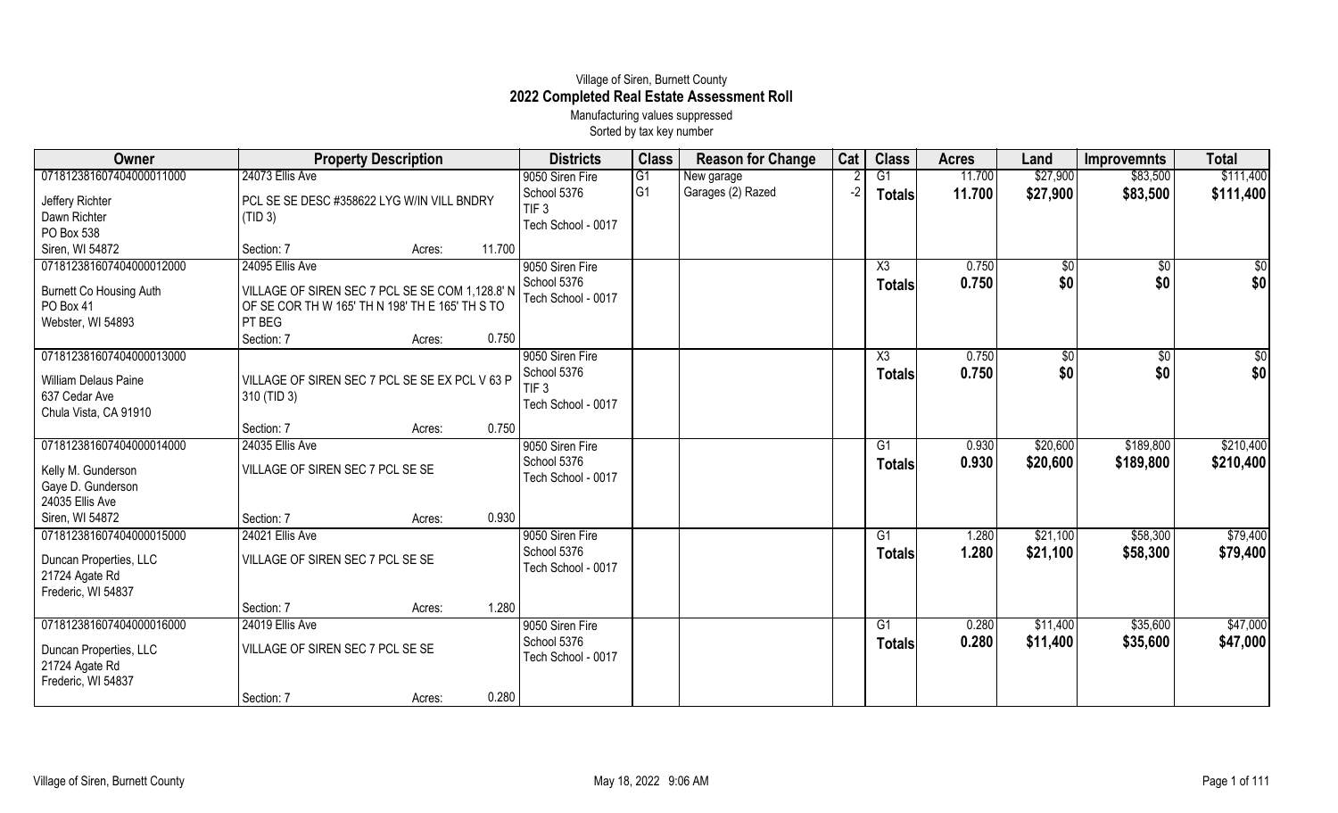# Village of Siren, Burnett County

## 2022 Completed Real Estate Assessment Roll

Manufacturing values suppressed

Sorted by tax key number

| Owner | Property Description | Districts | Class | Reason for Change | Cat | Class | Acres | Land | Improvemnts | Total |
|---|---|---|---|---|---|---|---|---|---|---|
| 071812381607404000011000 | 24073 Ellis Ave | 9050 Siren Fire | G1 | New garage | 2 | G1 | 11.700 | $27,900 | $83,500 | $111,400 |
| Jeffery Richter<br>Dawn Richter<br>PO Box 538<br>Siren, WI 54872 | PCL SE SE DESC #358622 LYG W/IN VILL BNDRY (TID 3)<br>Section: 7 Acres: 11.700 | School 5376<br>TIF 3<br>Tech School - 0017 | G1 | Garages (2) Razed | -2 | **Totals** | **11.700** | **$27,900** | **$83,500** | **$111,400** |
| 071812381607404000012000 | 24095 Ellis Ave | 9050 Siren Fire | | | | X3 | 0.750 | $0 | $0 | $0 |
| Burnett Co Housing Auth<br>PO Box 41<br>Webster, WI 54893 | VILLAGE OF SIREN SEC 7 PCL SE SE COM 1,128.8' N OF SE COR TH W 165' TH N 198' TH E 165' TH S TO PT BEG<br>Section: 7 Acres: 0.750 | School 5376<br>Tech School - 0017 | | | | **Totals** | **0.750** | **$0** | **$0** | **$0** |
| 071812381607404000013000 | | 9050 Siren Fire | | | | X3 | 0.750 | $0 | $0 | $0 |
| William Delaus Paine<br>637 Cedar Ave<br>Chula Vista, CA 91910 | VILLAGE OF SIREN SEC 7 PCL SE SE EX PCL V 63 P 310 (TID 3)<br>Section: 7 Acres: 0.750 | School 5376<br>TIF 3<br>Tech School - 0017 | | | | **Totals** | **0.750** | **$0** | **$0** | **$0** |
| 071812381607404000014000 | 24035 Ellis Ave | 9050 Siren Fire | | | | G1 | 0.930 | $20,600 | $189,800 | $210,400 |
| Kelly M. Gunderson<br>Gaye D. Gunderson<br>24035 Ellis Ave<br>Siren, WI 54872 | VILLAGE OF SIREN SEC 7 PCL SE SE<br>Section: 7 Acres: 0.930 | School 5376<br>Tech School - 0017 | | | | **Totals** | **0.930** | **$20,600** | **$189,800** | **$210,400** |
| 071812381607404000015000 | 24021 Ellis Ave | 9050 Siren Fire | | | | G1 | 1.280 | $21,100 | $58,300 | $79,400 |
| Duncan Properties, LLC<br>21724 Agate Rd<br>Frederic, WI 54837 | VILLAGE OF SIREN SEC 7 PCL SE SE<br>Section: 7 Acres: 1.280 | School 5376<br>Tech School - 0017 | | | | **Totals** | **1.280** | **$21,100** | **$58,300** | **$79,400** |
| 071812381607404000016000 | 24019 Ellis Ave | 9050 Siren Fire | | | | G1 | 0.280 | $11,400 | $35,600 | $47,000 |
| Duncan Properties, LLC<br>21724 Agate Rd<br>Frederic, WI 54837 | VILLAGE OF SIREN SEC 7 PCL SE SE<br>Section: 7 Acres: 0.280 | School 5376<br>Tech School - 0017 | | | | **Totals** | **0.280** | **$11,400** | **$35,600** | **$47,000** |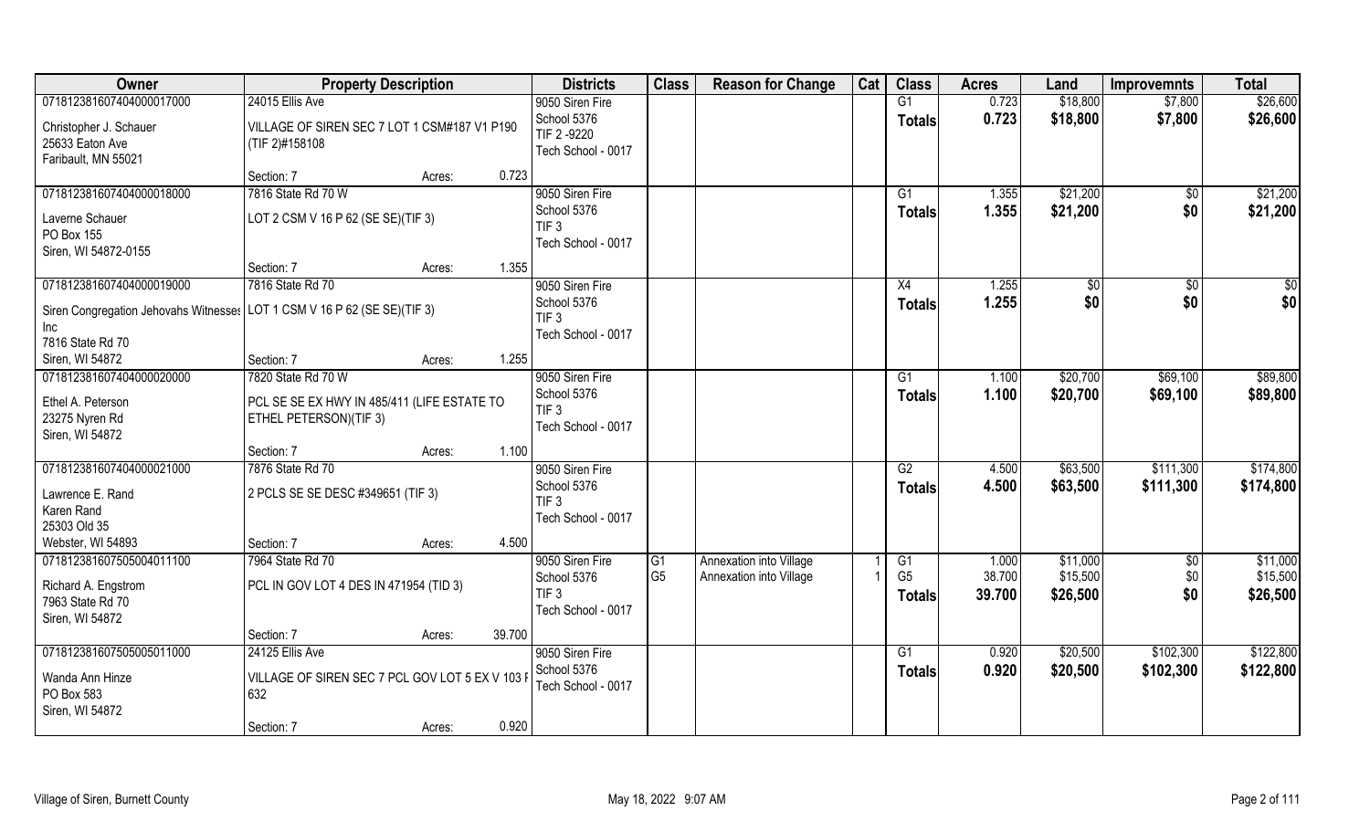| Owner | Property Description | Districts | Class | Reason for Change | Cat | Class | Acres | Land | Improvemnts | Total |
|---|---|---|---|---|---|---|---|---|---|---|
| 07181238160740400017000 | 24015 Ellis Ave | 9050 Siren Fire | | | | G1 | 0.723 | $18,800 | $7,800 | $26,600 |
| Christopher J. Schauer<br>25633 Eaton Ave<br>Faribault, MN 55021 | VILLAGE OF SIREN SEC 7 LOT 1 CSM#187 V1 P190 (TIF 2)#158108<br>Section: 7 Acres: 0.723 | School 5376<br>TIF 2 -9220<br>Tech School - 0017 | | | | Totals | 0.723 | $18,800 | $7,800 | $26,600 |
| 07181238160740400018000 | 7816 State Rd 70 W | 9050 Siren Fire | | | | G1 | 1.355 | $21,200 | $0 | $21,200 |
| Laverne Schauer<br>PO Box 155<br>Siren, WI 54872-0155 | LOT 2 CSM V 16 P 62 (SE SE)(TIF 3)<br>Section: 7 Acres: 1.355 | School 5376<br>TIF 3<br>Tech School - 0017 | | | | Totals | 1.355 | $21,200 | $0 | $21,200 |
| 07181238160740400019000 | 7816 State Rd 70 | 9050 Siren Fire | | | | X4 | 1.255 | $0 | $0 | $0 |
| Siren Congregation Jehovahs Witnesses Inc<br>7816 State Rd 70<br>Siren, WI 54872 | LOT 1 CSM V 16 P 62 (SE SE)(TIF 3)<br>Section: 7 Acres: 1.255 | School 5376<br>TIF 3<br>Tech School - 0017 | | | | Totals | 1.255 | $0 | $0 | $0 |
| 07181238160740400020000 | 7820 State Rd 70 W | 9050 Siren Fire | | | | G1 | 1.100 | $20,700 | $69,100 | $89,800 |
| Ethel A. Peterson<br>23275 Nyren Rd<br>Siren, WI 54872 | PCL SE SE EX HWY IN 485/411 (LIFE ESTATE TO ETHEL PETERSON)(TIF 3)<br>Section: 7 Acres: 1.100 | School 5376<br>TIF 3<br>Tech School - 0017 | | | | Totals | 1.100 | $20,700 | $69,100 | $89,800 |
| 07181238160740400021000 | 7876 State Rd 70 | 9050 Siren Fire | | | | G2 | 4.500 | $63,500 | $111,300 | $174,800 |
| Lawrence E. Rand<br>Karen Rand<br>25303 Old 35<br>Webster, WI 54893 | 2 PCLS SE SE DESC #349651 (TIF 3)<br>Section: 7 Acres: 4.500 | School 5376<br>TIF 3<br>Tech School - 0017 | | | | Totals | 4.500 | $63,500 | $111,300 | $174,800 |
| 07181238160750500401100 | 7964 State Rd 70 | 9050 Siren Fire | G1 | Annexation into Village | 1 | G1 | 1.000 | $11,000 | $0 | $11,000 |
| Richard A. Engstrom<br>7963 State Rd 70<br>Siren, WI 54872 | PCL IN GOV LOT 4 DES IN 471954 (TID 3)<br>Section: 7 Acres: 39.700 | School 5376<br>TIF 3<br>Tech School - 0017 | G5 | Annexation into Village | 1 | G5 | 38.700 | $15,500 | $0 | $15,500 |
| | | | | | | Totals | 39.700 | $26,500 | $0 | $26,500 |
| 07181238160750500501100 | 24125 Ellis Ave | 9050 Siren Fire | | | | G1 | 0.920 | $20,500 | $102,300 | $122,800 |
| Wanda Ann Hinze<br>PO Box 583<br>Siren, WI 54872 | VILLAGE OF SIREN SEC 7 PCL GOV LOT 5 EX V 103 P 632<br>Section: 7 Acres: 0.920 | School 5376<br>Tech School - 0017 | | | | Totals | 0.920 | $20,500 | $102,300 | $122,800 |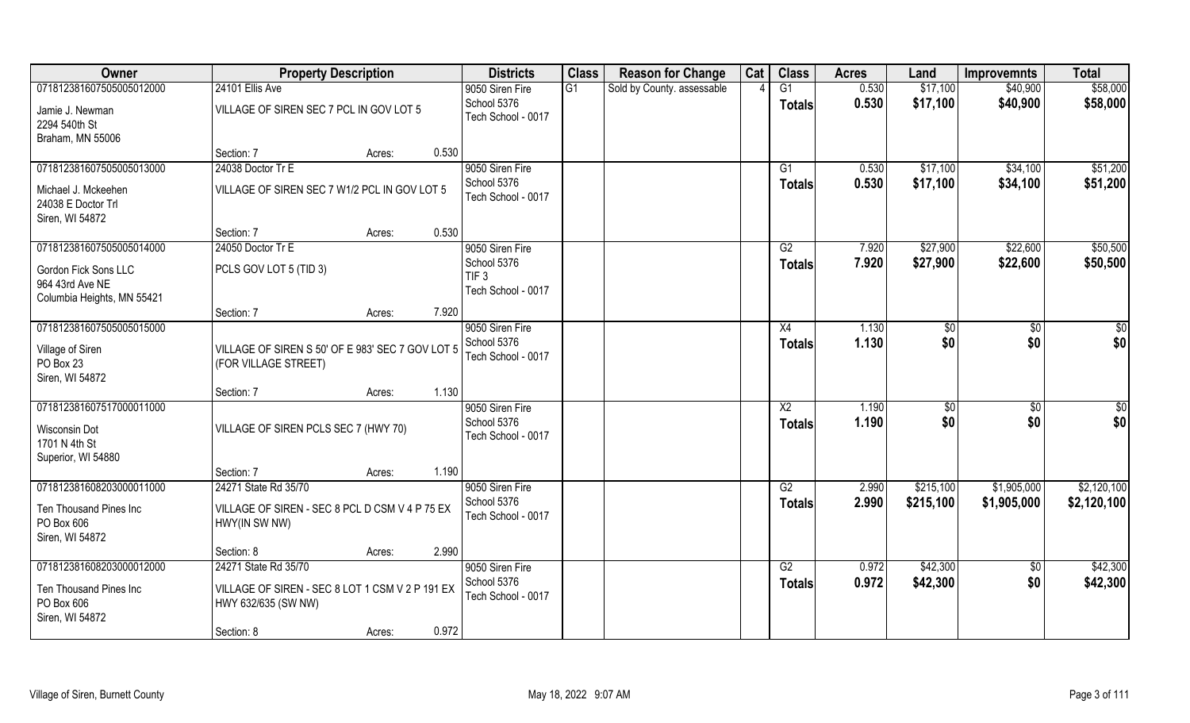| Owner | Property Description | | | Districts | Class | Reason for Change | Cat | Class | Acres | Land | Improvemnts | Total |
|---|---|---|---|---|---|---|---|---|---|---|---|---|
| 07181238160750500501200​0 | 24101 Ellis Ave | | | 9050 Siren Fire | G1 | Sold by County. assessable | 4 | G1 | 0.530 | $17,100 | $40,900 | $58,000 |
| Jamie J. Newman<br>2294 540th St<br>Braham, MN 55006 | VILLAGE OF SIREN SEC 7 PCL IN GOV LOT 5 | | | School 5376<br>Tech School - 0017 | | | | Totals | 0.530 | $17,100 | $40,900 | $58,000 |
| | Section: 7 | Acres: | 0.530 | | | | | | | | | |
| 071812381607505005013000 | 24038 Doctor Tr E | | | 9050 Siren Fire | | | | G1 | 0.530 | $17,100 | $34,100 | $51,200 |
| Michael J. Mckeehen<br>24038 E Doctor Trl<br>Siren, WI 54872 | VILLAGE OF SIREN SEC 7 W1/2 PCL IN GOV LOT 5 | | | School 5376<br>Tech School - 0017 | | | | Totals | 0.530 | $17,100 | $34,100 | $51,200 |
| | Section: 7 | Acres: | 0.530 | | | | | | | | | |
| 071812381607505005014000 | 24050 Doctor Tr E | | | 9050 Siren Fire | | | | G2 | 7.920 | $27,900 | $22,600 | $50,500 |
| Gordon Fick Sons LLC<br>964 43rd Ave NE<br>Columbia Heights, MN 55421 | PCLS GOV LOT 5 (TID 3) | | | School 5376<br>TIF 3<br>Tech School - 0017 | | | | Totals | 7.920 | $27,900 | $22,600 | $50,500 |
| | Section: 7 | Acres: | 7.920 | | | | | | | | | |
| 071812381607505005015000 | | | | 9050 Siren Fire | | | | X4 | 1.130 | $0 | $0 | $0 |
| Village of Siren<br>PO Box 23<br>Siren, WI 54872 | VILLAGE OF SIREN S 50' OF E 983' SEC 7 GOV LOT 5 (FOR VILLAGE STREET) | | | School 5376<br>Tech School - 0017 | | | | Totals | 1.130 | $0 | $0 | $0 |
| | Section: 7 | Acres: | 1.130 | | | | | | | | | |
| 071812381607517000011000 | | | | 9050 Siren Fire | | | | X2 | 1.190 | $0 | $0 | $0 |
| Wisconsin Dot<br>1701 N 4th St<br>Superior, WI 54880 | VILLAGE OF SIREN PCLS SEC 7 (HWY 70) | | | School 5376<br>Tech School - 0017 | | | | Totals | 1.190 | $0 | $0 | $0 |
| | Section: 7 | Acres: | 1.190 | | | | | | | | | |
| 071812381608203000011000 | 24271 State Rd 35/70 | | | 9050 Siren Fire | | | | G2 | 2.990 | $215,100 | $1,905,000 | $2,120,100 |
| Ten Thousand Pines Inc<br>PO Box 606<br>Siren, WI 54872 | VILLAGE OF SIREN - SEC 8 PCL D CSM V 4 P 75 EX HWY(IN SW NW) | | | School 5376<br>Tech School - 0017 | | | | Totals | 2.990 | $215,100 | $1,905,000 | $2,120,100 |
| | Section: 8 | Acres: | 2.990 | | | | | | | | | |
| 071812381608203000012000 | 24271 State Rd 35/70 | | | 9050 Siren Fire | | | | G2 | 0.972 | $42,300 | $0 | $42,300 |
| Ten Thousand Pines Inc<br>PO Box 606<br>Siren, WI 54872 | VILLAGE OF SIREN - SEC 8 LOT 1 CSM V 2 P 191 EX HWY 632/635 (SW NW) | | | School 5376<br>Tech School - 0017 | | | | Totals | 0.972 | $42,300 | $0 | $42,300 |
| | Section: 8 | Acres: | 0.972 | | | | | | | | | |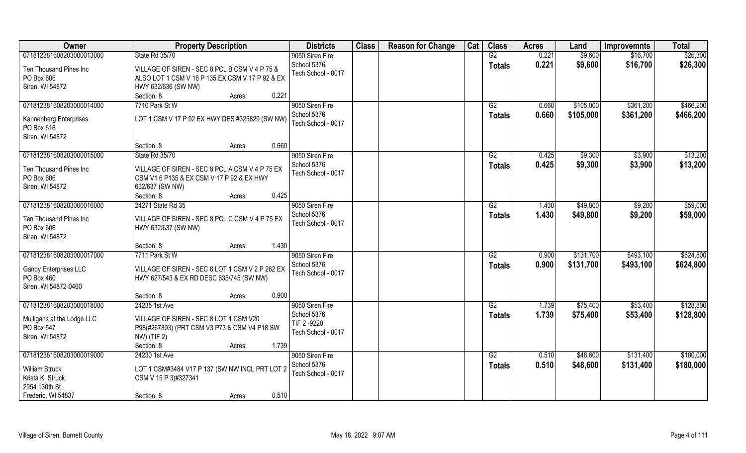| Owner | Property Description | Districts | Class | Reason for Change | Cat | Class | Acres | Land | Improvemnts | Total |
|---|---|---|---|---|---|---|---|---|---|---|
| 07181238160820300001300 0 Ten Thousand Pines Inc PO Box 606 Siren, WI 54872 | State Rd 35/70 VILLAGE OF SIREN - SEC 8 PCL B CSM V 4 P 75 & ALSO LOT 1 CSM V 16 P 135 EX CSM V 17 P 92 & EX HWY 632/636 (SW NW) Section: 8 Acres: 0.221 | 9050 Siren Fire School 5376 Tech School - 0017 | | | | G2 Totals | 0.221 0.221 | $9,600 $9,600 | $16,700 $16,700 | $26,300 $26,300 |
| 071812381608203000014000 Kannenberg Enterprises PO Box 616 Siren, WI 54872 | 7710 Park St W LOT 1 CSM V 17 P 92 EX HWY DES #325829 (SW NW) Section: 8 Acres: 0.660 | 9050 Siren Fire School 5376 Tech School - 0017 | | | | G2 Totals | 0.660 0.660 | $105,000 $105,000 | $361,200 $361,200 | $466,200 $466,200 |
| 071812381608203000015000 Ten Thousand Pines Inc PO Box 606 Siren, WI 54872 | State Rd 35/70 VILLAGE OF SIREN - SEC 8 PCL A CSM V 4 P 75 EX CSM V1 6 P135 & EX CSM V 17 P 92 & EX HWY 632/637 (SW NW) Section: 8 Acres: 0.425 | 9050 Siren Fire School 5376 Tech School - 0017 | | | | G2 Totals | 0.425 0.425 | $9,300 $9,300 | $3,900 $3,900 | $13,200 $13,200 |
| 071812381608203000016000 Ten Thousand Pines Inc PO Box 606 Siren, WI 54872 | 24271 State Rd 35 VILLAGE OF SIREN - SEC 8 PCL C CSM V 4 P 75 EX HWY 632/637 (SW NW) Section: 8 Acres: 1.430 | 9050 Siren Fire School 5376 Tech School - 0017 | | | | G2 Totals | 1.430 1.430 | $49,800 $49,800 | $9,200 $9,200 | $59,000 $59,000 |
| 071812381608203000017000 Gandy Enterprises LLC PO Box 460 Siren, WI 54872-0460 | 7711 Park St W VILLAGE OF SIREN - SEC 8 LOT 1 CSM V 2 P 262 EX HWY 627/543 & EX RD DESC 635/745 (SW NW) Section: 8 Acres: 0.900 | 9050 Siren Fire School 5376 Tech School - 0017 | | | | G2 Totals | 0.900 0.900 | $131,700 $131,700 | $493,100 $493,100 | $624,800 $624,800 |
| 071812381608203000018000 Mulligans at the Lodge LLC PO Box 547 Siren, WI 54872 | 24235 1st Ave VILLAGE OF SIREN - SEC 8 LOT 1 CSM V20 P98(#267803) (PRT CSM V3 P73 & CSM V4 P18 SW NW) (TIF 2) Section: 8 Acres: 1.739 | 9050 Siren Fire School 5376 TIF 2 -9220 Tech School - 0017 | | | | G2 Totals | 1.739 1.739 | $75,400 $75,400 | $53,400 $53,400 | $128,800 $128,800 |
| 071812381608203000019000 William Struck Krista K. Struck 2954 130th St Frederic, WI 54837 | 24230 1st Ave LOT 1 CSM#3484 V17 P 137 (SW NW INCL PRT LOT 2 CSM V 15 P 3)#327341 Section: 8 Acres: 0.510 | 9050 Siren Fire School 5376 Tech School - 0017 | | | | G2 Totals | 0.510 0.510 | $48,600 $48,600 | $131,400 $131,400 | $180,000 $180,000 |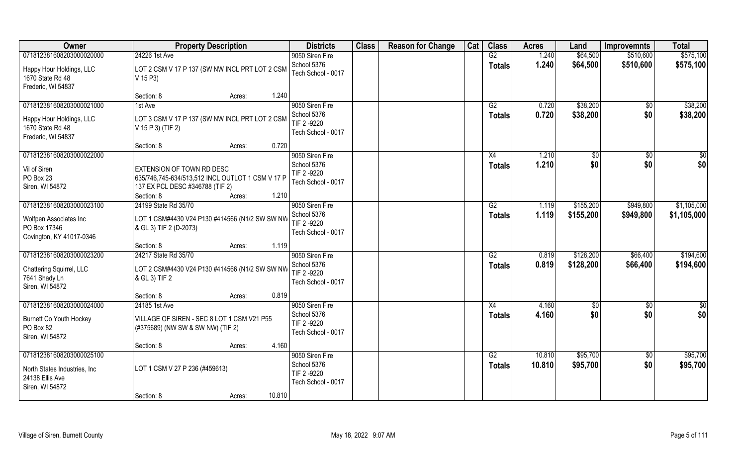| Owner | Property Description | Districts | Class | Reason for Change | Cat | Class | Acres | Land | Improvemnts | Total |
|---|---|---|---|---|---|---|---|---|---|---|
| 071812381608203000020000<br>Happy Hour Holdings, LLC<br>1670 State Rd 48<br>Frederic, WI 54837 | 24226 1st Ave<br>LOT 2 CSM V 17 P 137 (SW NW INCL PRT LOT 2 CSM V 15 P3)<br>Section: 8 Acres: 1.240 | 9050 Siren Fire<br>School 5376<br>Tech School - 0017 | | | | G2<br>**Totals** | 1.240<br>**1.240** | $64,500<br>**$64,500** | $510,600<br>**$510,600** | $575,100<br>**$575,100** |
| 071812381608203000021000<br>Happy Hour Holdings, LLC<br>1670 State Rd 48<br>Frederic, WI 54837 | 1st Ave<br>LOT 3 CSM V 17 P 137 (SW NW INCL PRT LOT 2 CSM V 15 P 3) (TIF 2)<br>Section: 8 Acres: 0.720 | 9050 Siren Fire<br>School 5376<br>TIF 2 -9220<br>Tech School - 0017 | | | | G2<br>**Totals** | 0.720<br>**0.720** | $38,200<br>**$38,200** | $0<br>**$0** | $38,200<br>**$38,200** |
| 071812381608203000022000<br>Vil of Siren<br>PO Box 23<br>Siren, WI 54872 | EXTENSION OF TOWN RD DESC 635/746,745-634/513,512 INCL OUTLOT 1 CSM V 17 P 137 EX PCL DESC #346788 (TIF 2)<br>Section: 8 Acres: 1.210 | 9050 Siren Fire<br>School 5376<br>TIF 2 -9220<br>Tech School - 0017 | | | | X4<br>**Totals** | 1.210<br>**1.210** | $0<br>**$0** | $0<br>**$0** | $0<br>**$0** |
| 071812381608203000023100<br>Wolfpen Associates Inc<br>PO Box 17346<br>Covington, KY 41017-0346 | 24199 State Rd 35/70<br>LOT 1 CSM#4430 V24 P130 #414566 (N1/2 SW SW NW & GL 3) TIF 2 (D-2073)<br>Section: 8 Acres: 1.119 | 9050 Siren Fire<br>School 5376<br>TIF 2 -9220<br>Tech School - 0017 | | | | G2<br>**Totals** | 1.119<br>**1.119** | $155,200<br>**$155,200** | $949,800<br>**$949,800** | $1,105,000<br>**$1,105,000** |
| 071812381608203000023200<br>Chattering Squirrel, LLC<br>7641 Shady Ln<br>Siren, WI 54872 | 24217 State Rd 35/70<br>LOT 2 CSM#4430 V24 P130 #414566 (N1/2 SW SW NW & GL 3) TIF 2<br>Section: 8 Acres: 0.819 | 9050 Siren Fire<br>School 5376<br>TIF 2 -9220<br>Tech School - 0017 | | | | G2<br>**Totals** | 0.819<br>**0.819** | $128,200<br>**$128,200** | $66,400<br>**$66,400** | $194,600<br>**$194,600** |
| 071812381608203000024000<br>Burnett Co Youth Hockey<br>PO Box 82<br>Siren, WI 54872 | 24185 1st Ave<br>VILLAGE OF SIREN - SEC 8 LOT 1 CSM V21 P55 (#375689) (NW SW & SW NW) (TIF 2)<br>Section: 8 Acres: 4.160 | 9050 Siren Fire<br>School 5376<br>TIF 2 -9220<br>Tech School - 0017 | | | | X4<br>**Totals** | 4.160<br>**4.160** | $0<br>**$0** | $0<br>**$0** | $0<br>**$0** |
| 071812381608203000025100<br>North States Industries, Inc<br>24138 Ellis Ave<br>Siren, WI 54872 | LOT 1 CSM V 27 P 236 (#459613)<br>Section: 8 Acres: 10.810 | 9050 Siren Fire<br>School 5376<br>TIF 2 -9220<br>Tech School - 0017 | | | | G2<br>**Totals** | 10.810<br>**10.810** | $95,700<br>**$95,700** | $0<br>**$0** | $95,700<br>**$95,700** |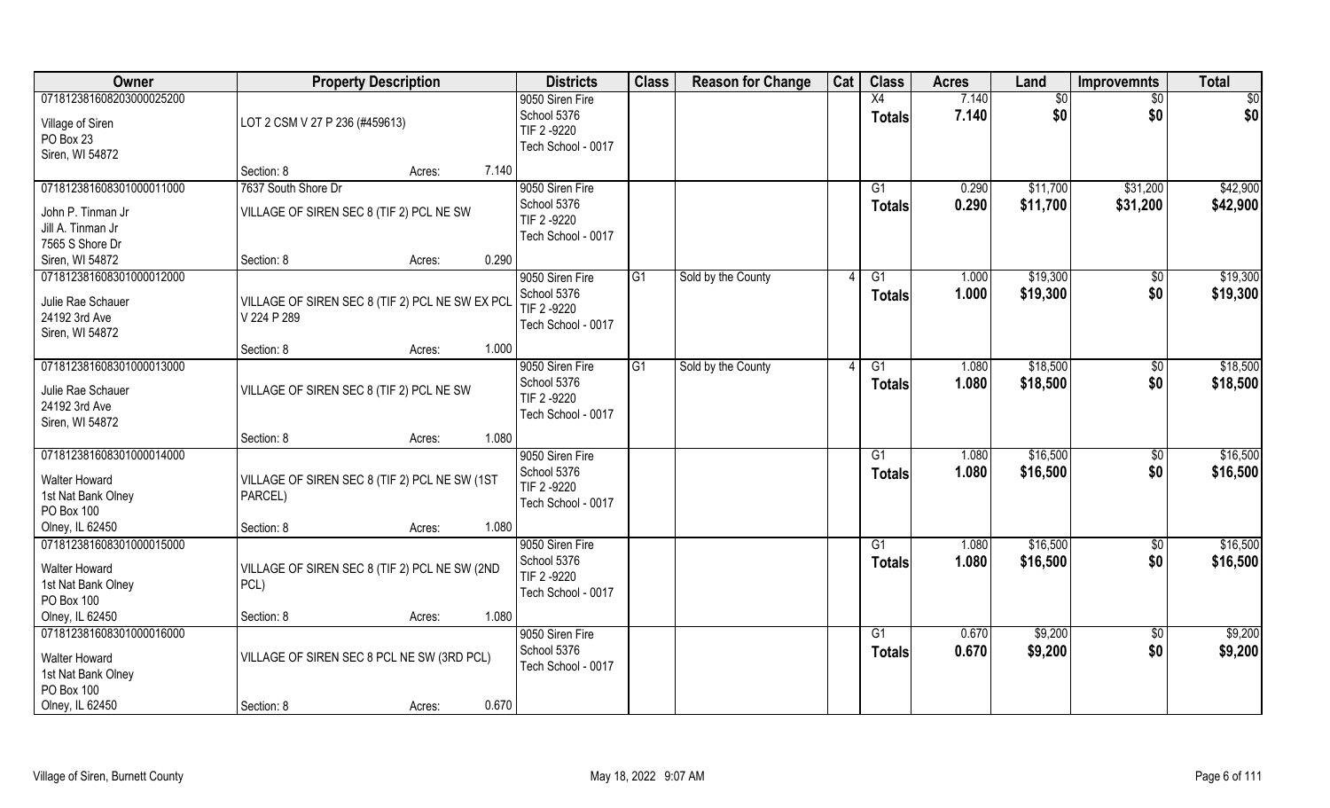| Owner | Property Description | Districts | Class | Reason for Change | Cat | Class | Acres | Land | Improvemnts | Total |
|---|---|---|---|---|---|---|---|---|---|---|
| 071812381608203000025200<br>Village of Siren<br>PO Box 23<br>Siren, WI 54872 | LOT 2 CSM V 27 P 236 (#459613)<br>Section: 8 Acres: 7.140 | 9050 Siren Fire<br>School 5376<br>TIF 2 -9220<br>Tech School - 0017 | | | | X4<br>Totals | 7.140<br>7.140 | $0<br>$0 | $0<br>$0 | $0<br>$0 |
| 071812381608301000011000<br>John P. Tinman Jr<br>Jill A. Tinman Jr<br>7565 S Shore Dr<br>Siren, WI 54872 | 7637 South Shore Dr<br>VILLAGE OF SIREN SEC 8 (TIF 2) PCL NE SW<br>Section: 8 Acres: 0.290 | 9050 Siren Fire<br>School 5376<br>TIF 2 -9220<br>Tech School - 0017 | | | | G1<br>Totals | 0.290<br>0.290 | $11,700<br>$11,700 | $31,200<br>$31,200 | $42,900<br>$42,900 |
| 071812381608301000012000<br>Julie Rae Schauer<br>24192 3rd Ave<br>Siren, WI 54872 | VILLAGE OF SIREN SEC 8 (TIF 2) PCL NE SW EX PCL V 224 P 289<br>Section: 8 Acres: 1.000 | 9050 Siren Fire<br>School 5376<br>TIF 2 -9220<br>Tech School - 0017 | G1 | Sold by the County | 4 | G1<br>Totals | 1.000<br>1.000 | $19,300<br>$19,300 | $0<br>$0 | $19,300<br>$19,300 |
| 071812381608301000013000<br>Julie Rae Schauer<br>24192 3rd Ave<br>Siren, WI 54872 | VILLAGE OF SIREN SEC 8 (TIF 2) PCL NE SW<br>Section: 8 Acres: 1.080 | 9050 Siren Fire<br>School 5376<br>TIF 2 -9220<br>Tech School - 0017 | G1 | Sold by the County | 4 | G1<br>Totals | 1.080<br>1.080 | $18,500<br>$18,500 | $0<br>$0 | $18,500<br>$18,500 |
| 071812381608301000014000<br>Walter Howard<br>1st Nat Bank Olney<br>PO Box 100<br>Olney, IL 62450 | VILLAGE OF SIREN SEC 8 (TIF 2) PCL NE SW (1ST PARCEL)<br>Section: 8 Acres: 1.080 | 9050 Siren Fire<br>School 5376<br>TIF 2 -9220<br>Tech School - 0017 | | | | G1<br>Totals | 1.080<br>1.080 | $16,500<br>$16,500 | $0<br>$0 | $16,500<br>$16,500 |
| 071812381608301000015000<br>Walter Howard<br>1st Nat Bank Olney<br>PO Box 100<br>Olney, IL 62450 | VILLAGE OF SIREN SEC 8 (TIF 2) PCL NE SW (2ND PCL)<br>Section: 8 Acres: 1.080 | 9050 Siren Fire<br>School 5376<br>TIF 2 -9220<br>Tech School - 0017 | | | | G1<br>Totals | 1.080<br>1.080 | $16,500<br>$16,500 | $0<br>$0 | $16,500<br>$16,500 |
| 071812381608301000016000<br>Walter Howard<br>1st Nat Bank Olney<br>PO Box 100<br>Olney, IL 62450 | VILLAGE OF SIREN SEC 8 PCL NE SW (3RD PCL)<br>Section: 8 Acres: 0.670 | 9050 Siren Fire<br>School 5376<br>Tech School - 0017 | | | | G1<br>Totals | 0.670<br>0.670 | $9,200<br>$9,200 | $0<br>$0 | $9,200<br>$9,200 |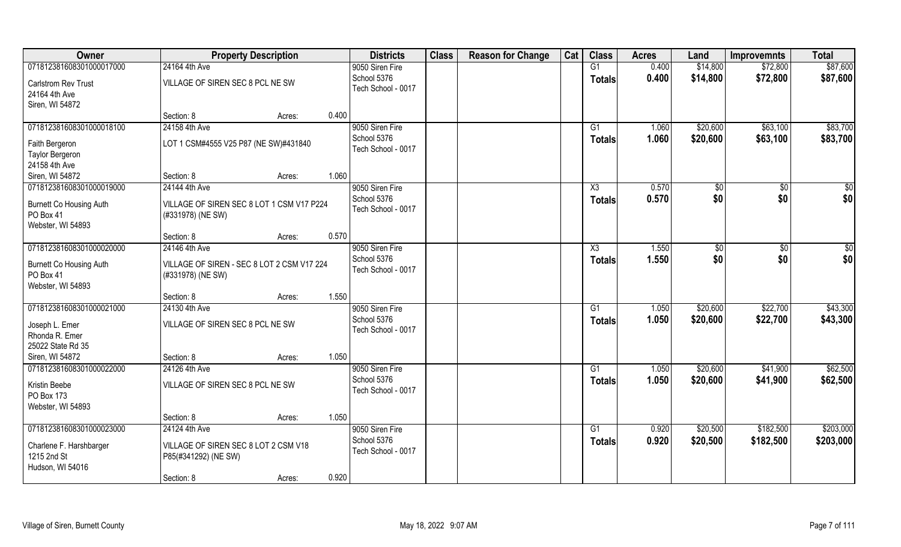| Owner | Property Description | | | Districts | Class | Reason for Change | Cat | Class | Acres | Land | Improvemnts | Total |
|---|---|---|---|---|---|---|---|---|---|---|---|---|
| 07181238160830100001700 0 | 24164 4th Ave | | | 9050 Siren Fire | | | | G1 | 0.400 | $14,800 | $72,800 | $87,600 |
| Carlstrom Rev Trust<br>24164 4th Ave<br>Siren, WI 54872 | VILLAGE OF SIREN SEC 8 PCL NE SW | | | School 5376<br>Tech School - 0017 | | | | **Totals** | **0.400** | **$14,800** | **$72,800** | **$87,600** |
| | Section: 8 | Acres: | 0.400 | | | | | | | | | |
| 071812381608301000018100 | 24158 4th Ave | | | 9050 Siren Fire | | | | G1 | 1.060 | $20,600 | $63,100 | $83,700 |
| Faith Bergeron<br>Taylor Bergeron<br>24158 4th Ave<br>Siren, WI 54872 | LOT 1 CSM#4555 V25 P87 (NE SW)#431840 | | | School 5376<br>Tech School - 0017 | | | | **Totals** | **1.060** | **$20,600** | **$63,100** | **$83,700** |
| | Section: 8 | Acres: | 1.060 | | | | | | | | | |
| 071812381608301000019000 | 24144 4th Ave | | | 9050 Siren Fire | | | | X3 | 0.570 | $0 | $0 | $0 |
| Burnett Co Housing Auth<br>PO Box 41<br>Webster, WI 54893 | VILLAGE OF SIREN SEC 8 LOT 1 CSM V17 P224 (#331978) (NE SW) | | | School 5376<br>Tech School - 0017 | | | | **Totals** | **0.570** | **$0** | **$0** | **$0** |
| | Section: 8 | Acres: | 0.570 | | | | | | | | | |
| 071812381608301000020000 | 24146 4th Ave | | | 9050 Siren Fire | | | | X3 | 1.550 | $0 | $0 | $0 |
| Burnett Co Housing Auth<br>PO Box 41<br>Webster, WI 54893 | VILLAGE OF SIREN - SEC 8 LOT 2 CSM V17 224 (#331978) (NE SW) | | | School 5376<br>Tech School - 0017 | | | | **Totals** | **1.550** | **$0** | **$0** | **$0** |
| | Section: 8 | Acres: | 1.550 | | | | | | | | | |
| 071812381608301000021000 | 24130 4th Ave | | | 9050 Siren Fire | | | | G1 | 1.050 | $20,600 | $22,700 | $43,300 |
| Joseph L. Emer<br>Rhonda R. Emer<br>25022 State Rd 35<br>Siren, WI 54872 | VILLAGE OF SIREN SEC 8 PCL NE SW | | | School 5376<br>Tech School - 0017 | | | | **Totals** | **1.050** | **$20,600** | **$22,700** | **$43,300** |
| | Section: 8 | Acres: | 1.050 | | | | | | | | | |
| 071812381608301000022000 | 24126 4th Ave | | | 9050 Siren Fire | | | | G1 | 1.050 | $20,600 | $41,900 | $62,500 |
| Kristin Beebe<br>PO Box 173<br>Webster, WI 54893 | VILLAGE OF SIREN SEC 8 PCL NE SW | | | School 5376<br>Tech School - 0017 | | | | **Totals** | **1.050** | **$20,600** | **$41,900** | **$62,500** |
| | Section: 8 | Acres: | 1.050 | | | | | | | | | |
| 071812381608301000023000 | 24124 4th Ave | | | 9050 Siren Fire | | | | G1 | 0.920 | $20,500 | $182,500 | $203,000 |
| Charlene F. Harshbarger<br>1215 2nd St<br>Hudson, WI 54016 | VILLAGE OF SIREN SEC 8 LOT 2 CSM V18 P85(#341292) (NE SW) | | | School 5376<br>Tech School - 0017 | | | | **Totals** | **0.920** | **$20,500** | **$182,500** | **$203,000** |
| | Section: 8 | Acres: | 0.920 | | | | | | | | | |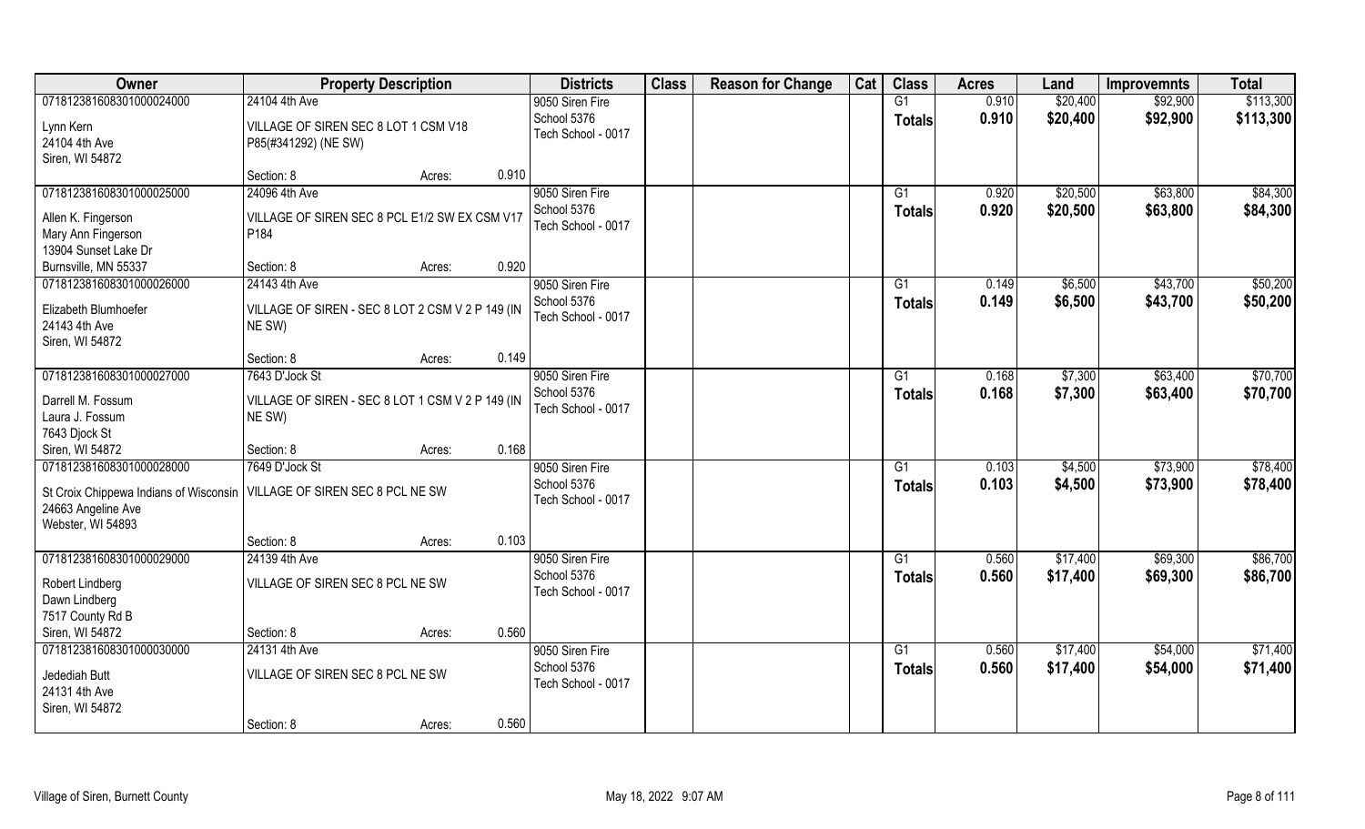| Owner | Property Description | | | Districts | Class | Reason for Change | Cat | Class | Acres | Land | Improvemnts | Total |
|---|---|---|---|---|---|---|---|---|---|---|---|---|
| 07181238160830100002400​0 | 24104 4th Ave | | | 9050 Siren Fire | | | | G1 | 0.910 | $20,400 | $92,900 | $113,300 |
| Lynn Kern<br>24104 4th Ave<br>Siren, WI 54872 | VILLAGE OF SIREN SEC 8 LOT 1 CSM V18 P85(#341292) (NE SW) | | | School 5376<br>Tech School - 0017 | | | | Totals | 0.910 | $20,400 | $92,900 | $113,300 |
| | Section: 8 | Acres: | 0.910 | | | | | | | | | |
| 071812381608301000025000 | 24096 4th Ave | | | 9050 Siren Fire | | | | G1 | 0.920 | $20,500 | $63,800 | $84,300 |
| Allen K. Fingerson<br>Mary Ann Fingerson<br>13904 Sunset Lake Dr<br>Burnsville, MN 55337 | VILLAGE OF SIREN SEC 8 PCL E1/2 SW EX CSM V17 P184 | | | School 5376<br>Tech School - 0017 | | | | Totals | 0.920 | $20,500 | $63,800 | $84,300 |
| | Section: 8 | Acres: | 0.920 | | | | | | | | | |
| 071812381608301000026000 | 24143 4th Ave | | | 9050 Siren Fire | | | | G1 | 0.149 | $6,500 | $43,700 | $50,200 |
| Elizabeth Blumhoefer<br>24143 4th Ave<br>Siren, WI 54872 | VILLAGE OF SIREN - SEC 8 LOT 2 CSM V 2 P 149 (IN NE SW) | | | School 5376<br>Tech School - 0017 | | | | Totals | 0.149 | $6,500 | $43,700 | $50,200 |
| | Section: 8 | Acres: | 0.149 | | | | | | | | | |
| 071812381608301000027000 | 7643 D'Jock St | | | 9050 Siren Fire | | | | G1 | 0.168 | $7,300 | $63,400 | $70,700 |
| Darrell M. Fossum<br>Laura J. Fossum<br>7643 Djock St<br>Siren, WI 54872 | VILLAGE OF SIREN - SEC 8 LOT 1 CSM V 2 P 149 (IN NE SW) | | | School 5376<br>Tech School - 0017 | | | | Totals | 0.168 | $7,300 | $63,400 | $70,700 |
| | Section: 8 | Acres: | 0.168 | | | | | | | | | |
| 071812381608301000028000 | 7649 D'Jock St | | | 9050 Siren Fire | | | | G1 | 0.103 | $4,500 | $73,900 | $78,400 |
| St Croix Chippewa Indians of Wisconsin<br>24663 Angeline Ave<br>Webster, WI 54893 | VILLAGE OF SIREN SEC 8 PCL NE SW | | | School 5376<br>Tech School - 0017 | | | | Totals | 0.103 | $4,500 | $73,900 | $78,400 |
| | Section: 8 | Acres: | 0.103 | | | | | | | | | |
| 071812381608301000029000 | 24139 4th Ave | | | 9050 Siren Fire | | | | G1 | 0.560 | $17,400 | $69,300 | $86,700 |
| Robert Lindberg<br>Dawn Lindberg<br>7517 County Rd B<br>Siren, WI 54872 | VILLAGE OF SIREN SEC 8 PCL NE SW | | | School 5376<br>Tech School - 0017 | | | | Totals | 0.560 | $17,400 | $69,300 | $86,700 |
| | Section: 8 | Acres: | 0.560 | | | | | | | | | |
| 071812381608301000030000 | 24131 4th Ave | | | 9050 Siren Fire | | | | G1 | 0.560 | $17,400 | $54,000 | $71,400 |
| Jedediah Butt<br>24131 4th Ave<br>Siren, WI 54872 | VILLAGE OF SIREN SEC 8 PCL NE SW | | | School 5376<br>Tech School - 0017 | | | | Totals | 0.560 | $17,400 | $54,000 | $71,400 |
| | Section: 8 | Acres: | 0.560 | | | | | | | | | |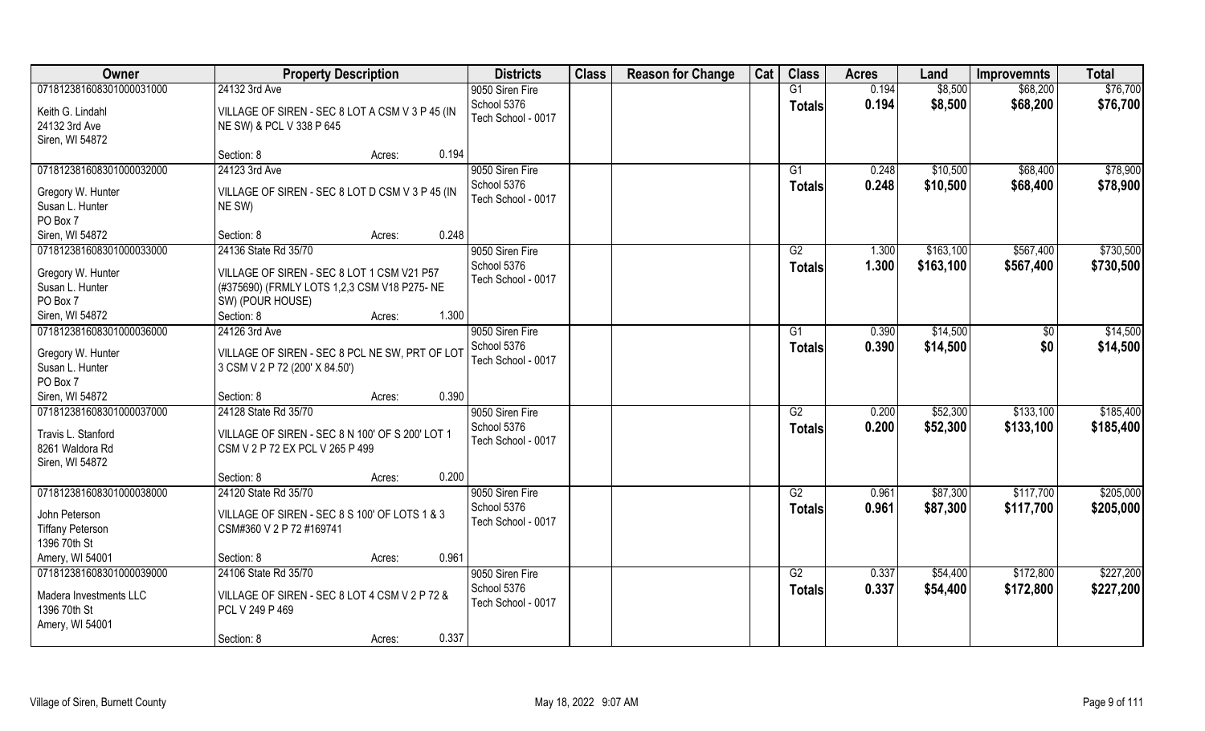| Owner | Property Description | Districts | Class | Reason for Change | Cat | Class | Acres | Land | Improvemnts | Total |
|---|---|---|---|---|---|---|---|---|---|---|
| 07181238160830100003100<br>Keith G. Lindahl<br>24132 3rd Ave<br>Siren, WI 54872 | 24132 3rd Ave<br>VILLAGE OF SIREN - SEC 8 LOT A CSM V 3 P 45 (IN NE SW) & PCL V 338 P 645<br>Section: 8 Acres: 0.194 | 9050 Siren Fire<br>School 5376<br>Tech School - 0017 | | | | G1<br>**Totals** | 0.194<br>**0.194** | $8,500<br>**$8,500** | $68,200<br>**$68,200** | $76,700<br>**$76,700** |
| 07181238160830100003200<br>Gregory W. Hunter<br>Susan L. Hunter<br>PO Box 7<br>Siren, WI 54872 | 24123 3rd Ave<br>VILLAGE OF SIREN - SEC 8 LOT D CSM V 3 P 45 (IN NE SW)<br>Section: 8 Acres: 0.248 | 9050 Siren Fire<br>School 5376<br>Tech School - 0017 | | | | G1<br>**Totals** | 0.248<br>**0.248** | $10,500<br>**$10,500** | $68,400<br>**$68,400** | $78,900<br>**$78,900** |
| 07181238160830100003300<br>Gregory W. Hunter<br>Susan L. Hunter<br>PO Box 7<br>Siren, WI 54872 | 24136 State Rd 35/70<br>VILLAGE OF SIREN - SEC 8 LOT 1 CSM V21 P57 (#375690) (FRMLY LOTS 1,2,3 CSM V18 P275- NE SW) (POUR HOUSE)<br>Section: 8 Acres: 1.300 | 9050 Siren Fire<br>School 5376<br>Tech School - 0017 | | | | G2<br>**Totals** | 1.300<br>**1.300** | $163,100<br>**$163,100** | $567,400<br>**$567,400** | $730,500<br>**$730,500** |
| 07181238160830100003600<br>Gregory W. Hunter<br>Susan L. Hunter<br>PO Box 7<br>Siren, WI 54872 | 24126 3rd Ave<br>VILLAGE OF SIREN - SEC 8 PCL NE SW, PRT OF LOT 3 CSM V 2 P 72 (200' X 84.50')<br>Section: 8 Acres: 0.390 | 9050 Siren Fire<br>School 5376<br>Tech School - 0017 | | | | G1<br>**Totals** | 0.390<br>**0.390** | $14,500<br>**$14,500** | $0<br>**$0** | $14,500<br>**$14,500** |
| 07181238160830100003700<br>Travis L. Stanford<br>8261 Waldora Rd<br>Siren, WI 54872 | 24128 State Rd 35/70<br>VILLAGE OF SIREN - SEC 8 N 100' OF S 200' LOT 1 CSM V 2 P 72 EX PCL V 265 P 499<br>Section: 8 Acres: 0.200 | 9050 Siren Fire<br>School 5376<br>Tech School - 0017 | | | | G2<br>**Totals** | 0.200<br>**0.200** | $52,300<br>**$52,300** | $133,100<br>**$133,100** | $185,400<br>**$185,400** |
| 07181238160830100003800<br>John Peterson<br>Tiffany Peterson<br>1396 70th St<br>Amery, WI 54001 | 24120 State Rd 35/70<br>VILLAGE OF SIREN - SEC 8 S 100' OF LOTS 1 & 3 CSM#360 V 2 P 72 #169741<br>Section: 8 Acres: 0.961 | 9050 Siren Fire<br>School 5376<br>Tech School - 0017 | | | | G2<br>**Totals** | 0.961<br>**0.961** | $87,300<br>**$87,300** | $117,700<br>**$117,700** | $205,000<br>**$205,000** |
| 07181238160830100003900<br>Madera Investments LLC<br>1396 70th St<br>Amery, WI 54001 | 24106 State Rd 35/70<br>VILLAGE OF SIREN - SEC 8 LOT 4 CSM V 2 P 72 & PCL V 249 P 469<br>Section: 8 Acres: 0.337 | 9050 Siren Fire<br>School 5376<br>Tech School - 0017 | | | | G2<br>**Totals** | 0.337<br>**0.337** | $54,400<br>**$54,400** | $172,800<br>**$172,800** | $227,200<br>**$227,200** |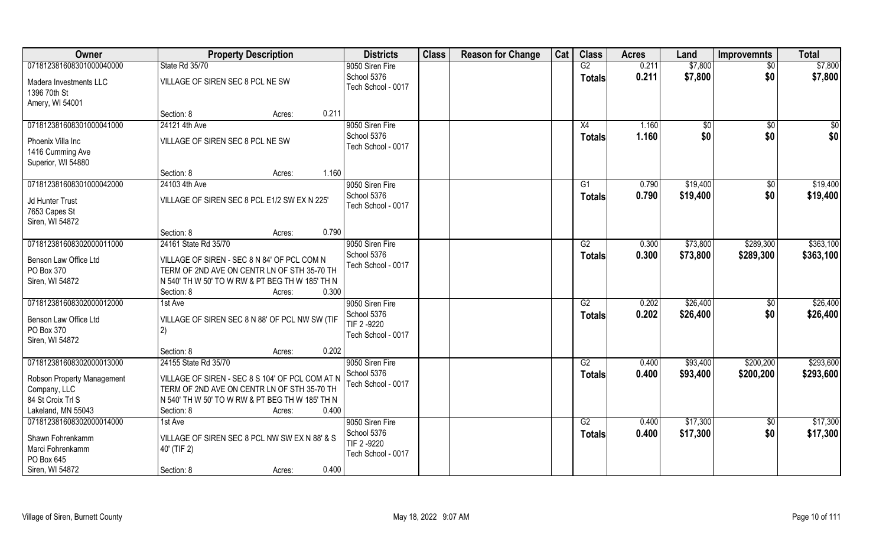| Owner | Property Description | Districts | Class | Reason for Change | Cat | Class | Acres | Land | Improvemnts | Total |
|---|---|---|---|---|---|---|---|---|---|---|
| 071812381608301000040000<br>Madera Investments LLC<br>1396 70th St<br>Amery, WI 54001 | State Rd 35/70<br>VILLAGE OF SIREN SEC 8 PCL NE SW<br>Section: 8 Acres: 0.211 | 9050 Siren Fire<br>School 5376<br>Tech School - 0017 | | | | G2<br>**Totals** | 0.211<br>**0.211** | $7,800<br>**$7,800** | $0<br>**$0** | $7,800<br>**$7,800** |
| 071812381608301000041000<br>Phoenix Villa Inc<br>1416 Cumming Ave<br>Superior, WI 54880 | 24121 4th Ave<br>VILLAGE OF SIREN SEC 8 PCL NE SW<br>Section: 8 Acres: 1.160 | 9050 Siren Fire<br>School 5376<br>Tech School - 0017 | | | | X4<br>**Totals** | 1.160<br>**1.160** | $0<br>**$0** | $0<br>**$0** | $0<br>**$0** |
| 071812381608301000042000<br>Jd Hunter Trust<br>7653 Capes St<br>Siren, WI 54872 | 24103 4th Ave<br>VILLAGE OF SIREN SEC 8 PCL E1/2 SW EX N 225'<br>Section: 8 Acres: 0.790 | 9050 Siren Fire<br>School 5376<br>Tech School - 0017 | | | | G1<br>**Totals** | 0.790<br>**0.790** | $19,400<br>**$19,400** | $0<br>**$0** | $19,400<br>**$19,400** |
| 071812381608302000011000<br>Benson Law Office Ltd<br>PO Box 370<br>Siren, WI 54872 | 24161 State Rd 35/70<br>VILLAGE OF SIREN - SEC 8 N 84' OF PCL COM N TERM OF 2ND AVE ON CENTR LN OF STH 35-70 TH N 540' TH W 50' TO W RW & PT BEG TH W 185' TH N<br>Section: 8 Acres: 0.300 | 9050 Siren Fire<br>School 5376<br>Tech School - 0017 | | | | G2<br>**Totals** | 0.300<br>**0.300** | $73,800<br>**$73,800** | $289,300<br>**$289,300** | $363,100<br>**$363,100** |
| 071812381608302000012000<br>Benson Law Office Ltd<br>PO Box 370<br>Siren, WI 54872 | 1st Ave<br>VILLAGE OF SIREN SEC 8 N 88' OF PCL NW SW (TIF 2)<br>Section: 8 Acres: 0.202 | 9050 Siren Fire<br>School 5376<br>TIF 2 -9220<br>Tech School - 0017 | | | | G2<br>**Totals** | 0.202<br>**0.202** | $26,400<br>**$26,400** | $0<br>**$0** | $26,400<br>**$26,400** |
| 071812381608302000013000<br>Robson Property Management Company, LLC<br>84 St Croix Trl S<br>Lakeland, MN 55043 | 24155 State Rd 35/70<br>VILLAGE OF SIREN - SEC 8 S 104' OF PCL COM AT N TERM OF 2ND AVE ON CENTR LN OF STH 35-70 TH N 540' TH W 50' TO W RW & PT BEG TH W 185' TH N<br>Section: 8 Acres: 0.400 | 9050 Siren Fire<br>School 5376<br>Tech School - 0017 | | | | G2<br>**Totals** | 0.400<br>**0.400** | $93,400<br>**$93,400** | $200,200<br>**$200,200** | $293,600<br>**$293,600** |
| 071812381608302000014000<br>Shawn Fohrenkamm<br>Marci Fohrenkamm<br>PO Box 645<br>Siren, WI 54872 | 1st Ave<br>VILLAGE OF SIREN SEC 8 PCL NW SW EX N 88' & S 40' (TIF 2)<br>Section: 8 Acres: 0.400 | 9050 Siren Fire<br>School 5376<br>TIF 2 -9220<br>Tech School - 0017 | | | | G2<br>**Totals** | 0.400<br>**0.400** | $17,300<br>**$17,300** | $0<br>**$0** | $17,300<br>**$17,300** |

Village of Siren, Burnett County — May 18, 2022 9:07 AM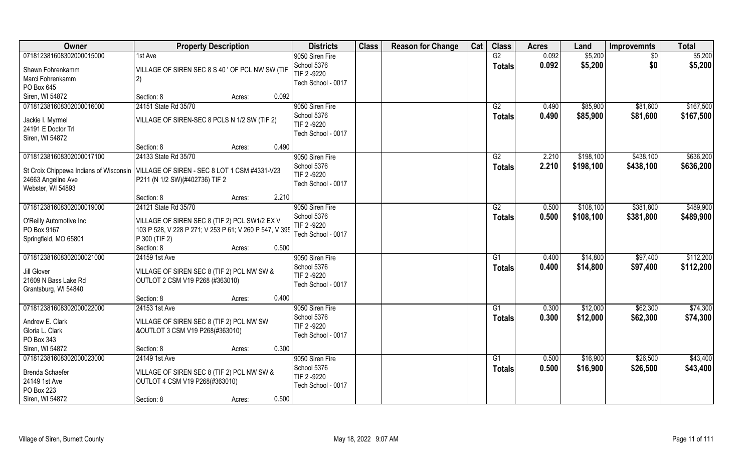| Owner | Property Description | Districts | Class | Reason for Change | Cat | Class | Acres | Land | Improvemnts | Total |
|---|---|---|---|---|---|---|---|---|---|---|
| 07181238160830200015000<br>Shawn Fohrenkamm<br>Marci Fohrenkamm<br>PO Box 645<br>Siren, WI 54872 | 1st Ave<br>VILLAGE OF SIREN SEC 8 S 40 ' OF PCL NW SW (TIF 2)<br>Section: 8 Acres: 0.092 | 9050 Siren Fire<br>School 5376<br>TIF 2 -9220<br>Tech School - 0017 | | | | G2<br>**Totals** | 0.092<br>**0.092** | $5,200<br>**$5,200** | $0<br>**$0** | $5,200<br>**$5,200** |
| 07181238160830200016000<br>Jackie I. Myrmel<br>24191 E Doctor Trl<br>Siren, WI 54872 | 24151 State Rd 35/70<br>VILLAGE OF SIREN-SEC 8 PCLS N 1/2 SW (TIF 2)<br>Section: 8 Acres: 0.490 | 9050 Siren Fire<br>School 5376<br>TIF 2 -9220<br>Tech School - 0017 | | | | G2<br>**Totals** | 0.490<br>**0.490** | $85,900<br>**$85,900** | $81,600<br>**$81,600** | $167,500<br>**$167,500** |
| 07181238160830200017100<br>St Croix Chippewa Indians of Wisconsin<br>24663 Angeline Ave<br>Webster, WI 54893 | 24133 State Rd 35/70<br>VILLAGE OF SIREN - SEC 8 LOT 1 CSM #4331-V23 P211 (N 1/2 SW)(#402736) TIF 2<br>Section: 8 Acres: 2.210 | 9050 Siren Fire<br>School 5376<br>TIF 2 -9220<br>Tech School - 0017 | | | | G2<br>**Totals** | 2.210<br>**2.210** | $198,100<br>**$198,100** | $438,100<br>**$438,100** | $636,200<br>**$636,200** |
| 07181238160830200019000<br>O'Reilly Automotive Inc<br>PO Box 9167<br>Springfield, MO 65801 | 24121 State Rd 35/70<br>VILLAGE OF SIREN SEC 8 (TIF 2) PCL SW1/2 EX V 103 P 528, V 228 P 271; V 253 P 61; V 260 P 547, V 395 P 300 (TIF 2)<br>Section: 8 Acres: 0.500 | 9050 Siren Fire<br>School 5376<br>TIF 2 -9220<br>Tech School - 0017 | | | | G2<br>**Totals** | 0.500<br>**0.500** | $108,100<br>**$108,100** | $381,800<br>**$381,800** | $489,900<br>**$489,900** |
| 07181238160830200021000<br>Jill Glover<br>21609 N Bass Lake Rd<br>Grantsburg, WI 54840 | 24159 1st Ave<br>VILLAGE OF SIREN SEC 8 (TIF 2) PCL NW SW & OUTLOT 2 CSM V19 P268 (#363010)<br>Section: 8 Acres: 0.400 | 9050 Siren Fire<br>School 5376<br>TIF 2 -9220<br>Tech School - 0017 | | | | G1<br>**Totals** | 0.400<br>**0.400** | $14,800<br>**$14,800** | $97,400<br>**$97,400** | $112,200<br>**$112,200** |
| 07181238160830200022000<br>Andrew E. Clark<br>Gloria L. Clark<br>PO Box 343<br>Siren, WI 54872 | 24153 1st Ave<br>VILLAGE OF SIREN SEC 8 (TIF 2) PCL NW SW &OUTLOT 3 CSM V19 P268(#363010)<br>Section: 8 Acres: 0.300 | 9050 Siren Fire<br>School 5376<br>TIF 2 -9220<br>Tech School - 0017 | | | | G1<br>**Totals** | 0.300<br>**0.300** | $12,000<br>**$12,000** | $62,300<br>**$62,300** | $74,300<br>**$74,300** |
| 07181238160830200023000<br>Brenda Schaefer<br>24149 1st Ave<br>PO Box 223<br>Siren, WI 54872 | 24149 1st Ave<br>VILLAGE OF SIREN SEC 8 (TIF 2) PCL NW SW & OUTLOT 4 CSM V19 P268(#363010)<br>Section: 8 Acres: 0.500 | 9050 Siren Fire<br>School 5376<br>TIF 2 -9220<br>Tech School - 0017 | | | | G1<br>**Totals** | 0.500<br>**0.500** | $16,900<br>**$16,900** | $26,500<br>**$26,500** | $43,400<br>**$43,400** |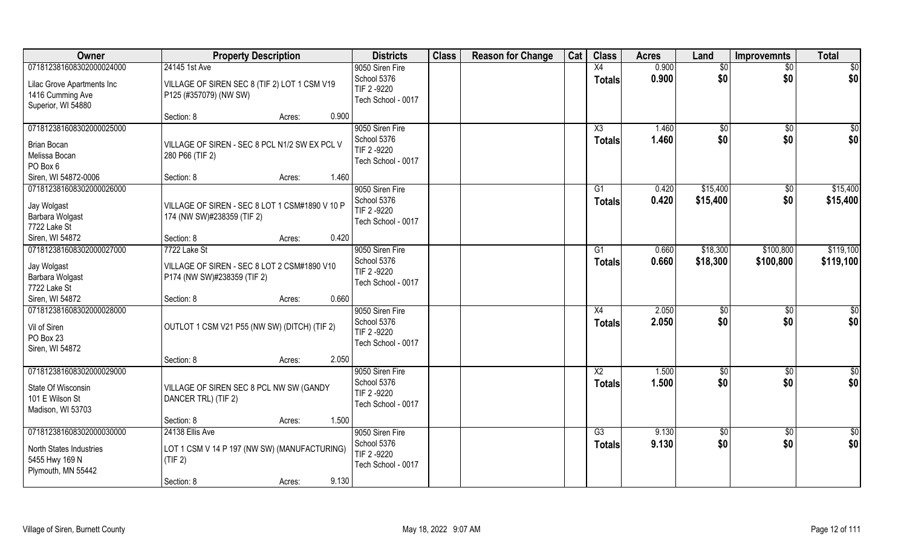| Owner | Property Description | Districts | Class | Reason for Change | Cat | Class | Acres | Land | Improvemnts | Total |
|---|---|---|---|---|---|---|---|---|---|---|
| 07181238160830200024000<br>Lilac Grove Apartments Inc<br>1416 Cumming Ave<br>Superior, WI 54880 | 24145 1st Ave<br>VILLAGE OF SIREN SEC 8 (TIF 2) LOT 1 CSM V19 P125 (#357079) (NW SW)<br>Section: 8 Acres: 0.900 | 9050 Siren Fire<br>School 5376<br>TIF 2 -9220<br>Tech School - 0017 | | | | X4<br>**Totals** | 0.900<br>**0.900** | $0<br>**$0** | $0<br>**$0** | $0<br>**$0** |
| 07181238160830200025000<br>Brian Bocan<br>Melissa Bocan<br>PO Box 6<br>Siren, WI 54872-0006 | VILLAGE OF SIREN - SEC 8 PCL N1/2 SW EX PCL V 280 P66 (TIF 2)<br>Section: 8 Acres: 1.460 | 9050 Siren Fire<br>School 5376<br>TIF 2 -9220<br>Tech School - 0017 | | | | X3<br>**Totals** | 1.460<br>**1.460** | $0<br>**$0** | $0<br>**$0** | $0<br>**$0** |
| 07181238160830200026000<br>Jay Wolgast<br>Barbara Wolgast<br>7722 Lake St<br>Siren, WI 54872 | VILLAGE OF SIREN - SEC 8 LOT 1 CSM#1890 V 10 P 174 (NW SW)#238359 (TIF 2)<br>Section: 8 Acres: 0.420 | 9050 Siren Fire<br>School 5376<br>TIF 2 -9220<br>Tech School - 0017 | | | | G1<br>**Totals** | 0.420<br>**0.420** | $15,400<br>**$15,400** | $0<br>**$0** | $15,400<br>**$15,400** |
| 07181238160830200027000<br>Jay Wolgast<br>Barbara Wolgast<br>7722 Lake St<br>Siren, WI 54872 | 7722 Lake St<br>VILLAGE OF SIREN - SEC 8 LOT 2 CSM#1890 V10 P174 (NW SW)#238359 (TIF 2)<br>Section: 8 Acres: 0.660 | 9050 Siren Fire<br>School 5376<br>TIF 2 -9220<br>Tech School - 0017 | | | | G1<br>**Totals** | 0.660<br>**0.660** | $18,300<br>**$18,300** | $100,800<br>**$100,800** | $119,100<br>**$119,100** |
| 07181238160830200028000<br>Vil of Siren<br>PO Box 23<br>Siren, WI 54872 | OUTLOT 1 CSM V21 P55 (NW SW) (DITCH) (TIF 2)<br>Section: 8 Acres: 2.050 | 9050 Siren Fire<br>School 5376<br>TIF 2 -9220<br>Tech School - 0017 | | | | X4<br>**Totals** | 2.050<br>**2.050** | $0<br>**$0** | $0<br>**$0** | $0<br>**$0** |
| 07181238160830200029000<br>State Of Wisconsin<br>101 E Wilson St<br>Madison, WI 53703 | VILLAGE OF SIREN SEC 8 PCL NW SW (GANDY DANCER TRL) (TIF 2)<br>Section: 8 Acres: 1.500 | 9050 Siren Fire<br>School 5376<br>TIF 2 -9220<br>Tech School - 0017 | | | | X2<br>**Totals** | 1.500<br>**1.500** | $0<br>**$0** | $0<br>**$0** | $0<br>**$0** |
| 07181238160830200030000<br>North States Industries<br>5455 Hwy 169 N<br>Plymouth, MN 55442 | 24138 Ellis Ave<br>LOT 1 CSM V 14 P 197 (NW SW) (MANUFACTURING) (TIF 2)<br>Section: 8 Acres: 9.130 | 9050 Siren Fire<br>School 5376<br>TIF 2 -9220<br>Tech School - 0017 | | | | G3<br>**Totals** | 9.130<br>**9.130** | $0<br>**$0** | $0<br>**$0** | $0<br>**$0** |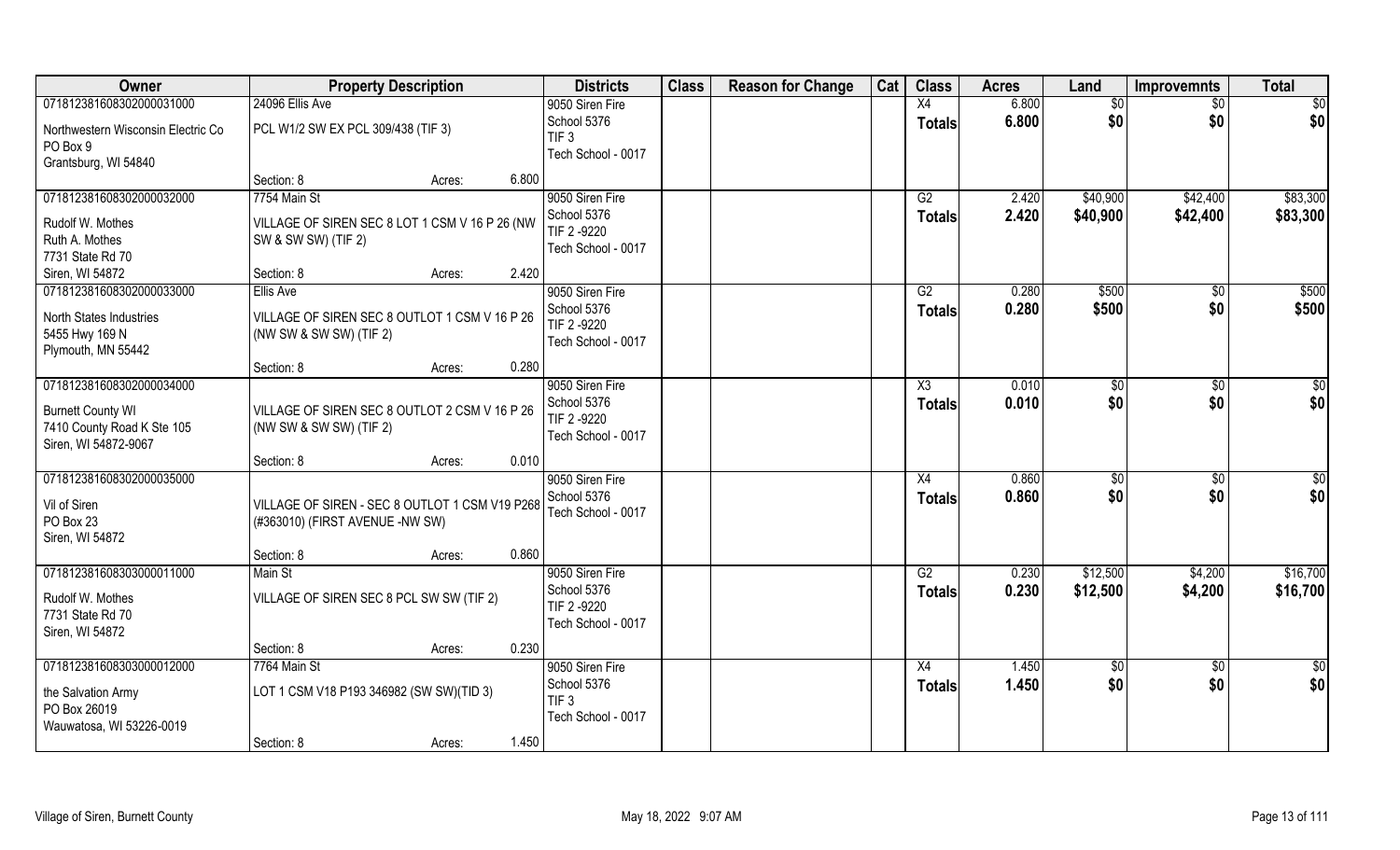| Owner | Property Description | | | Districts | Class | Reason for Change | Cat | Class | Acres | Land | Improvemnts | Total |
|---|---|---|---|---|---|---|---|---|---|---|---|---|
| 071812381608302000031000 | 24096 Ellis Ave | | | 9050 Siren Fire | | | | X4 | 6.800 | $0 | $0 | $0 |
| Northwestern Wisconsin Electric Co<br>PO Box 9<br>Grantsburg, WI 54840 | PCL W1/2 SW EX PCL 309/438 (TIF 3) | | | School 5376<br>TIF 3<br>Tech School - 0017 | | | | **Totals** | **6.800** | **$0** | **$0** | **$0** |
| | Section: 8 | Acres: | 6.800 | | | | | | | | | |
| 071812381608302000032000 | 7754 Main St | | | 9050 Siren Fire | | | | G2 | 2.420 | $40,900 | $42,400 | $83,300 |
| Rudolf W. Mothes<br>Ruth A. Mothes<br>7731 State Rd 70<br>Siren, WI 54872 | VILLAGE OF SIREN SEC 8 LOT 1 CSM V 16 P 26 (NW SW & SW SW) (TIF 2) | | | School 5376<br>TIF 2 -9220<br>Tech School - 0017 | | | | **Totals** | **2.420** | **$40,900** | **$42,400** | **$83,300** |
| | Section: 8 | Acres: | 2.420 | | | | | | | | | |
| 071812381608302000033000 | Ellis Ave | | | 9050 Siren Fire | | | | G2 | 0.280 | $500 | $0 | $500 |
| North States Industries<br>5455 Hwy 169 N<br>Plymouth, MN 55442 | VILLAGE OF SIREN SEC 8 OUTLOT 1 CSM V 16 P 26 (NW SW & SW SW) (TIF 2) | | | School 5376<br>TIF 2 -9220<br>Tech School - 0017 | | | | **Totals** | **0.280** | **$500** | **$0** | **$500** |
| | Section: 8 | Acres: | 0.280 | | | | | | | | | |
| 071812381608302000034000 | | | | 9050 Siren Fire | | | | X3 | 0.010 | $0 | $0 | $0 |
| Burnett County WI<br>7410 County Road K Ste 105<br>Siren, WI 54872-9067 | VILLAGE OF SIREN SEC 8 OUTLOT 2 CSM V 16 P 26 (NW SW & SW SW) (TIF 2) | | | School 5376<br>TIF 2 -9220<br>Tech School - 0017 | | | | **Totals** | **0.010** | **$0** | **$0** | **$0** |
| | Section: 8 | Acres: | 0.010 | | | | | | | | | |
| 071812381608302000035000 | | | | 9050 Siren Fire | | | | X4 | 0.860 | $0 | $0 | $0 |
| Vil of Siren<br>PO Box 23<br>Siren, WI 54872 | VILLAGE OF SIREN - SEC 8 OUTLOT 1 CSM V19 P268 (#363010) (FIRST AVENUE -NW SW) | | | School 5376<br>Tech School - 0017 | | | | **Totals** | **0.860** | **$0** | **$0** | **$0** |
| | Section: 8 | Acres: | 0.860 | | | | | | | | | |
| 071812381608303000011000 | Main St | | | 9050 Siren Fire | | | | G2 | 0.230 | $12,500 | $4,200 | $16,700 |
| Rudolf W. Mothes<br>7731 State Rd 70<br>Siren, WI 54872 | VILLAGE OF SIREN SEC 8 PCL SW SW (TIF 2) | | | School 5376<br>TIF 2 -9220<br>Tech School - 0017 | | | | **Totals** | **0.230** | **$12,500** | **$4,200** | **$16,700** |
| | Section: 8 | Acres: | 0.230 | | | | | | | | | |
| 071812381608303000012000 | 7764 Main St | | | 9050 Siren Fire | | | | X4 | 1.450 | $0 | $0 | $0 |
| the Salvation Army<br>PO Box 26019<br>Wauwatosa, WI 53226-0019 | LOT 1 CSM V18 P193 346982 (SW SW)(TID 3) | | | School 5376<br>TIF 3<br>Tech School - 0017 | | | | **Totals** | **1.450** | **$0** | **$0** | **$0** |
| | Section: 8 | Acres: | 1.450 | | | | | | | | | |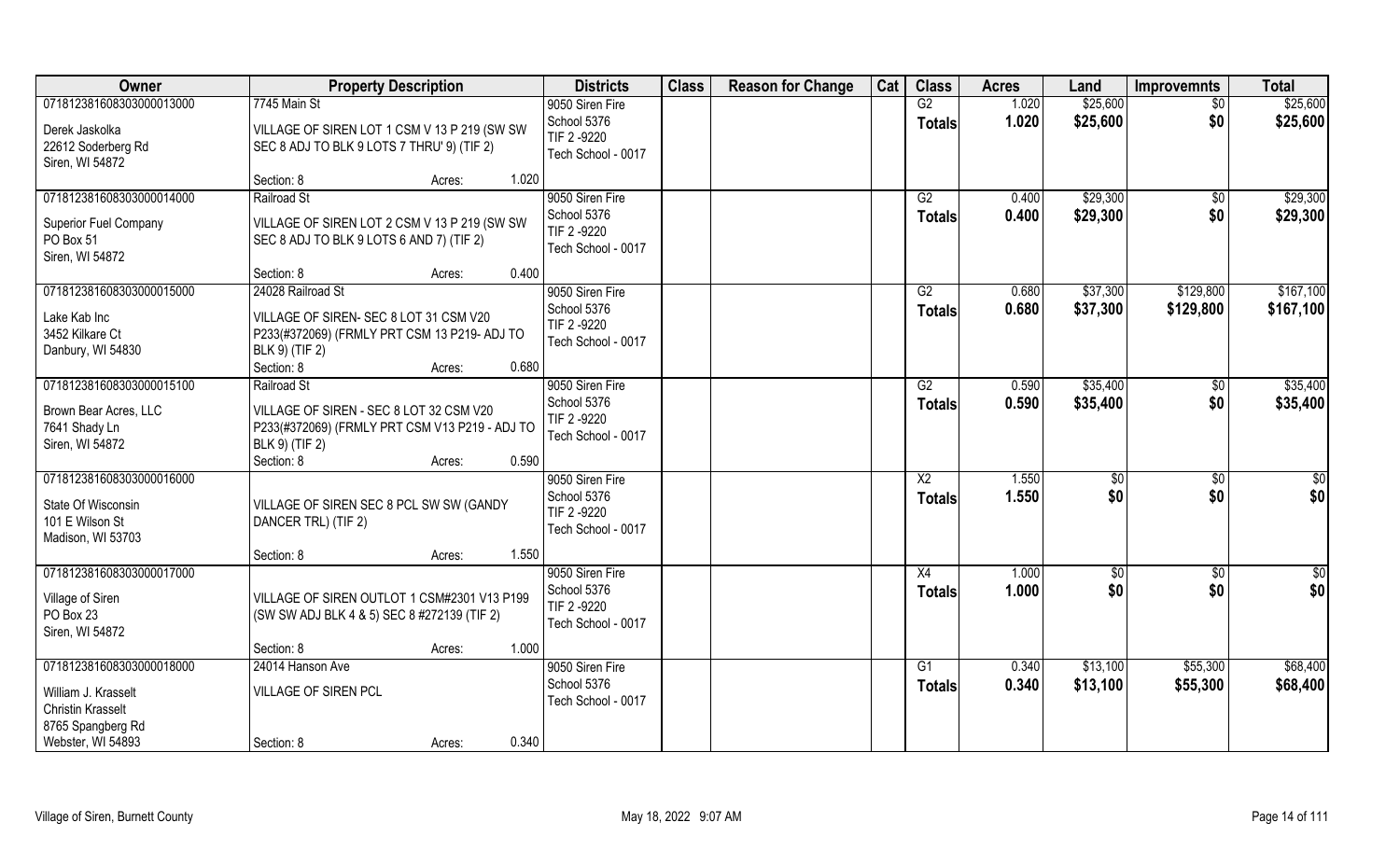| Owner | Property Description | Districts | Class | Reason for Change | Cat | Class | Acres | Land | Improvemnts | Total |
|---|---|---|---|---|---|---|---|---|---|---|
| 071812381608303000013000<br>Derek Jaskolka<br>22612 Soderberg Rd<br>Siren, WI 54872 | 7745 Main St<br>VILLAGE OF SIREN LOT 1 CSM V 13 P 219 (SW SW SEC 8 ADJ TO BLK 9 LOTS 7 THRU' 9) (TIF 2)<br>Section: 8 Acres: 1.020 | 9050 Siren Fire<br>School 5376<br>TIF 2 -9220<br>Tech School - 0017 | | | | G2<br>**Totals** | 1.020<br>**1.020** | $25,600<br>**$25,600** | $0<br>**$0** | $25,600<br>**$25,600** |
| 071812381608303000014000<br>Superior Fuel Company<br>PO Box 51<br>Siren, WI 54872 | Railroad St<br>VILLAGE OF SIREN LOT 2 CSM V 13 P 219 (SW SW SEC 8 ADJ TO BLK 9 LOTS 6 AND 7) (TIF 2)<br>Section: 8 Acres: 0.400 | 9050 Siren Fire<br>School 5376<br>TIF 2 -9220<br>Tech School - 0017 | | | | G2<br>**Totals** | 0.400<br>**0.400** | $29,300<br>**$29,300** | $0<br>**$0** | $29,300<br>**$29,300** |
| 071812381608303000015000<br>Lake Kab Inc<br>3452 Kilkare Ct<br>Danbury, WI 54830 | 24028 Railroad St<br>VILLAGE OF SIREN- SEC 8 LOT 31 CSM V20 P233(#372069) (FRMLY PRT CSM 13 P219- ADJ TO BLK 9) (TIF 2)<br>Section: 8 Acres: 0.680 | 9050 Siren Fire<br>School 5376<br>TIF 2 -9220<br>Tech School - 0017 | | | | G2<br>**Totals** | 0.680<br>**0.680** | $37,300<br>**$37,300** | $129,800<br>**$129,800** | $167,100<br>**$167,100** |
| 071812381608303000015100<br>Brown Bear Acres, LLC<br>7641 Shady Ln<br>Siren, WI 54872 | Railroad St<br>VILLAGE OF SIREN - SEC 8 LOT 32 CSM V20 P233(#372069) (FRMLY PRT CSM V13 P219 - ADJ TO BLK 9) (TIF 2)<br>Section: 8 Acres: 0.590 | 9050 Siren Fire<br>School 5376<br>TIF 2 -9220<br>Tech School - 0017 | | | | G2<br>**Totals** | 0.590<br>**0.590** | $35,400<br>**$35,400** | $0<br>**$0** | $35,400<br>**$35,400** |
| 071812381608303000016000<br>State Of Wisconsin<br>101 E Wilson St<br>Madison, WI 53703 | VILLAGE OF SIREN SEC 8 PCL SW SW (GANDY DANCER TRL) (TIF 2)<br>Section: 8 Acres: 1.550 | 9050 Siren Fire<br>School 5376<br>TIF 2 -9220<br>Tech School - 0017 | | | | X2<br>**Totals** | 1.550<br>**1.550** | $0<br>**$0** | $0<br>**$0** | $0<br>**$0** |
| 071812381608303000017000<br>Village of Siren<br>PO Box 23<br>Siren, WI 54872 | VILLAGE OF SIREN OUTLOT 1 CSM#2301 V13 P199 (SW SW ADJ BLK 4 & 5) SEC 8 #272139 (TIF 2)<br>Section: 8 Acres: 1.000 | 9050 Siren Fire<br>School 5376<br>TIF 2 -9220<br>Tech School - 0017 | | | | X4<br>**Totals** | 1.000<br>**1.000** | $0<br>**$0** | $0<br>**$0** | $0<br>**$0** |
| 071812381608303000018000<br>William J. Krasselt<br>Christin Krasselt<br>8765 Spangberg Rd<br>Webster, WI 54893 | 24014 Hanson Ave<br>VILLAGE OF SIREN PCL<br>Section: 8 Acres: 0.340 | 9050 Siren Fire<br>School 5376<br>Tech School - 0017 | | | | G1<br>**Totals** | 0.340<br>**0.340** | $13,100<br>**$13,100** | $55,300<br>**$55,300** | $68,400<br>**$68,400** |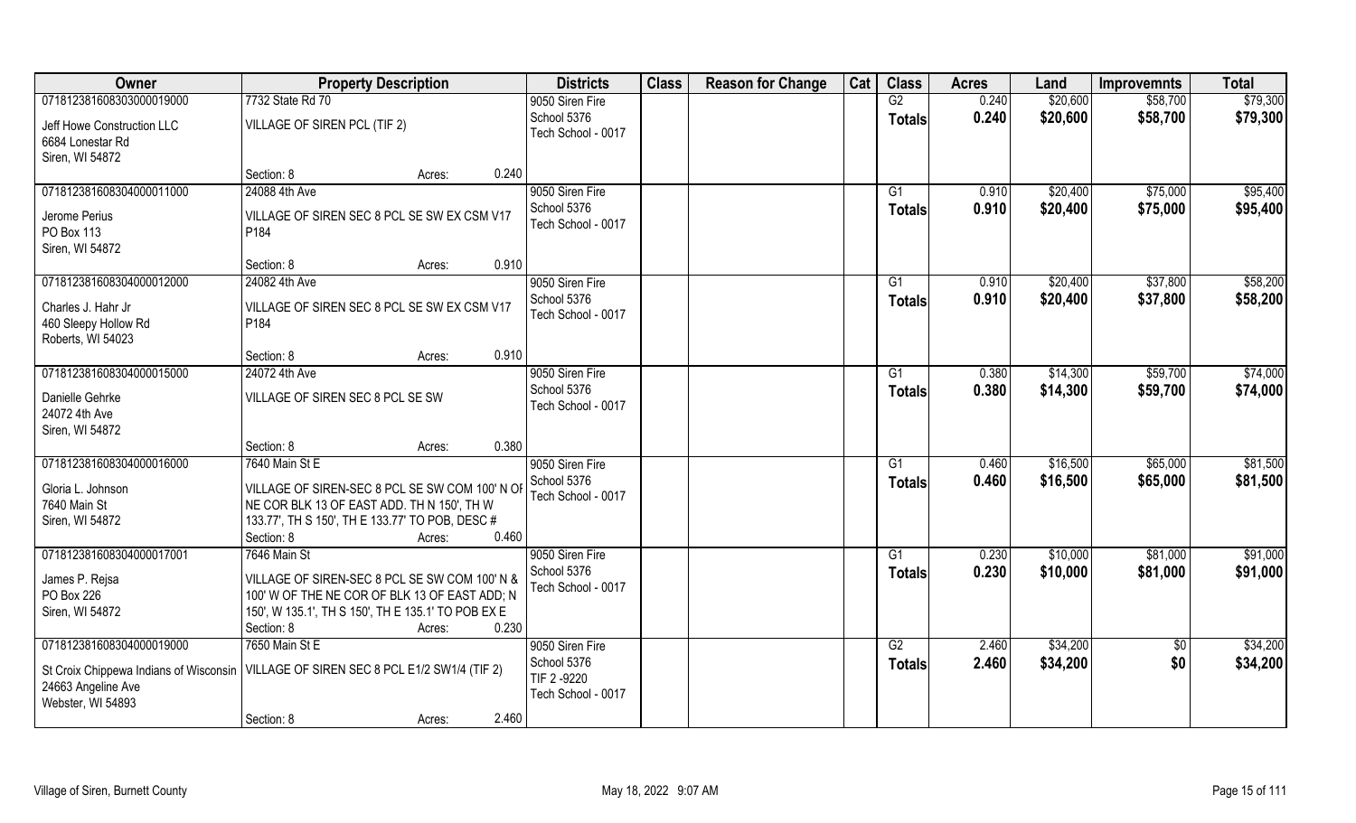| Owner | Property Description | | | Districts | Class | Reason for Change | Cat | Class | Acres | Land | Improvemnts | Total |
|---|---|---|---|---|---|---|---|---|---|---|---|---|
| 07181238160830300001900 0 | 7732 State Rd 70 | | | 9050 Siren Fire | | | | G2 | 0.240 | $20,600 | $58,700 | $79,300 |
| Jeff Howe Construction LLC<br>6684 Lonestar Rd<br>Siren, WI 54872 | VILLAGE OF SIREN PCL (TIF 2) | | | School 5376<br>Tech School - 0017 | | | | **Totals** | **0.240** | **$20,600** | **$58,700** | **$79,300** |
| | Section: 8 | Acres: | 0.240 | | | | | | | | | |
| 071812381608304000011000 | 24088 4th Ave | | | 9050 Siren Fire | | | | G1 | 0.910 | $20,400 | $75,000 | $95,400 |
| Jerome Perius<br>PO Box 113<br>Siren, WI 54872 | VILLAGE OF SIREN SEC 8 PCL SE SW EX CSM V17 P184 | | | School 5376<br>Tech School - 0017 | | | | **Totals** | **0.910** | **$20,400** | **$75,000** | **$95,400** |
| | Section: 8 | Acres: | 0.910 | | | | | | | | | |
| 071812381608304000012000 | 24082 4th Ave | | | 9050 Siren Fire | | | | G1 | 0.910 | $20,400 | $37,800 | $58,200 |
| Charles J. Hahr Jr<br>460 Sleepy Hollow Rd<br>Roberts, WI 54023 | VILLAGE OF SIREN SEC 8 PCL SE SW EX CSM V17 P184 | | | School 5376<br>Tech School - 0017 | | | | **Totals** | **0.910** | **$20,400** | **$37,800** | **$58,200** |
| | Section: 8 | Acres: | 0.910 | | | | | | | | | |
| 071812381608304000015000 | 24072 4th Ave | | | 9050 Siren Fire | | | | G1 | 0.380 | $14,300 | $59,700 | $74,000 |
| Danielle Gehrke<br>24072 4th Ave<br>Siren, WI 54872 | VILLAGE OF SIREN SEC 8 PCL SE SW | | | School 5376<br>Tech School - 0017 | | | | **Totals** | **0.380** | **$14,300** | **$59,700** | **$74,000** |
| | Section: 8 | Acres: | 0.380 | | | | | | | | | |
| 071812381608304000016000 | 7640 Main St E | | | 9050 Siren Fire | | | | G1 | 0.460 | $16,500 | $65,000 | $81,500 |
| Gloria L. Johnson<br>7640 Main St<br>Siren, WI 54872 | VILLAGE OF SIREN-SEC 8 PCL SE SW COM 100' N OF NE COR BLK 13 OF EAST ADD. TH N 150', TH W 133.77', TH S 150', TH E 133.77' TO POB, DESC # | | | School 5376<br>Tech School - 0017 | | | | **Totals** | **0.460** | **$16,500** | **$65,000** | **$81,500** |
| | Section: 8 | Acres: | 0.460 | | | | | | | | | |
| 071812381608304000017001 | 7646 Main St | | | 9050 Siren Fire | | | | G1 | 0.230 | $10,000 | $81,000 | $91,000 |
| James P. Rejsa<br>PO Box 226<br>Siren, WI 54872 | VILLAGE OF SIREN-SEC 8 PCL SE SW COM 100' N & 100' W OF THE NE COR OF BLK 13 OF EAST ADD; N 150', W 135.1', TH S 150', TH E 135.1' TO POB EX E | | | School 5376<br>Tech School - 0017 | | | | **Totals** | **0.230** | **$10,000** | **$81,000** | **$91,000** |
| | Section: 8 | Acres: | 0.230 | | | | | | | | | |
| 071812381608304000019000 | 7650 Main St E | | | 9050 Siren Fire | | | | G2 | 2.460 | $34,200 | $0 | $34,200 |
| St Croix Chippewa Indians of Wisconsin<br>24663 Angeline Ave<br>Webster, WI 54893 | VILLAGE OF SIREN SEC 8 PCL E1/2 SW1/4 (TIF 2) | | | School 5376<br>TIF 2 -9220<br>Tech School - 0017 | | | | **Totals** | **2.460** | **$34,200** | **$0** | **$34,200** |
| | Section: 8 | Acres: | 2.460 | | | | | | | | | |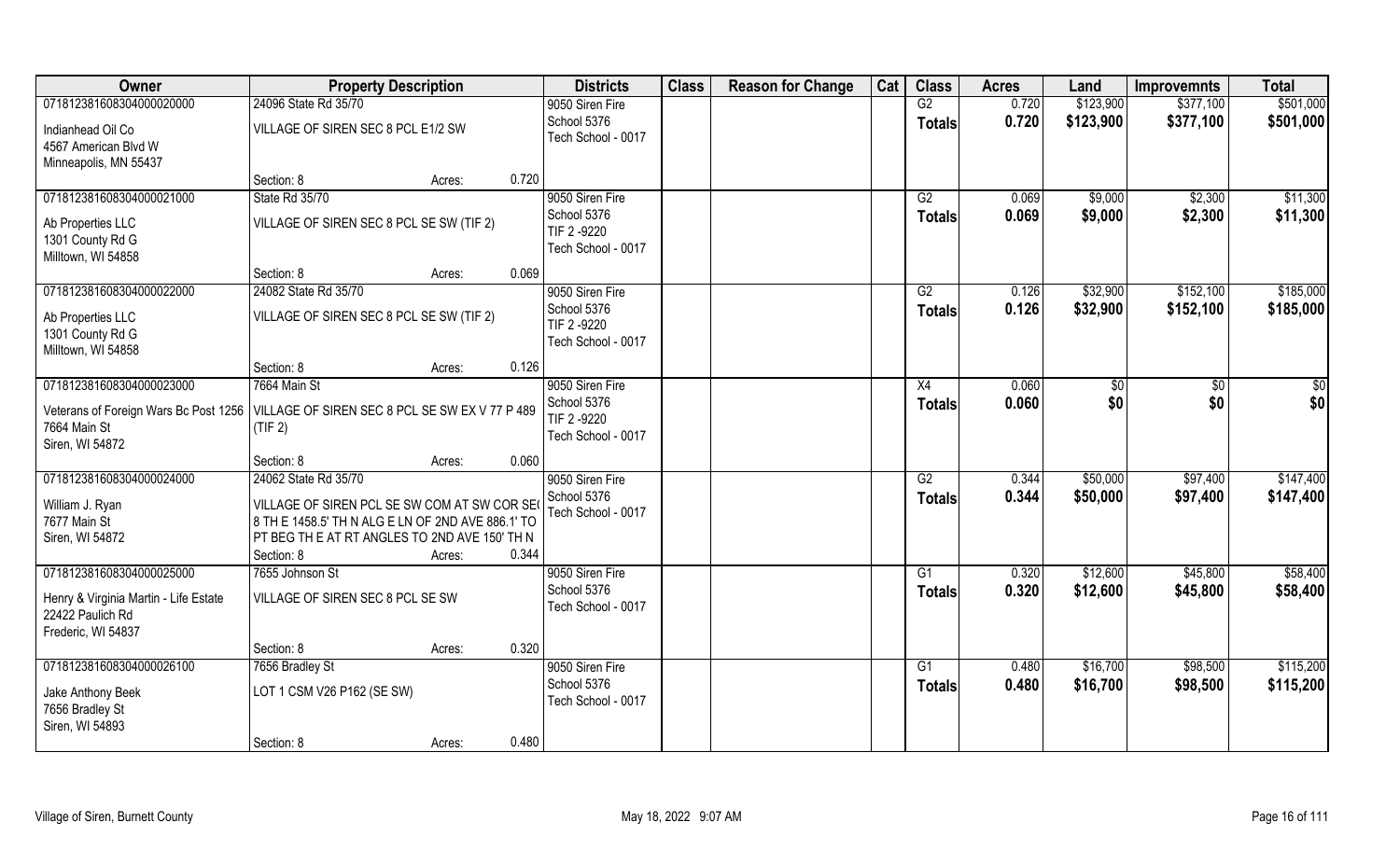| Owner | Property Description | | | Districts | Class | Reason for Change | Cat | Class | Acres | Land | Improvemnts | Total |
|---|---|---|---|---|---|---|---|---|---|---|---|---|
| 071812381608304000020000<br>Indianhead Oil Co<br>4567 American Blvd W<br>Minneapolis, MN 55437 | 24096 State Rd 35/70<br>VILLAGE OF SIREN SEC 8 PCL E1/2 SW | | | 9050 Siren Fire<br>School 5376<br>Tech School - 0017 | | | | G2<br>**Totals** | 0.720<br>**0.720** | $123,900<br>**$123,900** | $377,100<br>**$377,100** | $501,000<br>**$501,000** |
| | Section: 8 | Acres: | 0.720 | | | | | | | | | |
| 071812381608304000021000<br>Ab Properties LLC<br>1301 County Rd G<br>Milltown, WI 54858 | State Rd 35/70<br>VILLAGE OF SIREN SEC 8 PCL SE SW (TIF 2) | | | 9050 Siren Fire<br>School 5376<br>TIF 2 -9220<br>Tech School - 0017 | | | | G2<br>**Totals** | 0.069<br>**0.069** | $9,000<br>**$9,000** | $2,300<br>**$2,300** | $11,300<br>**$11,300** |
| | Section: 8 | Acres: | 0.069 | | | | | | | | | |
| 071812381608304000022000<br>Ab Properties LLC<br>1301 County Rd G<br>Milltown, WI 54858 | 24082 State Rd 35/70<br>VILLAGE OF SIREN SEC 8 PCL SE SW (TIF 2) | | | 9050 Siren Fire<br>School 5376<br>TIF 2 -9220<br>Tech School - 0017 | | | | G2<br>**Totals** | 0.126<br>**0.126** | $32,900<br>**$32,900** | $152,100<br>**$152,100** | $185,000<br>**$185,000** |
| | Section: 8 | Acres: | 0.126 | | | | | | | | | |
| 071812381608304000023000<br>Veterans of Foreign Wars Bc Post 1256<br>7664 Main St<br>Siren, WI 54872 | 7664 Main St<br>VILLAGE OF SIREN SEC 8 PCL SE SW EX V 77 P 489 (TIF 2) | | | 9050 Siren Fire<br>School 5376<br>TIF 2 -9220<br>Tech School - 0017 | | | | X4<br>**Totals** | 0.060<br>**0.060** | $0<br>**$0** | $0<br>**$0** | $0<br>**$0** |
| | Section: 8 | Acres: | 0.060 | | | | | | | | | |
| 071812381608304000024000<br>William J. Ryan<br>7677 Main St<br>Siren, WI 54872 | 24062 State Rd 35/70<br>VILLAGE OF SIREN PCL SE SW COM AT SW COR SEC 8 TH E 1458.5' TH N ALG E LN OF 2ND AVE 886.1' TO PT BEG TH E AT RT ANGLES TO 2ND AVE 150' TH N | | | 9050 Siren Fire<br>School 5376<br>Tech School - 0017 | | | | G2<br>**Totals** | 0.344<br>**0.344** | $50,000<br>**$50,000** | $97,400<br>**$97,400** | $147,400<br>**$147,400** |
| | Section: 8 | Acres: | 0.344 | | | | | | | | | |
| 071812381608304000025000<br>Henry & Virginia Martin - Life Estate<br>22422 Paulich Rd<br>Frederic, WI 54837 | 7655 Johnson St<br>VILLAGE OF SIREN SEC 8 PCL SE SW | | | 9050 Siren Fire<br>School 5376<br>Tech School - 0017 | | | | G1<br>**Totals** | 0.320<br>**0.320** | $12,600<br>**$12,600** | $45,800<br>**$45,800** | $58,400<br>**$58,400** |
| | Section: 8 | Acres: | 0.320 | | | | | | | | | |
| 071812381608304000026100<br>Jake Anthony Beek<br>7656 Bradley St<br>Siren, WI 54893 | 7656 Bradley St<br>LOT 1 CSM V26 P162 (SE SW) | | | 9050 Siren Fire<br>School 5376<br>Tech School - 0017 | | | | G1<br>**Totals** | 0.480<br>**0.480** | $16,700<br>**$16,700** | $98,500<br>**$98,500** | $115,200<br>**$115,200** |
| | Section: 8 | Acres: | 0.480 | | | | | | | | | |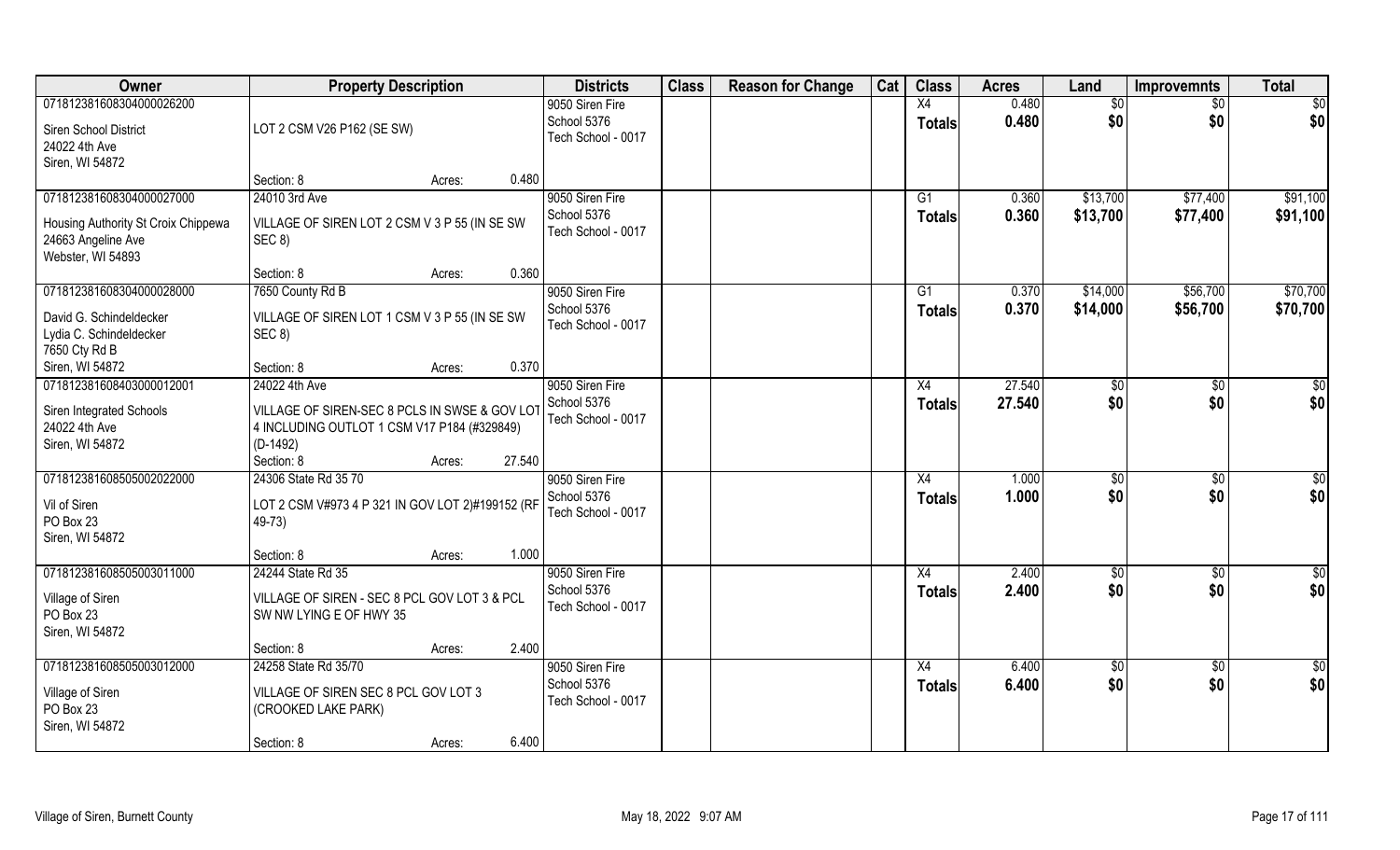| Owner | Property Description | Districts | Class | Reason for Change | Cat | Class | Acres | Land | Improvemnts | Total |
|---|---|---|---|---|---|---|---|---|---|---|
| 071812381608304000026200<br>Siren School District<br>24022 4th Ave<br>Siren, WI 54872 | LOT 2 CSM V26 P162 (SE SW)<br>Section: 8 Acres: 0.480 | 9050 Siren Fire<br>School 5376<br>Tech School - 0017 | | | | X4<br>**Totals** | 0.480<br>**0.480** | $0<br>**$0** | $0<br>**$0** | $0<br>**$0** |
| 071812381608304000027000<br>Housing Authority St Croix Chippewa<br>24663 Angeline Ave<br>Webster, WI 54893 | 24010 3rd Ave<br>VILLAGE OF SIREN LOT 2 CSM V 3 P 55 (IN SE SW SEC 8)<br>Section: 8 Acres: 0.360 | 9050 Siren Fire<br>School 5376<br>Tech School - 0017 | | | | G1<br>**Totals** | 0.360<br>**0.360** | $13,700<br>**$13,700** | $77,400<br>**$77,400** | $91,100<br>**$91,100** |
| 071812381608304000028000<br>David G. Schindeldecker<br>Lydia C. Schindeldecker<br>7650 Cty Rd B<br>Siren, WI 54872 | 7650 County Rd B<br>VILLAGE OF SIREN LOT 1 CSM V 3 P 55 (IN SE SW SEC 8)<br>Section: 8 Acres: 0.370 | 9050 Siren Fire<br>School 5376<br>Tech School - 0017 | | | | G1<br>**Totals** | 0.370<br>**0.370** | $14,000<br>**$14,000** | $56,700<br>**$56,700** | $70,700<br>**$70,700** |
| 071812381608403000012001<br>Siren Integrated Schools<br>24022 4th Ave<br>Siren, WI 54872 | 24022 4th Ave<br>VILLAGE OF SIREN-SEC 8 PCLS IN SWSE & GOV LOT 4 INCLUDING OUTLOT 1 CSM V17 P184 (#329849) (D-1492)<br>Section: 8 Acres: 27.540 | 9050 Siren Fire<br>School 5376<br>Tech School - 0017 | | | | X4<br>**Totals** | 27.540<br>**27.540** | $0<br>**$0** | $0<br>**$0** | $0<br>**$0** |
| 071812381608505002022000<br>Vil of Siren<br>PO Box 23<br>Siren, WI 54872 | 24306 State Rd 35 70<br>LOT 2 CSM V#973 4 P 321 IN GOV LOT 2)#199152 (RF 49-73)<br>Section: 8 Acres: 1.000 | 9050 Siren Fire<br>School 5376<br>Tech School - 0017 | | | | X4<br>**Totals** | 1.000<br>**1.000** | $0<br>**$0** | $0<br>**$0** | $0<br>**$0** |
| 071812381608505003011000<br>Village of Siren<br>PO Box 23<br>Siren, WI 54872 | 24244 State Rd 35<br>VILLAGE OF SIREN - SEC 8 PCL GOV LOT 3 & PCL SW NW LYING E OF HWY 35<br>Section: 8 Acres: 2.400 | 9050 Siren Fire<br>School 5376<br>Tech School - 0017 | | | | X4<br>**Totals** | 2.400<br>**2.400** | $0<br>**$0** | $0<br>**$0** | $0<br>**$0** |
| 071812381608505003012000<br>Village of Siren<br>PO Box 23<br>Siren, WI 54872 | 24258 State Rd 35/70<br>VILLAGE OF SIREN SEC 8 PCL GOV LOT 3 (CROOKED LAKE PARK)<br>Section: 8 Acres: 6.400 | 9050 Siren Fire<br>School 5376<br>Tech School - 0017 | | | | X4<br>**Totals** | 6.400<br>**6.400** | $0<br>**$0** | $0<br>**$0** | $0<br>**$0** |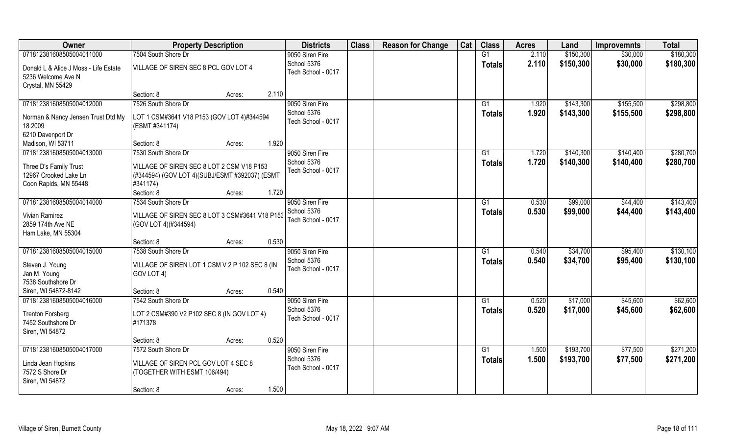| Owner | Property Description | Districts | Class | Reason for Change | Cat | Class | Acres | Land | Improvemnts | Total |
|---|---|---|---|---|---|---|---|---|---|---|
| 07181238160850500401100 | 7504 South Shore Dr | 9050 Siren Fire | | | | G1 | 2.110 | $150,300 | $30,000 | $180,300 |
| Donald L & Alice J Moss - Life Estate<br>5236 Welcome Ave N<br>Crystal, MN 55429 | VILLAGE OF SIREN SEC 8 PCL GOV LOT 4<br>Section: 8 Acres: 2.110 | School 5376<br>Tech School - 0017 | | | | Totals | 2.110 | $150,300 | $30,000 | $180,300 |
| 07181238160850500401200 | 7526 South Shore Dr | 9050 Siren Fire | | | | G1 | 1.920 | $143,300 | $155,500 | $298,800 |
| Norman & Nancy Jensen Trust Dtd My 18 2009<br>6210 Davenport Dr<br>Madison, WI 53711 | LOT 1 CSM#3641 V18 P153 (GOV LOT 4)#344594 (ESMT #341174)<br>Section: 8 Acres: 1.920 | School 5376<br>Tech School - 0017 | | | | Totals | 1.920 | $143,300 | $155,500 | $298,800 |
| 07181238160850500401300 | 7530 South Shore Dr | 9050 Siren Fire | | | | G1 | 1.720 | $140,300 | $140,400 | $280,700 |
| Three D's Family Trust<br>12967 Crooked Lake Ln<br>Coon Rapids, MN 55448 | VILLAGE OF SIREN SEC 8 LOT 2 CSM V18 P153 (#344594) (GOV LOT 4)(SUBJ/ESMT #392037) (ESMT #341174)<br>Section: 8 Acres: 1.720 | School 5376<br>Tech School - 0017 | | | | Totals | 1.720 | $140,300 | $140,400 | $280,700 |
| 07181238160850500401400 | 7534 South Shore Dr | 9050 Siren Fire | | | | G1 | 0.530 | $99,000 | $44,400 | $143,400 |
| Vivian Ramirez<br>2859 174th Ave NE<br>Ham Lake, MN 55304 | VILLAGE OF SIREN SEC 8 LOT 3 CSM#3641 V18 P153 (GOV LOT 4)(#344594)<br>Section: 8 Acres: 0.530 | School 5376<br>Tech School - 0017 | | | | Totals | 0.530 | $99,000 | $44,400 | $143,400 |
| 07181238160850500401500 | 7538 South Shore Dr | 9050 Siren Fire | | | | G1 | 0.540 | $34,700 | $95,400 | $130,100 |
| Steven J. Young<br>Jan M. Young<br>7538 Southshore Dr<br>Siren, WI 54872-8142 | VILLAGE OF SIREN LOT 1 CSM V 2 P 102 SEC 8 (IN GOV LOT 4)<br>Section: 8 Acres: 0.540 | School 5376<br>Tech School - 0017 | | | | Totals | 0.540 | $34,700 | $95,400 | $130,100 |
| 07181238160850500401600 | 7542 South Shore Dr | 9050 Siren Fire | | | | G1 | 0.520 | $17,000 | $45,600 | $62,600 |
| Trenton Forsberg<br>7452 Southshore Dr<br>Siren, WI 54872 | LOT 2 CSM#390 V2 P102 SEC 8 (IN GOV LOT 4) #171378<br>Section: 8 Acres: 0.520 | School 5376<br>Tech School - 0017 | | | | Totals | 0.520 | $17,000 | $45,600 | $62,600 |
| 07181238160850500401700 | 7572 South Shore Dr | 9050 Siren Fire | | | | G1 | 1.500 | $193,700 | $77,500 | $271,200 |
| Linda Jean Hopkins<br>7572 S Shore Dr<br>Siren, WI 54872 | VILLAGE OF SIREN PCL GOV LOT 4 SEC 8 (TOGETHER WITH ESMT 106/494)<br>Section: 8 Acres: 1.500 | School 5376<br>Tech School - 0017 | | | | Totals | 1.500 | $193,700 | $77,500 | $271,200 |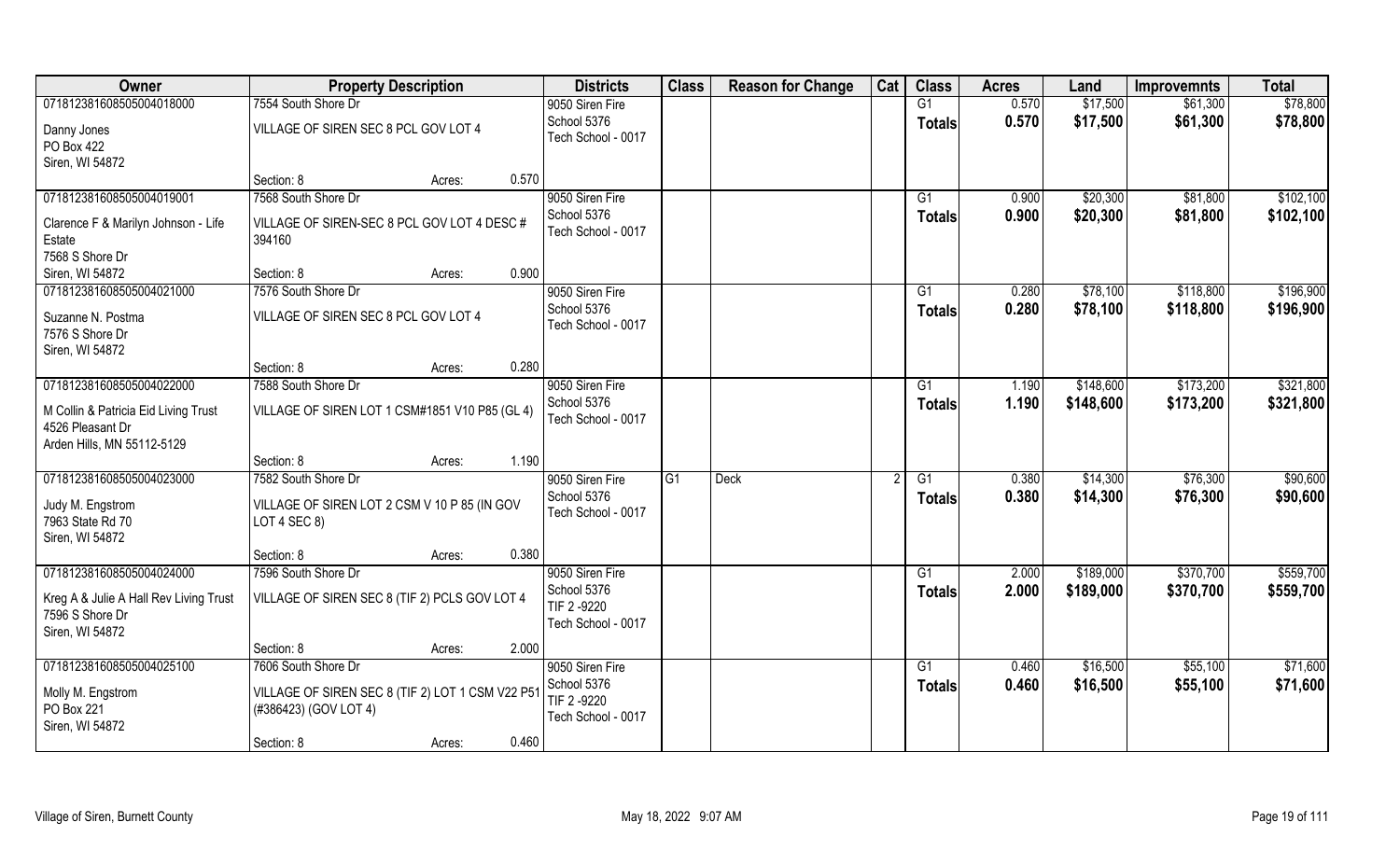| Owner | Property Description | | | Districts | Class | Reason for Change | Cat | Class | Acres | Land | Improvemnts | Total |
|---|---|---|---|---|---|---|---|---|---|---|---|---|
| 07181238160850504018000 | 7554 South Shore Dr | | | 9050 Siren Fire | | | | G1 | 0.570 | $17,500 | $61,300 | $78,800 |
| Danny Jones<br>PO Box 422<br>Siren, WI 54872 | VILLAGE OF SIREN SEC 8 PCL GOV LOT 4 | | | School 5376<br>Tech School - 0017 | | | | **Totals** | **0.570** | **$17,500** | **$61,300** | **$78,800** |
| | Section: 8 | Acres: | 0.570 | | | | | | | | | |
| 07181238160850504019001 | 7568 South Shore Dr | | | 9050 Siren Fire | | | | G1 | 0.900 | $20,300 | $81,800 | $102,100 |
| Clarence F & Marilyn Johnson - Life Estate<br>7568 S Shore Dr<br>Siren, WI 54872 | VILLAGE OF SIREN-SEC 8 PCL GOV LOT 4 DESC # 394160 | | | School 5376<br>Tech School - 0017 | | | | **Totals** | **0.900** | **$20,300** | **$81,800** | **$102,100** |
| | Section: 8 | Acres: | 0.900 | | | | | | | | | |
| 07181238160850504021000 | 7576 South Shore Dr | | | 9050 Siren Fire | | | | G1 | 0.280 | $78,100 | $118,800 | $196,900 |
| Suzanne N. Postma<br>7576 S Shore Dr<br>Siren, WI 54872 | VILLAGE OF SIREN SEC 8 PCL GOV LOT 4 | | | School 5376<br>Tech School - 0017 | | | | **Totals** | **0.280** | **$78,100** | **$118,800** | **$196,900** |
| | Section: 8 | Acres: | 0.280 | | | | | | | | | |
| 07181238160850504022000 | 7588 South Shore Dr | | | 9050 Siren Fire | | | | G1 | 1.190 | $148,600 | $173,200 | $321,800 |
| M Collin & Patricia Eid Living Trust<br>4526 Pleasant Dr<br>Arden Hills, MN 55112-5129 | VILLAGE OF SIREN LOT 1 CSM#1851 V10 P85 (GL 4) | | | School 5376<br>Tech School - 0017 | | | | **Totals** | **1.190** | **$148,600** | **$173,200** | **$321,800** |
| | Section: 8 | Acres: | 1.190 | | | | | | | | | |
| 07181238160850504023000 | 7582 South Shore Dr | | | 9050 Siren Fire | G1 | Deck | 2 | G1 | 0.380 | $14,300 | $76,300 | $90,600 |
| Judy M. Engstrom<br>7963 State Rd 70<br>Siren, WI 54872 | VILLAGE OF SIREN LOT 2 CSM V 10 P 85 (IN GOV LOT 4 SEC 8) | | | School 5376<br>Tech School - 0017 | | | | **Totals** | **0.380** | **$14,300** | **$76,300** | **$90,600** |
| | Section: 8 | Acres: | 0.380 | | | | | | | | | |
| 07181238160850504024000 | 7596 South Shore Dr | | | 9050 Siren Fire | | | | G1 | 2.000 | $189,000 | $370,700 | $559,700 |
| Kreg A & Julie A Hall Rev Living Trust<br>7596 S Shore Dr<br>Siren, WI 54872 | VILLAGE OF SIREN SEC 8 (TIF 2) PCLS GOV LOT 4 | | | School 5376<br>TIF 2 -9220<br>Tech School - 0017 | | | | **Totals** | **2.000** | **$189,000** | **$370,700** | **$559,700** |
| | Section: 8 | Acres: | 2.000 | | | | | | | | | |
| 07181238160850504025100 | 7606 South Shore Dr | | | 9050 Siren Fire | | | | G1 | 0.460 | $16,500 | $55,100 | $71,600 |
| Molly M. Engstrom<br>PO Box 221<br>Siren, WI 54872 | VILLAGE OF SIREN SEC 8 (TIF 2) LOT 1 CSM V22 P51 (#386423) (GOV LOT 4) | | | School 5376<br>TIF 2 -9220<br>Tech School - 0017 | | | | **Totals** | **0.460** | **$16,500** | **$55,100** | **$71,600** |
| | Section: 8 | Acres: | 0.460 | | | | | | | | | |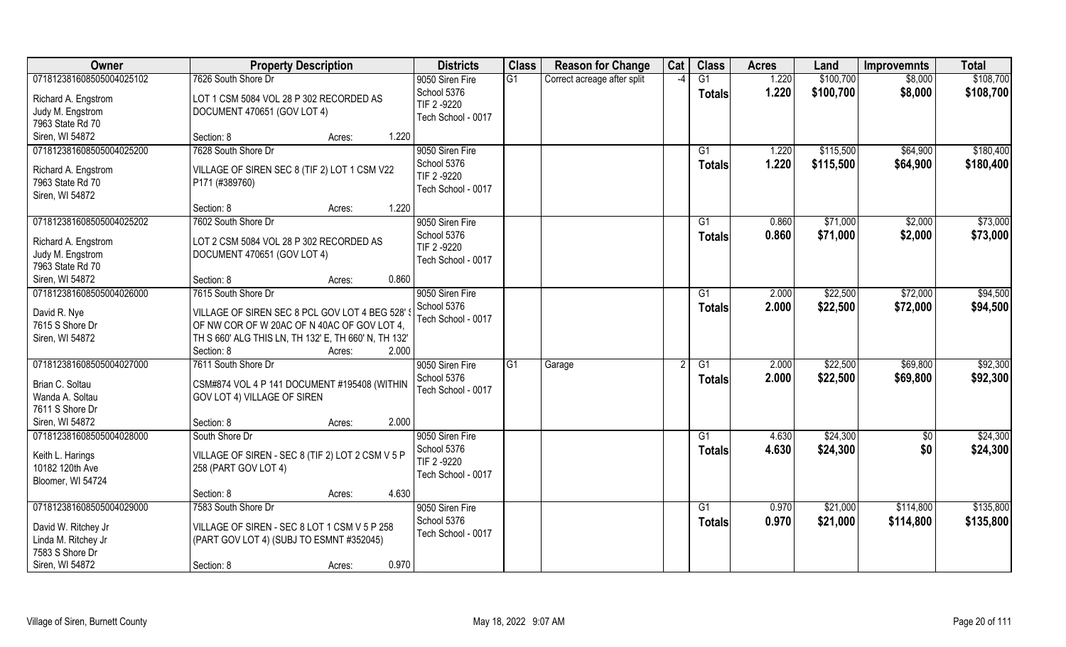| Owner | Property Description | Districts | Class | Reason for Change | Cat | Class | Acres | Land | Improvemnts | Total |
|---|---|---|---|---|---|---|---|---|---|---|
| 071812381608505004025102<br>Richard A. Engstrom<br>Judy M. Engstrom<br>7963 State Rd 70<br>Siren, WI 54872 | 7626 South Shore Dr<br>LOT 1 CSM 5084 VOL 28 P 302 RECORDED AS DOCUMENT 470651 (GOV LOT 4)<br>Section: 8 Acres: 1.220 | 9050 Siren Fire<br>School 5376<br>TIF 2 -9220<br>Tech School - 0017 | G1 | Correct acreage after split | -4 | G1<br>**Totals** | 1.220<br>**1.220** | $100,700<br>**$100,700** | $8,000<br>**$8,000** | $108,700<br>**$108,700** |
| 071812381608505004025200<br>Richard A. Engstrom<br>7963 State Rd 70<br>Siren, WI 54872 | 7628 South Shore Dr<br>VILLAGE OF SIREN SEC 8 (TIF 2) LOT 1 CSM V22 P171 (#389760)<br>Section: 8 Acres: 1.220 | 9050 Siren Fire<br>School 5376<br>TIF 2 -9220<br>Tech School - 0017 | | | | G1<br>**Totals** | 1.220<br>**1.220** | $115,500<br>**$115,500** | $64,900<br>**$64,900** | $180,400<br>**$180,400** |
| 071812381608505004025202<br>Richard A. Engstrom<br>Judy M. Engstrom<br>7963 State Rd 70<br>Siren, WI 54872 | 7602 South Shore Dr<br>LOT 2 CSM 5084 VOL 28 P 302 RECORDED AS DOCUMENT 470651 (GOV LOT 4)<br>Section: 8 Acres: 0.860 | 9050 Siren Fire<br>School 5376<br>TIF 2 -9220<br>Tech School - 0017 | | | | G1<br>**Totals** | 0.860<br>**0.860** | $71,000<br>**$71,000** | $2,000<br>**$2,000** | $73,000<br>**$73,000** |
| 071812381608505004026000<br>David R. Nye<br>7615 S Shore Dr<br>Siren, WI 54872 | 7615 South Shore Dr<br>VILLAGE OF SIREN SEC 8 PCL GOV LOT 4 BEG 528' S OF NW COR OF W 20AC OF N 40AC OF GOV LOT 4, TH S 660' ALG THIS LN, TH 132' E, TH 660' N, TH 132'<br>Section: 8 Acres: 2.000 | 9050 Siren Fire<br>School 5376<br>Tech School - 0017 | | | | G1<br>**Totals** | 2.000<br>**2.000** | $22,500<br>**$22,500** | $72,000<br>**$72,000** | $94,500<br>**$94,500** |
| 071812381608505004027000<br>Brian C. Soltau<br>Wanda A. Soltau<br>7611 S Shore Dr<br>Siren, WI 54872 | 7611 South Shore Dr<br>CSM#874 VOL 4 P 141 DOCUMENT #195408 (WITHIN GOV LOT 4) VILLAGE OF SIREN<br>Section: 8 Acres: 2.000 | 9050 Siren Fire<br>School 5376<br>Tech School - 0017 | G1 | Garage | 2 | G1<br>**Totals** | 2.000<br>**2.000** | $22,500<br>**$22,500** | $69,800<br>**$69,800** | $92,300<br>**$92,300** |
| 071812381608505004028000<br>Keith L. Harings<br>10182 120th Ave<br>Bloomer, WI 54724 | South Shore Dr<br>VILLAGE OF SIREN - SEC 8 (TIF 2) LOT 2 CSM V 5 P 258 (PART GOV LOT 4)<br>Section: 8 Acres: 4.630 | 9050 Siren Fire<br>School 5376<br>TIF 2 -9220<br>Tech School - 0017 | | | | G1<br>**Totals** | 4.630<br>**4.630** | $24,300<br>**$24,300** | $0<br>**$0** | $24,300<br>**$24,300** |
| 071812381608505004029000<br>David W. Ritchey Jr<br>Linda M. Ritchey Jr<br>7583 S Shore Dr<br>Siren, WI 54872 | 7583 South Shore Dr<br>VILLAGE OF SIREN - SEC 8 LOT 1 CSM V 5 P 258 (PART GOV LOT 4) (SUBJ TO ESMNT #352045)<br>Section: 8 Acres: 0.970 | 9050 Siren Fire<br>School 5376<br>Tech School - 0017 | | | | G1<br>**Totals** | 0.970<br>**0.970** | $21,000<br>**$21,000** | $114,800<br>**$114,800** | $135,800<br>**$135,800** |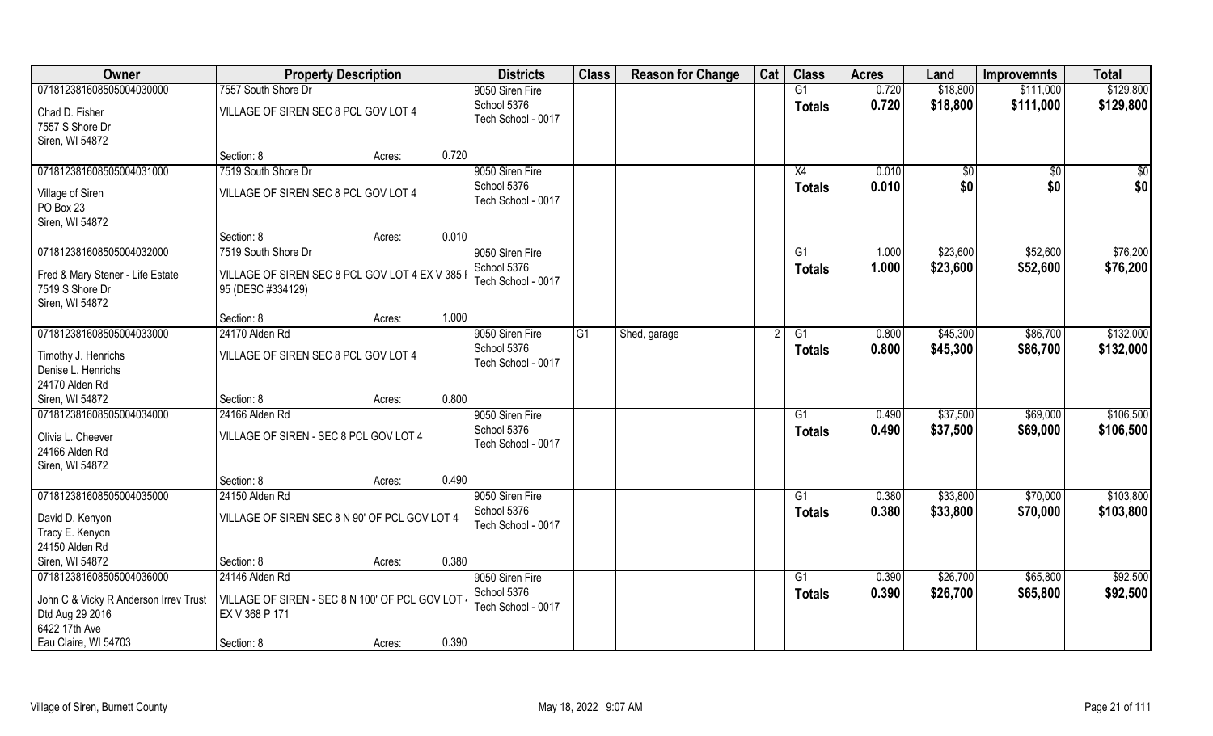| Owner | Property Description | Districts | Class | Reason for Change | Cat | Class | Acres | Land | Improvemnts | Total |
|---|---|---|---|---|---|---|---|---|---|---|
| 071812381608505004030000 | 7557 South Shore Dr | 9050 Siren Fire | | | | G1 | 0.720 | $18,800 | $111,000 | $129,800 |
| Chad D. Fisher<br>7557 S Shore Dr<br>Siren, WI 54872 | VILLAGE OF SIREN SEC 8 PCL GOV LOT 4 | School 5376<br>Tech School - 0017 | | | | Totals | 0.720 | $18,800 | $111,000 | $129,800 |
| | Section: 8 Acres: 0.720 | | | | | | | | | |
| 071812381608505004031000 | 7519 South Shore Dr | 9050 Siren Fire | | | | X4 | 0.010 | $0 | $0 | $0 |
| Village of Siren<br>PO Box 23<br>Siren, WI 54872 | VILLAGE OF SIREN SEC 8 PCL GOV LOT 4 | School 5376<br>Tech School - 0017 | | | | Totals | 0.010 | $0 | $0 | $0 |
| | Section: 8 Acres: 0.010 | | | | | | | | | |
| 071812381608505004032000 | 7519 South Shore Dr | 9050 Siren Fire | | | | G1 | 1.000 | $23,600 | $52,600 | $76,200 |
| Fred & Mary Stener - Life Estate<br>7519 S Shore Dr<br>Siren, WI 54872 | VILLAGE OF SIREN SEC 8 PCL GOV LOT 4 EX V 385 P 95 (DESC #334129) | School 5376<br>Tech School - 0017 | | | | Totals | 1.000 | $23,600 | $52,600 | $76,200 |
| | Section: 8 Acres: 1.000 | | | | | | | | | |
| 071812381608505004033000 | 24170 Alden Rd | 9050 Siren Fire | G1 | Shed, garage | 2 | G1 | 0.800 | $45,300 | $86,700 | $132,000 |
| Timothy J. Henrichs<br>Denise L. Henrichs<br>24170 Alden Rd<br>Siren, WI 54872 | VILLAGE OF SIREN SEC 8 PCL GOV LOT 4 | School 5376<br>Tech School - 0017 | | | | Totals | 0.800 | $45,300 | $86,700 | $132,000 |
| | Section: 8 Acres: 0.800 | | | | | | | | | |
| 071812381608505004034000 | 24166 Alden Rd | 9050 Siren Fire | | | | G1 | 0.490 | $37,500 | $69,000 | $106,500 |
| Olivia L. Cheever<br>24166 Alden Rd<br>Siren, WI 54872 | VILLAGE OF SIREN - SEC 8 PCL GOV LOT 4 | School 5376<br>Tech School - 0017 | | | | Totals | 0.490 | $37,500 | $69,000 | $106,500 |
| | Section: 8 Acres: 0.490 | | | | | | | | | |
| 071812381608505004035000 | 24150 Alden Rd | 9050 Siren Fire | | | | G1 | 0.380 | $33,800 | $70,000 | $103,800 |
| David D. Kenyon<br>Tracy E. Kenyon<br>24150 Alden Rd<br>Siren, WI 54872 | VILLAGE OF SIREN SEC 8 N 90' OF PCL GOV LOT 4 | School 5376<br>Tech School - 0017 | | | | Totals | 0.380 | $33,800 | $70,000 | $103,800 |
| | Section: 8 Acres: 0.380 | | | | | | | | | |
| 071812381608505004036000 | 24146 Alden Rd | 9050 Siren Fire | | | | G1 | 0.390 | $26,700 | $65,800 | $92,500 |
| John C & Vicky R Anderson Irrev Trust<br>Dtd Aug 29 2016<br>6422 17th Ave<br>Eau Claire, WI 54703 | VILLAGE OF SIREN - SEC 8 N 100' OF PCL GOV LOT 4 EX V 368 P 171 | School 5376<br>Tech School - 0017 | | | | Totals | 0.390 | $26,700 | $65,800 | $92,500 |
| | Section: 8 Acres: 0.390 | | | | | | | | | |

Village of Siren, Burnett County — May 18, 2022 9:07 AM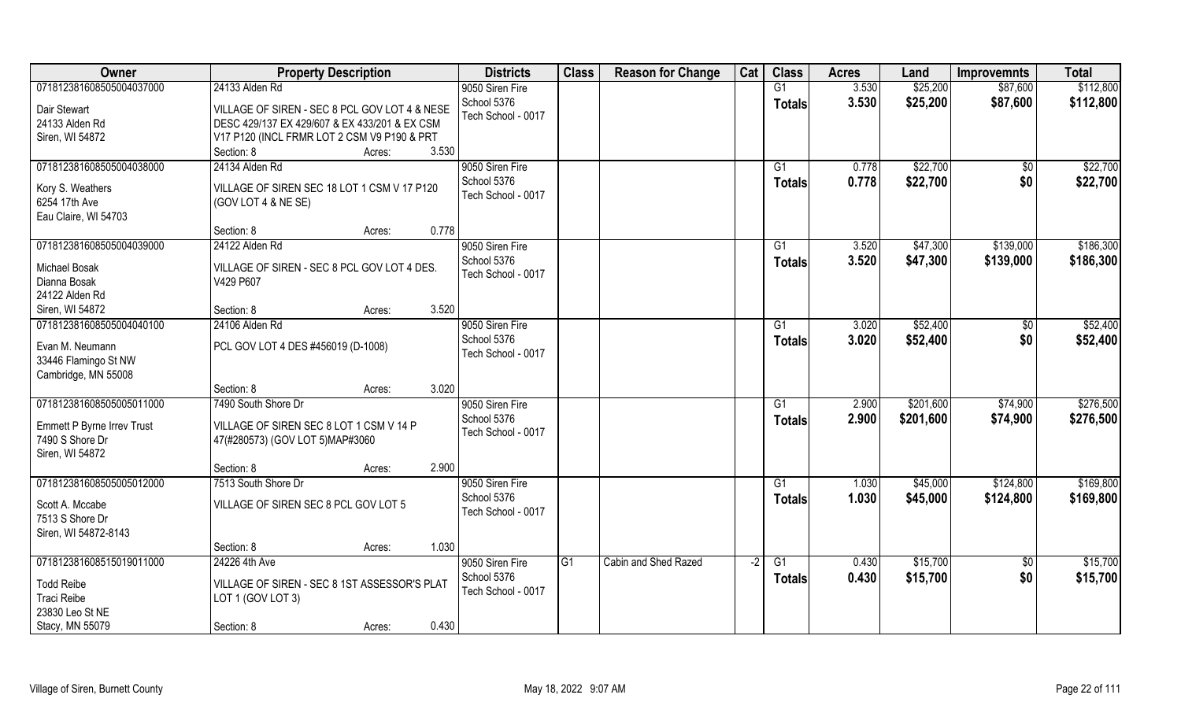| Owner | Property Description | Districts | Class | Reason for Change | Cat | Class | Acres | Land | Improvemnts | Total |
|---|---|---|---|---|---|---|---|---|---|---|
| 07181238160850500403700​0<br>Dair Stewart<br>24133 Alden Rd<br>Siren, WI 54872 | 24133 Alden Rd<br>VILLAGE OF SIREN - SEC 8 PCL GOV LOT 4 & NESE DESC 429/137 EX 429/607 & EX 433/201 & EX CSM V17 P120 (INCL FRMR LOT 2 CSM V9 P190 & PRT<br>Section: 8 Acres: 3.530 | 9050 Siren Fire<br>School 5376<br>Tech School - 0017 | | | | G1<br>**Totals** | 3.530<br>**3.530** | $25,200<br>**$25,200** | $87,600<br>**$87,600** | $112,800<br>**$112,800** |
| 071812381608505004038000<br>Kory S. Weathers<br>6254 17th Ave<br>Eau Claire, WI 54703 | 24134 Alden Rd<br>VILLAGE OF SIREN SEC 18 LOT 1 CSM V 17 P120 (GOV LOT 4 & NE SE)<br>Section: 8 Acres: 0.778 | 9050 Siren Fire<br>School 5376<br>Tech School - 0017 | | | | G1<br>**Totals** | 0.778<br>**0.778** | $22,700<br>**$22,700** | $0<br>**$0** | $22,700<br>**$22,700** |
| 071812381608505004039000<br>Michael Bosak<br>Dianna Bosak<br>24122 Alden Rd<br>Siren, WI 54872 | 24122 Alden Rd<br>VILLAGE OF SIREN - SEC 8 PCL GOV LOT 4 DES. V429 P607<br>Section: 8 Acres: 3.520 | 9050 Siren Fire<br>School 5376<br>Tech School - 0017 | | | | G1<br>**Totals** | 3.520<br>**3.520** | $47,300<br>**$47,300** | $139,000<br>**$139,000** | $186,300<br>**$186,300** |
| 071812381608505004040100<br>Evan M. Neumann<br>33446 Flamingo St NW<br>Cambridge, MN 55008 | 24106 Alden Rd<br>PCL GOV LOT 4 DES #456019 (D-1008)<br>Section: 8 Acres: 3.020 | 9050 Siren Fire<br>School 5376<br>Tech School - 0017 | | | | G1<br>**Totals** | 3.020<br>**3.020** | $52,400<br>**$52,400** | $0<br>**$0** | $52,400<br>**$52,400** |
| 071812381608505005011000<br>Emmett P Byrne Irrev Trust<br>7490 S Shore Dr<br>Siren, WI 54872 | 7490 South Shore Dr<br>VILLAGE OF SIREN SEC 8 LOT 1 CSM V 14 P 47(#280573) (GOV LOT 5)MAP#3060<br>Section: 8 Acres: 2.900 | 9050 Siren Fire<br>School 5376<br>Tech School - 0017 | | | | G1<br>**Totals** | 2.900<br>**2.900** | $201,600<br>**$201,600** | $74,900<br>**$74,900** | $276,500<br>**$276,500** |
| 071812381608505005012000<br>Scott A. Mccabe<br>7513 S Shore Dr<br>Siren, WI 54872-8143 | 7513 South Shore Dr<br>VILLAGE OF SIREN SEC 8 PCL GOV LOT 5<br>Section: 8 Acres: 1.030 | 9050 Siren Fire<br>School 5376<br>Tech School - 0017 | | | | G1<br>**Totals** | 1.030<br>**1.030** | $45,000<br>**$45,000** | $124,800<br>**$124,800** | $169,800<br>**$169,800** |
| 071812381608515019011000<br>Todd Reibe<br>Traci Reibe<br>23830 Leo St NE<br>Stacy, MN 55079 | 24226 4th Ave<br>VILLAGE OF SIREN - SEC 8 1ST ASSESSOR'S PLAT LOT 1 (GOV LOT 3)<br>Section: 8 Acres: 0.430 | 9050 Siren Fire<br>School 5376<br>Tech School - 0017 | G1 | Cabin and Shed Razed | -2 | G1<br>**Totals** | 0.430<br>**0.430** | $15,700<br>**$15,700** | $0<br>**$0** | $15,700<br>**$15,700** |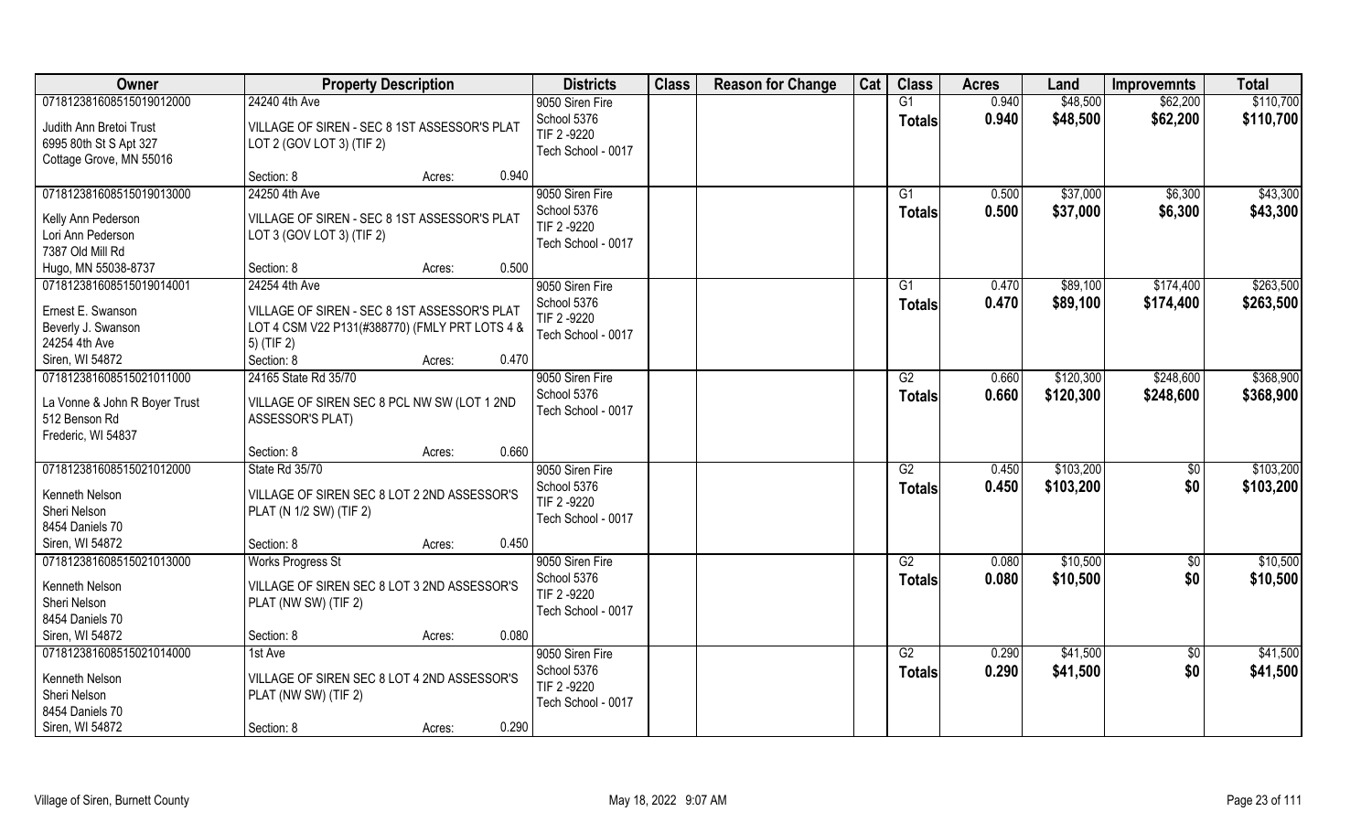| Owner | Property Description | | | Districts | Class | Reason for Change | Cat | Class | Acres | Land | Improvemnts | Total |
|---|---|---|---|---|---|---|---|---|---|---|---|---|
| 071812381608515019012000 | 24240 4th Ave | | | 9050 Siren Fire | | | | G1 | 0.940 | $48,500 | $62,200 | $110,700 |
| Judith Ann Bretoi Trust | VILLAGE OF SIREN - SEC 8 1ST ASSESSOR'S PLAT LOT 2 (GOV LOT 3) (TIF 2) | | | School 5376 | | | | **Totals** | **0.940** | **$48,500** | **$62,200** | **$110,700** |
| 6995 80th St S Apt 327 | | | | TIF 2 -9220 | | | | | | | | |
| Cottage Grove, MN 55016 | | | | Tech School - 0017 | | | | | | | | |
| | Section: 8 | Acres: | 0.940 | | | | | | | | | |
| 071812381608515019013000 | 24250 4th Ave | | | 9050 Siren Fire | | | | G1 | 0.500 | $37,000 | $6,300 | $43,300 |
| Kelly Ann Pederson | VILLAGE OF SIREN - SEC 8 1ST ASSESSOR'S PLAT LOT 3 (GOV LOT 3) (TIF 2) | | | School 5376 | | | | **Totals** | **0.500** | **$37,000** | **$6,300** | **$43,300** |
| Lori Ann Pederson | | | | TIF 2 -9220 | | | | | | | | |
| 7387 Old Mill Rd | | | | Tech School - 0017 | | | | | | | | |
| Hugo, MN 55038-8737 | Section: 8 | Acres: | 0.500 | | | | | | | | | |
| 071812381608515019014001 | 24254 4th Ave | | | 9050 Siren Fire | | | | G1 | 0.470 | $89,100 | $174,400 | $263,500 |
| Ernest E. Swanson | VILLAGE OF SIREN - SEC 8 1ST ASSESSOR'S PLAT LOT 4 CSM V22 P131(#388770) (FMLY PRT LOTS 4 & 5) (TIF 2) | | | School 5376 | | | | **Totals** | **0.470** | **$89,100** | **$174,400** | **$263,500** |
| Beverly J. Swanson | | | | TIF 2 -9220 | | | | | | | | |
| 24254 4th Ave | | | | Tech School - 0017 | | | | | | | | |
| Siren, WI 54872 | Section: 8 | Acres: | 0.470 | | | | | | | | | |
| 071812381608515021011000 | 24165 State Rd 35/70 | | | 9050 Siren Fire | | | | G2 | 0.660 | $120,300 | $248,600 | $368,900 |
| La Vonne & John R Boyer Trust | VILLAGE OF SIREN SEC 8 PCL NW SW (LOT 1 2ND ASSESSOR'S PLAT) | | | School 5376 | | | | **Totals** | **0.660** | **$120,300** | **$248,600** | **$368,900** |
| 512 Benson Rd | | | | Tech School - 0017 | | | | | | | | |
| Frederic, WI 54837 | | | | | | | | | | | | |
| | Section: 8 | Acres: | 0.660 | | | | | | | | | |
| 071812381608515021012000 | State Rd 35/70 | | | 9050 Siren Fire | | | | G2 | 0.450 | $103,200 | $0 | $103,200 |
| Kenneth Nelson | VILLAGE OF SIREN SEC 8 LOT 2 2ND ASSESSOR'S PLAT (N 1/2 SW) (TIF 2) | | | School 5376 | | | | **Totals** | **0.450** | **$103,200** | **$0** | **$103,200** |
| Sheri Nelson | | | | TIF 2 -9220 | | | | | | | | |
| 8454 Daniels 70 | | | | Tech School - 0017 | | | | | | | | |
| Siren, WI 54872 | Section: 8 | Acres: | 0.450 | | | | | | | | | |
| 071812381608515021013000 | Works Progress St | | | 9050 Siren Fire | | | | G2 | 0.080 | $10,500 | $0 | $10,500 |
| Kenneth Nelson | VILLAGE OF SIREN SEC 8 LOT 3 2ND ASSESSOR'S PLAT (NW SW) (TIF 2) | | | School 5376 | | | | **Totals** | **0.080** | **$10,500** | **$0** | **$10,500** |
| Sheri Nelson | | | | TIF 2 -9220 | | | | | | | | |
| 8454 Daniels 70 | | | | Tech School - 0017 | | | | | | | | |
| Siren, WI 54872 | Section: 8 | Acres: | 0.080 | | | | | | | | | |
| 071812381608515021014000 | 1st Ave | | | 9050 Siren Fire | | | | G2 | 0.290 | $41,500 | $0 | $41,500 |
| Kenneth Nelson | VILLAGE OF SIREN SEC 8 LOT 4 2ND ASSESSOR'S PLAT (NW SW) (TIF 2) | | | School 5376 | | | | **Totals** | **0.290** | **$41,500** | **$0** | **$41,500** |
| Sheri Nelson | | | | TIF 2 -9220 | | | | | | | | |
| 8454 Daniels 70 | | | | Tech School - 0017 | | | | | | | | |
| Siren, WI 54872 | Section: 8 | Acres: | 0.290 | | | | | | | | | |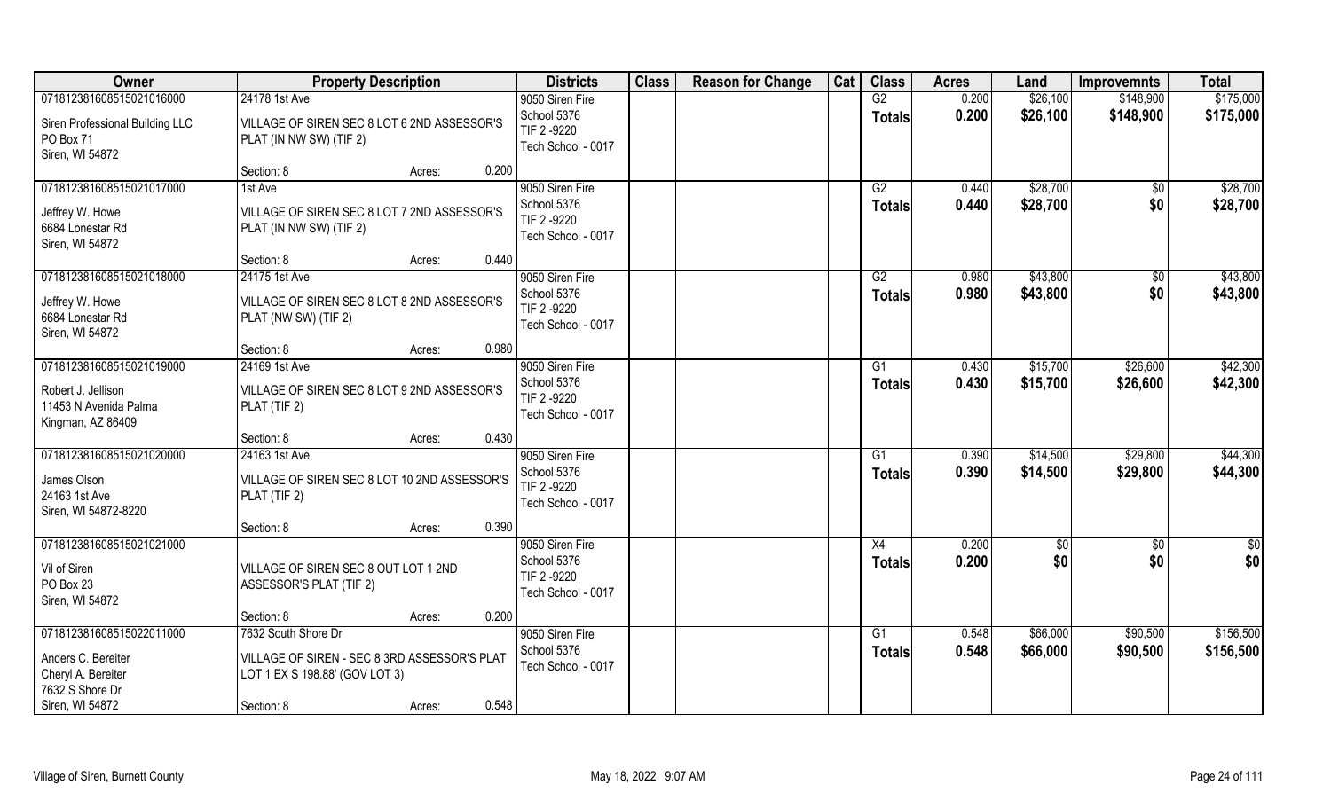| Owner | Property Description | | Districts | Class | Reason for Change | Cat | Class | Acres | Land | Improvemnts | Total |
|---|---|---|---|---|---|---|---|---|---|---|---|
| 07181238160851502101600​0 | 24178 1st Ave | | 9050 Siren Fire | | | | G2 | 0.200 | $26,100 | $148,900 | $175,000 |
| Siren Professional Building LLC<br>PO Box 71<br>Siren, WI 54872 | VILLAGE OF SIREN SEC 8 LOT 6 2ND ASSESSOR'S PLAT (IN NW SW) (TIF 2) | | School 5376<br>TIF 2 -9220<br>Tech School - 0017 | | | | **Totals** | **0.200** | **$26,100** | **$148,900** | **$175,000** |
| | Section: 8 | Acres: 0.200 | | | | | | | | | |
| 071812381608515021017000 | 1st Ave | | 9050 Siren Fire | | | | G2 | 0.440 | $28,700 | $0 | $28,700 |
| Jeffrey W. Howe<br>6684 Lonestar Rd<br>Siren, WI 54872 | VILLAGE OF SIREN SEC 8 LOT 7 2ND ASSESSOR'S PLAT (IN NW SW) (TIF 2) | | School 5376<br>TIF 2 -9220<br>Tech School - 0017 | | | | **Totals** | **0.440** | **$28,700** | **$0** | **$28,700** |
| | Section: 8 | Acres: 0.440 | | | | | | | | | |
| 071812381608515021018000 | 24175 1st Ave | | 9050 Siren Fire | | | | G2 | 0.980 | $43,800 | $0 | $43,800 |
| Jeffrey W. Howe<br>6684 Lonestar Rd<br>Siren, WI 54872 | VILLAGE OF SIREN SEC 8 LOT 8 2ND ASSESSOR'S PLAT (NW SW) (TIF 2) | | School 5376<br>TIF 2 -9220<br>Tech School - 0017 | | | | **Totals** | **0.980** | **$43,800** | **$0** | **$43,800** |
| | Section: 8 | Acres: 0.980 | | | | | | | | | |
| 071812381608515021019000 | 24169 1st Ave | | 9050 Siren Fire | | | | G1 | 0.430 | $15,700 | $26,600 | $42,300 |
| Robert J. Jellison<br>11453 N Avenida Palma<br>Kingman, AZ 86409 | VILLAGE OF SIREN SEC 8 LOT 9 2ND ASSESSOR'S PLAT (TIF 2) | | School 5376<br>TIF 2 -9220<br>Tech School - 0017 | | | | **Totals** | **0.430** | **$15,700** | **$26,600** | **$42,300** |
| | Section: 8 | Acres: 0.430 | | | | | | | | | |
| 071812381608515021020000 | 24163 1st Ave | | 9050 Siren Fire | | | | G1 | 0.390 | $14,500 | $29,800 | $44,300 |
| James Olson<br>24163 1st Ave<br>Siren, WI 54872-8220 | VILLAGE OF SIREN SEC 8 LOT 10 2ND ASSESSOR'S PLAT (TIF 2) | | School 5376<br>TIF 2 -9220<br>Tech School - 0017 | | | | **Totals** | **0.390** | **$14,500** | **$29,800** | **$44,300** |
| | Section: 8 | Acres: 0.390 | | | | | | | | | |
| 071812381608515021021000 | | | 9050 Siren Fire | | | | X4 | 0.200 | $0 | $0 | $0 |
| Vil of Siren<br>PO Box 23<br>Siren, WI 54872 | VILLAGE OF SIREN SEC 8 OUT LOT 1 2ND ASSESSOR'S PLAT (TIF 2) | | School 5376<br>TIF 2 -9220<br>Tech School - 0017 | | | | **Totals** | **0.200** | **$0** | **$0** | **$0** |
| | Section: 8 | Acres: 0.200 | | | | | | | | | |
| 071812381608515022011000 | 7632 South Shore Dr | | 9050 Siren Fire | | | | G1 | 0.548 | $66,000 | $90,500 | $156,500 |
| Anders C. Bereiter<br>Cheryl A. Bereiter<br>7632 S Shore Dr<br>Siren, WI 54872 | VILLAGE OF SIREN - SEC 8 3RD ASSESSOR'S PLAT LOT 1 EX S 198.88' (GOV LOT 3) | | School 5376<br>Tech School - 0017 | | | | **Totals** | **0.548** | **$66,000** | **$90,500** | **$156,500** |
| | Section: 8 | Acres: 0.548 | | | | | | | | | |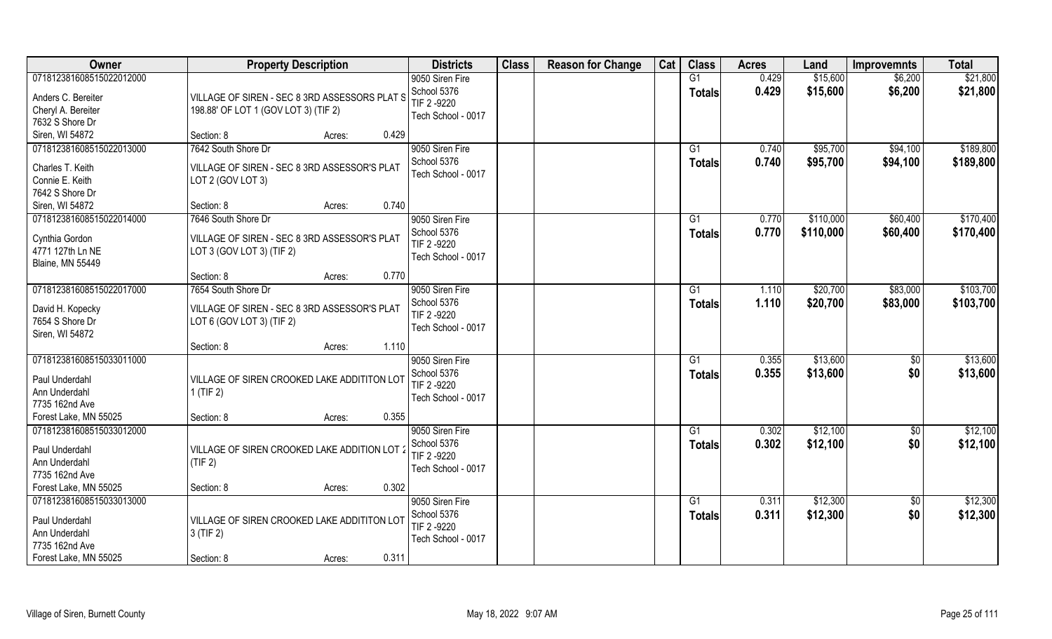| Owner | Property Description | Districts | Class | Reason for Change | Cat | Class | Acres | Land | Improvemnts | Total |
|---|---|---|---|---|---|---|---|---|---|---|
| 07181238160851502201200​0<br>Anders C. Bereiter<br>Cheryl A. Bereiter<br>7632 S Shore Dr<br>Siren, WI 54872 | VILLAGE OF SIREN - SEC 8 3RD ASSESSORS PLAT S 198.88' OF LOT 1 (GOV LOT 3) (TIF 2)<br>Section: 8 Acres: 0.429 | 9050 Siren Fire<br>School 5376<br>TIF 2 -9220<br>Tech School - 0017 | | | | G1<br>**Totals** | 0.429<br>**0.429** | $15,600<br>**$15,600** | $6,200<br>**$6,200** | $21,800<br>**$21,800** |
| 071812381608515022013000<br>Charles T. Keith<br>Connie E. Keith<br>7642 S Shore Dr<br>Siren, WI 54872 | 7642 South Shore Dr<br>VILLAGE OF SIREN - SEC 8 3RD ASSESSOR'S PLAT LOT 2 (GOV LOT 3)<br>Section: 8 Acres: 0.740 | 9050 Siren Fire<br>School 5376<br>Tech School - 0017 | | | | G1<br>**Totals** | 0.740<br>**0.740** | $95,700<br>**$95,700** | $94,100<br>**$94,100** | $189,800<br>**$189,800** |
| 071812381608515022014000<br>Cynthia Gordon<br>4771 127th Ln NE<br>Blaine, MN 55449 | 7646 South Shore Dr<br>VILLAGE OF SIREN - SEC 8 3RD ASSESSOR'S PLAT LOT 3 (GOV LOT 3) (TIF 2)<br>Section: 8 Acres: 0.770 | 9050 Siren Fire<br>School 5376<br>TIF 2 -9220<br>Tech School - 0017 | | | | G1<br>**Totals** | 0.770<br>**0.770** | $110,000<br>**$110,000** | $60,400<br>**$60,400** | $170,400<br>**$170,400** |
| 071812381608515022017000<br>David H. Kopecky<br>7654 S Shore Dr<br>Siren, WI 54872 | 7654 South Shore Dr<br>VILLAGE OF SIREN - SEC 8 3RD ASSESSOR'S PLAT LOT 6 (GOV LOT 3) (TIF 2)<br>Section: 8 Acres: 1.110 | 9050 Siren Fire<br>School 5376<br>TIF 2 -9220<br>Tech School - 0017 | | | | G1<br>**Totals** | 1.110<br>**1.110** | $20,700<br>**$20,700** | $83,000<br>**$83,000** | $103,700<br>**$103,700** |
| 071812381608515033011000<br>Paul Underdahl<br>Ann Underdahl<br>7735 162nd Ave<br>Forest Lake, MN 55025 | VILLAGE OF SIREN CROOKED LAKE ADDITITON LOT 1 (TIF 2)<br>Section: 8 Acres: 0.355 | 9050 Siren Fire<br>School 5376<br>TIF 2 -9220<br>Tech School - 0017 | | | | G1<br>**Totals** | 0.355<br>**0.355** | $13,600<br>**$13,600** | $0<br>**$0** | $13,600<br>**$13,600** |
| 071812381608515033012000<br>Paul Underdahl<br>Ann Underdahl<br>7735 162nd Ave<br>Forest Lake, MN 55025 | VILLAGE OF SIREN CROOKED LAKE ADDITION LOT 2 (TIF 2)<br>Section: 8 Acres: 0.302 | 9050 Siren Fire<br>School 5376<br>TIF 2 -9220<br>Tech School - 0017 | | | | G1<br>**Totals** | 0.302<br>**0.302** | $12,100<br>**$12,100** | $0<br>**$0** | $12,100<br>**$12,100** |
| 071812381608515033013000<br>Paul Underdahl<br>Ann Underdahl<br>7735 162nd Ave<br>Forest Lake, MN 55025 | VILLAGE OF SIREN CROOKED LAKE ADDITITON LOT 3 (TIF 2)<br>Section: 8 Acres: 0.311 | 9050 Siren Fire<br>School 5376<br>TIF 2 -9220<br>Tech School - 0017 | | | | G1<br>**Totals** | 0.311<br>**0.311** | $12,300<br>**$12,300** | $0<br>**$0** | $12,300<br>**$12,300** |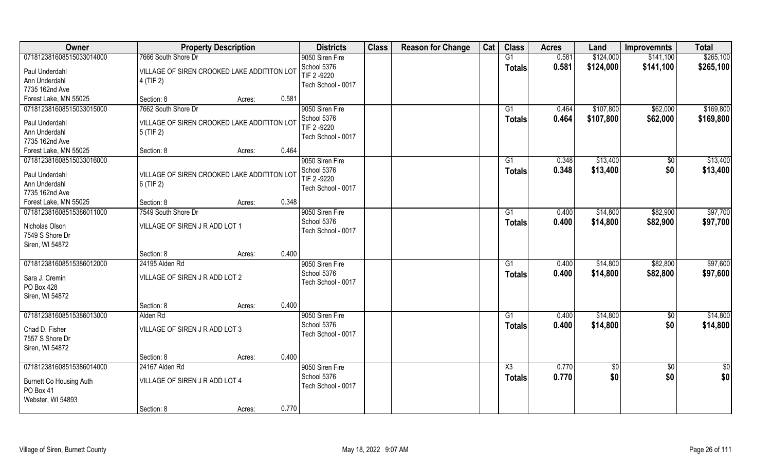| Owner | Property Description | | | Districts | Class | Reason for Change | Cat | Class | Acres | Land | Improvemnts | Total |
|---|---|---|---|---|---|---|---|---|---|---|---|---|
| 07181238160851503301400 0 | 7666 South Shore Dr | | | 9050 Siren Fire | | | | G1 | 0.581 | $124,000 | $141,100 | $265,100 |
| Paul Underdahl | VILLAGE OF SIREN CROOKED LAKE ADDITITON LOT 4 (TIF 2) | | | School 5376 | | | | Totals | 0.581 | $124,000 | $141,100 | $265,100 |
| Ann Underdahl | | | | TIF 2 -9220 | | | | | | | | |
| 7735 162nd Ave | | | | Tech School - 0017 | | | | | | | | |
| Forest Lake, MN 55025 | Section: 8 | Acres: | 0.581 | | | | | | | | | |
| 071812381608515033015000 | 7662 South Shore Dr | | | 9050 Siren Fire | | | | G1 | 0.464 | $107,800 | $62,000 | $169,800 |
| Paul Underdahl | VILLAGE OF SIREN CROOKED LAKE ADDITITON LOT 5 (TIF 2) | | | School 5376 | | | | Totals | 0.464 | $107,800 | $62,000 | $169,800 |
| Ann Underdahl | | | | TIF 2 -9220 | | | | | | | | |
| 7735 162nd Ave | | | | Tech School - 0017 | | | | | | | | |
| Forest Lake, MN 55025 | Section: 8 | Acres: | 0.464 | | | | | | | | | |
| 071812381608515033016000 | | | | 9050 Siren Fire | | | | G1 | 0.348 | $13,400 | $0 | $13,400 |
| Paul Underdahl | VILLAGE OF SIREN CROOKED LAKE ADDITITON LOT 6 (TIF 2) | | | School 5376 | | | | Totals | 0.348 | $13,400 | $0 | $13,400 |
| Ann Underdahl | | | | TIF 2 -9220 | | | | | | | | |
| 7735 162nd Ave | | | | Tech School - 0017 | | | | | | | | |
| Forest Lake, MN 55025 | Section: 8 | Acres: | 0.348 | | | | | | | | | |
| 071812381608515386011000 | 7549 South Shore Dr | | | 9050 Siren Fire | | | | G1 | 0.400 | $14,800 | $82,900 | $97,700 |
| Nicholas Olson | VILLAGE OF SIREN J R ADD LOT 1 | | | School 5376 | | | | Totals | 0.400 | $14,800 | $82,900 | $97,700 |
| 7549 S Shore Dr | | | | Tech School - 0017 | | | | | | | | |
| Siren, WI 54872 | | | | | | | | | | | | |
| | Section: 8 | Acres: | 0.400 | | | | | | | | | |
| 071812381608515386012000 | 24195 Alden Rd | | | 9050 Siren Fire | | | | G1 | 0.400 | $14,800 | $82,800 | $97,600 |
| Sara J. Cremin | VILLAGE OF SIREN J R ADD LOT 2 | | | School 5376 | | | | Totals | 0.400 | $14,800 | $82,800 | $97,600 |
| PO Box 428 | | | | Tech School - 0017 | | | | | | | | |
| Siren, WI 54872 | | | | | | | | | | | | |
| | Section: 8 | Acres: | 0.400 | | | | | | | | | |
| 071812381608515386013000 | Alden Rd | | | 9050 Siren Fire | | | | G1 | 0.400 | $14,800 | $0 | $14,800 |
| Chad D. Fisher | VILLAGE OF SIREN J R ADD LOT 3 | | | School 5376 | | | | Totals | 0.400 | $14,800 | $0 | $14,800 |
| 7557 S Shore Dr | | | | Tech School - 0017 | | | | | | | | |
| Siren, WI 54872 | | | | | | | | | | | | |
| | Section: 8 | Acres: | 0.400 | | | | | | | | | |
| 071812381608515386014000 | 24167 Alden Rd | | | 9050 Siren Fire | | | | X3 | 0.770 | $0 | $0 | $0 |
| Burnett Co Housing Auth | VILLAGE OF SIREN J R ADD LOT 4 | | | School 5376 | | | | Totals | 0.770 | $0 | $0 | $0 |
| PO Box 41 | | | | Tech School - 0017 | | | | | | | | |
| Webster, WI 54893 | | | | | | | | | | | | |
| | Section: 8 | Acres: | 0.770 | | | | | | | | | |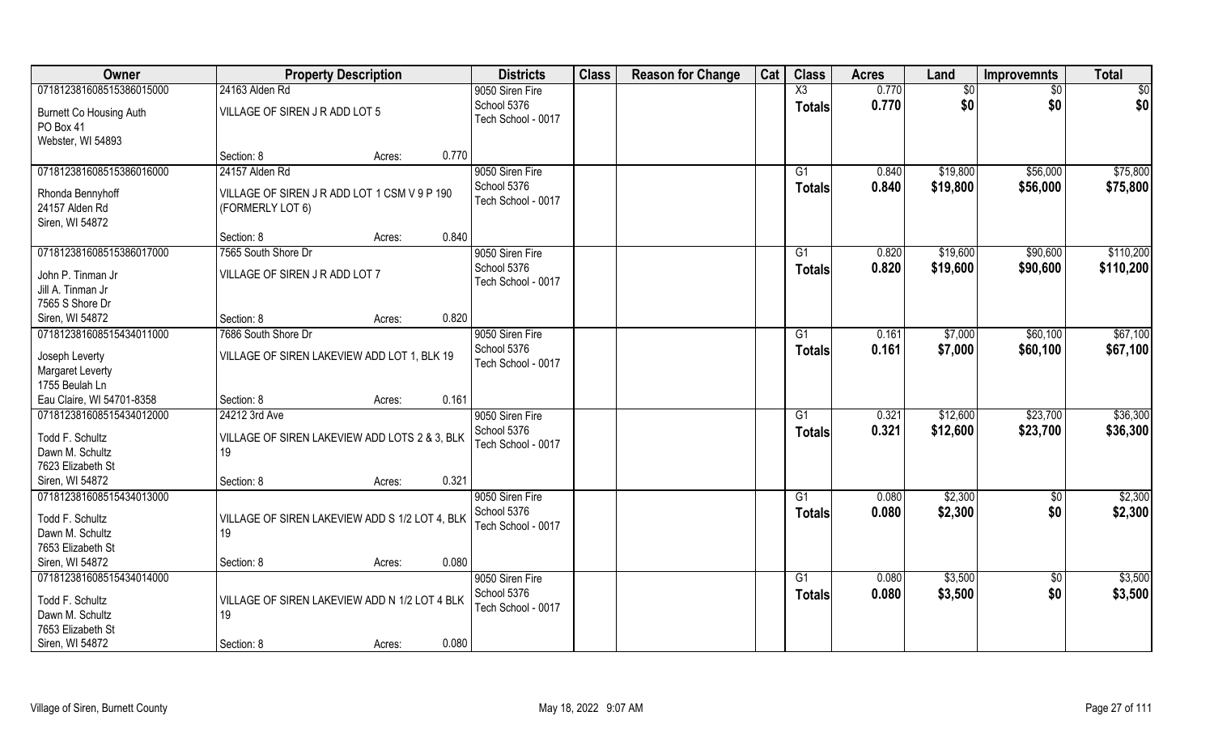| Owner | Property Description | Districts | Class | Reason for Change | Cat | Class | Acres | Land | Improvemnts | Total |
|---|---|---|---|---|---|---|---|---|---|---|
| 07181238160851538601500​0 | 24163 Alden Rd | 9050 Siren Fire | | | | X3 | 0.770 | $0 | $0 | $0 |
| Burnett Co Housing Auth<br>PO Box 41<br>Webster, WI 54893 | VILLAGE OF SIREN J R ADD LOT 5<br>Section: 8 Acres: 0.770 | School 5376<br>Tech School - 0017 | | | | Totals | 0.770 | $0 | $0 | $0 |
| 071812381608515386016000 | 24157 Alden Rd | 9050 Siren Fire | | | | G1 | 0.840 | $19,800 | $56,000 | $75,800 |
| Rhonda Bennyhoff<br>24157 Alden Rd<br>Siren, WI 54872 | VILLAGE OF SIREN J R ADD LOT 1 CSM V 9 P 190 (FORMERLY LOT 6)<br>Section: 8 Acres: 0.840 | School 5376<br>Tech School - 0017 | | | | Totals | 0.840 | $19,800 | $56,000 | $75,800 |
| 071812381608515386017000 | 7565 South Shore Dr | 9050 Siren Fire | | | | G1 | 0.820 | $19,600 | $90,600 | $110,200 |
| John P. Tinman Jr<br>Jill A. Tinman Jr<br>7565 S Shore Dr<br>Siren, WI 54872 | VILLAGE OF SIREN J R ADD LOT 7<br>Section: 8 Acres: 0.820 | School 5376<br>Tech School - 0017 | | | | Totals | 0.820 | $19,600 | $90,600 | $110,200 |
| 071812381608515434011000 | 7686 South Shore Dr | 9050 Siren Fire | | | | G1 | 0.161 | $7,000 | $60,100 | $67,100 |
| Joseph Leverty<br>Margaret Leverty<br>1755 Beulah Ln<br>Eau Claire, WI 54701-8358 | VILLAGE OF SIREN LAKEVIEW ADD LOT 1, BLK 19<br>Section: 8 Acres: 0.161 | School 5376<br>Tech School - 0017 | | | | Totals | 0.161 | $7,000 | $60,100 | $67,100 |
| 071812381608515434012000 | 24212 3rd Ave | 9050 Siren Fire | | | | G1 | 0.321 | $12,600 | $23,700 | $36,300 |
| Todd F. Schultz<br>Dawn M. Schultz<br>7623 Elizabeth St<br>Siren, WI 54872 | VILLAGE OF SIREN LAKEVIEW ADD LOTS 2 & 3, BLK 19<br>Section: 8 Acres: 0.321 | School 5376<br>Tech School - 0017 | | | | Totals | 0.321 | $12,600 | $23,700 | $36,300 |
| 071812381608515434013000 | | 9050 Siren Fire | | | | G1 | 0.080 | $2,300 | $0 | $2,300 |
| Todd F. Schultz<br>Dawn M. Schultz<br>7653 Elizabeth St<br>Siren, WI 54872 | VILLAGE OF SIREN LAKEVIEW ADD S 1/2 LOT 4, BLK 19<br>Section: 8 Acres: 0.080 | School 5376<br>Tech School - 0017 | | | | Totals | 0.080 | $2,300 | $0 | $2,300 |
| 071812381608515434014000 | | 9050 Siren Fire | | | | G1 | 0.080 | $3,500 | $0 | $3,500 |
| Todd F. Schultz<br>Dawn M. Schultz<br>7653 Elizabeth St<br>Siren, WI 54872 | VILLAGE OF SIREN LAKEVIEW ADD N 1/2 LOT 4 BLK 19<br>Section: 8 Acres: 0.080 | School 5376<br>Tech School - 0017 | | | | Totals | 0.080 | $3,500 | $0 | $3,500 |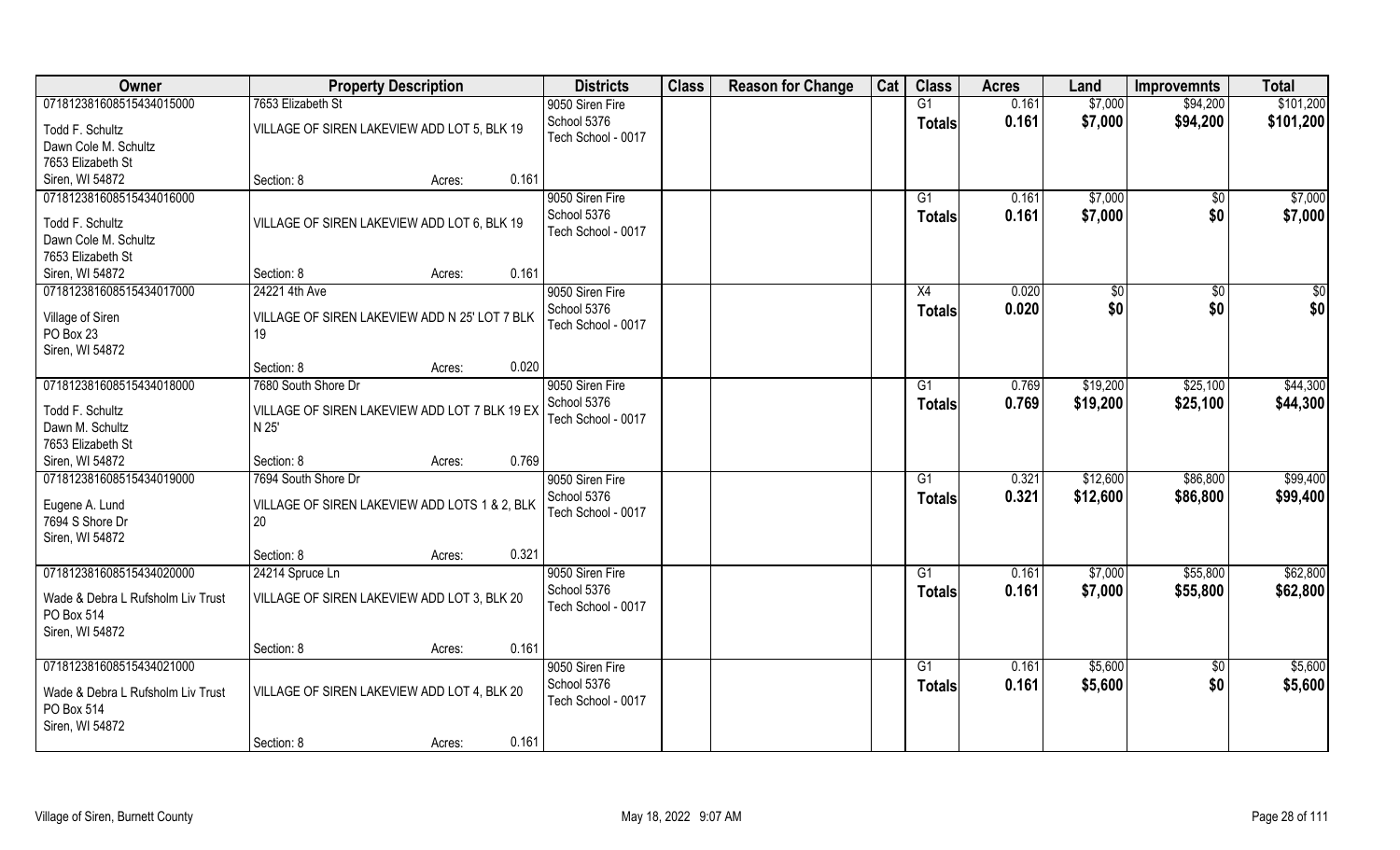| Owner | Property Description | | | Districts | Class | Reason for Change | Cat | Class | Acres | Land | Improvemnts | Total |
|---|---|---|---|---|---|---|---|---|---|---|---|---|
| 07181238160851543401500 0 | 7653 Elizabeth St | | | 9050 Siren Fire | | | | G1 | 0.161 | $7,000 | $94,200 | $101,200 |
| Todd F. Schultz<br>Dawn Cole M. Schultz<br>7653 Elizabeth St<br>Siren, WI 54872 | VILLAGE OF SIREN LAKEVIEW ADD LOT 5, BLK 19 | | | School 5376<br>Tech School - 0017 | | | | **Totals** | **0.161** | **$7,000** | **$94,200** | **$101,200** |
| | Section: 8 | Acres: | 0.161 | | | | | | | | | |
| 071812381608515434016000 | | | | 9050 Siren Fire | | | | G1 | 0.161 | $7,000 | $0 | $7,000 |
| Todd F. Schultz<br>Dawn Cole M. Schultz<br>7653 Elizabeth St<br>Siren, WI 54872 | VILLAGE OF SIREN LAKEVIEW ADD LOT 6, BLK 19 | | | School 5376<br>Tech School - 0017 | | | | **Totals** | **0.161** | **$7,000** | **$0** | **$7,000** |
| | Section: 8 | Acres: | 0.161 | | | | | | | | | |
| 071812381608515434017000 | 24221 4th Ave | | | 9050 Siren Fire | | | | X4 | 0.020 | $0 | $0 | $0 |
| Village of Siren<br>PO Box 23<br>Siren, WI 54872 | VILLAGE OF SIREN LAKEVIEW ADD N 25' LOT 7 BLK 19 | | | School 5376<br>Tech School - 0017 | | | | **Totals** | **0.020** | **$0** | **$0** | **$0** |
| | Section: 8 | Acres: | 0.020 | | | | | | | | | |
| 071812381608515434018000 | 7680 South Shore Dr | | | 9050 Siren Fire | | | | G1 | 0.769 | $19,200 | $25,100 | $44,300 |
| Todd F. Schultz<br>Dawn M. Schultz<br>7653 Elizabeth St<br>Siren, WI 54872 | VILLAGE OF SIREN LAKEVIEW ADD LOT 7 BLK 19 EX N 25' | | | School 5376<br>Tech School - 0017 | | | | **Totals** | **0.769** | **$19,200** | **$25,100** | **$44,300** |
| | Section: 8 | Acres: | 0.769 | | | | | | | | | |
| 071812381608515434019000 | 7694 South Shore Dr | | | 9050 Siren Fire | | | | G1 | 0.321 | $12,600 | $86,800 | $99,400 |
| Eugene A. Lund<br>7694 S Shore Dr<br>Siren, WI 54872 | VILLAGE OF SIREN LAKEVIEW ADD LOTS 1 & 2, BLK 20 | | | School 5376<br>Tech School - 0017 | | | | **Totals** | **0.321** | **$12,600** | **$86,800** | **$99,400** |
| | Section: 8 | Acres: | 0.321 | | | | | | | | | |
| 071812381608515434020000 | 24214 Spruce Ln | | | 9050 Siren Fire | | | | G1 | 0.161 | $7,000 | $55,800 | $62,800 |
| Wade & Debra L Rufsholm Liv Trust<br>PO Box 514<br>Siren, WI 54872 | VILLAGE OF SIREN LAKEVIEW ADD LOT 3, BLK 20 | | | School 5376<br>Tech School - 0017 | | | | **Totals** | **0.161** | **$7,000** | **$55,800** | **$62,800** |
| | Section: 8 | Acres: | 0.161 | | | | | | | | | |
| 071812381608515434021000 | | | | 9050 Siren Fire | | | | G1 | 0.161 | $5,600 | $0 | $5,600 |
| Wade & Debra L Rufsholm Liv Trust<br>PO Box 514<br>Siren, WI 54872 | VILLAGE OF SIREN LAKEVIEW ADD LOT 4, BLK 20 | | | School 5376<br>Tech School - 0017 | | | | **Totals** | **0.161** | **$5,600** | **$0** | **$5,600** |
| | Section: 8 | Acres: | 0.161 | | | | | | | | | |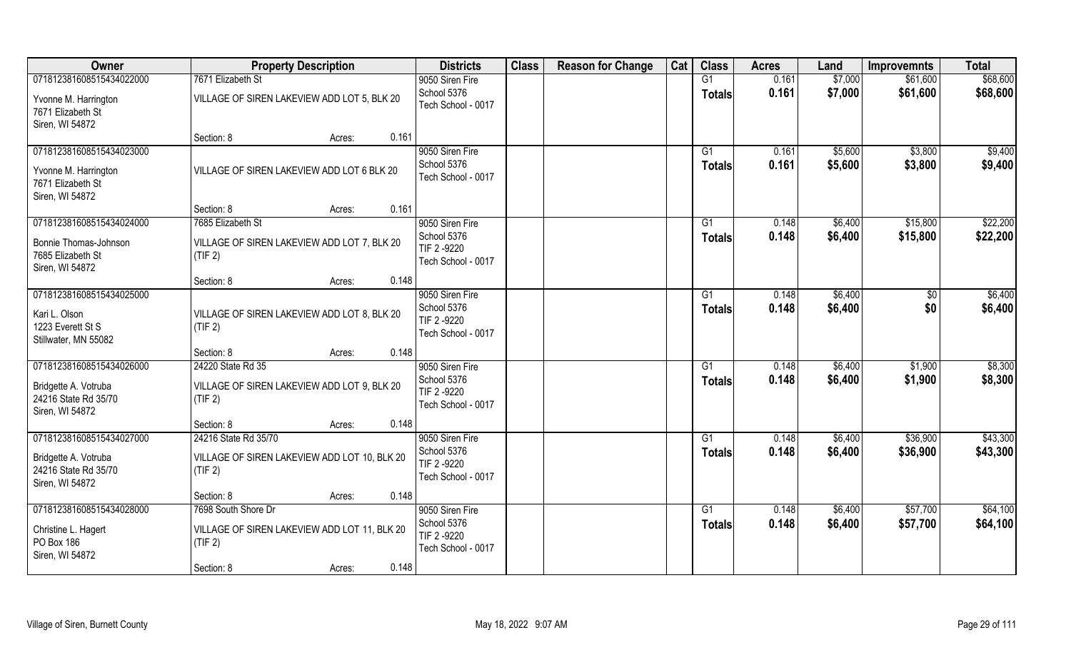| Owner | Property Description | Districts | Class | Reason for Change | Cat | Class | Acres | Land | Improvemnts | Total |
|---|---|---|---|---|---|---|---|---|---|---|
| 07181238160851543402200​0 | 7671 Elizabeth St | 9050 Siren Fire | | | | G1 | 0.161 | $7,000 | $61,600 | $68,600 |
| Yvonne M. Harrington<br>7671 Elizabeth St<br>Siren, WI 54872 | VILLAGE OF SIREN LAKEVIEW ADD LOT 5, BLK 20 | School 5376<br>Tech School - 0017 | | | | **Totals** | **0.161** | **$7,000** | **$61,600** | **$68,600** |
| | Section: 8 Acres: 0.161 | | | | | | | | | |
| 071812381608515434023000 | | 9050 Siren Fire | | | | G1 | 0.161 | $5,600 | $3,800 | $9,400 |
| Yvonne M. Harrington<br>7671 Elizabeth St<br>Siren, WI 54872 | VILLAGE OF SIREN LAKEVIEW ADD LOT 6 BLK 20 | School 5376<br>Tech School - 0017 | | | | **Totals** | **0.161** | **$5,600** | **$3,800** | **$9,400** |
| | Section: 8 Acres: 0.161 | | | | | | | | | |
| 071812381608515434024000 | 7685 Elizabeth St | 9050 Siren Fire | | | | G1 | 0.148 | $6,400 | $15,800 | $22,200 |
| Bonnie Thomas-Johnson<br>7685 Elizabeth St<br>Siren, WI 54872 | VILLAGE OF SIREN LAKEVIEW ADD LOT 7, BLK 20 (TIF 2) | School 5376<br>TIF 2 -9220<br>Tech School - 0017 | | | | **Totals** | **0.148** | **$6,400** | **$15,800** | **$22,200** |
| | Section: 8 Acres: 0.148 | | | | | | | | | |
| 071812381608515434025000 | | 9050 Siren Fire | | | | G1 | 0.148 | $6,400 | $0 | $6,400 |
| Kari L. Olson<br>1223 Everett St S<br>Stillwater, MN 55082 | VILLAGE OF SIREN LAKEVIEW ADD LOT 8, BLK 20 (TIF 2) | School 5376<br>TIF 2 -9220<br>Tech School - 0017 | | | | **Totals** | **0.148** | **$6,400** | **$0** | **$6,400** |
| | Section: 8 Acres: 0.148 | | | | | | | | | |
| 071812381608515434026000 | 24220 State Rd 35 | 9050 Siren Fire | | | | G1 | 0.148 | $6,400 | $1,900 | $8,300 |
| Bridgette A. Votruba<br>24216 State Rd 35/70<br>Siren, WI 54872 | VILLAGE OF SIREN LAKEVIEW ADD LOT 9, BLK 20 (TIF 2) | School 5376<br>TIF 2 -9220<br>Tech School - 0017 | | | | **Totals** | **0.148** | **$6,400** | **$1,900** | **$8,300** |
| | Section: 8 Acres: 0.148 | | | | | | | | | |
| 071812381608515434027000 | 24216 State Rd 35/70 | 9050 Siren Fire | | | | G1 | 0.148 | $6,400 | $36,900 | $43,300 |
| Bridgette A. Votruba<br>24216 State Rd 35/70<br>Siren, WI 54872 | VILLAGE OF SIREN LAKEVIEW ADD LOT 10, BLK 20 (TIF 2) | School 5376<br>TIF 2 -9220<br>Tech School - 0017 | | | | **Totals** | **0.148** | **$6,400** | **$36,900** | **$43,300** |
| | Section: 8 Acres: 0.148 | | | | | | | | | |
| 071812381608515434028000 | 7698 South Shore Dr | 9050 Siren Fire | | | | G1 | 0.148 | $6,400 | $57,700 | $64,100 |
| Christine L. Hagert<br>PO Box 186<br>Siren, WI 54872 | VILLAGE OF SIREN LAKEVIEW ADD LOT 11, BLK 20 (TIF 2) | School 5376<br>TIF 2 -9220<br>Tech School - 0017 | | | | **Totals** | **0.148** | **$6,400** | **$57,700** | **$64,100** |
| | Section: 8 Acres: 0.148 | | | | | | | | | |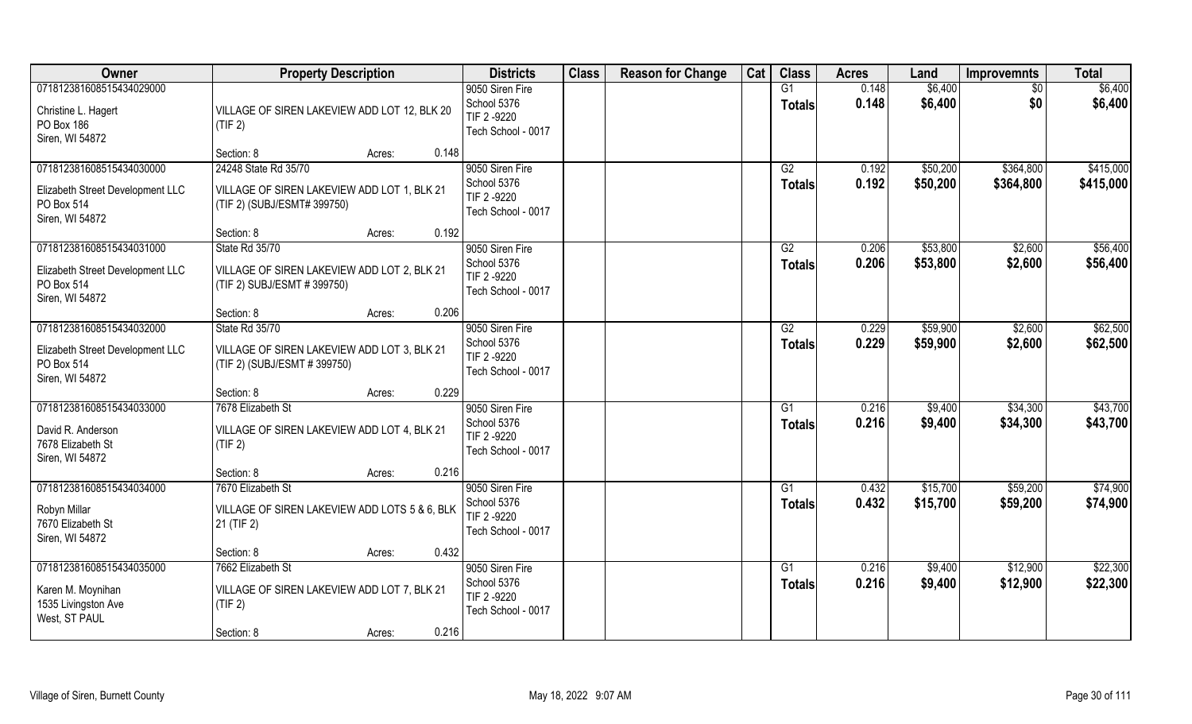| Owner | Property Description | Districts | Class | Reason for Change | Cat | Class | Acres | Land | Improvemnts | Total |
|---|---|---|---|---|---|---|---|---|---|---|
| 071812381608515434029000<br>Christine L. Hagert<br>PO Box 186<br>Siren, WI 54872 | VILLAGE OF SIREN LAKEVIEW ADD LOT 12, BLK 20 (TIF 2)<br>Section: 8 Acres: 0.148 | 9050 Siren Fire<br>School 5376<br>TIF 2 -9220<br>Tech School - 0017 | | | | G1<br>**Totals** | 0.148<br>**0.148** | $6,400<br>**$6,400** | $0<br>**$0** | $6,400<br>**$6,400** |
| 071812381608515434030000<br>Elizabeth Street Development LLC<br>PO Box 514<br>Siren, WI 54872 | 24248 State Rd 35/70<br>VILLAGE OF SIREN LAKEVIEW ADD LOT 1, BLK 21 (TIF 2) (SUBJ/ESMT# 399750)<br>Section: 8 Acres: 0.192 | 9050 Siren Fire<br>School 5376<br>TIF 2 -9220<br>Tech School - 0017 | | | | G2<br>**Totals** | 0.192<br>**0.192** | $50,200<br>**$50,200** | $364,800<br>**$364,800** | $415,000<br>**$415,000** |
| 071812381608515434031000<br>Elizabeth Street Development LLC<br>PO Box 514<br>Siren, WI 54872 | State Rd 35/70<br>VILLAGE OF SIREN LAKEVIEW ADD LOT 2, BLK 21 (TIF 2) SUBJ/ESMT # 399750)<br>Section: 8 Acres: 0.206 | 9050 Siren Fire<br>School 5376<br>TIF 2 -9220<br>Tech School - 0017 | | | | G2<br>**Totals** | 0.206<br>**0.206** | $53,800<br>**$53,800** | $2,600<br>**$2,600** | $56,400<br>**$56,400** |
| 071812381608515434032000<br>Elizabeth Street Development LLC<br>PO Box 514<br>Siren, WI 54872 | State Rd 35/70<br>VILLAGE OF SIREN LAKEVIEW ADD LOT 3, BLK 21 (TIF 2) (SUBJ/ESMT # 399750)<br>Section: 8 Acres: 0.229 | 9050 Siren Fire<br>School 5376<br>TIF 2 -9220<br>Tech School - 0017 | | | | G2<br>**Totals** | 0.229<br>**0.229** | $59,900<br>**$59,900** | $2,600<br>**$2,600** | $62,500<br>**$62,500** |
| 071812381608515434033000<br>David R. Anderson<br>7678 Elizabeth St<br>Siren, WI 54872 | 7678 Elizabeth St<br>VILLAGE OF SIREN LAKEVIEW ADD LOT 4, BLK 21 (TIF 2)<br>Section: 8 Acres: 0.216 | 9050 Siren Fire<br>School 5376<br>TIF 2 -9220<br>Tech School - 0017 | | | | G1<br>**Totals** | 0.216<br>**0.216** | $9,400<br>**$9,400** | $34,300<br>**$34,300** | $43,700<br>**$43,700** |
| 071812381608515434034000<br>Robyn Millar<br>7670 Elizabeth St<br>Siren, WI 54872 | 7670 Elizabeth St<br>VILLAGE OF SIREN LAKEVIEW ADD LOTS 5 & 6, BLK 21 (TIF 2)<br>Section: 8 Acres: 0.432 | 9050 Siren Fire<br>School 5376<br>TIF 2 -9220<br>Tech School - 0017 | | | | G1<br>**Totals** | 0.432<br>**0.432** | $15,700<br>**$15,700** | $59,200<br>**$59,200** | $74,900<br>**$74,900** |
| 071812381608515434035000<br>Karen M. Moynihan<br>1535 Livingston Ave<br>West, ST PAUL | 7662 Elizabeth St<br>VILLAGE OF SIREN LAKEVIEW ADD LOT 7, BLK 21 (TIF 2)<br>Section: 8 Acres: 0.216 | 9050 Siren Fire<br>School 5376<br>TIF 2 -9220<br>Tech School - 0017 | | | | G1<br>**Totals** | 0.216<br>**0.216** | $9,400<br>**$9,400** | $12,900<br>**$12,900** | $22,300<br>**$22,300** |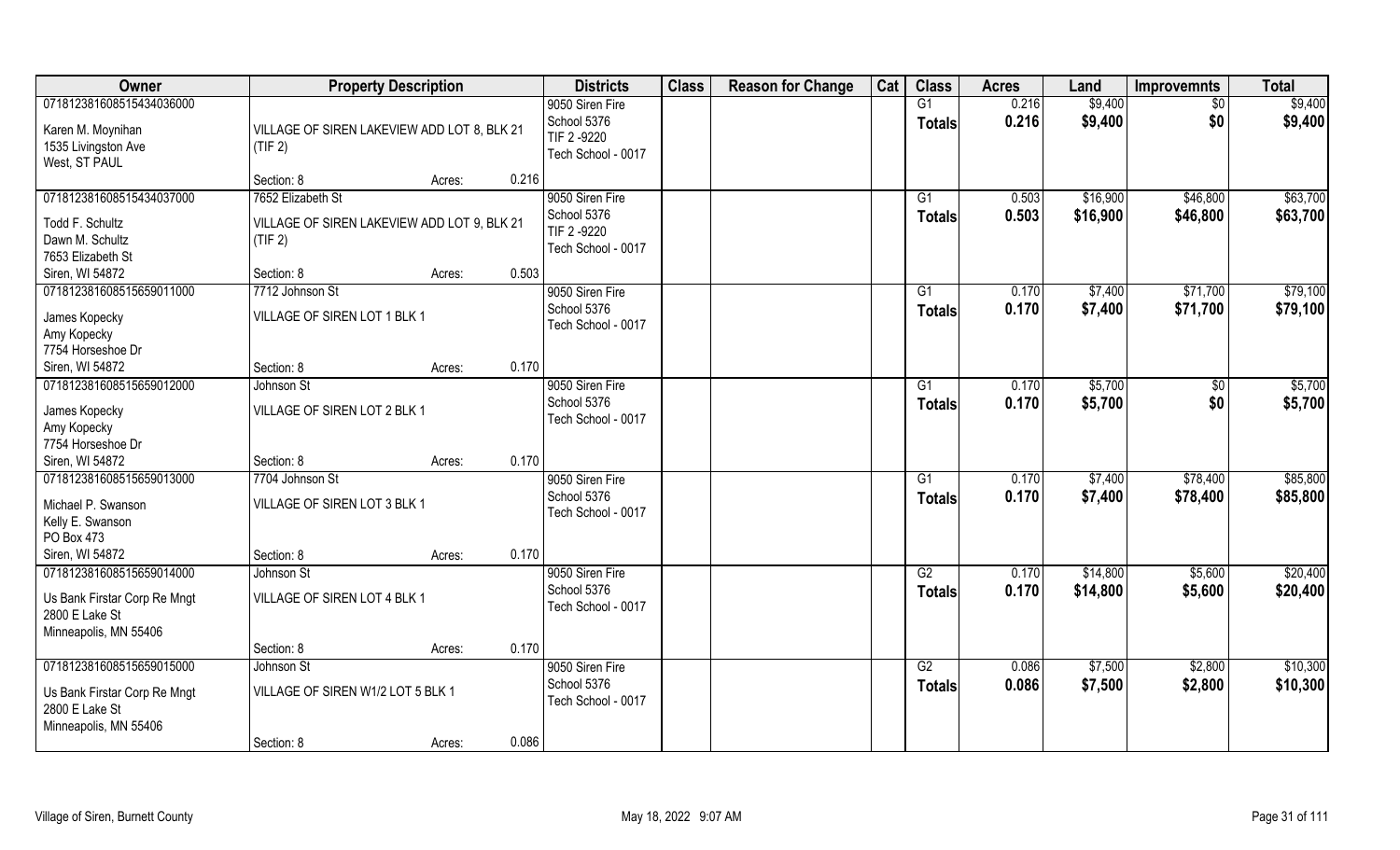| Owner | Property Description | | | Districts | Class | Reason for Change | Cat | Class | Acres | Land | Improvemnts | Total |
|---|---|---|---|---|---|---|---|---|---|---|---|---|
| 07181238160851543403600 0<br>Karen M. Moynihan<br>1535 Livingston Ave<br>West, ST PAUL | VILLAGE OF SIREN LAKEVIEW ADD LOT 8, BLK 21 (TIF 2) | | | 9050 Siren Fire<br>School 5376<br>TIF 2 -9220<br>Tech School - 0017 | | | | G1<br>**Totals** | 0.216<br>**0.216** | $9,400<br>**$9,400** | $0<br>**$0** | $9,400<br>**$9,400** |
| | Section: 8 | Acres: | 0.216 | | | | | | | | | |
| 071812381608515434037000<br>Todd F. Schultz<br>Dawn M. Schultz<br>7653 Elizabeth St<br>Siren, WI 54872 | 7652 Elizabeth St<br>VILLAGE OF SIREN LAKEVIEW ADD LOT 9, BLK 21 (TIF 2) | | | 9050 Siren Fire<br>School 5376<br>TIF 2 -9220<br>Tech School - 0017 | | | | G1<br>**Totals** | 0.503<br>**0.503** | $16,900<br>**$16,900** | $46,800<br>**$46,800** | $63,700<br>**$63,700** |
| | Section: 8 | Acres: | 0.503 | | | | | | | | | |
| 071812381608515659011000<br>James Kopecky<br>Amy Kopecky<br>7754 Horseshoe Dr<br>Siren, WI 54872 | 7712 Johnson St<br>VILLAGE OF SIREN LOT 1 BLK 1 | | | 9050 Siren Fire<br>School 5376<br>Tech School - 0017 | | | | G1<br>**Totals** | 0.170<br>**0.170** | $7,400<br>**$7,400** | $71,700<br>**$71,700** | $79,100<br>**$79,100** |
| | Section: 8 | Acres: | 0.170 | | | | | | | | | |
| 071812381608515659012000<br>James Kopecky<br>Amy Kopecky<br>7754 Horseshoe Dr<br>Siren, WI 54872 | Johnson St<br>VILLAGE OF SIREN LOT 2 BLK 1 | | | 9050 Siren Fire<br>School 5376<br>Tech School - 0017 | | | | G1<br>**Totals** | 0.170<br>**0.170** | $5,700<br>**$5,700** | $0<br>**$0** | $5,700<br>**$5,700** |
| | Section: 8 | Acres: | 0.170 | | | | | | | | | |
| 071812381608515659013000<br>Michael P. Swanson<br>Kelly E. Swanson<br>PO Box 473<br>Siren, WI 54872 | 7704 Johnson St<br>VILLAGE OF SIREN LOT 3 BLK 1 | | | 9050 Siren Fire<br>School 5376<br>Tech School - 0017 | | | | G1<br>**Totals** | 0.170<br>**0.170** | $7,400<br>**$7,400** | $78,400<br>**$78,400** | $85,800<br>**$85,800** |
| | Section: 8 | Acres: | 0.170 | | | | | | | | | |
| 071812381608515659014000<br>Us Bank Firstar Corp Re Mngt<br>2800 E Lake St<br>Minneapolis, MN 55406 | Johnson St<br>VILLAGE OF SIREN LOT 4 BLK 1 | | | 9050 Siren Fire<br>School 5376<br>Tech School - 0017 | | | | G2<br>**Totals** | 0.170<br>**0.170** | $14,800<br>**$14,800** | $5,600<br>**$5,600** | $20,400<br>**$20,400** |
| | Section: 8 | Acres: | 0.170 | | | | | | | | | |
| 071812381608515659015000<br>Us Bank Firstar Corp Re Mngt<br>2800 E Lake St<br>Minneapolis, MN 55406 | Johnson St<br>VILLAGE OF SIREN W1/2 LOT 5 BLK 1 | | | 9050 Siren Fire<br>School 5376<br>Tech School - 0017 | | | | G2<br>**Totals** | 0.086<br>**0.086** | $7,500<br>**$7,500** | $2,800<br>**$2,800** | $10,300<br>**$10,300** |
| | Section: 8 | Acres: | 0.086 | | | | | | | | | |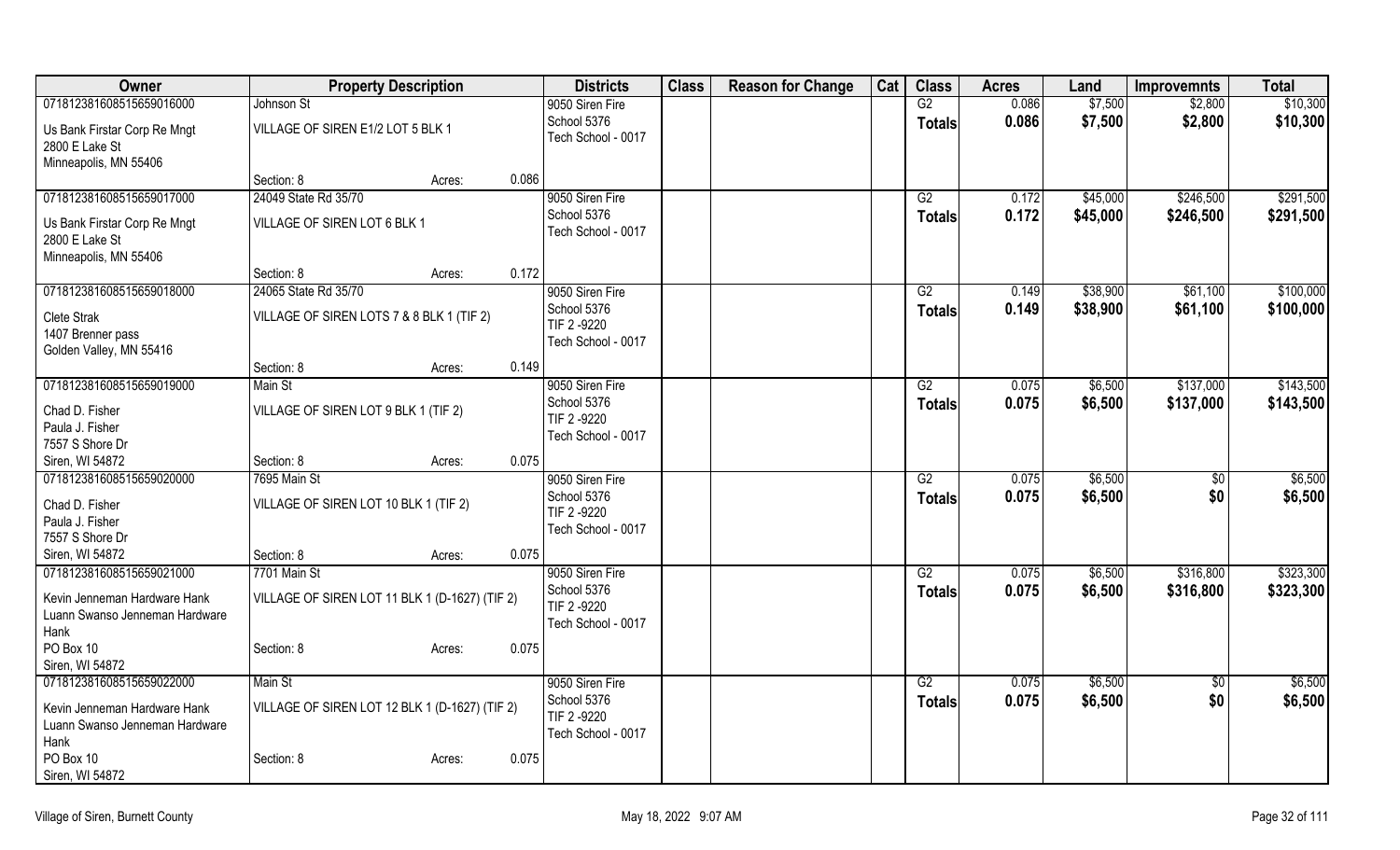| Owner | Property Description | | | Districts | Class | Reason for Change | Cat | Class | Acres | Land | Improvemnts | Total |
|---|---|---|---|---|---|---|---|---|---|---|---|---|
| 07181238160851565901600​0 | Johnson St | | | 9050 Siren Fire | | | | G2 | 0.086 | $7,500 | $2,800 | $10,300 |
| Us Bank Firstar Corp Re Mngt<br>2800 E Lake St<br>Minneapolis, MN 55406 | VILLAGE OF SIREN E1/2 LOT 5 BLK 1 | | | School 5376<br>Tech School - 0017 | | | | Totals | 0.086 | $7,500 | $2,800 | $10,300 |
| | Section: 8 | Acres: | 0.086 | | | | | | | | | |
| 071812381608515659017000 | 24049 State Rd 35/70 | | | 9050 Siren Fire | | | | G2 | 0.172 | $45,000 | $246,500 | $291,500 |
| Us Bank Firstar Corp Re Mngt<br>2800 E Lake St<br>Minneapolis, MN 55406 | VILLAGE OF SIREN LOT 6 BLK 1 | | | School 5376<br>Tech School - 0017 | | | | Totals | 0.172 | $45,000 | $246,500 | $291,500 |
| | Section: 8 | Acres: | 0.172 | | | | | | | | | |
| 071812381608515659018000 | 24065 State Rd 35/70 | | | 9050 Siren Fire | | | | G2 | 0.149 | $38,900 | $61,100 | $100,000 |
| Clete Strak<br>1407 Brenner pass<br>Golden Valley, MN 55416 | VILLAGE OF SIREN LOTS 7 & 8 BLK 1 (TIF 2) | | | School 5376<br>TIF 2 -9220<br>Tech School - 0017 | | | | Totals | 0.149 | $38,900 | $61,100 | $100,000 |
| | Section: 8 | Acres: | 0.149 | | | | | | | | | |
| 071812381608515659019000 | Main St | | | 9050 Siren Fire | | | | G2 | 0.075 | $6,500 | $137,000 | $143,500 |
| Chad D. Fisher<br>Paula J. Fisher<br>7557 S Shore Dr<br>Siren, WI 54872 | VILLAGE OF SIREN LOT 9 BLK 1 (TIF 2) | | | School 5376<br>TIF 2 -9220<br>Tech School - 0017 | | | | Totals | 0.075 | $6,500 | $137,000 | $143,500 |
| | Section: 8 | Acres: | 0.075 | | | | | | | | | |
| 071812381608515659020000 | 7695 Main St | | | 9050 Siren Fire | | | | G2 | 0.075 | $6,500 | $0 | $6,500 |
| Chad D. Fisher<br>Paula J. Fisher<br>7557 S Shore Dr<br>Siren, WI 54872 | VILLAGE OF SIREN LOT 10 BLK 1 (TIF 2) | | | School 5376<br>TIF 2 -9220<br>Tech School - 0017 | | | | Totals | 0.075 | $6,500 | $0 | $6,500 |
| | Section: 8 | Acres: | 0.075 | | | | | | | | | |
| 071812381608515659021000 | 7701 Main St | | | 9050 Siren Fire | | | | G2 | 0.075 | $6,500 | $316,800 | $323,300 |
| Kevin Jenneman Hardware Hank<br>Luann Swanso Jenneman Hardware Hank<br>PO Box 10<br>Siren, WI 54872 | VILLAGE OF SIREN LOT 11 BLK 1 (D-1627) (TIF 2) | | | School 5376<br>TIF 2 -9220<br>Tech School - 0017 | | | | Totals | 0.075 | $6,500 | $316,800 | $323,300 |
| | Section: 8 | Acres: | 0.075 | | | | | | | | | |
| 071812381608515659022000 | Main St | | | 9050 Siren Fire | | | | G2 | 0.075 | $6,500 | $0 | $6,500 |
| Kevin Jenneman Hardware Hank<br>Luann Swanso Jenneman Hardware Hank<br>PO Box 10<br>Siren, WI 54872 | VILLAGE OF SIREN LOT 12 BLK 1 (D-1627) (TIF 2) | | | School 5376<br>TIF 2 -9220<br>Tech School - 0017 | | | | Totals | 0.075 | $6,500 | $0 | $6,500 |
| | Section: 8 | Acres: | 0.075 | | | | | | | | | |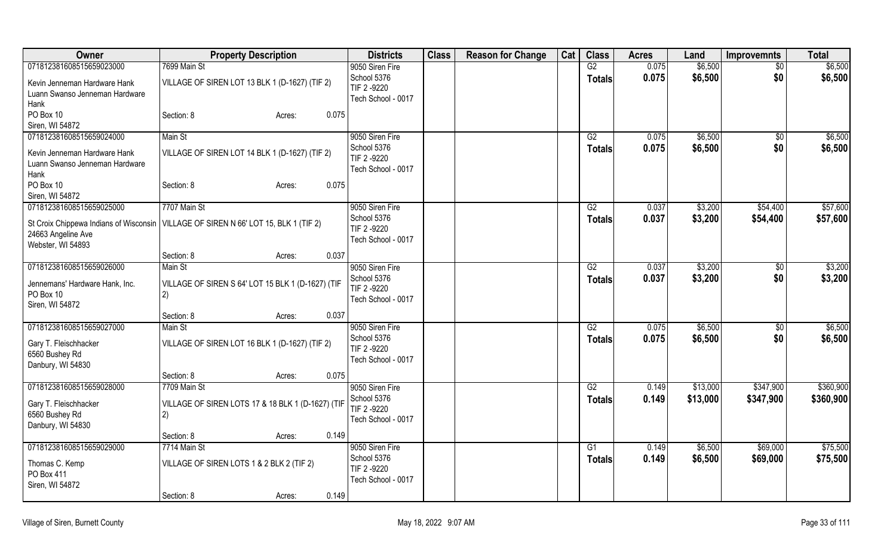| Owner | Property Description | | | Districts | Class | Reason for Change | Cat | Class | Acres | Land | Improvemnts | Total |
|---|---|---|---|---|---|---|---|---|---|---|---|---|
| 07181238160851565902300​0 | 7699 Main St | | | 9050 Siren Fire | | | | G2 | 0.075 | $6,500 | $0 | $6,500 |
| Kevin Jenneman Hardware Hank | VILLAGE OF SIREN LOT 13 BLK 1 (D-1627) (TIF 2) | | | School 5376 | | | | **Totals** | **0.075** | **$6,500** | **$0** | **$6,500** |
| Luann Swanso Jenneman Hardware Hank | | | | TIF 2 -9220 | | | | | | | | |
| PO Box 10 | Section: 8 | Acres: | 0.075 | Tech School - 0017 | | | | | | | | |
| Siren, WI 54872 | | | | | | | | | | | | |
| 071812381608515659024000 | Main St | | | 9050 Siren Fire | | | | G2 | 0.075 | $6,500 | $0 | $6,500 |
| Kevin Jenneman Hardware Hank | VILLAGE OF SIREN LOT 14 BLK 1 (D-1627) (TIF 2) | | | School 5376 | | | | **Totals** | **0.075** | **$6,500** | **$0** | **$6,500** |
| Luann Swanso Jenneman Hardware Hank | | | | TIF 2 -9220 | | | | | | | | |
| PO Box 10 | Section: 8 | Acres: | 0.075 | Tech School - 0017 | | | | | | | | |
| Siren, WI 54872 | | | | | | | | | | | | |
| 071812381608515659025000 | 7707 Main St | | | 9050 Siren Fire | | | | G2 | 0.037 | $3,200 | $54,400 | $57,600 |
| St Croix Chippewa Indians of Wisconsin | VILLAGE OF SIREN N 66' LOT 15, BLK 1 (TIF 2) | | | School 5376 | | | | **Totals** | **0.037** | **$3,200** | **$54,400** | **$57,600** |
| 24663 Angeline Ave | | | | TIF 2 -9220 | | | | | | | | |
| Webster, WI 54893 | | | | Tech School - 0017 | | | | | | | | |
| | Section: 8 | Acres: | 0.037 | | | | | | | | | |
| 071812381608515659026000 | Main St | | | 9050 Siren Fire | | | | G2 | 0.037 | $3,200 | $0 | $3,200 |
| Jennemans' Hardware Hank, Inc. | VILLAGE OF SIREN S 64' LOT 15 BLK 1 (D-1627) (TIF 2) | | | School 5376 | | | | **Totals** | **0.037** | **$3,200** | **$0** | **$3,200** |
| PO Box 10 | | | | TIF 2 -9220 | | | | | | | | |
| Siren, WI 54872 | | | | Tech School - 0017 | | | | | | | | |
| | Section: 8 | Acres: | 0.037 | | | | | | | | | |
| 071812381608515659027000 | Main St | | | 9050 Siren Fire | | | | G2 | 0.075 | $6,500 | $0 | $6,500 |
| Gary T. Fleischhacker | VILLAGE OF SIREN LOT 16 BLK 1 (D-1627) (TIF 2) | | | School 5376 | | | | **Totals** | **0.075** | **$6,500** | **$0** | **$6,500** |
| 6560 Bushey Rd | | | | TIF 2 -9220 | | | | | | | | |
| Danbury, WI 54830 | | | | Tech School - 0017 | | | | | | | | |
| | Section: 8 | Acres: | 0.075 | | | | | | | | | |
| 071812381608515659028000 | 7709 Main St | | | 9050 Siren Fire | | | | G2 | 0.149 | $13,000 | $347,900 | $360,900 |
| Gary T. Fleischhacker | VILLAGE OF SIREN LOTS 17 & 18 BLK 1 (D-1627) (TIF 2) | | | School 5376 | | | | **Totals** | **0.149** | **$13,000** | **$347,900** | **$360,900** |
| 6560 Bushey Rd | | | | TIF 2 -9220 | | | | | | | | |
| Danbury, WI 54830 | | | | Tech School - 0017 | | | | | | | | |
| | Section: 8 | Acres: | 0.149 | | | | | | | | | |
| 071812381608515659029000 | 7714 Main St | | | 9050 Siren Fire | | | | G1 | 0.149 | $6,500 | $69,000 | $75,500 |
| Thomas C. Kemp | VILLAGE OF SIREN LOTS 1 & 2 BLK 2 (TIF 2) | | | School 5376 | | | | **Totals** | **0.149** | **$6,500** | **$69,000** | **$75,500** |
| PO Box 411 | | | | TIF 2 -9220 | | | | | | | | |
| Siren, WI 54872 | | | | Tech School - 0017 | | | | | | | | |
| | Section: 8 | Acres: | 0.149 | | | | | | | | | |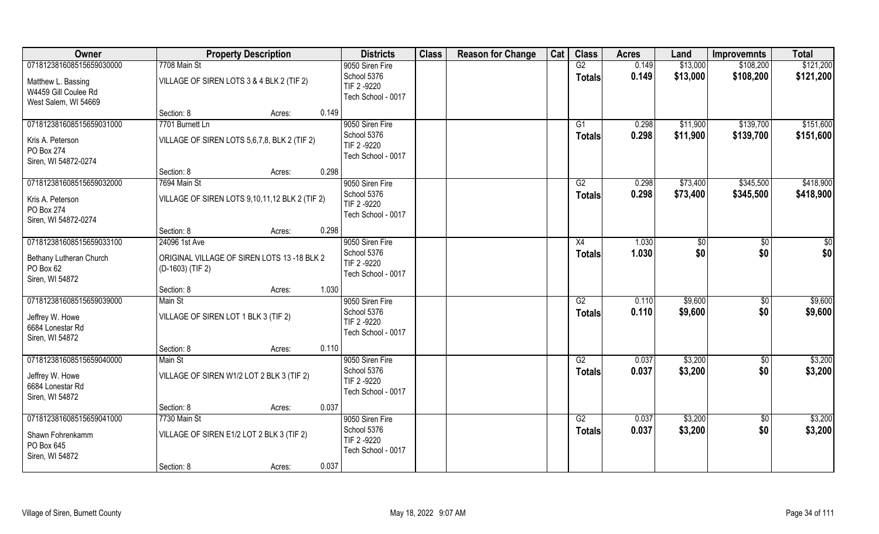| Owner | Property Description | | | Districts | Class | Reason for Change | Cat | Class | Acres | Land | Improvemnts | Total |
|---|---|---|---|---|---|---|---|---|---|---|---|---|
| 07181238160851565903000 | 7708 Main St | | | 9050 Siren Fire | | | | G2 | 0.149 | $13,000 | $108,200 | $121,200 |
| Matthew L. Bassing<br>W4459 Gill Coulee Rd<br>West Salem, WI 54669 | VILLAGE OF SIREN LOTS 3 & 4 BLK 2 (TIF 2) | | | School 5376<br>TIF 2 -9220<br>Tech School - 0017 | | | | Totals | 0.149 | $13,000 | $108,200 | $121,200 |
| | Section: 8 | Acres: | 0.149 | | | | | | | | | |
| 07181238160851565903100 | 7701 Burnett Ln | | | 9050 Siren Fire | | | | G1 | 0.298 | $11,900 | $139,700 | $151,600 |
| Kris A. Peterson<br>PO Box 274<br>Siren, WI 54872-0274 | VILLAGE OF SIREN LOTS 5,6,7,8, BLK 2 (TIF 2) | | | School 5376<br>TIF 2 -9220<br>Tech School - 0017 | | | | Totals | 0.298 | $11,900 | $139,700 | $151,600 |
| | Section: 8 | Acres: | 0.298 | | | | | | | | | |
| 07181238160851565903200 | 7694 Main St | | | 9050 Siren Fire | | | | G2 | 0.298 | $73,400 | $345,500 | $418,900 |
| Kris A. Peterson<br>PO Box 274<br>Siren, WI 54872-0274 | VILLAGE OF SIREN LOTS 9,10,11,12 BLK 2 (TIF 2) | | | School 5376<br>TIF 2 -9220<br>Tech School - 0017 | | | | Totals | 0.298 | $73,400 | $345,500 | $418,900 |
| | Section: 8 | Acres: | 0.298 | | | | | | | | | |
| 07181238160851565903310 | 24096 1st Ave | | | 9050 Siren Fire | | | | X4 | 1.030 | $0 | $0 | $0 |
| Bethany Lutheran Church<br>PO Box 62<br>Siren, WI 54872 | ORIGINAL VILLAGE OF SIREN LOTS 13 -18 BLK 2 (D-1603) (TIF 2) | | | School 5376<br>TIF 2 -9220<br>Tech School - 0017 | | | | Totals | 1.030 | $0 | $0 | $0 |
| | Section: 8 | Acres: | 1.030 | | | | | | | | | |
| 07181238160851565903900 | Main St | | | 9050 Siren Fire | | | | G2 | 0.110 | $9,600 | $0 | $9,600 |
| Jeffrey W. Howe<br>6684 Lonestar Rd<br>Siren, WI 54872 | VILLAGE OF SIREN LOT 1 BLK 3 (TIF 2) | | | School 5376<br>TIF 2 -9220<br>Tech School - 0017 | | | | Totals | 0.110 | $9,600 | $0 | $9,600 |
| | Section: 8 | Acres: | 0.110 | | | | | | | | | |
| 07181238160851565904000 | Main St | | | 9050 Siren Fire | | | | G2 | 0.037 | $3,200 | $0 | $3,200 |
| Jeffrey W. Howe<br>6684 Lonestar Rd<br>Siren, WI 54872 | VILLAGE OF SIREN W1/2 LOT 2 BLK 3 (TIF 2) | | | School 5376<br>TIF 2 -9220<br>Tech School - 0017 | | | | Totals | 0.037 | $3,200 | $0 | $3,200 |
| | Section: 8 | Acres: | 0.037 | | | | | | | | | |
| 07181238160851565904100 | 7730 Main St | | | 9050 Siren Fire | | | | G2 | 0.037 | $3,200 | $0 | $3,200 |
| Shawn Fohrenkamm<br>PO Box 645<br>Siren, WI 54872 | VILLAGE OF SIREN E1/2 LOT 2 BLK 3 (TIF 2) | | | School 5376<br>TIF 2 -9220<br>Tech School - 0017 | | | | Totals | 0.037 | $3,200 | $0 | $3,200 |
| | Section: 8 | Acres: | 0.037 | | | | | | | | | |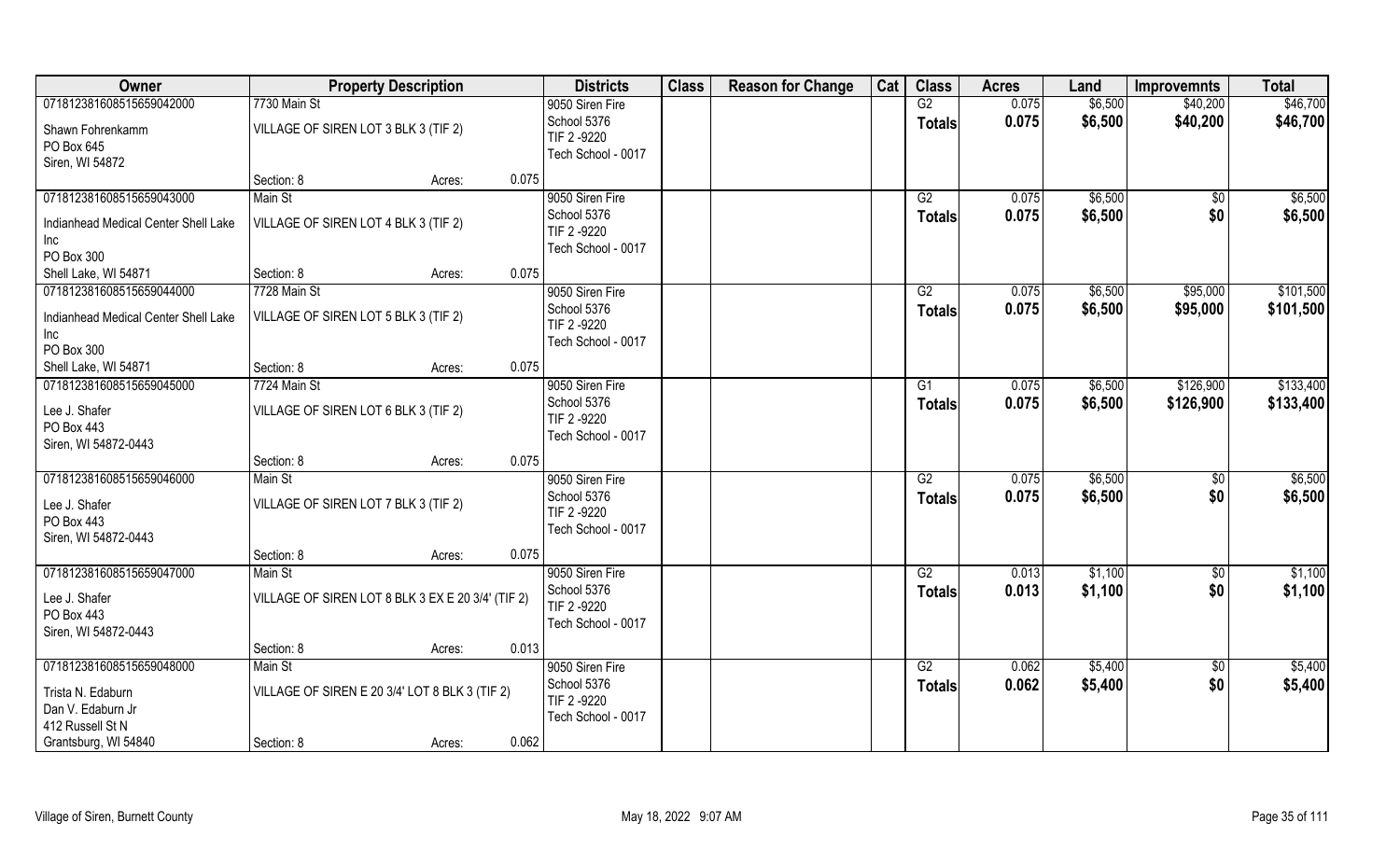| Owner | Property Description | | | Districts | Class | Reason for Change | Cat | Class | Acres | Land | Improvemnts | Total |
|---|---|---|---|---|---|---|---|---|---|---|---|---|
| 07181238160851565904200 0 | 7730 Main St | | | 9050 Siren Fire | | | | G2 | 0.075 | $6,500 | $40,200 | $46,700 |
| Shawn Fohrenkamm<br>PO Box 645<br>Siren, WI 54872 | VILLAGE OF SIREN LOT 3 BLK 3 (TIF 2) | | | School 5376<br>TIF 2 -9220<br>Tech School - 0017 | | | | Totals | 0.075 | $6,500 | $40,200 | $46,700 |
| | Section: 8 | Acres: | 0.075 | | | | | | | | | |
| 071812381608515659043000 | Main St | | | 9050 Siren Fire | | | | G2 | 0.075 | $6,500 | $0 | $6,500 |
| Indianhead Medical Center Shell Lake Inc<br>PO Box 300<br>Shell Lake, WI 54871 | VILLAGE OF SIREN LOT 4 BLK 3 (TIF 2) | | | School 5376<br>TIF 2 -9220<br>Tech School - 0017 | | | | Totals | 0.075 | $6,500 | $0 | $6,500 |
| | Section: 8 | Acres: | 0.075 | | | | | | | | | |
| 071812381608515659044000 | 7728 Main St | | | 9050 Siren Fire | | | | G2 | 0.075 | $6,500 | $95,000 | $101,500 |
| Indianhead Medical Center Shell Lake Inc<br>PO Box 300<br>Shell Lake, WI 54871 | VILLAGE OF SIREN LOT 5 BLK 3 (TIF 2) | | | School 5376<br>TIF 2 -9220<br>Tech School - 0017 | | | | Totals | 0.075 | $6,500 | $95,000 | $101,500 |
| | Section: 8 | Acres: | 0.075 | | | | | | | | | |
| 071812381608515659045000 | 7724 Main St | | | 9050 Siren Fire | | | | G1 | 0.075 | $6,500 | $126,900 | $133,400 |
| Lee J. Shafer<br>PO Box 443<br>Siren, WI 54872-0443 | VILLAGE OF SIREN LOT 6 BLK 3 (TIF 2) | | | School 5376<br>TIF 2 -9220<br>Tech School - 0017 | | | | Totals | 0.075 | $6,500 | $126,900 | $133,400 |
| | Section: 8 | Acres: | 0.075 | | | | | | | | | |
| 071812381608515659046000 | Main St | | | 9050 Siren Fire | | | | G2 | 0.075 | $6,500 | $0 | $6,500 |
| Lee J. Shafer<br>PO Box 443<br>Siren, WI 54872-0443 | VILLAGE OF SIREN LOT 7 BLK 3 (TIF 2) | | | School 5376<br>TIF 2 -9220<br>Tech School - 0017 | | | | Totals | 0.075 | $6,500 | $0 | $6,500 |
| | Section: 8 | Acres: | 0.075 | | | | | | | | | |
| 071812381608515659047000 | Main St | | | 9050 Siren Fire | | | | G2 | 0.013 | $1,100 | $0 | $1,100 |
| Lee J. Shafer<br>PO Box 443<br>Siren, WI 54872-0443 | VILLAGE OF SIREN LOT 8 BLK 3 EX E 20 3/4' (TIF 2) | | | School 5376<br>TIF 2 -9220<br>Tech School - 0017 | | | | Totals | 0.013 | $1,100 | $0 | $1,100 |
| | Section: 8 | Acres: | 0.013 | | | | | | | | | |
| 071812381608515659048000 | Main St | | | 9050 Siren Fire | | | | G2 | 0.062 | $5,400 | $0 | $5,400 |
| Trista N. Edaburn<br>Dan V. Edaburn Jr<br>412 Russell St N<br>Grantsburg, WI 54840 | VILLAGE OF SIREN E 20 3/4' LOT 8 BLK 3 (TIF 2) | | | School 5376<br>TIF 2 -9220<br>Tech School - 0017 | | | | Totals | 0.062 | $5,400 | $0 | $5,400 |
| | Section: 8 | Acres: | 0.062 | | | | | | | | | |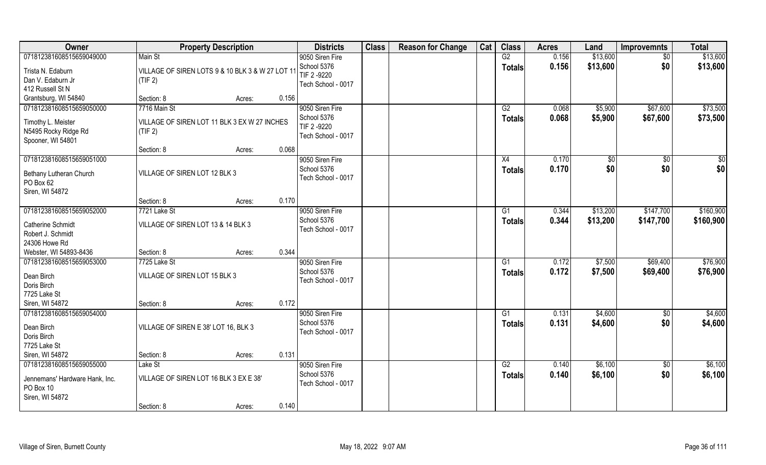| Owner | Property Description | | | Districts | Class | Reason for Change | Cat | Class | Acres | Land | Improvemnts | Total |
|---|---|---|---|---|---|---|---|---|---|---|---|---|
| 071812381608515659049000 | Main St | | | 9050 Siren Fire | | | | G2 | 0.156 | $13,600 | $0 | $13,600 |
| Trista N. Edaburn | VILLAGE OF SIREN LOTS 9 & 10 BLK 3 & W 27 LOT 11 | | | School 5376 | | | | **Totals** | **0.156** | **$13,600** | **$0** | **$13,600** |
| Dan V. Edaburn Jr | (TIF 2) | | | TIF 2 -9220 | | | | | | | | |
| 412 Russell St N | | | | Tech School - 0017 | | | | | | | | |
| Grantsburg, WI 54840 | Section: 8 | Acres: | 0.156 | | | | | | | | | |
| 071812381608515659050000 | 7716 Main St | | | 9050 Siren Fire | | | | G2 | 0.068 | $5,900 | $67,600 | $73,500 |
| Timothy L. Meister | VILLAGE OF SIREN LOT 11 BLK 3 EX W 27 INCHES | | | School 5376 | | | | **Totals** | **0.068** | **$5,900** | **$67,600** | **$73,500** |
| N5495 Rocky Ridge Rd | (TIF 2) | | | TIF 2 -9220 | | | | | | | | |
| Spooner, WI 54801 | | | | Tech School - 0017 | | | | | | | | |
| | Section: 8 | Acres: | 0.068 | | | | | | | | | |
| 071812381608515659051000 | | | | 9050 Siren Fire | | | | X4 | 0.170 | $0 | $0 | $0 |
| Bethany Lutheran Church | VILLAGE OF SIREN LOT 12 BLK 3 | | | School 5376 | | | | **Totals** | **0.170** | **$0** | **$0** | **$0** |
| PO Box 62 | | | | Tech School - 0017 | | | | | | | | |
| Siren, WI 54872 | | | | | | | | | | | | |
| | Section: 8 | Acres: | 0.170 | | | | | | | | | |
| 071812381608515659052000 | 7721 Lake St | | | 9050 Siren Fire | | | | G1 | 0.344 | $13,200 | $147,700 | $160,900 |
| Catherine Schmidt | VILLAGE OF SIREN LOT 13 & 14 BLK 3 | | | School 5376 | | | | **Totals** | **0.344** | **$13,200** | **$147,700** | **$160,900** |
| Robert J. Schmidt | | | | Tech School - 0017 | | | | | | | | |
| 24306 Howe Rd | | | | | | | | | | | | |
| Webster, WI 54893-8436 | Section: 8 | Acres: | 0.344 | | | | | | | | | |
| 071812381608515659053000 | 7725 Lake St | | | 9050 Siren Fire | | | | G1 | 0.172 | $7,500 | $69,400 | $76,900 |
| Dean Birch | VILLAGE OF SIREN LOT 15 BLK 3 | | | School 5376 | | | | **Totals** | **0.172** | **$7,500** | **$69,400** | **$76,900** |
| Doris Birch | | | | Tech School - 0017 | | | | | | | | |
| 7725 Lake St | | | | | | | | | | | | |
| Siren, WI 54872 | Section: 8 | Acres: | 0.172 | | | | | | | | | |
| 071812381608515659054000 | | | | 9050 Siren Fire | | | | G1 | 0.131 | $4,600 | $0 | $4,600 |
| Dean Birch | VILLAGE OF SIREN E 38' LOT 16, BLK 3 | | | School 5376 | | | | **Totals** | **0.131** | **$4,600** | **$0** | **$4,600** |
| Doris Birch | | | | Tech School - 0017 | | | | | | | | |
| 7725 Lake St | | | | | | | | | | | | |
| Siren, WI 54872 | Section: 8 | Acres: | 0.131 | | | | | | | | | |
| 071812381608515659055000 | Lake St | | | 9050 Siren Fire | | | | G2 | 0.140 | $6,100 | $0 | $6,100 |
| Jennemans' Hardware Hank, Inc. | VILLAGE OF SIREN LOT 16 BLK 3 EX E 38' | | | School 5376 | | | | **Totals** | **0.140** | **$6,100** | **$0** | **$6,100** |
| PO Box 10 | | | | Tech School - 0017 | | | | | | | | |
| Siren, WI 54872 | | | | | | | | | | | | |
| | Section: 8 | Acres: | 0.140 | | | | | | | | | |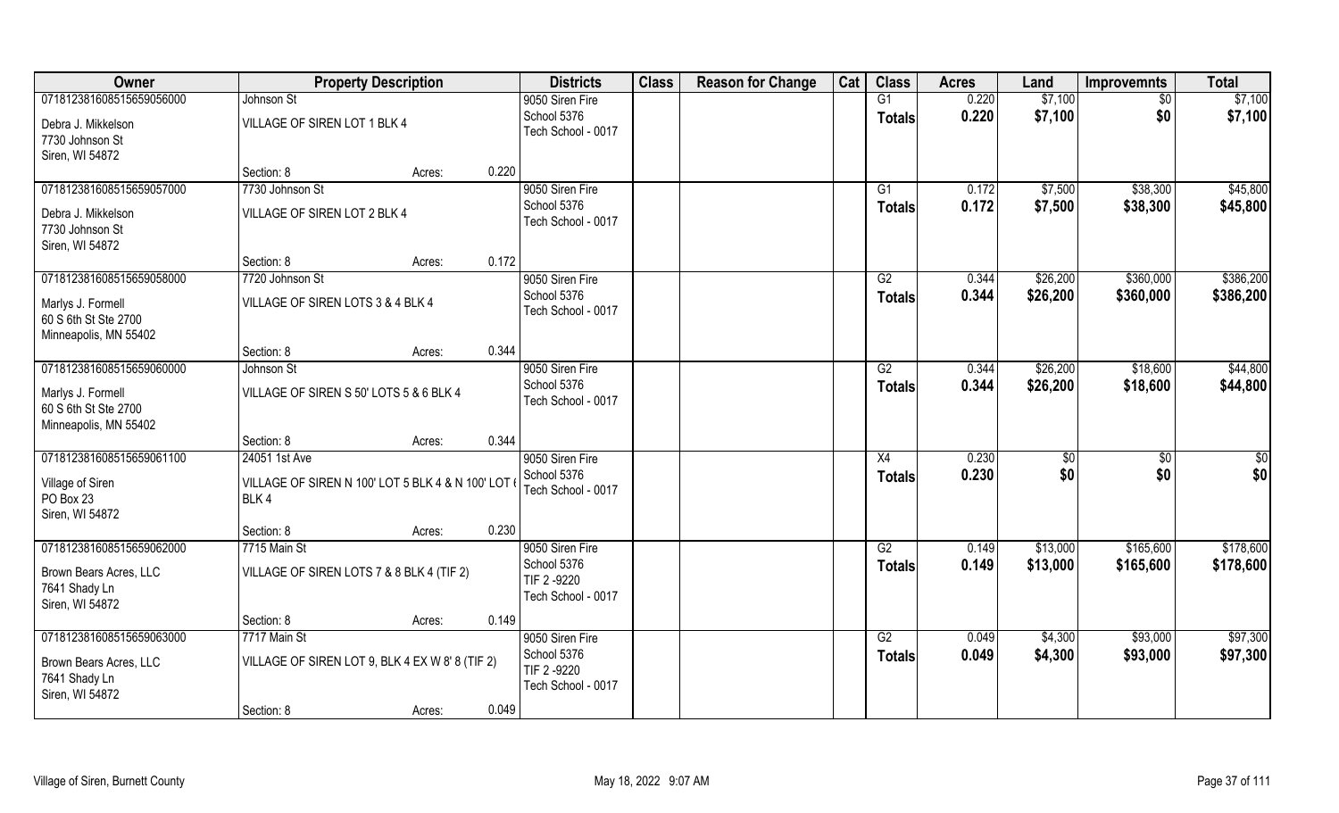| Owner | Property Description | Districts | Class | Reason for Change | Cat | Class | Acres | Land | Improvemnts | Total |
|---|---|---|---|---|---|---|---|---|---|---|
| 071812381608515659056000<br>Debra J. Mikkelson<br>7730 Johnson St<br>Siren, WI 54872 | Johnson St<br>VILLAGE OF SIREN LOT 1 BLK 4<br>Section: 8 Acres: 0.220 | 9050 Siren Fire<br>School 5376<br>Tech School - 0017 | | | | G1<br>**Totals** | 0.220<br>**0.220** | \$7,100<br>**\$7,100** | \$0<br>**\$0** | \$7,100<br>**\$7,100** |
| 071812381608515659057000<br>Debra J. Mikkelson<br>7730 Johnson St<br>Siren, WI 54872 | 7730 Johnson St<br>VILLAGE OF SIREN LOT 2 BLK 4<br>Section: 8 Acres: 0.172 | 9050 Siren Fire<br>School 5376<br>Tech School - 0017 | | | | G1<br>**Totals** | 0.172<br>**0.172** | \$7,500<br>**\$7,500** | \$38,300<br>**\$38,300** | \$45,800<br>**\$45,800** |
| 071812381608515659058000<br>Marlys J. Formell<br>60 S 6th St Ste 2700<br>Minneapolis, MN 55402 | 7720 Johnson St<br>VILLAGE OF SIREN LOTS 3 & 4 BLK 4<br>Section: 8 Acres: 0.344 | 9050 Siren Fire<br>School 5376<br>Tech School - 0017 | | | | G2<br>**Totals** | 0.344<br>**0.344** | \$26,200<br>**\$26,200** | \$360,000<br>**\$360,000** | \$386,200<br>**\$386,200** |
| 071812381608515659060000<br>Marlys J. Formell<br>60 S 6th St Ste 2700<br>Minneapolis, MN 55402 | Johnson St<br>VILLAGE OF SIREN S 50' LOTS 5 & 6 BLK 4<br>Section: 8 Acres: 0.344 | 9050 Siren Fire<br>School 5376<br>Tech School - 0017 | | | | G2<br>**Totals** | 0.344<br>**0.344** | \$26,200<br>**\$26,200** | \$18,600<br>**\$18,600** | \$44,800<br>**\$44,800** |
| 071812381608515659061100<br>Village of Siren<br>PO Box 23<br>Siren, WI 54872 | 24051 1st Ave<br>VILLAGE OF SIREN N 100' LOT 5 BLK 4 & N 100' LOT 6 BLK 4<br>Section: 8 Acres: 0.230 | 9050 Siren Fire<br>School 5376<br>Tech School - 0017 | | | | X4<br>**Totals** | 0.230<br>**0.230** | \$0<br>**\$0** | \$0<br>**\$0** | \$0<br>**\$0** |
| 071812381608515659062000<br>Brown Bears Acres, LLC<br>7641 Shady Ln<br>Siren, WI 54872 | 7715 Main St<br>VILLAGE OF SIREN LOTS 7 & 8 BLK 4 (TIF 2)<br>Section: 8 Acres: 0.149 | 9050 Siren Fire<br>School 5376<br>TIF 2 -9220<br>Tech School - 0017 | | | | G2<br>**Totals** | 0.149<br>**0.149** | \$13,000<br>**\$13,000** | \$165,600<br>**\$165,600** | \$178,600<br>**\$178,600** |
| 071812381608515659063000<br>Brown Bears Acres, LLC<br>7641 Shady Ln<br>Siren, WI 54872 | 7717 Main St<br>VILLAGE OF SIREN LOT 9, BLK 4 EX W 8' 8 (TIF 2)<br>Section: 8 Acres: 0.049 | 9050 Siren Fire<br>School 5376<br>TIF 2 -9220<br>Tech School - 0017 | | | | G2<br>**Totals** | 0.049<br>**0.049** | \$4,300<br>**\$4,300** | \$93,000<br>**\$93,000** | \$97,300<br>**\$97,300** |

Village of Siren, Burnett County May 18, 2022 9:07 AM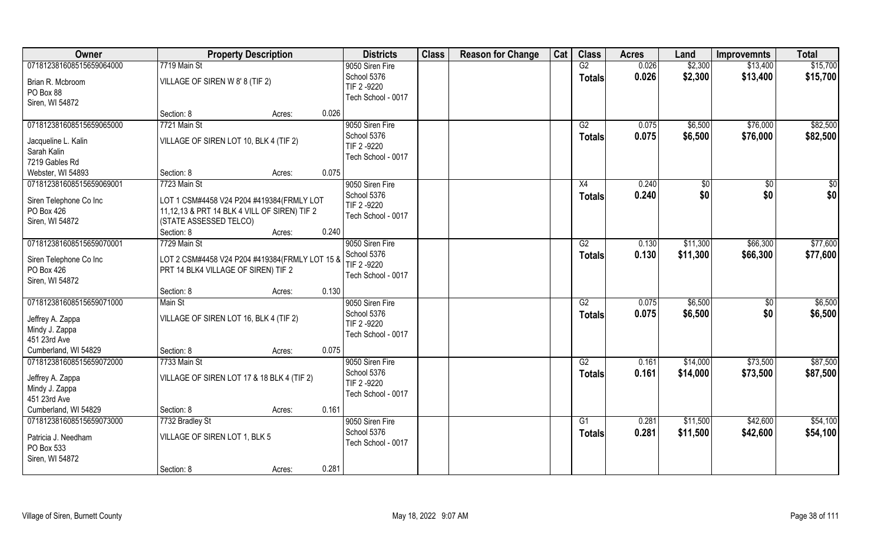| Owner | Property Description | | | Districts | Class | Reason for Change | Cat | Class | Acres | Land | Improvemnts | Total |
|---|---|---|---|---|---|---|---|---|---|---|---|---|
| 07181238160851565906400 0<br>Brian R. Mcbroom<br>PO Box 88<br>Siren, WI 54872 | 7719 Main St<br>VILLAGE OF SIREN W 8' 8 (TIF 2)<br>Section: 8 | Acres: | 0.026 | 9050 Siren Fire<br>School 5376<br>TIF 2 -9220<br>Tech School - 0017 | | | | G2<br>**Totals** | 0.026<br>**0.026** | $2,300<br>**$2,300** | $13,400<br>**$13,400** | $15,700<br>**$15,700** |
| 071812381608515659065000<br>Jacqueline L. Kalin<br>Sarah Kalin<br>7219 Gables Rd<br>Webster, WI 54893 | 7721 Main St<br>VILLAGE OF SIREN LOT 10, BLK 4 (TIF 2)<br>Section: 8 | Acres: | 0.075 | 9050 Siren Fire<br>School 5376<br>TIF 2 -9220<br>Tech School - 0017 | | | | G2<br>**Totals** | 0.075<br>**0.075** | $6,500<br>**$6,500** | $76,000<br>**$76,000** | $82,500<br>**$82,500** |
| 071812381608515659069001<br>Siren Telephone Co Inc<br>PO Box 426<br>Siren, WI 54872 | 7723 Main St<br>LOT 1 CSM#4458 V24 P204 #419384(FRMLY LOT 11,12,13 & PRT 14 BLK 4 VILL OF SIREN) TIF 2 (STATE ASSESSED TELCO)<br>Section: 8 | Acres: | 0.240 | 9050 Siren Fire<br>School 5376<br>TIF 2 -9220<br>Tech School - 0017 | | | | X4<br>**Totals** | 0.240<br>**0.240** | $0<br>**$0** | $0<br>**$0** | $0<br>**$0** |
| 071812381608515659070001<br>Siren Telephone Co Inc<br>PO Box 426<br>Siren, WI 54872 | 7729 Main St<br>LOT 2 CSM#4458 V24 P204 #419384(FRMLY LOT 15 & PRT 14 BLK4 VILLAGE OF SIREN) TIF 2<br>Section: 8 | Acres: | 0.130 | 9050 Siren Fire<br>School 5376<br>TIF 2 -9220<br>Tech School - 0017 | | | | G2<br>**Totals** | 0.130<br>**0.130** | $11,300<br>**$11,300** | $66,300<br>**$66,300** | $77,600<br>**$77,600** |
| 071812381608515659071000<br>Jeffrey A. Zappa<br>Mindy J. Zappa<br>451 23rd Ave<br>Cumberland, WI 54829 | Main St<br>VILLAGE OF SIREN LOT 16, BLK 4 (TIF 2)<br>Section: 8 | Acres: | 0.075 | 9050 Siren Fire<br>School 5376<br>TIF 2 -9220<br>Tech School - 0017 | | | | G2<br>**Totals** | 0.075<br>**0.075** | $6,500<br>**$6,500** | $0<br>**$0** | $6,500<br>**$6,500** |
| 071812381608515659072000<br>Jeffrey A. Zappa<br>Mindy J. Zappa<br>451 23rd Ave<br>Cumberland, WI 54829 | 7733 Main St<br>VILLAGE OF SIREN LOT 17 & 18 BLK 4 (TIF 2)<br>Section: 8 | Acres: | 0.161 | 9050 Siren Fire<br>School 5376<br>TIF 2 -9220<br>Tech School - 0017 | | | | G2<br>**Totals** | 0.161<br>**0.161** | $14,000<br>**$14,000** | $73,500<br>**$73,500** | $87,500<br>**$87,500** |
| 071812381608515659073000<br>Patricia J. Needham<br>PO Box 533<br>Siren, WI 54872 | 7732 Bradley St<br>VILLAGE OF SIREN LOT 1, BLK 5<br>Section: 8 | Acres: | 0.281 | 9050 Siren Fire<br>School 5376<br>Tech School - 0017 | | | | G1<br>**Totals** | 0.281<br>**0.281** | $11,500<br>**$11,500** | $42,600<br>**$42,600** | $54,100<br>**$54,100** |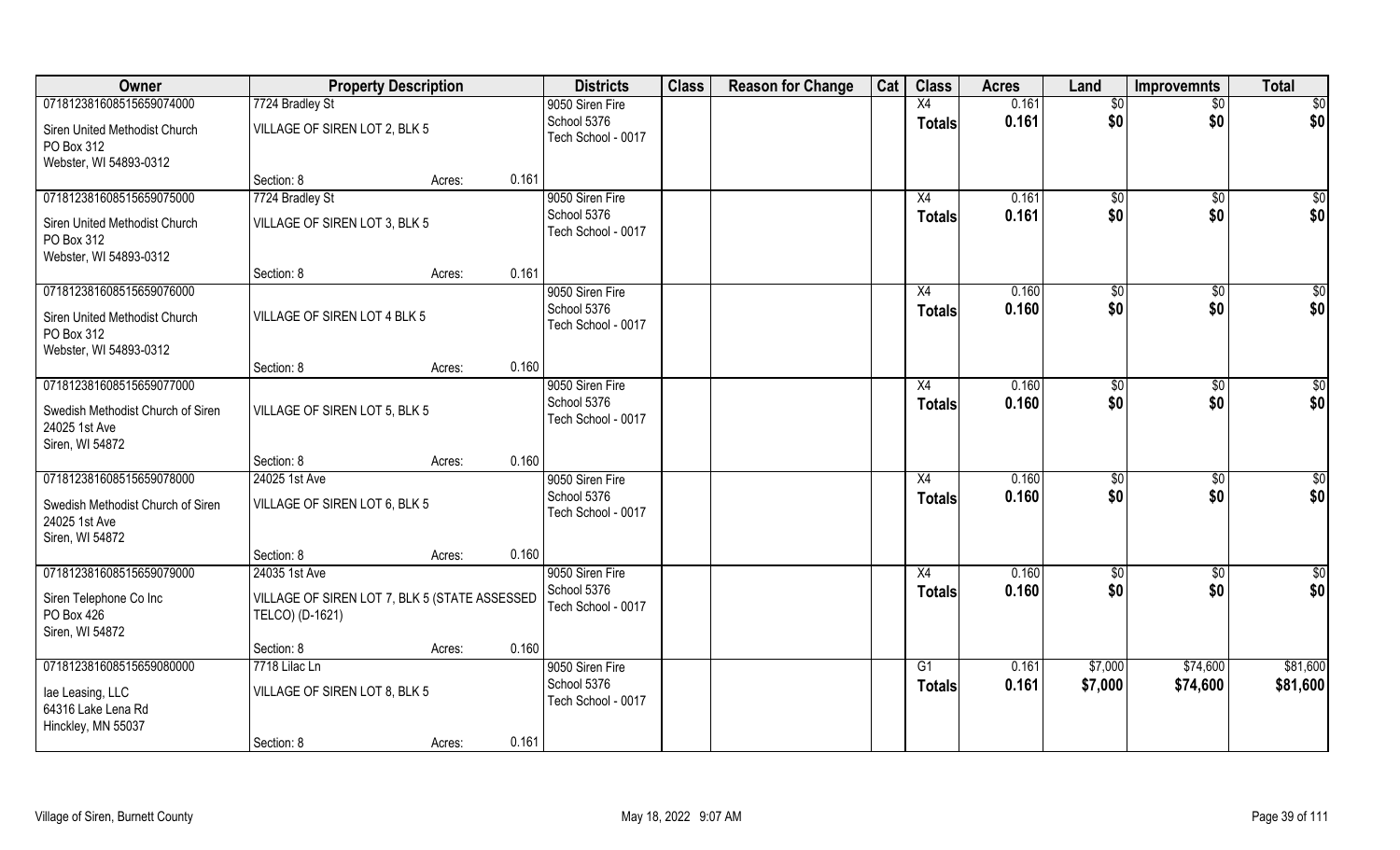| Owner | Property Description | | | Districts | Class | Reason for Change | Cat | Class | Acres | Land | Improvemnts | Total |
|---|---|---|---|---|---|---|---|---|---|---|---|---|
| 07181238160851565907400 | 7724 Bradley St | | | 9050 Siren Fire | | | | X4 | 0.161 | $0 | $0 | $0 |
| Siren United Methodist Church<br>PO Box 312<br>Webster, WI 54893-0312 | VILLAGE OF SIREN LOT 2, BLK 5 | | | School 5376<br>Tech School - 0017 | | | | Totals | 0.161 | $0 | $0 | $0 |
| | Section: 8 | Acres: | 0.161 | | | | | | | | | |
| 07181238160851565907500 | 7724 Bradley St | | | 9050 Siren Fire | | | | X4 | 0.161 | $0 | $0 | $0 |
| Siren United Methodist Church<br>PO Box 312<br>Webster, WI 54893-0312 | VILLAGE OF SIREN LOT 3, BLK 5 | | | School 5376<br>Tech School - 0017 | | | | Totals | 0.161 | $0 | $0 | $0 |
| | Section: 8 | Acres: | 0.161 | | | | | | | | | |
| 07181238160851565907600 | | | | 9050 Siren Fire | | | | X4 | 0.160 | $0 | $0 | $0 |
| Siren United Methodist Church<br>PO Box 312<br>Webster, WI 54893-0312 | VILLAGE OF SIREN LOT 4 BLK 5 | | | School 5376<br>Tech School - 0017 | | | | Totals | 0.160 | $0 | $0 | $0 |
| | Section: 8 | Acres: | 0.160 | | | | | | | | | |
| 07181238160851565907700 | | | | 9050 Siren Fire | | | | X4 | 0.160 | $0 | $0 | $0 |
| Swedish Methodist Church of Siren<br>24025 1st Ave<br>Siren, WI 54872 | VILLAGE OF SIREN LOT 5, BLK 5 | | | School 5376<br>Tech School - 0017 | | | | Totals | 0.160 | $0 | $0 | $0 |
| | Section: 8 | Acres: | 0.160 | | | | | | | | | |
| 07181238160851565907800 | 24025 1st Ave | | | 9050 Siren Fire | | | | X4 | 0.160 | $0 | $0 | $0 |
| Swedish Methodist Church of Siren<br>24025 1st Ave<br>Siren, WI 54872 | VILLAGE OF SIREN LOT 6, BLK 5 | | | School 5376<br>Tech School - 0017 | | | | Totals | 0.160 | $0 | $0 | $0 |
| | Section: 8 | Acres: | 0.160 | | | | | | | | | |
| 07181238160851565907900 | 24035 1st Ave | | | 9050 Siren Fire | | | | X4 | 0.160 | $0 | $0 | $0 |
| Siren Telephone Co Inc<br>PO Box 426<br>Siren, WI 54872 | VILLAGE OF SIREN LOT 7, BLK 5 (STATE ASSESSED TELCO) (D-1621) | | | School 5376<br>Tech School - 0017 | | | | Totals | 0.160 | $0 | $0 | $0 |
| | Section: 8 | Acres: | 0.160 | | | | | | | | | |
| 07181238160851565908000 | 7718 Lilac Ln | | | 9050 Siren Fire | | | | G1 | 0.161 | $7,000 | $74,600 | $81,600 |
| Iae Leasing, LLC<br>64316 Lake Lena Rd<br>Hinckley, MN 55037 | VILLAGE OF SIREN LOT 8, BLK 5 | | | School 5376<br>Tech School - 0017 | | | | Totals | 0.161 | $7,000 | $74,600 | $81,600 |
| | Section: 8 | Acres: | 0.161 | | | | | | | | | |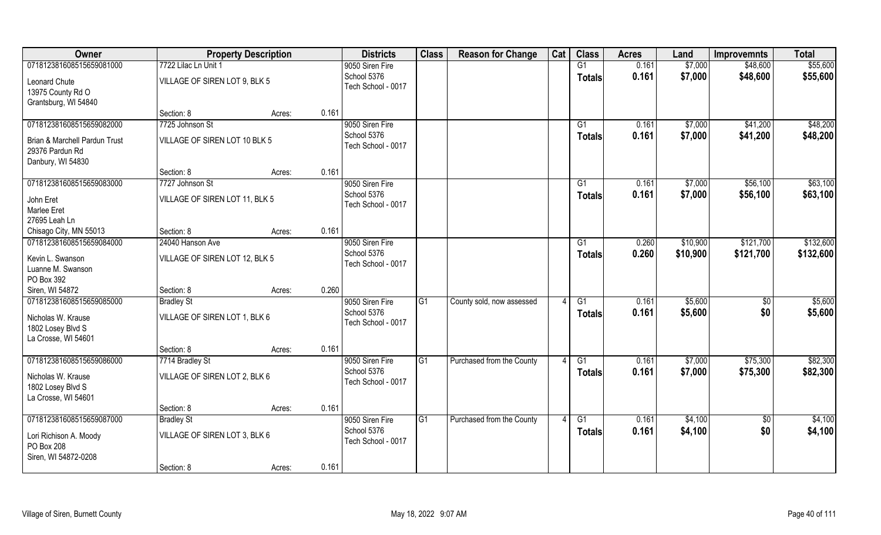| Owner | Property Description | | | Districts | Class | Reason for Change | Cat | Class | Acres | Land | Improvemnts | Total |
|---|---|---|---|---|---|---|---|---|---|---|---|---|
| 07181238160851565908100O | 7722 Lilac Ln Unit 1 | | | 9050 Siren Fire | | | | G1 | 0.161 | $7,000 | $48,600 | $55,600 |
| Leonard Chute<br>13975 County Rd O<br>Grantsburg, WI 54840 | VILLAGE OF SIREN LOT 9, BLK 5 | | | School 5376<br>Tech School - 0017 | | | | **Totals** | **0.161** | **$7,000** | **$48,600** | **$55,600** |
| | Section: 8 | Acres: | 0.161 | | | | | | | | | |
| 071812381608515659082000 | 7725 Johnson St | | | 9050 Siren Fire | | | | G1 | 0.161 | $7,000 | $41,200 | $48,200 |
| Brian & Marchell Pardun Trust<br>29376 Pardun Rd<br>Danbury, WI 54830 | VILLAGE OF SIREN LOT 10 BLK 5 | | | School 5376<br>Tech School - 0017 | | | | **Totals** | **0.161** | **$7,000** | **$41,200** | **$48,200** |
| | Section: 8 | Acres: | 0.161 | | | | | | | | | |
| 071812381608515659083000 | 7727 Johnson St | | | 9050 Siren Fire | | | | G1 | 0.161 | $7,000 | $56,100 | $63,100 |
| John Eret<br>Marlee Eret<br>27695 Leah Ln<br>Chisago City, MN 55013 | VILLAGE OF SIREN LOT 11, BLK 5 | | | School 5376<br>Tech School - 0017 | | | | **Totals** | **0.161** | **$7,000** | **$56,100** | **$63,100** |
| | Section: 8 | Acres: | 0.161 | | | | | | | | | |
| 071812381608515659084000 | 24040 Hanson Ave | | | 9050 Siren Fire | | | | G1 | 0.260 | $10,900 | $121,700 | $132,600 |
| Kevin L. Swanson<br>Luanne M. Swanson<br>PO Box 392<br>Siren, WI 54872 | VILLAGE OF SIREN LOT 12, BLK 5 | | | School 5376<br>Tech School - 0017 | | | | **Totals** | **0.260** | **$10,900** | **$121,700** | **$132,600** |
| | Section: 8 | Acres: | 0.260 | | | | | | | | | |
| 071812381608515659085000 | Bradley St | | | 9050 Siren Fire | G1 | County sold, now assessed | 4 | G1 | 0.161 | $5,600 | $0 | $5,600 |
| Nicholas W. Krause<br>1802 Losey Blvd S<br>La Crosse, WI 54601 | VILLAGE OF SIREN LOT 1, BLK 6 | | | School 5376<br>Tech School - 0017 | | | | **Totals** | **0.161** | **$5,600** | **$0** | **$5,600** |
| | Section: 8 | Acres: | 0.161 | | | | | | | | | |
| 071812381608515659086000 | 7714 Bradley St | | | 9050 Siren Fire | G1 | Purchased from the County | 4 | G1 | 0.161 | $7,000 | $75,300 | $82,300 |
| Nicholas W. Krause<br>1802 Losey Blvd S<br>La Crosse, WI 54601 | VILLAGE OF SIREN LOT 2, BLK 6 | | | School 5376<br>Tech School - 0017 | | | | **Totals** | **0.161** | **$7,000** | **$75,300** | **$82,300** |
| | Section: 8 | Acres: | 0.161 | | | | | | | | | |
| 071812381608515659087000 | Bradley St | | | 9050 Siren Fire | G1 | Purchased from the County | 4 | G1 | 0.161 | $4,100 | $0 | $4,100 |
| Lori Richison A. Moody<br>PO Box 208<br>Siren, WI 54872-0208 | VILLAGE OF SIREN LOT 3, BLK 6 | | | School 5376<br>Tech School - 0017 | | | | **Totals** | **0.161** | **$4,100** | **$0** | **$4,100** |
| | Section: 8 | Acres: | 0.161 | | | | | | | | | |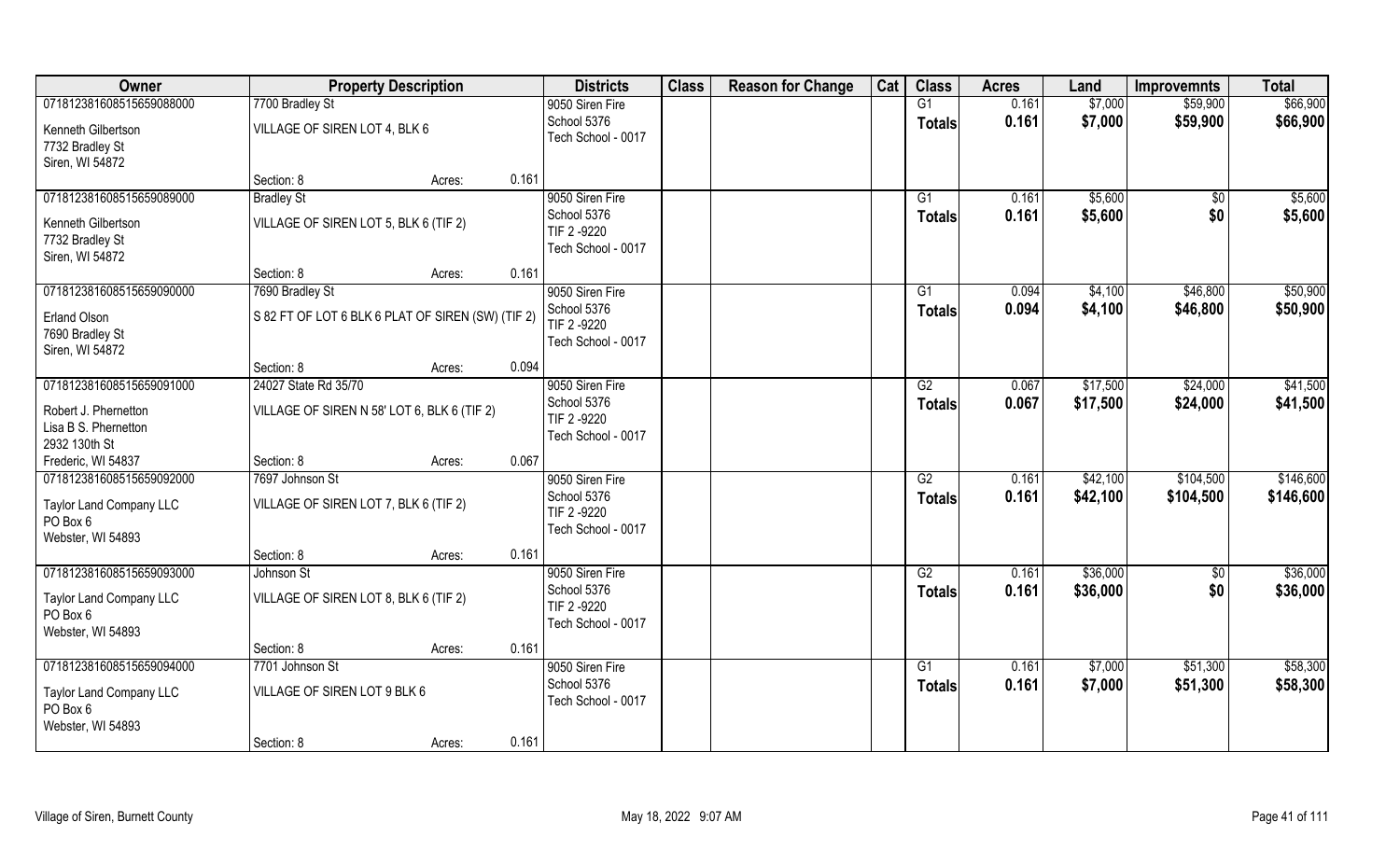| Owner | Property Description | Districts | Class | Reason for Change | Cat | Class | Acres | Land | Improvemnts | Total |
|---|---|---|---|---|---|---|---|---|---|---|
| 07181238160851565908800​0<br>Kenneth Gilbertson<br>7732 Bradley St<br>Siren, WI 54872 | 7700 Bradley St<br>VILLAGE OF SIREN LOT 4, BLK 6<br>Section: 8 Acres: 0.161 | 9050 Siren Fire<br>School 5376<br>Tech School - 0017 | | | | G1<br>Totals | 0.161<br>0.161 | $7,000<br>$7,000 | $59,900<br>$59,900 | $66,900<br>$66,900 |
| 071812381608515659089000<br>Kenneth Gilbertson<br>7732 Bradley St<br>Siren, WI 54872 | Bradley St<br>VILLAGE OF SIREN LOT 5, BLK 6 (TIF 2)<br>Section: 8 Acres: 0.161 | 9050 Siren Fire<br>School 5376<br>TIF 2 -9220<br>Tech School - 0017 | | | | G1<br>Totals | 0.161<br>0.161 | $5,600<br>$5,600 | $0<br>$0 | $5,600<br>$5,600 |
| 071812381608515659090000<br>Erland Olson<br>7690 Bradley St<br>Siren, WI 54872 | 7690 Bradley St<br>S 82 FT OF LOT 6 BLK 6 PLAT OF SIREN (SW) (TIF 2)<br>Section: 8 Acres: 0.094 | 9050 Siren Fire<br>School 5376<br>TIF 2 -9220<br>Tech School - 0017 | | | | G1<br>Totals | 0.094<br>0.094 | $4,100<br>$4,100 | $46,800<br>$46,800 | $50,900<br>$50,900 |
| 071812381608515659091000<br>Robert J. Phernetton<br>Lisa B S. Phernetton<br>2932 130th St<br>Frederic, WI 54837 | 24027 State Rd 35/70<br>VILLAGE OF SIREN N 58' LOT 6, BLK 6 (TIF 2)<br>Section: 8 Acres: 0.067 | 9050 Siren Fire<br>School 5376<br>TIF 2 -9220<br>Tech School - 0017 | | | | G2<br>Totals | 0.067<br>0.067 | $17,500<br>$17,500 | $24,000<br>$24,000 | $41,500<br>$41,500 |
| 071812381608515659092000<br>Taylor Land Company LLC<br>PO Box 6<br>Webster, WI 54893 | 7697 Johnson St<br>VILLAGE OF SIREN LOT 7, BLK 6 (TIF 2)<br>Section: 8 Acres: 0.161 | 9050 Siren Fire<br>School 5376<br>TIF 2 -9220<br>Tech School - 0017 | | | | G2<br>Totals | 0.161<br>0.161 | $42,100<br>$42,100 | $104,500<br>$104,500 | $146,600<br>$146,600 |
| 071812381608515659093000<br>Taylor Land Company LLC<br>PO Box 6<br>Webster, WI 54893 | Johnson St<br>VILLAGE OF SIREN LOT 8, BLK 6 (TIF 2)<br>Section: 8 Acres: 0.161 | 9050 Siren Fire<br>School 5376<br>TIF 2 -9220<br>Tech School - 0017 | | | | G2<br>Totals | 0.161<br>0.161 | $36,000<br>$36,000 | $0<br>$0 | $36,000<br>$36,000 |
| 071812381608515659094000<br>Taylor Land Company LLC<br>PO Box 6<br>Webster, WI 54893 | 7701 Johnson St<br>VILLAGE OF SIREN LOT 9 BLK 6<br>Section: 8 Acres: 0.161 | 9050 Siren Fire<br>School 5376<br>Tech School - 0017 | | | | G1<br>Totals | 0.161<br>0.161 | $7,000<br>$7,000 | $51,300<br>$51,300 | $58,300<br>$58,300 |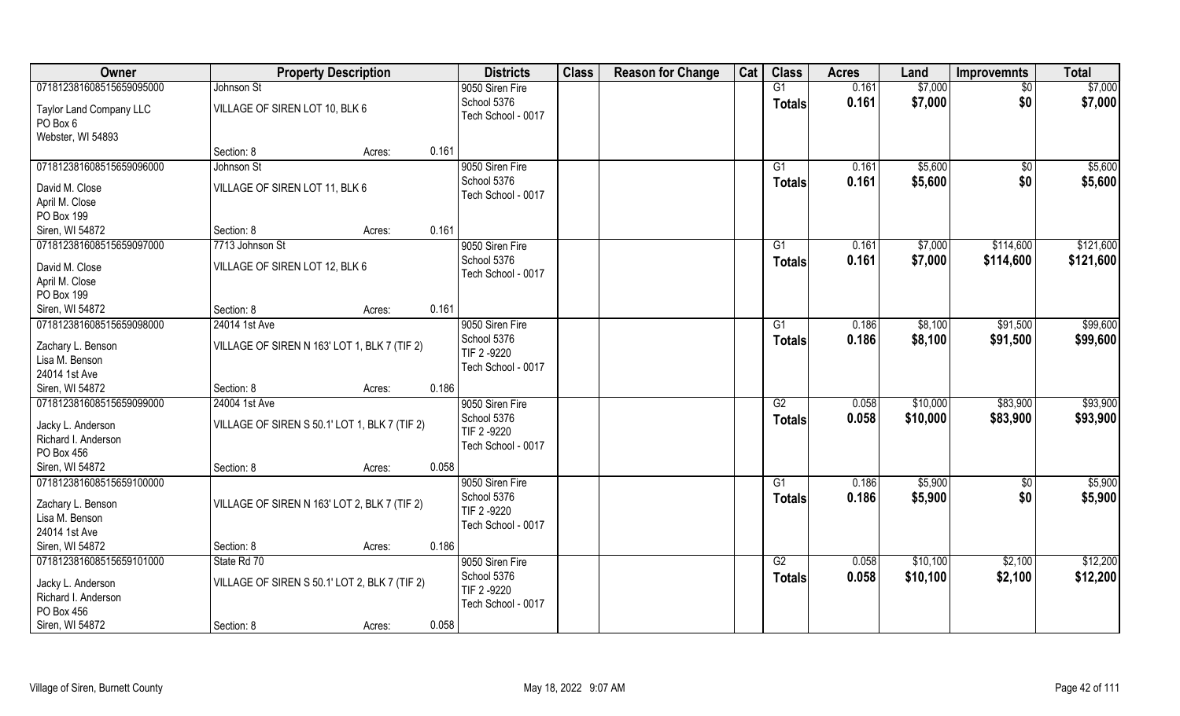| Owner | Property Description | | Districts | Class | Reason for Change | Cat | Class | Acres | Land | Improvemnts | Total |
|---|---|---|---|---|---|---|---|---|---|---|---|
| 07181238160851565909500 0 | Johnson St | | 9050 Siren Fire | | | | G1 | 0.161 | $7,000 | $0 | $7,000 |
| Taylor Land Company LLC<br>PO Box 6<br>Webster, WI 54893 | VILLAGE OF SIREN LOT 10, BLK 6 | | School 5376<br>Tech School - 0017 | | | | **Totals** | **0.161** | **$7,000** | **$0** | **$7,000** |
| | Section: 8 | Acres: 0.161 | | | | | | | | | |
| 071812381608515659096000 | Johnson St | | 9050 Siren Fire | | | | G1 | 0.161 | $5,600 | $0 | $5,600 |
| David M. Close<br>April M. Close<br>PO Box 199<br>Siren, WI 54872 | VILLAGE OF SIREN LOT 11, BLK 6 | | School 5376<br>Tech School - 0017 | | | | **Totals** | **0.161** | **$5,600** | **$0** | **$5,600** |
| | Section: 8 | Acres: 0.161 | | | | | | | | | |
| 071812381608515659097000 | 7713 Johnson St | | 9050 Siren Fire | | | | G1 | 0.161 | $7,000 | $114,600 | $121,600 |
| David M. Close<br>April M. Close<br>PO Box 199<br>Siren, WI 54872 | VILLAGE OF SIREN LOT 12, BLK 6 | | School 5376<br>Tech School - 0017 | | | | **Totals** | **0.161** | **$7,000** | **$114,600** | **$121,600** |
| | Section: 8 | Acres: 0.161 | | | | | | | | | |
| 071812381608515659098000 | 24014 1st Ave | | 9050 Siren Fire | | | | G1 | 0.186 | $8,100 | $91,500 | $99,600 |
| Zachary L. Benson<br>Lisa M. Benson<br>24014 1st Ave<br>Siren, WI 54872 | VILLAGE OF SIREN N 163' LOT 1, BLK 7 (TIF 2) | | School 5376<br>TIF 2 -9220<br>Tech School - 0017 | | | | **Totals** | **0.186** | **$8,100** | **$91,500** | **$99,600** |
| | Section: 8 | Acres: 0.186 | | | | | | | | | |
| 071812381608515659099000 | 24004 1st Ave | | 9050 Siren Fire | | | | G2 | 0.058 | $10,000 | $83,900 | $93,900 |
| Jacky L. Anderson<br>Richard I. Anderson<br>PO Box 456<br>Siren, WI 54872 | VILLAGE OF SIREN S 50.1' LOT 1, BLK 7 (TIF 2) | | School 5376<br>TIF 2 -9220<br>Tech School - 0017 | | | | **Totals** | **0.058** | **$10,000** | **$83,900** | **$93,900** |
| | Section: 8 | Acres: 0.058 | | | | | | | | | |
| 071812381608515659100000 | | | 9050 Siren Fire | | | | G1 | 0.186 | $5,900 | $0 | $5,900 |
| Zachary L. Benson<br>Lisa M. Benson<br>24014 1st Ave<br>Siren, WI 54872 | VILLAGE OF SIREN N 163' LOT 2, BLK 7 (TIF 2) | | School 5376<br>TIF 2 -9220<br>Tech School - 0017 | | | | **Totals** | **0.186** | **$5,900** | **$0** | **$5,900** |
| | Section: 8 | Acres: 0.186 | | | | | | | | | |
| 071812381608515659101000 | State Rd 70 | | 9050 Siren Fire | | | | G2 | 0.058 | $10,100 | $2,100 | $12,200 |
| Jacky L. Anderson<br>Richard I. Anderson<br>PO Box 456<br>Siren, WI 54872 | VILLAGE OF SIREN S 50.1' LOT 2, BLK 7 (TIF 2) | | School 5376<br>TIF 2 -9220<br>Tech School - 0017 | | | | **Totals** | **0.058** | **$10,100** | **$2,100** | **$12,200** |
| | Section: 8 | Acres: 0.058 | | | | | | | | | |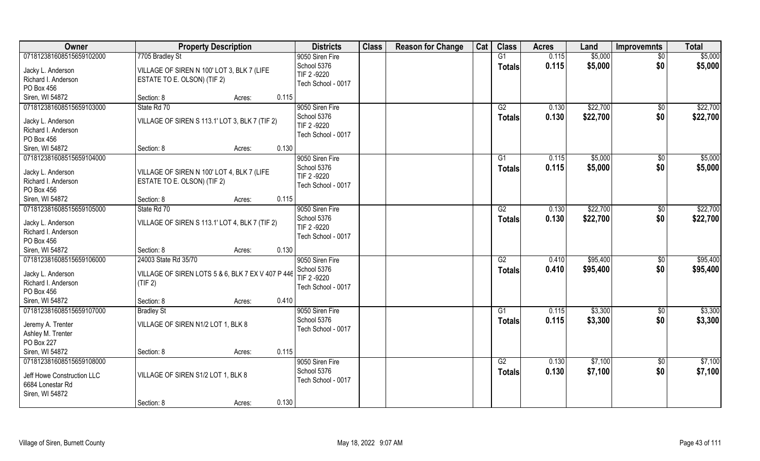| Owner | Property Description | | | Districts | Class | Reason for Change | Cat | Class | Acres | Land | Improvemnts | Total |
|---|---|---|---|---|---|---|---|---|---|---|---|---|
| 071812381608515659102000 | 7705 Bradley St | | | 9050 Siren Fire | | | | G1 | 0.115 | $5,000 | $0 | $5,000 |
| Jacky L. Anderson<br>Richard I. Anderson<br>PO Box 456<br>Siren, WI 54872 | VILLAGE OF SIREN N 100' LOT 3, BLK 7 (LIFE ESTATE TO E. OLSON) (TIF 2) | | | School 5376<br>TIF 2 -9220<br>Tech School - 0017 | | | | Totals | 0.115 | $5,000 | $0 | $5,000 |
| | Section: 8 | Acres: | 0.115 | | | | | | | | | |
| 071812381608515659103000 | State Rd 70 | | | 9050 Siren Fire | | | | G2 | 0.130 | $22,700 | $0 | $22,700 |
| Jacky L. Anderson<br>Richard I. Anderson<br>PO Box 456<br>Siren, WI 54872 | VILLAGE OF SIREN S 113.1' LOT 3, BLK 7 (TIF 2) | | | School 5376<br>TIF 2 -9220<br>Tech School - 0017 | | | | Totals | 0.130 | $22,700 | $0 | $22,700 |
| | Section: 8 | Acres: | 0.130 | | | | | | | | | |
| 071812381608515659104000 | | | | 9050 Siren Fire | | | | G1 | 0.115 | $5,000 | $0 | $5,000 |
| Jacky L. Anderson<br>Richard I. Anderson<br>PO Box 456<br>Siren, WI 54872 | VILLAGE OF SIREN N 100' LOT 4, BLK 7 (LIFE ESTATE TO E. OLSON) (TIF 2) | | | School 5376<br>TIF 2 -9220<br>Tech School - 0017 | | | | Totals | 0.115 | $5,000 | $0 | $5,000 |
| | Section: 8 | Acres: | 0.115 | | | | | | | | | |
| 071812381608515659105000 | State Rd 70 | | | 9050 Siren Fire | | | | G2 | 0.130 | $22,700 | $0 | $22,700 |
| Jacky L. Anderson<br>Richard I. Anderson<br>PO Box 456<br>Siren, WI 54872 | VILLAGE OF SIREN S 113.1' LOT 4, BLK 7 (TIF 2) | | | School 5376<br>TIF 2 -9220<br>Tech School - 0017 | | | | Totals | 0.130 | $22,700 | $0 | $22,700 |
| | Section: 8 | Acres: | 0.130 | | | | | | | | | |
| 071812381608515659106000 | 24003 State Rd 35/70 | | | 9050 Siren Fire | | | | G2 | 0.410 | $95,400 | $0 | $95,400 |
| Jacky L. Anderson<br>Richard I. Anderson<br>PO Box 456<br>Siren, WI 54872 | VILLAGE OF SIREN LOTS 5 & 6, BLK 7 EX V 407 P 446 (TIF 2) | | | School 5376<br>TIF 2 -9220<br>Tech School - 0017 | | | | Totals | 0.410 | $95,400 | $0 | $95,400 |
| | Section: 8 | Acres: | 0.410 | | | | | | | | | |
| 071812381608515659107000 | Bradley St | | | 9050 Siren Fire | | | | G1 | 0.115 | $3,300 | $0 | $3,300 |
| Jeremy A. Trenter<br>Ashley M. Trenter<br>PO Box 227<br>Siren, WI 54872 | VILLAGE OF SIREN N1/2 LOT 1, BLK 8 | | | School 5376<br>Tech School - 0017 | | | | Totals | 0.115 | $3,300 | $0 | $3,300 |
| | Section: 8 | Acres: | 0.115 | | | | | | | | | |
| 071812381608515659108000 | | | | 9050 Siren Fire | | | | G2 | 0.130 | $7,100 | $0 | $7,100 |
| Jeff Howe Construction LLC<br>6684 Lonestar Rd<br>Siren, WI 54872 | VILLAGE OF SIREN S1/2 LOT 1, BLK 8 | | | School 5376<br>Tech School - 0017 | | | | Totals | 0.130 | $7,100 | $0 | $7,100 |
| | Section: 8 | Acres: | 0.130 | | | | | | | | | |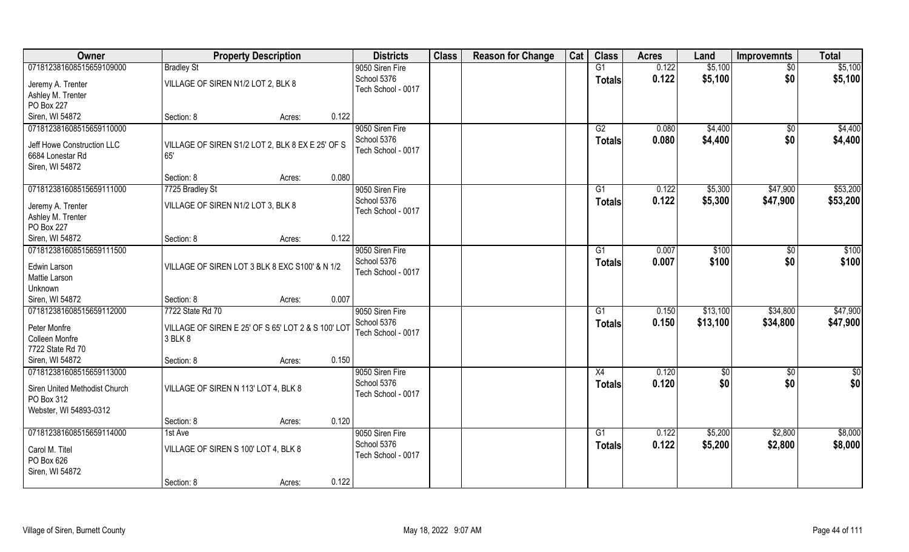| Owner | Property Description | Districts | Class | Reason for Change | Cat | Class | Acres | Land | Improvemnts | Total |
|---|---|---|---|---|---|---|---|---|---|---|
| 07181238160851565910900<br>Jeremy A. Trenter<br>Ashley M. Trenter<br>PO Box 227<br>Siren, WI 54872 | Bradley St<br>VILLAGE OF SIREN N1/2 LOT 2, BLK 8<br>Section: 8 Acres: 0.122 | 9050 Siren Fire<br>School 5376<br>Tech School - 0017 | | | | G1<br>**Totals** | 0.122<br>**0.122** | $5,100<br>**$5,100** | $0<br>**$0** | $5,100<br>**$5,100** |
| 07181238160851565911000<br>Jeff Howe Construction LLC<br>6684 Lonestar Rd<br>Siren, WI 54872 | VILLAGE OF SIREN S1/2 LOT 2, BLK 8 EX E 25' OF S 65'<br>Section: 8 Acres: 0.080 | 9050 Siren Fire<br>School 5376<br>Tech School - 0017 | | | | G2<br>**Totals** | 0.080<br>**0.080** | $4,400<br>**$4,400** | $0<br>**$0** | $4,400<br>**$4,400** |
| 07181238160851565911100<br>Jeremy A. Trenter<br>Ashley M. Trenter<br>PO Box 227<br>Siren, WI 54872 | 7725 Bradley St<br>VILLAGE OF SIREN N1/2 LOT 3, BLK 8<br>Section: 8 Acres: 0.122 | 9050 Siren Fire<br>School 5376<br>Tech School - 0017 | | | | G1<br>**Totals** | 0.122<br>**0.122** | $5,300<br>**$5,300** | $47,900<br>**$47,900** | $53,200<br>**$53,200** |
| 07181238160851565911150<br>Edwin Larson<br>Mattie Larson<br>Unknown<br>Siren, WI 54872 | VILLAGE OF SIREN LOT 3 BLK 8 EXC S100' & N 1/2<br>Section: 8 Acres: 0.007 | 9050 Siren Fire<br>School 5376<br>Tech School - 0017 | | | | G1<br>**Totals** | 0.007<br>**0.007** | $100<br>**$100** | $0<br>**$0** | $100<br>**$100** |
| 07181238160851565911200<br>Peter Monfre<br>Colleen Monfre<br>7722 State Rd 70<br>Siren, WI 54872 | 7722 State Rd 70<br>VILLAGE OF SIREN E 25' OF S 65' LOT 2 & S 100' LOT 3 BLK 8<br>Section: 8 Acres: 0.150 | 9050 Siren Fire<br>School 5376<br>Tech School - 0017 | | | | G1<br>**Totals** | 0.150<br>**0.150** | $13,100<br>**$13,100** | $34,800<br>**$34,800** | $47,900<br>**$47,900** |
| 07181238160851565911300<br>Siren United Methodist Church<br>PO Box 312<br>Webster, WI 54893-0312 | VILLAGE OF SIREN N 113' LOT 4, BLK 8<br>Section: 8 Acres: 0.120 | 9050 Siren Fire<br>School 5376<br>Tech School - 0017 | | | | X4<br>**Totals** | 0.120<br>**0.120** | $0<br>**$0** | $0<br>**$0** | $0<br>**$0** |
| 07181238160851565911400<br>Carol M. Titel<br>PO Box 626<br>Siren, WI 54872 | 1st Ave<br>VILLAGE OF SIREN S 100' LOT 4, BLK 8<br>Section: 8 Acres: 0.122 | 9050 Siren Fire<br>School 5376<br>Tech School - 0017 | | | | G1<br>**Totals** | 0.122<br>**0.122** | $5,200<br>**$5,200** | $2,800<br>**$2,800** | $8,000<br>**$8,000** |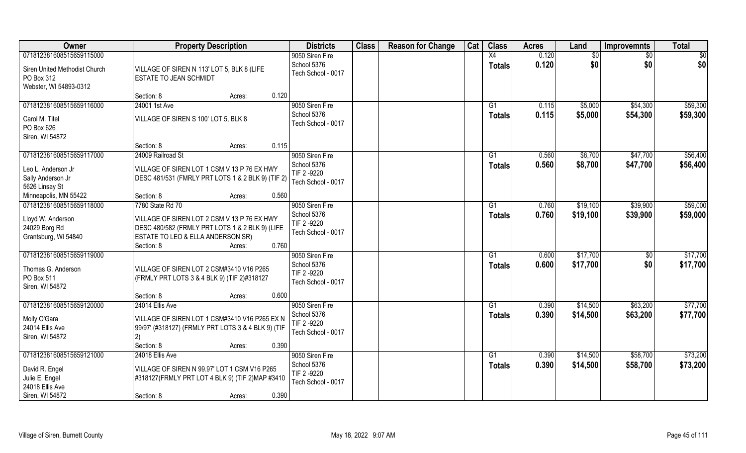| Owner | Property Description | Districts | Class | Reason for Change | Cat | Class | Acres | Land | Improvemnts | Total |
|---|---|---|---|---|---|---|---|---|---|---|
| 071812381608515659115000<br>Siren United Methodist Church<br>PO Box 312<br>Webster, WI 54893-0312 | VILLAGE OF SIREN N 113' LOT 5, BLK 8 (LIFE ESTATE TO JEAN SCHMIDT<br>Section: 8 Acres: 0.120 | 9050 Siren Fire<br>School 5376<br>Tech School - 0017 | | | | X4<br>**Totals** | 0.120<br>**0.120** | $0<br>**$0** | $0<br>**$0** | $0<br>**$0** |
| 071812381608515659116000<br>Carol M. Titel<br>PO Box 626<br>Siren, WI 54872 | 24001 1st Ave<br>VILLAGE OF SIREN S 100' LOT 5, BLK 8<br>Section: 8 Acres: 0.115 | 9050 Siren Fire<br>School 5376<br>Tech School - 0017 | | | | G1<br>**Totals** | 0.115<br>**0.115** | $5,000<br>**$5,000** | $54,300<br>**$54,300** | $59,300<br>**$59,300** |
| 071812381608515659117000<br>Leo L. Anderson Jr<br>Sally Anderson Jr<br>5626 Linsay St<br>Minneapolis, MN 55422 | 24009 Railroad St<br>VILLAGE OF SIREN LOT 1 CSM V 13 P 76 EX HWY DESC 481/531 (FMRLY PRT LOTS 1 & 2 BLK 9) (TIF 2)<br>Section: 8 Acres: 0.560 | 9050 Siren Fire<br>School 5376<br>TIF 2 -9220<br>Tech School - 0017 | | | | G1<br>**Totals** | 0.560<br>**0.560** | $8,700<br>**$8,700** | $47,700<br>**$47,700** | $56,400<br>**$56,400** |
| 071812381608515659118000<br>Lloyd W. Anderson<br>24029 Borg Rd<br>Grantsburg, WI 54840 | 7780 State Rd 70<br>VILLAGE OF SIREN LOT 2 CSM V 13 P 76 EX HWY DESC 480/582 (FRMLY PRT LOTS 1 & 2 BLK 9) (LIFE ESTATE TO LEO & ELLA ANDERSON SR)<br>Section: 8 Acres: 0.760 | 9050 Siren Fire<br>School 5376<br>TIF 2 -9220<br>Tech School - 0017 | | | | G1<br>**Totals** | 0.760<br>**0.760** | $19,100<br>**$19,100** | $39,900<br>**$39,900** | $59,000<br>**$59,000** |
| 071812381608515659119000<br>Thomas G. Anderson<br>PO Box 511<br>Siren, WI 54872 | VILLAGE OF SIREN LOT 2 CSM#3410 V16 P265 (FRMLY PRT LOTS 3 & 4 BLK 9) (TIF 2)#318127<br>Section: 8 Acres: 0.600 | 9050 Siren Fire<br>School 5376<br>TIF 2 -9220<br>Tech School - 0017 | | | | G1<br>**Totals** | 0.600<br>**0.600** | $17,700<br>**$17,700** | $0<br>**$0** | $17,700<br>**$17,700** |
| 071812381608515659120000<br>Molly O'Gara<br>24014 Ellis Ave<br>Siren, WI 54872 | 24014 Ellis Ave<br>VILLAGE OF SIREN LOT 1 CSM#3410 V16 P265 EX N 99/97' (#318127) (FRMLY PRT LOTS 3 & 4 BLK 9) (TIF 2)<br>Section: 8 Acres: 0.390 | 9050 Siren Fire<br>School 5376<br>TIF 2 -9220<br>Tech School - 0017 | | | | G1<br>**Totals** | 0.390<br>**0.390** | $14,500<br>**$14,500** | $63,200<br>**$63,200** | $77,700<br>**$77,700** |
| 071812381608515659121000<br>David R. Engel<br>Julie E. Engel<br>24018 Ellis Ave<br>Siren, WI 54872 | 24018 Ellis Ave<br>VILLAGE OF SIREN N 99.97' LOT 1 CSM V16 P265 #318127(FRMLY PRT LOT 4 BLK 9) (TIF 2)MAP #3410<br>Section: 8 Acres: 0.390 | 9050 Siren Fire<br>School 5376<br>TIF 2 -9220<br>Tech School - 0017 | | | | G1<br>**Totals** | 0.390<br>**0.390** | $14,500<br>**$14,500** | $58,700<br>**$58,700** | $73,200<br>**$73,200** |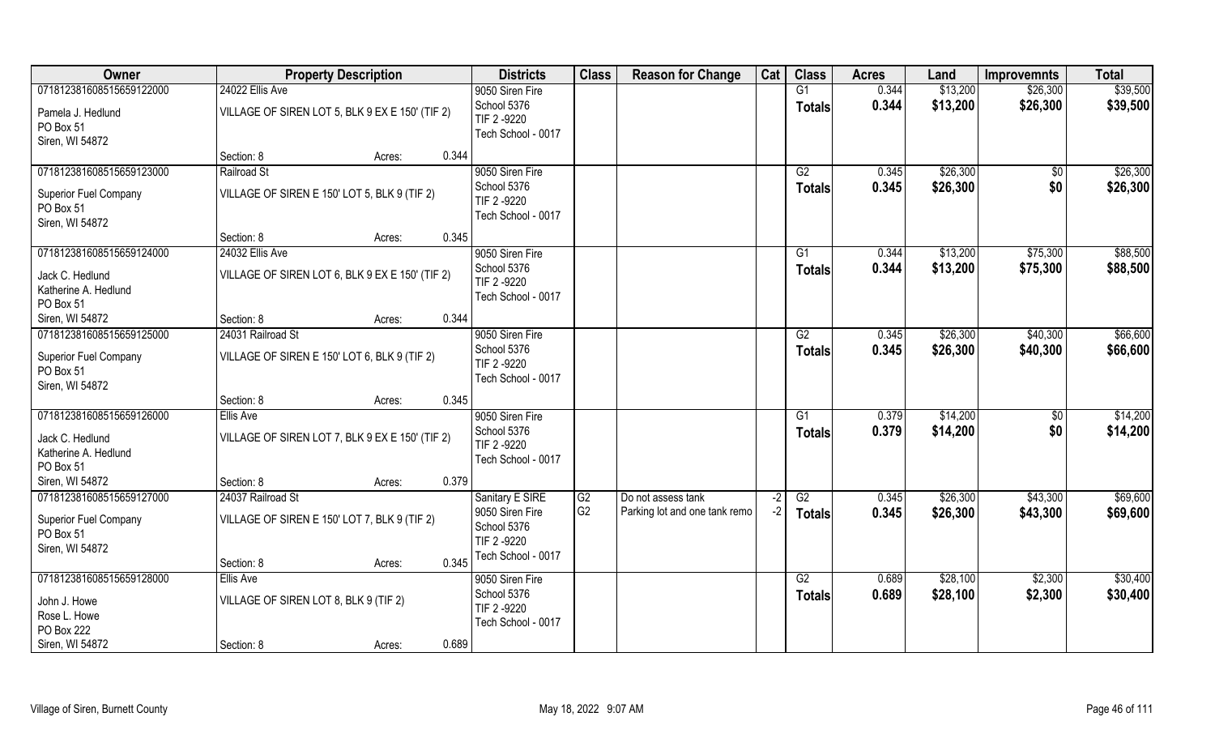| Owner | Property Description | | Districts | Class | Reason for Change | Cat | Class | Acres | Land | Improvemnts | Total |
|---|---|---|---|---|---|---|---|---|---|---|---|
| 07181238160851565912200 | 24022 Ellis Ave | | 9050 Siren Fire | | | | G1 | 0.344 | $13,200 | $26,300 | $39,500 |
| Pamela J. Hedlund<br>PO Box 51<br>Siren, WI 54872 | VILLAGE OF SIREN LOT 5, BLK 9 EX E 150' (TIF 2) | | School 5376<br>TIF 2 -9220<br>Tech School - 0017 | | | | Totals | 0.344 | $13,200 | $26,300 | $39,500 |
| | Section: 8 | Acres: 0.344 | | | | | | | | | |
| 07181238160851565912300 | Railroad St | | 9050 Siren Fire | | | | G2 | 0.345 | $26,300 | $0 | $26,300 |
| Superior Fuel Company<br>PO Box 51<br>Siren, WI 54872 | VILLAGE OF SIREN E 150' LOT 5, BLK 9 (TIF 2) | | School 5376<br>TIF 2 -9220<br>Tech School - 0017 | | | | Totals | 0.345 | $26,300 | $0 | $26,300 |
| | Section: 8 | Acres: 0.345 | | | | | | | | | |
| 07181238160851565912400 | 24032 Ellis Ave | | 9050 Siren Fire | | | | G1 | 0.344 | $13,200 | $75,300 | $88,500 |
| Jack C. Hedlund<br>Katherine A. Hedlund<br>PO Box 51<br>Siren, WI 54872 | VILLAGE OF SIREN LOT 6, BLK 9 EX E 150' (TIF 2) | | School 5376<br>TIF 2 -9220<br>Tech School - 0017 | | | | Totals | 0.344 | $13,200 | $75,300 | $88,500 |
| | Section: 8 | Acres: 0.344 | | | | | | | | | |
| 07181238160851565912500 | 24031 Railroad St | | 9050 Siren Fire | | | | G2 | 0.345 | $26,300 | $40,300 | $66,600 |
| Superior Fuel Company<br>PO Box 51<br>Siren, WI 54872 | VILLAGE OF SIREN E 150' LOT 6, BLK 9 (TIF 2) | | School 5376<br>TIF 2 -9220<br>Tech School - 0017 | | | | Totals | 0.345 | $26,300 | $40,300 | $66,600 |
| | Section: 8 | Acres: 0.345 | | | | | | | | | |
| 07181238160851565912600 | Ellis Ave | | 9050 Siren Fire | | | | G1 | 0.379 | $14,200 | $0 | $14,200 |
| Jack C. Hedlund<br>Katherine A. Hedlund<br>PO Box 51<br>Siren, WI 54872 | VILLAGE OF SIREN LOT 7, BLK 9 EX E 150' (TIF 2) | | School 5376<br>TIF 2 -9220<br>Tech School - 0017 | | | | Totals | 0.379 | $14,200 | $0 | $14,200 |
| | Section: 8 | Acres: 0.379 | | | | | | | | | |
| 07181238160851565912700 | 24037 Railroad St | | Sanitary E SIRE | G2 | Do not assess tank | -2 | G2 | 0.345 | $26,300 | $43,300 | $69,600 |
| Superior Fuel Company<br>PO Box 51<br>Siren, WI 54872 | VILLAGE OF SIREN E 150' LOT 7, BLK 9 (TIF 2) | | 9050 Siren Fire<br>School 5376<br>TIF 2 -9220<br>Tech School - 0017 | G2 | Parking lot and one tank remo | -2 | Totals | 0.345 | $26,300 | $43,300 | $69,600 |
| | Section: 8 | Acres: 0.345 | | | | | | | | | |
| 07181238160851565912800 | Ellis Ave | | 9050 Siren Fire | | | | G2 | 0.689 | $28,100 | $2,300 | $30,400 |
| John J. Howe<br>Rose L. Howe<br>PO Box 222<br>Siren, WI 54872 | VILLAGE OF SIREN LOT 8, BLK 9 (TIF 2) | | School 5376<br>TIF 2 -9220<br>Tech School - 0017 | | | | Totals | 0.689 | $28,100 | $2,300 | $30,400 |
| | Section: 8 | Acres: 0.689 | | | | | | | | | |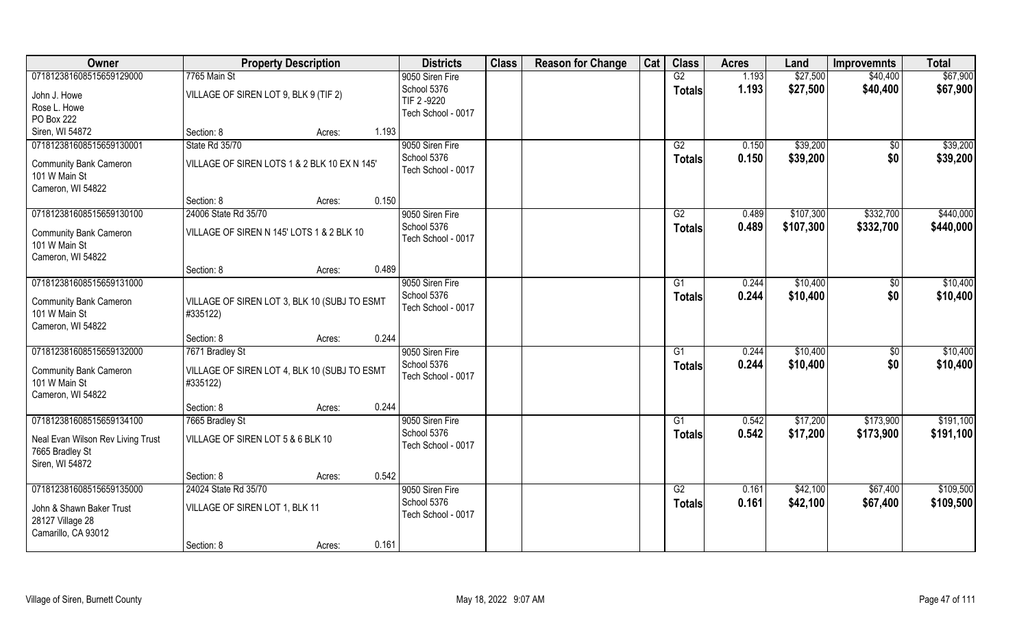| Owner | Property Description | | | Districts | Class | Reason for Change | Cat | Class | Acres | Land | Improvemnts | Total |
|---|---|---|---|---|---|---|---|---|---|---|---|---|
| 07181238160851565912900 0 | 7765 Main St | | | 9050 Siren Fire | | | | G2 | 1.193 | $27,500 | $40,400 | $67,900 |
| John J. Howe<br>Rose L. Howe<br>PO Box 222<br>Siren, WI 54872 | VILLAGE OF SIREN LOT 9, BLK 9 (TIF 2) | | | School 5376<br>TIF 2 -9220<br>Tech School - 0017 | | | | Totals | 1.193 | $27,500 | $40,400 | $67,900 |
| | Section: 8 | Acres: | 1.193 | | | | | | | | | |
| 071812381608515659130001 | State Rd 35/70 | | | 9050 Siren Fire | | | | G2 | 0.150 | $39,200 | $0 | $39,200 |
| Community Bank Cameron<br>101 W Main St<br>Cameron, WI 54822 | VILLAGE OF SIREN LOTS 1 & 2 BLK 10 EX N 145' | | | School 5376<br>Tech School - 0017 | | | | Totals | 0.150 | $39,200 | $0 | $39,200 |
| | Section: 8 | Acres: | 0.150 | | | | | | | | | |
| 071812381608515659130100 | 24006 State Rd 35/70 | | | 9050 Siren Fire | | | | G2 | 0.489 | $107,300 | $332,700 | $440,000 |
| Community Bank Cameron<br>101 W Main St<br>Cameron, WI 54822 | VILLAGE OF SIREN N 145' LOTS 1 & 2 BLK 10 | | | School 5376<br>Tech School - 0017 | | | | Totals | 0.489 | $107,300 | $332,700 | $440,000 |
| | Section: 8 | Acres: | 0.489 | | | | | | | | | |
| 071812381608515659131000 | | | | 9050 Siren Fire | | | | G1 | 0.244 | $10,400 | $0 | $10,400 |
| Community Bank Cameron<br>101 W Main St<br>Cameron, WI 54822 | VILLAGE OF SIREN LOT 3, BLK 10 (SUBJ TO ESMT #335122) | | | School 5376<br>Tech School - 0017 | | | | Totals | 0.244 | $10,400 | $0 | $10,400 |
| | Section: 8 | Acres: | 0.244 | | | | | | | | | |
| 071812381608515659132000 | 7671 Bradley St | | | 9050 Siren Fire | | | | G1 | 0.244 | $10,400 | $0 | $10,400 |
| Community Bank Cameron<br>101 W Main St<br>Cameron, WI 54822 | VILLAGE OF SIREN LOT 4, BLK 10 (SUBJ TO ESMT #335122) | | | School 5376<br>Tech School - 0017 | | | | Totals | 0.244 | $10,400 | $0 | $10,400 |
| | Section: 8 | Acres: | 0.244 | | | | | | | | | |
| 071812381608515659134100 | 7665 Bradley St | | | 9050 Siren Fire | | | | G1 | 0.542 | $17,200 | $173,900 | $191,100 |
| Neal Evan Wilson Rev Living Trust<br>7665 Bradley St<br>Siren, WI 54872 | VILLAGE OF SIREN LOT 5 & 6 BLK 10 | | | School 5376<br>Tech School - 0017 | | | | Totals | 0.542 | $17,200 | $173,900 | $191,100 |
| | Section: 8 | Acres: | 0.542 | | | | | | | | | |
| 071812381608515659135000 | 24024 State Rd 35/70 | | | 9050 Siren Fire | | | | G2 | 0.161 | $42,100 | $67,400 | $109,500 |
| John & Shawn Baker Trust<br>28127 Village 28<br>Camarillo, CA 93012 | VILLAGE OF SIREN LOT 1, BLK 11 | | | School 5376<br>Tech School - 0017 | | | | Totals | 0.161 | $42,100 | $67,400 | $109,500 |
| | Section: 8 | Acres: | 0.161 | | | | | | | | | |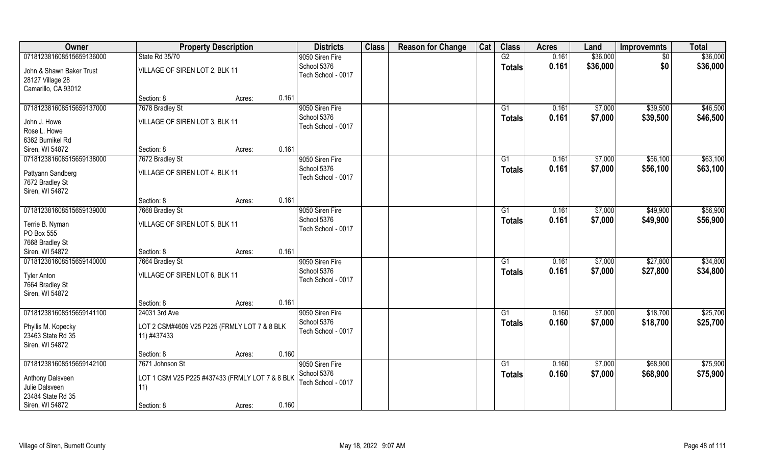| Owner | Property Description | | | Districts | Class | Reason for Change | Cat | Class | Acres | Land | Improvemnts | Total |
|---|---|---|---|---|---|---|---|---|---|---|---|---|
| 071812381608515659136000 | State Rd 35/70 | | | 9050 Siren Fire | | | | G2 | 0.161 | $36,000 | $0 | $36,000 |
| John & Shawn Baker Trust<br>28127 Village 28<br>Camarillo, CA 93012 | VILLAGE OF SIREN LOT 2, BLK 11 | | | School 5376<br>Tech School - 0017 | | | | Totals | 0.161 | $36,000 | $0 | $36,000 |
| | Section: 8 | Acres: | 0.161 | | | | | | | | | |
| 071812381608515659137000 | 7678 Bradley St | | | 9050 Siren Fire | | | | G1 | 0.161 | $7,000 | $39,500 | $46,500 |
| John J. Howe<br>Rose L. Howe<br>6362 Burnikel Rd<br>Siren, WI 54872 | VILLAGE OF SIREN LOT 3, BLK 11 | | | School 5376<br>Tech School - 0017 | | | | Totals | 0.161 | $7,000 | $39,500 | $46,500 |
| | Section: 8 | Acres: | 0.161 | | | | | | | | | |
| 071812381608515659138000 | 7672 Bradley St | | | 9050 Siren Fire | | | | G1 | 0.161 | $7,000 | $56,100 | $63,100 |
| Pattyann Sandberg<br>7672 Bradley St<br>Siren, WI 54872 | VILLAGE OF SIREN LOT 4, BLK 11 | | | School 5376<br>Tech School - 0017 | | | | Totals | 0.161 | $7,000 | $56,100 | $63,100 |
| | Section: 8 | Acres: | 0.161 | | | | | | | | | |
| 071812381608515659139000 | 7668 Bradley St | | | 9050 Siren Fire | | | | G1 | 0.161 | $7,000 | $49,900 | $56,900 |
| Terrie B. Nyman<br>PO Box 555<br>7668 Bradley St<br>Siren, WI 54872 | VILLAGE OF SIREN LOT 5, BLK 11 | | | School 5376<br>Tech School - 0017 | | | | Totals | 0.161 | $7,000 | $49,900 | $56,900 |
| | Section: 8 | Acres: | 0.161 | | | | | | | | | |
| 071812381608515659140000 | 7664 Bradley St | | | 9050 Siren Fire | | | | G1 | 0.161 | $7,000 | $27,800 | $34,800 |
| Tyler Anton<br>7664 Bradley St<br>Siren, WI 54872 | VILLAGE OF SIREN LOT 6, BLK 11 | | | School 5376<br>Tech School - 0017 | | | | Totals | 0.161 | $7,000 | $27,800 | $34,800 |
| | Section: 8 | Acres: | 0.161 | | | | | | | | | |
| 071812381608515659141100 | 24031 3rd Ave | | | 9050 Siren Fire | | | | G1 | 0.160 | $7,000 | $18,700 | $25,700 |
| Phyllis M. Kopecky<br>23463 State Rd 35<br>Siren, WI 54872 | LOT 2 CSM#4609 V25 P225 (FRMLY LOT 7 & 8 BLK 11) #437433 | | | School 5376<br>Tech School - 0017 | | | | Totals | 0.160 | $7,000 | $18,700 | $25,700 |
| | Section: 8 | Acres: | 0.160 | | | | | | | | | |
| 071812381608515659142100 | 7671 Johnson St | | | 9050 Siren Fire | | | | G1 | 0.160 | $7,000 | $68,900 | $75,900 |
| Anthony Dalsveen<br>Julie Dalsveen<br>23484 State Rd 35<br>Siren, WI 54872 | LOT 1 CSM V25 P225 #437433 (FRMLY LOT 7 & 8 BLK 11) | | | School 5376<br>Tech School - 0017 | | | | Totals | 0.160 | $7,000 | $68,900 | $75,900 |
| | Section: 8 | Acres: | 0.160 | | | | | | | | | |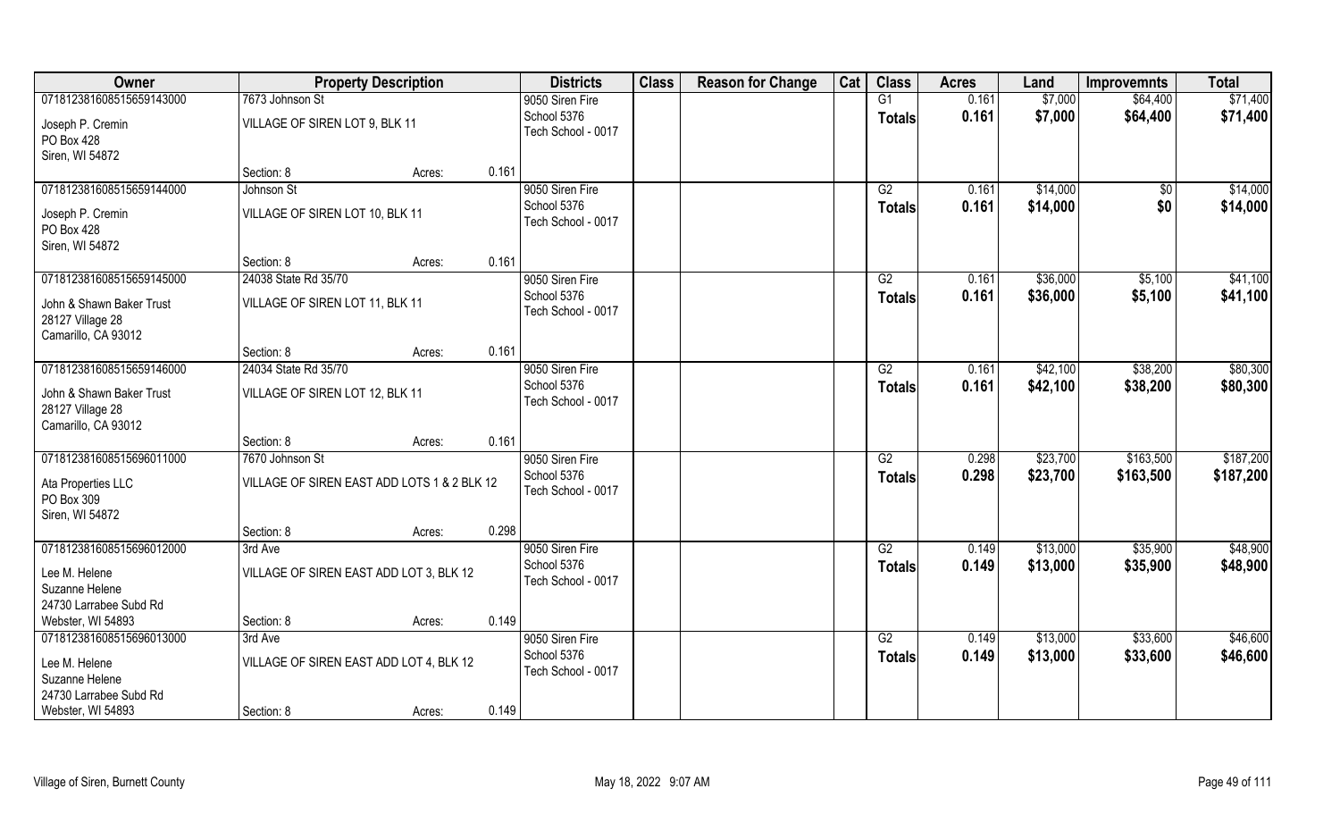| Owner | Property Description | | | Districts | Class | Reason for Change | Cat | Class | Acres | Land | Improvemnts | Total |
|---|---|---|---|---|---|---|---|---|---|---|---|---|
| 07181238160851565914300​0 | 7673 Johnson St | | | 9050 Siren Fire | | | | G1 | 0.161 | $7,000 | $64,400 | $71,400 |
| Joseph P. Cremin<br>PO Box 428<br>Siren, WI 54872 | VILLAGE OF SIREN LOT 9, BLK 11 | | | School 5376<br>Tech School - 0017 | | | | **Totals** | **0.161** | **$7,000** | **$64,400** | **$71,400** |
| | Section: 8 | Acres: | 0.161 | | | | | | | | | |
| 07181238160851565914400​0 | Johnson St | | | 9050 Siren Fire | | | | G2 | 0.161 | $14,000 | $0 | $14,000 |
| Joseph P. Cremin<br>PO Box 428<br>Siren, WI 54872 | VILLAGE OF SIREN LOT 10, BLK 11 | | | School 5376<br>Tech School - 0017 | | | | **Totals** | **0.161** | **$14,000** | **$0** | **$14,000** |
| | Section: 8 | Acres: | 0.161 | | | | | | | | | |
| 07181238160851565914500​0 | 24038 State Rd 35/70 | | | 9050 Siren Fire | | | | G2 | 0.161 | $36,000 | $5,100 | $41,100 |
| John & Shawn Baker Trust<br>28127 Village 28<br>Camarillo, CA 93012 | VILLAGE OF SIREN LOT 11, BLK 11 | | | School 5376<br>Tech School - 0017 | | | | **Totals** | **0.161** | **$36,000** | **$5,100** | **$41,100** |
| | Section: 8 | Acres: | 0.161 | | | | | | | | | |
| 07181238160851565914600​0 | 24034 State Rd 35/70 | | | 9050 Siren Fire | | | | G2 | 0.161 | $42,100 | $38,200 | $80,300 |
| John & Shawn Baker Trust<br>28127 Village 28<br>Camarillo, CA 93012 | VILLAGE OF SIREN LOT 12, BLK 11 | | | School 5376<br>Tech School - 0017 | | | | **Totals** | **0.161** | **$42,100** | **$38,200** | **$80,300** |
| | Section: 8 | Acres: | 0.161 | | | | | | | | | |
| 07181238160851569601100​0 | 7670 Johnson St | | | 9050 Siren Fire | | | | G2 | 0.298 | $23,700 | $163,500 | $187,200 |
| Ata Properties LLC<br>PO Box 309<br>Siren, WI 54872 | VILLAGE OF SIREN EAST ADD LOTS 1 & 2 BLK 12 | | | School 5376<br>Tech School - 0017 | | | | **Totals** | **0.298** | **$23,700** | **$163,500** | **$187,200** |
| | Section: 8 | Acres: | 0.298 | | | | | | | | | |
| 07181238160851569601200​0 | 3rd Ave | | | 9050 Siren Fire | | | | G2 | 0.149 | $13,000 | $35,900 | $48,900 |
| Lee M. Helene<br>Suzanne Helene<br>24730 Larrabee Subd Rd<br>Webster, WI 54893 | VILLAGE OF SIREN EAST ADD LOT 3, BLK 12 | | | School 5376<br>Tech School - 0017 | | | | **Totals** | **0.149** | **$13,000** | **$35,900** | **$48,900** |
| | Section: 8 | Acres: | 0.149 | | | | | | | | | |
| 07181238160851569601300​0 | 3rd Ave | | | 9050 Siren Fire | | | | G2 | 0.149 | $13,000 | $33,600 | $46,600 |
| Lee M. Helene<br>Suzanne Helene<br>24730 Larrabee Subd Rd<br>Webster, WI 54893 | VILLAGE OF SIREN EAST ADD LOT 4, BLK 12 | | | School 5376<br>Tech School - 0017 | | | | **Totals** | **0.149** | **$13,000** | **$33,600** | **$46,600** |
| | Section: 8 | Acres: | 0.149 | | | | | | | | | |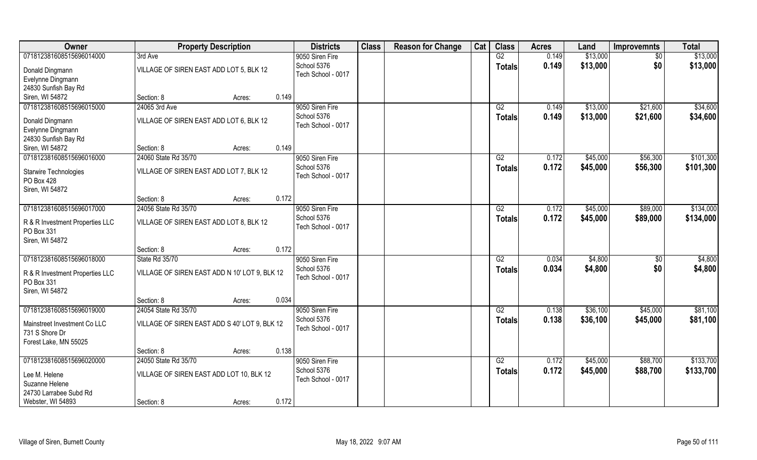| Owner | Property Description | | | Districts | Class | Reason for Change | Cat | Class | Acres | Land | Improvemnts | Total |
|---|---|---|---|---|---|---|---|---|---|---|---|---|
| 07181238160851569601400 0 | 3rd Ave | | | 9050 Siren Fire | | | | G2 | 0.149 | $13,000 | $0 | $13,000 |
| Donald Dingmann<br>Evelynne Dingmann<br>24830 Sunfish Bay Rd<br>Siren, WI 54872 | VILLAGE OF SIREN EAST ADD LOT 5, BLK 12 | | | School 5376<br>Tech School - 0017 | | | | **Totals** | **0.149** | **$13,000** | **$0** | **$13,000** |
| | Section: 8 | Acres: | 0.149 | | | | | | | | | |
| 071812381608515696015000 | 24065 3rd Ave | | | 9050 Siren Fire | | | | G2 | 0.149 | $13,000 | $21,600 | $34,600 |
| Donald Dingmann<br>Evelynne Dingmann<br>24830 Sunfish Bay Rd<br>Siren, WI 54872 | VILLAGE OF SIREN EAST ADD LOT 6, BLK 12 | | | School 5376<br>Tech School - 0017 | | | | **Totals** | **0.149** | **$13,000** | **$21,600** | **$34,600** |
| | Section: 8 | Acres: | 0.149 | | | | | | | | | |
| 071812381608515696016000 | 24060 State Rd 35/70 | | | 9050 Siren Fire | | | | G2 | 0.172 | $45,000 | $56,300 | $101,300 |
| Starwire Technologies<br>PO Box 428<br>Siren, WI 54872 | VILLAGE OF SIREN EAST ADD LOT 7, BLK 12 | | | School 5376<br>Tech School - 0017 | | | | **Totals** | **0.172** | **$45,000** | **$56,300** | **$101,300** |
| | Section: 8 | Acres: | 0.172 | | | | | | | | | |
| 071812381608515696017000 | 24056 State Rd 35/70 | | | 9050 Siren Fire | | | | G2 | 0.172 | $45,000 | $89,000 | $134,000 |
| R & R Investment Properties LLC<br>PO Box 331<br>Siren, WI 54872 | VILLAGE OF SIREN EAST ADD LOT 8, BLK 12 | | | School 5376<br>Tech School - 0017 | | | | **Totals** | **0.172** | **$45,000** | **$89,000** | **$134,000** |
| | Section: 8 | Acres: | 0.172 | | | | | | | | | |
| 071812381608515696018000 | State Rd 35/70 | | | 9050 Siren Fire | | | | G2 | 0.034 | $4,800 | $0 | $4,800 |
| R & R Investment Properties LLC<br>PO Box 331<br>Siren, WI 54872 | VILLAGE OF SIREN EAST ADD N 10' LOT 9, BLK 12 | | | School 5376<br>Tech School - 0017 | | | | **Totals** | **0.034** | **$4,800** | **$0** | **$4,800** |
| | Section: 8 | Acres: | 0.034 | | | | | | | | | |
| 071812381608515696019000 | 24054 State Rd 35/70 | | | 9050 Siren Fire | | | | G2 | 0.138 | $36,100 | $45,000 | $81,100 |
| Mainstreet Investment Co LLC<br>731 S Shore Dr<br>Forest Lake, MN 55025 | VILLAGE OF SIREN EAST ADD S 40' LOT 9, BLK 12 | | | School 5376<br>Tech School - 0017 | | | | **Totals** | **0.138** | **$36,100** | **$45,000** | **$81,100** |
| | Section: 8 | Acres: | 0.138 | | | | | | | | | |
| 071812381608515696020000 | 24050 State Rd 35/70 | | | 9050 Siren Fire | | | | G2 | 0.172 | $45,000 | $88,700 | $133,700 |
| Lee M. Helene<br>Suzanne Helene<br>24730 Larrabee Subd Rd<br>Webster, WI 54893 | VILLAGE OF SIREN EAST ADD LOT 10, BLK 12 | | | School 5376<br>Tech School - 0017 | | | | **Totals** | **0.172** | **$45,000** | **$88,700** | **$133,700** |
| | Section: 8 | Acres: | 0.172 | | | | | | | | | |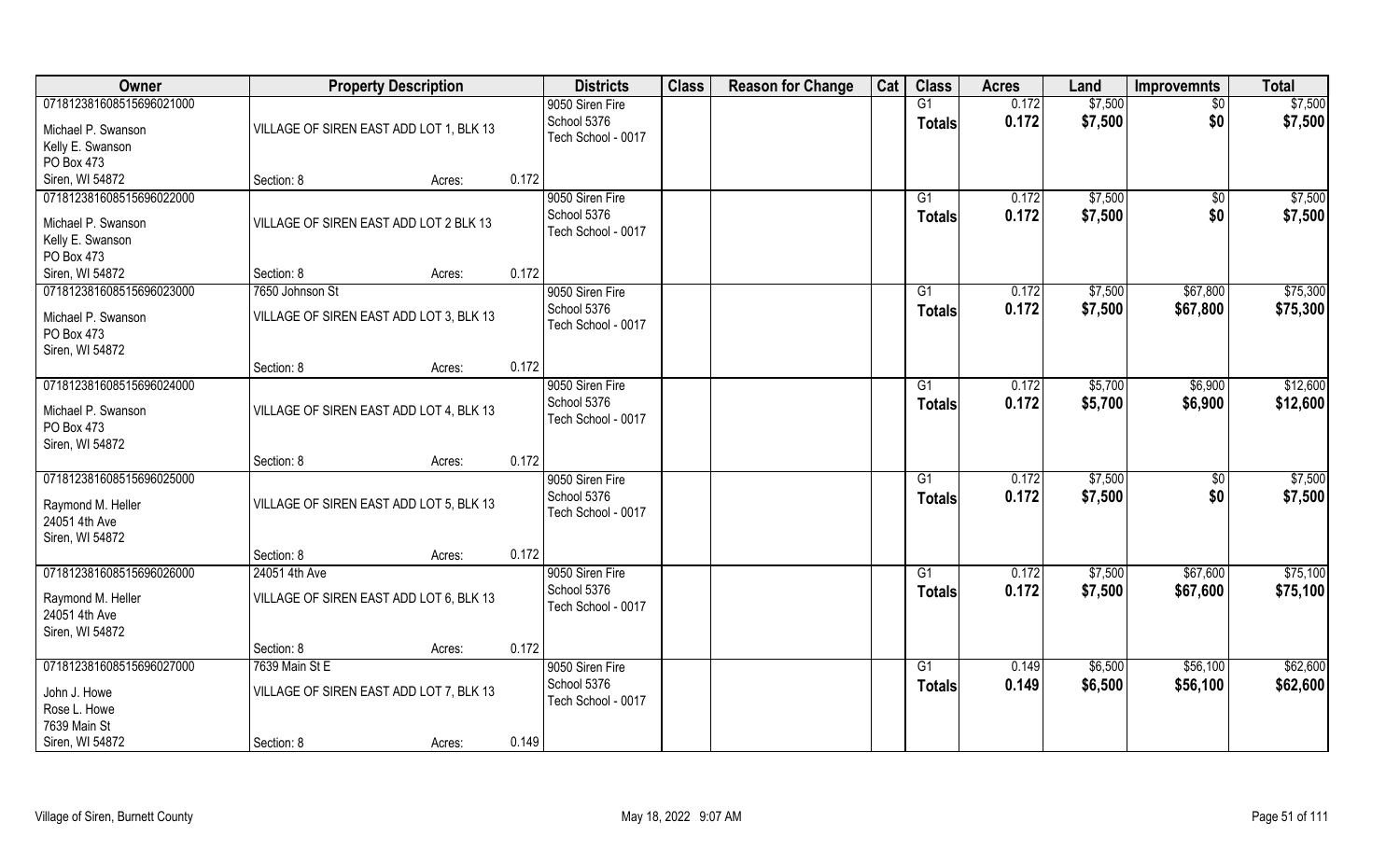| Owner | Property Description | | | Districts | Class | Reason for Change | Cat | Class | Acres | Land | Improvemnts | Total |
|---|---|---|---|---|---|---|---|---|---|---|---|---|
| 07181238160851569602100 0 | | | | 9050 Siren Fire | | | | G1 | 0.172 | $7,500 | $0 | $7,500 |
| Michael P. Swanson | VILLAGE OF SIREN EAST ADD LOT 1, BLK 13 | | | School 5376 | | | | Totals | 0.172 | $7,500 | $0 | $7,500 |
| Kelly E. Swanson | | | | Tech School - 0017 | | | | | | | | |
| PO Box 473 | | | | | | | | | | | | |
| Siren, WI 54872 | Section: 8 | Acres: | 0.172 | | | | | | | | | |
| 071812381608515696022000 | | | | 9050 Siren Fire | | | | G1 | 0.172 | $7,500 | $0 | $7,500 |
| Michael P. Swanson | VILLAGE OF SIREN EAST ADD LOT 2 BLK 13 | | | School 5376 | | | | Totals | 0.172 | $7,500 | $0 | $7,500 |
| Kelly E. Swanson | | | | Tech School - 0017 | | | | | | | | |
| PO Box 473 | | | | | | | | | | | | |
| Siren, WI 54872 | Section: 8 | Acres: | 0.172 | | | | | | | | | |
| 071812381608515696023000 | 7650 Johnson St | | | 9050 Siren Fire | | | | G1 | 0.172 | $7,500 | $67,800 | $75,300 |
| Michael P. Swanson | VILLAGE OF SIREN EAST ADD LOT 3, BLK 13 | | | School 5376 | | | | Totals | 0.172 | $7,500 | $67,800 | $75,300 |
| PO Box 473 | | | | Tech School - 0017 | | | | | | | | |
| Siren, WI 54872 | | | | | | | | | | | | |
| | Section: 8 | Acres: | 0.172 | | | | | | | | | |
| 071812381608515696024000 | | | | 9050 Siren Fire | | | | G1 | 0.172 | $5,700 | $6,900 | $12,600 |
| Michael P. Swanson | VILLAGE OF SIREN EAST ADD LOT 4, BLK 13 | | | School 5376 | | | | Totals | 0.172 | $5,700 | $6,900 | $12,600 |
| PO Box 473 | | | | Tech School - 0017 | | | | | | | | |
| Siren, WI 54872 | | | | | | | | | | | | |
| | Section: 8 | Acres: | 0.172 | | | | | | | | | |
| 071812381608515696025000 | | | | 9050 Siren Fire | | | | G1 | 0.172 | $7,500 | $0 | $7,500 |
| Raymond M. Heller | VILLAGE OF SIREN EAST ADD LOT 5, BLK 13 | | | School 5376 | | | | Totals | 0.172 | $7,500 | $0 | $7,500 |
| 24051 4th Ave | | | | Tech School - 0017 | | | | | | | | |
| Siren, WI 54872 | | | | | | | | | | | | |
| | Section: 8 | Acres: | 0.172 | | | | | | | | | |
| 071812381608515696026000 | 24051 4th Ave | | | 9050 Siren Fire | | | | G1 | 0.172 | $7,500 | $67,600 | $75,100 |
| Raymond M. Heller | VILLAGE OF SIREN EAST ADD LOT 6, BLK 13 | | | School 5376 | | | | Totals | 0.172 | $7,500 | $67,600 | $75,100 |
| 24051 4th Ave | | | | Tech School - 0017 | | | | | | | | |
| Siren, WI 54872 | | | | | | | | | | | | |
| | Section: 8 | Acres: | 0.172 | | | | | | | | | |
| 071812381608515696027000 | 7639 Main St E | | | 9050 Siren Fire | | | | G1 | 0.149 | $6,500 | $56,100 | $62,600 |
| John J. Howe | VILLAGE OF SIREN EAST ADD LOT 7, BLK 13 | | | School 5376 | | | | Totals | 0.149 | $6,500 | $56,100 | $62,600 |
| Rose L. Howe | | | | Tech School - 0017 | | | | | | | | |
| 7639 Main St | | | | | | | | | | | | |
| Siren, WI 54872 | Section: 8 | Acres: | 0.149 | | | | | | | | | |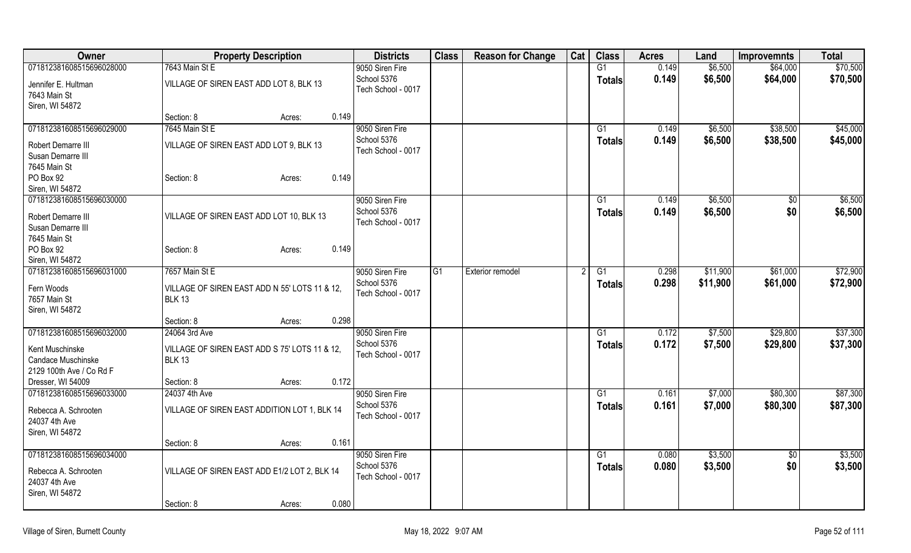| Owner | Property Description | | | Districts | Class | Reason for Change | Cat | Class | Acres | Land | Improvemnts | Total |
|---|---|---|---|---|---|---|---|---|---|---|---|---|
| 07181238160851569602800​0 | 7643 Main St E | | | 9050 Siren Fire | | | | G1 | 0.149 | $6,500 | $64,000 | $70,500 |
| Jennifer E. Hultman<br>7643 Main St<br>Siren, WI 54872 | VILLAGE OF SIREN EAST ADD LOT 8, BLK 13 | | | School 5376<br>Tech School - 0017 | | | | Totals | 0.149 | $6,500 | $64,000 | $70,500 |
| | Section: 8 | Acres: | 0.149 | | | | | | | | | |
| 071812381608515696029000 | 7645 Main St E | | | 9050 Siren Fire | | | | G1 | 0.149 | $6,500 | $38,500 | $45,000 |
| Robert Demarre III<br>Susan Demarre III<br>7645 Main St<br>PO Box 92<br>Siren, WI 54872 | VILLAGE OF SIREN EAST ADD LOT 9, BLK 13 | | | School 5376<br>Tech School - 0017 | | | | Totals | 0.149 | $6,500 | $38,500 | $45,000 |
| | Section: 8 | Acres: | 0.149 | | | | | | | | | |
| 071812381608515696030000 | | | | 9050 Siren Fire | | | | G1 | 0.149 | $6,500 | $0 | $6,500 |
| Robert Demarre III<br>Susan Demarre III<br>7645 Main St<br>PO Box 92<br>Siren, WI 54872 | VILLAGE OF SIREN EAST ADD LOT 10, BLK 13 | | | School 5376<br>Tech School - 0017 | | | | Totals | 0.149 | $6,500 | $0 | $6,500 |
| | Section: 8 | Acres: | 0.149 | | | | | | | | | |
| 071812381608515696031000 | 7657 Main St E | | | 9050 Siren Fire | G1 | Exterior remodel | 2 | G1 | 0.298 | $11,900 | $61,000 | $72,900 |
| Fern Woods<br>7657 Main St<br>Siren, WI 54872 | VILLAGE OF SIREN EAST ADD N 55' LOTS 11 & 12, BLK 13 | | | School 5376<br>Tech School - 0017 | | | | Totals | 0.298 | $11,900 | $61,000 | $72,900 |
| | Section: 8 | Acres: | 0.298 | | | | | | | | | |
| 071812381608515696032000 | 24064 3rd Ave | | | 9050 Siren Fire | | | | G1 | 0.172 | $7,500 | $29,800 | $37,300 |
| Kent Muschinske<br>Candace Muschinske<br>2129 100th Ave / Co Rd F<br>Dresser, WI 54009 | VILLAGE OF SIREN EAST ADD S 75' LOTS 11 & 12, BLK 13 | | | School 5376<br>Tech School - 0017 | | | | Totals | 0.172 | $7,500 | $29,800 | $37,300 |
| | Section: 8 | Acres: | 0.172 | | | | | | | | | |
| 071812381608515696033000 | 24037 4th Ave | | | 9050 Siren Fire | | | | G1 | 0.161 | $7,000 | $80,300 | $87,300 |
| Rebecca A. Schrooten<br>24037 4th Ave<br>Siren, WI 54872 | VILLAGE OF SIREN EAST ADDITION LOT 1, BLK 14 | | | School 5376<br>Tech School - 0017 | | | | Totals | 0.161 | $7,000 | $80,300 | $87,300 |
| | Section: 8 | Acres: | 0.161 | | | | | | | | | |
| 071812381608515696034000 | | | | 9050 Siren Fire | | | | G1 | 0.080 | $3,500 | $0 | $3,500 |
| Rebecca A. Schrooten<br>24037 4th Ave<br>Siren, WI 54872 | VILLAGE OF SIREN EAST ADD E1/2 LOT 2, BLK 14 | | | School 5376<br>Tech School - 0017 | | | | Totals | 0.080 | $3,500 | $0 | $3,500 |
| | Section: 8 | Acres: | 0.080 | | | | | | | | | |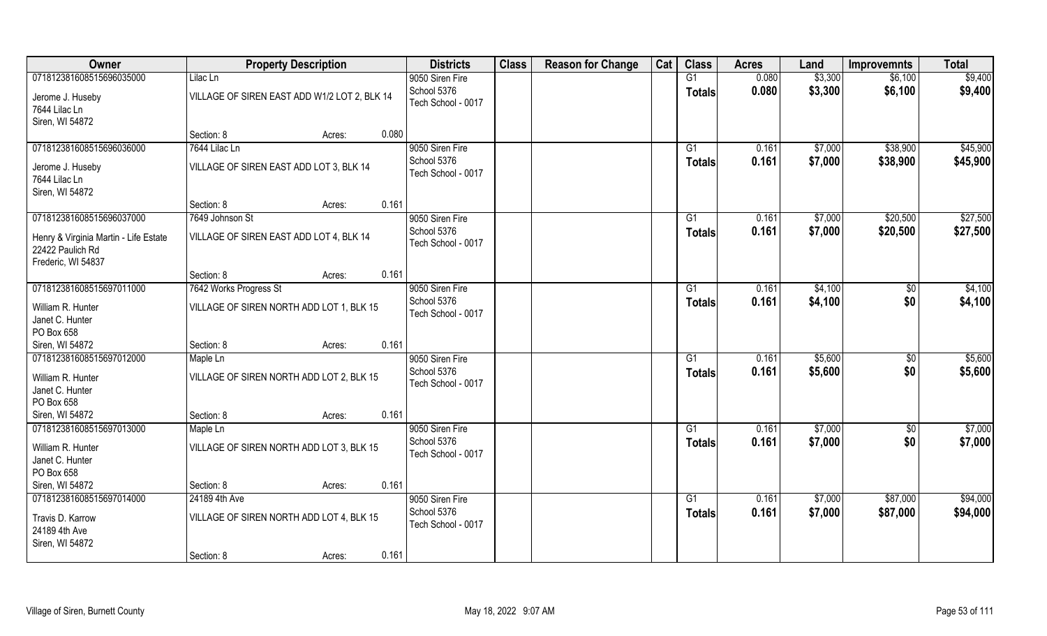| Owner | Property Description | | | Districts | Class | Reason for Change | Cat | Class | Acres | Land | Improvemnts | Total |
|---|---|---|---|---|---|---|---|---|---|---|---|---|
| 07181238160851569603500<br>0 | Lilac Ln | | | 9050 Siren Fire | | | | G1 | 0.080 | $3,300 | $6,100 | $9,400 |
| Jerome J. Huseby<br>7644 Lilac Ln<br>Siren, WI 54872 | VILLAGE OF SIREN EAST ADD W1/2 LOT 2, BLK 14 | | | School 5376<br>Tech School - 0017 | | | | Totals | 0.080 | $3,300 | $6,100 | $9,400 |
| | Section: 8 | Acres: | 0.080 | | | | | | | | | |
| 071812381608515696036000 | 7644 Lilac Ln | | | 9050 Siren Fire | | | | G1 | 0.161 | $7,000 | $38,900 | $45,900 |
| Jerome J. Huseby<br>7644 Lilac Ln<br>Siren, WI 54872 | VILLAGE OF SIREN EAST ADD LOT 3, BLK 14 | | | School 5376<br>Tech School - 0017 | | | | Totals | 0.161 | $7,000 | $38,900 | $45,900 |
| | Section: 8 | Acres: | 0.161 | | | | | | | | | |
| 071812381608515696037000 | 7649 Johnson St | | | 9050 Siren Fire | | | | G1 | 0.161 | $7,000 | $20,500 | $27,500 |
| Henry & Virginia Martin - Life Estate<br>22422 Paulich Rd<br>Frederic, WI 54837 | VILLAGE OF SIREN EAST ADD LOT 4, BLK 14 | | | School 5376<br>Tech School - 0017 | | | | Totals | 0.161 | $7,000 | $20,500 | $27,500 |
| | Section: 8 | Acres: | 0.161 | | | | | | | | | |
| 071812381608515697011000 | 7642 Works Progress St | | | 9050 Siren Fire | | | | G1 | 0.161 | $4,100 | $0 | $4,100 |
| William R. Hunter<br>Janet C. Hunter<br>PO Box 658<br>Siren, WI 54872 | VILLAGE OF SIREN NORTH ADD LOT 1, BLK 15 | | | School 5376<br>Tech School - 0017 | | | | Totals | 0.161 | $4,100 | $0 | $4,100 |
| | Section: 8 | Acres: | 0.161 | | | | | | | | | |
| 071812381608515697012000 | Maple Ln | | | 9050 Siren Fire | | | | G1 | 0.161 | $5,600 | $0 | $5,600 |
| William R. Hunter<br>Janet C. Hunter<br>PO Box 658<br>Siren, WI 54872 | VILLAGE OF SIREN NORTH ADD LOT 2, BLK 15 | | | School 5376<br>Tech School - 0017 | | | | Totals | 0.161 | $5,600 | $0 | $5,600 |
| | Section: 8 | Acres: | 0.161 | | | | | | | | | |
| 071812381608515697013000 | Maple Ln | | | 9050 Siren Fire | | | | G1 | 0.161 | $7,000 | $0 | $7,000 |
| William R. Hunter<br>Janet C. Hunter<br>PO Box 658<br>Siren, WI 54872 | VILLAGE OF SIREN NORTH ADD LOT 3, BLK 15 | | | School 5376<br>Tech School - 0017 | | | | Totals | 0.161 | $7,000 | $0 | $7,000 |
| | Section: 8 | Acres: | 0.161 | | | | | | | | | |
| 071812381608515697014000 | 24189 4th Ave | | | 9050 Siren Fire | | | | G1 | 0.161 | $7,000 | $87,000 | $94,000 |
| Travis D. Karrow<br>24189 4th Ave<br>Siren, WI 54872 | VILLAGE OF SIREN NORTH ADD LOT 4, BLK 15 | | | School 5376<br>Tech School - 0017 | | | | Totals | 0.161 | $7,000 | $87,000 | $94,000 |
| | Section: 8 | Acres: | 0.161 | | | | | | | | | |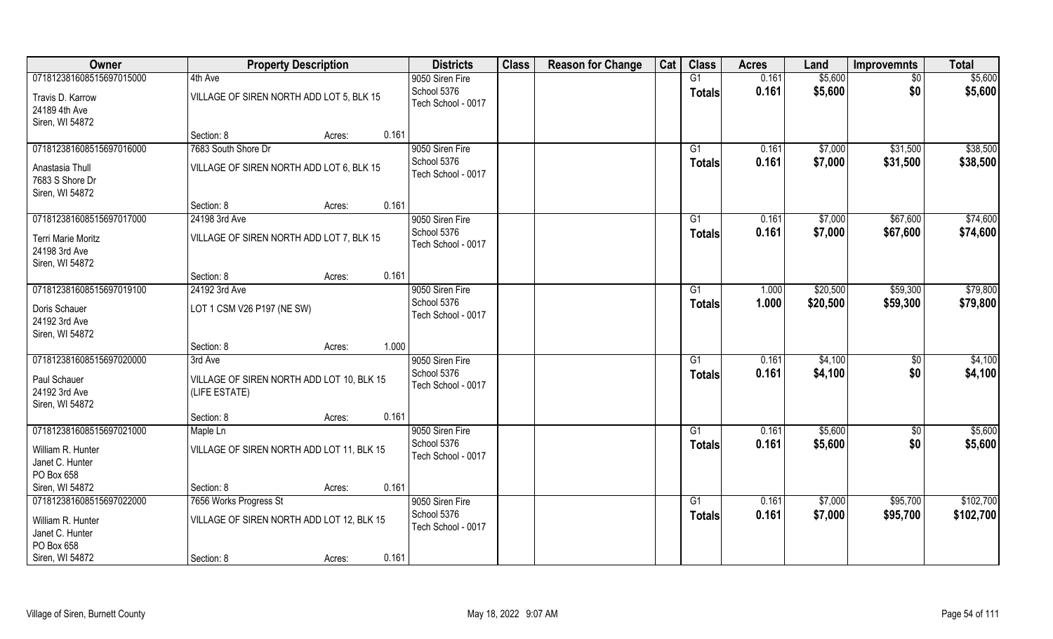| Owner | Property Description | | | Districts | Class | Reason for Change | Cat | Class | Acres | Land | Improvemnts | Total |
|---|---|---|---|---|---|---|---|---|---|---|---|---|
| 07181238160851569701500 | 4th Ave | | | 9050 Siren Fire | | | | G1 | 0.161 | \$5,600 | \$0 | \$5,600 |
| Travis D. Karrow<br>24189 4th Ave<br>Siren, WI 54872 | VILLAGE OF SIREN NORTH ADD LOT 5, BLK 15 | | | School 5376<br>Tech School - 0017 | | | | Totals | 0.161 | \$5,600 | \$0 | \$5,600 |
| | Section: 8 | Acres: | 0.161 | | | | | | | | | |
| 071812381608515697016000 | 7683 South Shore Dr | | | 9050 Siren Fire | | | | G1 | 0.161 | \$7,000 | \$31,500 | \$38,500 |
| Anastasia Thull<br>7683 S Shore Dr<br>Siren, WI 54872 | VILLAGE OF SIREN NORTH ADD LOT 6, BLK 15 | | | School 5376<br>Tech School - 0017 | | | | Totals | 0.161 | \$7,000 | \$31,500 | \$38,500 |
| | Section: 8 | Acres: | 0.161 | | | | | | | | | |
| 071812381608515697017000 | 24198 3rd Ave | | | 9050 Siren Fire | | | | G1 | 0.161 | \$7,000 | \$67,600 | \$74,600 |
| Terri Marie Moritz<br>24198 3rd Ave<br>Siren, WI 54872 | VILLAGE OF SIREN NORTH ADD LOT 7, BLK 15 | | | School 5376<br>Tech School - 0017 | | | | Totals | 0.161 | \$7,000 | \$67,600 | \$74,600 |
| | Section: 8 | Acres: | 0.161 | | | | | | | | | |
| 071812381608515697019100 | 24192 3rd Ave | | | 9050 Siren Fire | | | | G1 | 1.000 | \$20,500 | \$59,300 | \$79,800 |
| Doris Schauer<br>24192 3rd Ave<br>Siren, WI 54872 | LOT 1 CSM V26 P197 (NE SW) | | | School 5376<br>Tech School - 0017 | | | | Totals | 1.000 | \$20,500 | \$59,300 | \$79,800 |
| | Section: 8 | Acres: | 1.000 | | | | | | | | | |
| 071812381608515697020000 | 3rd Ave | | | 9050 Siren Fire | | | | G1 | 0.161 | \$4,100 | \$0 | \$4,100 |
| Paul Schauer<br>24192 3rd Ave<br>Siren, WI 54872 | VILLAGE OF SIREN NORTH ADD LOT 10, BLK 15 (LIFE ESTATE) | | | School 5376<br>Tech School - 0017 | | | | Totals | 0.161 | \$4,100 | \$0 | \$4,100 |
| | Section: 8 | Acres: | 0.161 | | | | | | | | | |
| 071812381608515697021000 | Maple Ln | | | 9050 Siren Fire | | | | G1 | 0.161 | \$5,600 | \$0 | \$5,600 |
| William R. Hunter<br>Janet C. Hunter<br>PO Box 658<br>Siren, WI 54872 | VILLAGE OF SIREN NORTH ADD LOT 11, BLK 15 | | | School 5376<br>Tech School - 0017 | | | | Totals | 0.161 | \$5,600 | \$0 | \$5,600 |
| | Section: 8 | Acres: | 0.161 | | | | | | | | | |
| 071812381608515697022000 | 7656 Works Progress St | | | 9050 Siren Fire | | | | G1 | 0.161 | \$7,000 | \$95,700 | \$102,700 |
| William R. Hunter<br>Janet C. Hunter<br>PO Box 658<br>Siren, WI 54872 | VILLAGE OF SIREN NORTH ADD LOT 12, BLK 15 | | | School 5376<br>Tech School - 0017 | | | | Totals | 0.161 | \$7,000 | \$95,700 | \$102,700 |
| | Section: 8 | Acres: | 0.161 | | | | | | | | | |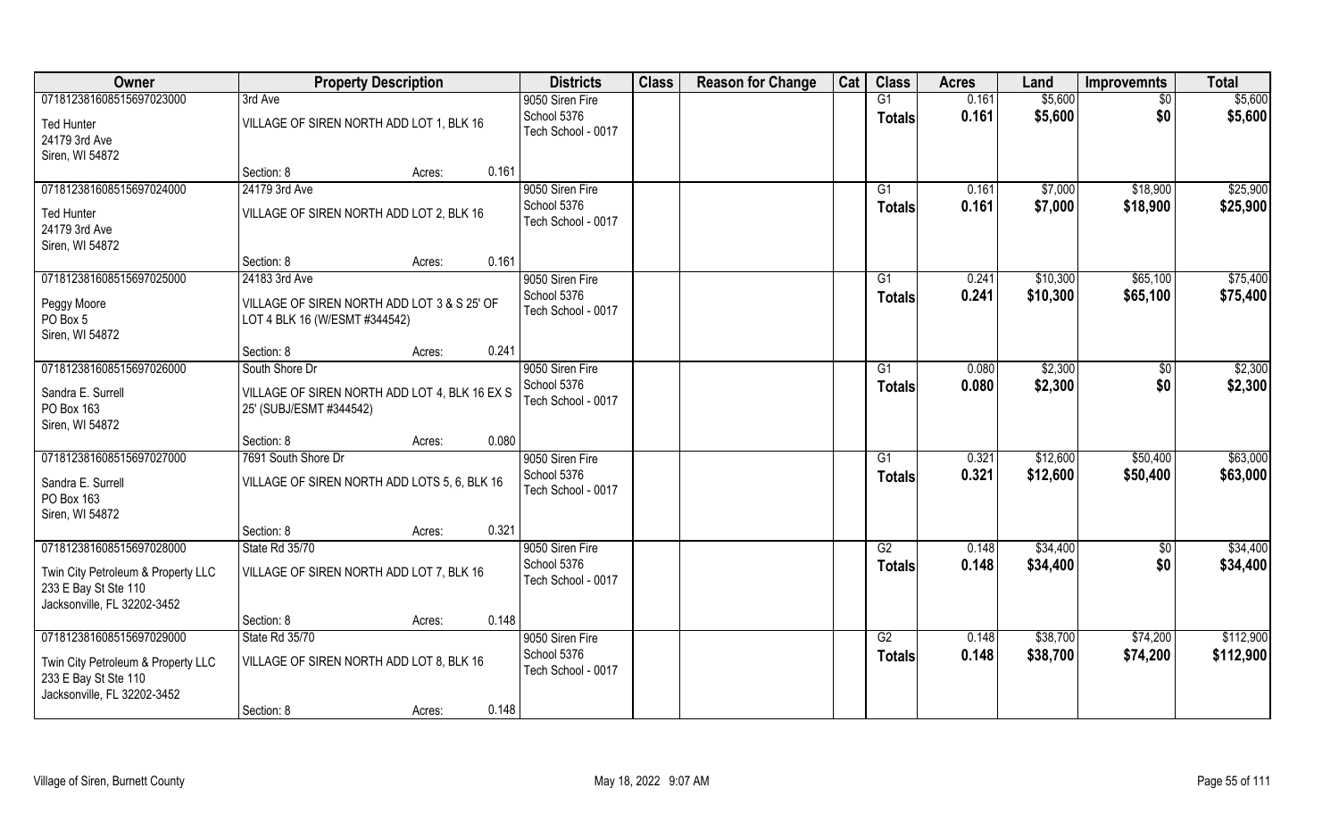| Owner | Property Description | | | Districts | Class | Reason for Change | Cat | Class | Acres | Land | Improvemnts | Total |
|---|---|---|---|---|---|---|---|---|---|---|---|---|
| 07181238160851569702300 | 3rd Ave | | | 9050 Siren Fire | | | | G1 | 0.161 | $5,600 | $0 | $5,600 |
| Ted Hunter<br>24179 3rd Ave<br>Siren, WI 54872 | VILLAGE OF SIREN NORTH ADD LOT 1, BLK 16 | | | School 5376<br>Tech School - 0017 | | | | Totals | 0.161 | $5,600 | $0 | $5,600 |
| | Section: 8 | Acres: | 0.161 | | | | | | | | | |
| 07181238160851569702400 | 24179 3rd Ave | | | 9050 Siren Fire | | | | G1 | 0.161 | $7,000 | $18,900 | $25,900 |
| Ted Hunter<br>24179 3rd Ave<br>Siren, WI 54872 | VILLAGE OF SIREN NORTH ADD LOT 2, BLK 16 | | | School 5376<br>Tech School - 0017 | | | | Totals | 0.161 | $7,000 | $18,900 | $25,900 |
| | Section: 8 | Acres: | 0.161 | | | | | | | | | |
| 07181238160851569702500 | 24183 3rd Ave | | | 9050 Siren Fire | | | | G1 | 0.241 | $10,300 | $65,100 | $75,400 |
| Peggy Moore<br>PO Box 5<br>Siren, WI 54872 | VILLAGE OF SIREN NORTH ADD LOT 3 & S 25' OF LOT 4 BLK 16 (W/ESMT #344542) | | | School 5376<br>Tech School - 0017 | | | | Totals | 0.241 | $10,300 | $65,100 | $75,400 |
| | Section: 8 | Acres: | 0.241 | | | | | | | | | |
| 07181238160851569702600 | South Shore Dr | | | 9050 Siren Fire | | | | G1 | 0.080 | $2,300 | $0 | $2,300 |
| Sandra E. Surrell<br>PO Box 163<br>Siren, WI 54872 | VILLAGE OF SIREN NORTH ADD LOT 4, BLK 16 EX S 25' (SUBJ/ESMT #344542) | | | School 5376<br>Tech School - 0017 | | | | Totals | 0.080 | $2,300 | $0 | $2,300 |
| | Section: 8 | Acres: | 0.080 | | | | | | | | | |
| 07181238160851569702700 | 7691 South Shore Dr | | | 9050 Siren Fire | | | | G1 | 0.321 | $12,600 | $50,400 | $63,000 |
| Sandra E. Surrell<br>PO Box 163<br>Siren, WI 54872 | VILLAGE OF SIREN NORTH ADD LOTS 5, 6, BLK 16 | | | School 5376<br>Tech School - 0017 | | | | Totals | 0.321 | $12,600 | $50,400 | $63,000 |
| | Section: 8 | Acres: | 0.321 | | | | | | | | | |
| 07181238160851569702800 | State Rd 35/70 | | | 9050 Siren Fire | | | | G2 | 0.148 | $34,400 | $0 | $34,400 |
| Twin City Petroleum & Property LLC<br>233 E Bay St Ste 110<br>Jacksonville, FL 32202-3452 | VILLAGE OF SIREN NORTH ADD LOT 7, BLK 16 | | | School 5376<br>Tech School - 0017 | | | | Totals | 0.148 | $34,400 | $0 | $34,400 |
| | Section: 8 | Acres: | 0.148 | | | | | | | | | |
| 07181238160851569702900 | State Rd 35/70 | | | 9050 Siren Fire | | | | G2 | 0.148 | $38,700 | $74,200 | $112,900 |
| Twin City Petroleum & Property LLC<br>233 E Bay St Ste 110<br>Jacksonville, FL 32202-3452 | VILLAGE OF SIREN NORTH ADD LOT 8, BLK 16 | | | School 5376<br>Tech School - 0017 | | | | Totals | 0.148 | $38,700 | $74,200 | $112,900 |
| | Section: 8 | Acres: | 0.148 | | | | | | | | | |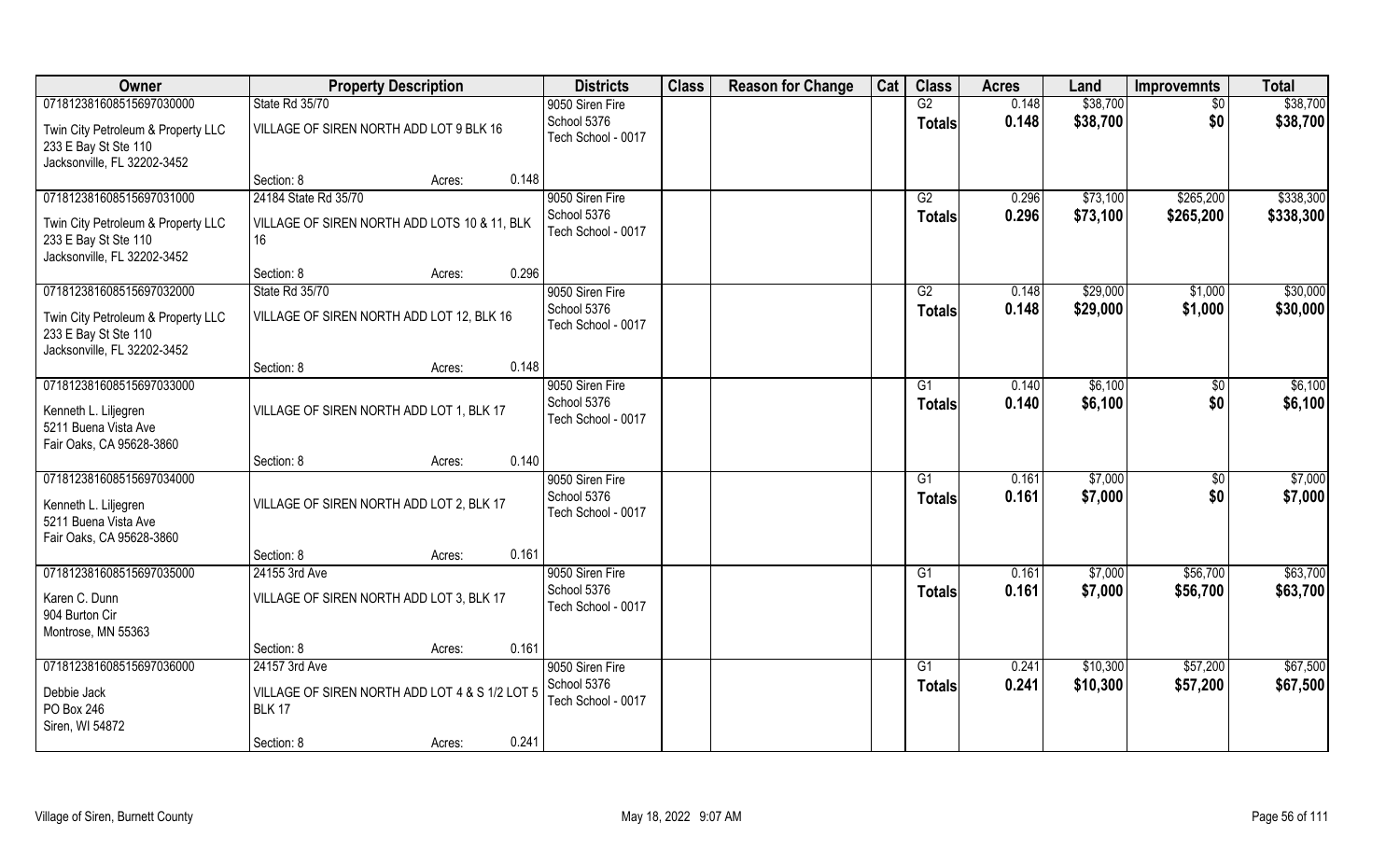| Owner | Property Description | | | Districts | Class | Reason for Change | Cat | Class | Acres | Land | Improvemnts | Total |
|---|---|---|---|---|---|---|---|---|---|---|---|---|
| 071812381608515697030000 | State Rd 35/70 | | | 9050 Siren Fire | | | | G2 | 0.148 | $38,700 | $0 | $38,700 |
| Twin City Petroleum & Property LLC<br>233 E Bay St Ste 110<br>Jacksonville, FL 32202-3452 | VILLAGE OF SIREN NORTH ADD LOT 9 BLK 16 | | | School 5376<br>Tech School - 0017 | | | | **Totals** | **0.148** | **$38,700** | **$0** | **$38,700** |
| | Section: 8 | Acres: | 0.148 | | | | | | | | | |
| 071812381608515697031000 | 24184 State Rd 35/70 | | | 9050 Siren Fire | | | | G2 | 0.296 | $73,100 | $265,200 | $338,300 |
| Twin City Petroleum & Property LLC<br>233 E Bay St Ste 110<br>Jacksonville, FL 32202-3452 | VILLAGE OF SIREN NORTH ADD LOTS 10 & 11, BLK 16 | | | School 5376<br>Tech School - 0017 | | | | **Totals** | **0.296** | **$73,100** | **$265,200** | **$338,300** |
| | Section: 8 | Acres: | 0.296 | | | | | | | | | |
| 071812381608515697032000 | State Rd 35/70 | | | 9050 Siren Fire | | | | G2 | 0.148 | $29,000 | $1,000 | $30,000 |
| Twin City Petroleum & Property LLC<br>233 E Bay St Ste 110<br>Jacksonville, FL 32202-3452 | VILLAGE OF SIREN NORTH ADD LOT 12, BLK 16 | | | School 5376<br>Tech School - 0017 | | | | **Totals** | **0.148** | **$29,000** | **$1,000** | **$30,000** |
| | Section: 8 | Acres: | 0.148 | | | | | | | | | |
| 071812381608515697033000 | | | | 9050 Siren Fire | | | | G1 | 0.140 | $6,100 | $0 | $6,100 |
| Kenneth L. Liljegren<br>5211 Buena Vista Ave<br>Fair Oaks, CA 95628-3860 | VILLAGE OF SIREN NORTH ADD LOT 1, BLK 17 | | | School 5376<br>Tech School - 0017 | | | | **Totals** | **0.140** | **$6,100** | **$0** | **$6,100** |
| | Section: 8 | Acres: | 0.140 | | | | | | | | | |
| 071812381608515697034000 | | | | 9050 Siren Fire | | | | G1 | 0.161 | $7,000 | $0 | $7,000 |
| Kenneth L. Liljegren<br>5211 Buena Vista Ave<br>Fair Oaks, CA 95628-3860 | VILLAGE OF SIREN NORTH ADD LOT 2, BLK 17 | | | School 5376<br>Tech School - 0017 | | | | **Totals** | **0.161** | **$7,000** | **$0** | **$7,000** |
| | Section: 8 | Acres: | 0.161 | | | | | | | | | |
| 071812381608515697035000 | 24155 3rd Ave | | | 9050 Siren Fire | | | | G1 | 0.161 | $7,000 | $56,700 | $63,700 |
| Karen C. Dunn<br>904 Burton Cir<br>Montrose, MN 55363 | VILLAGE OF SIREN NORTH ADD LOT 3, BLK 17 | | | School 5376<br>Tech School - 0017 | | | | **Totals** | **0.161** | **$7,000** | **$56,700** | **$63,700** |
| | Section: 8 | Acres: | 0.161 | | | | | | | | | |
| 071812381608515697036000 | 24157 3rd Ave | | | 9050 Siren Fire | | | | G1 | 0.241 | $10,300 | $57,200 | $67,500 |
| Debbie Jack<br>PO Box 246<br>Siren, WI 54872 | VILLAGE OF SIREN NORTH ADD LOT 4 & S 1/2 LOT 5 BLK 17 | | | School 5376<br>Tech School - 0017 | | | | **Totals** | **0.241** | **$10,300** | **$57,200** | **$67,500** |
| | Section: 8 | Acres: | 0.241 | | | | | | | | | |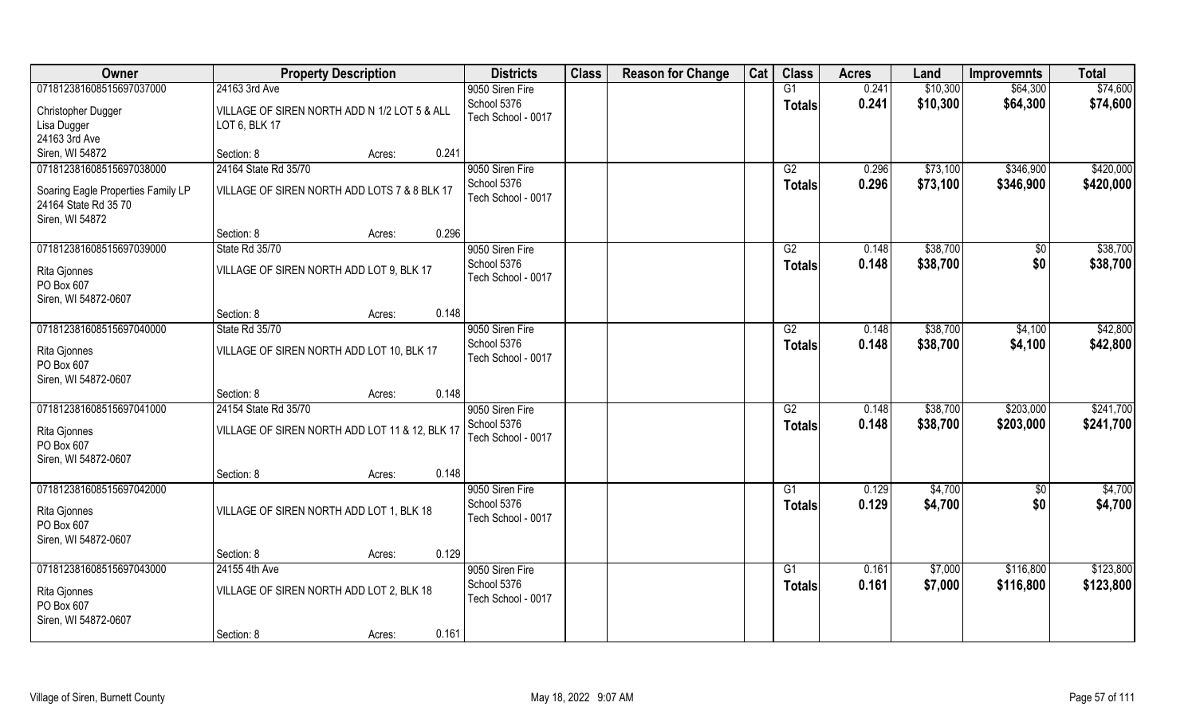| Owner | Property Description | | | Districts | Class | Reason for Change | Cat | Class | Acres | Land | Improvemnts | Total |
|---|---|---|---|---|---|---|---|---|---|---|---|---|
| 07181238160851569703700<br>Christopher Dugger<br>Lisa Dugger<br>24163 3rd Ave<br>Siren, WI 54872 | 24163 3rd Ave<br>VILLAGE OF SIREN NORTH ADD N 1/2 LOT 5 & ALL LOT 6, BLK 17<br>Section: 8 | Acres: | 0.241 | 9050 Siren Fire<br>School 5376<br>Tech School - 0017 | | | | G1<br>**Totals** | 0.241<br>**0.241** | $10,300<br>**$10,300** | $64,300<br>**$64,300** | $74,600<br>**$74,600** |
| 07181238160851569703800<br>Soaring Eagle Properties Family LP<br>24164 State Rd 35 70<br>Siren, WI 54872 | 24164 State Rd 35/70<br>VILLAGE OF SIREN NORTH ADD LOTS 7 & 8 BLK 17<br>Section: 8 | Acres: | 0.296 | 9050 Siren Fire<br>School 5376<br>Tech School - 0017 | | | | G2<br>**Totals** | 0.296<br>**0.296** | $73,100<br>**$73,100** | $346,900<br>**$346,900** | $420,000<br>**$420,000** |
| 07181238160851569703900<br>Rita Gjonnes<br>PO Box 607<br>Siren, WI 54872-0607 | State Rd 35/70<br>VILLAGE OF SIREN NORTH ADD LOT 9, BLK 17<br>Section: 8 | Acres: | 0.148 | 9050 Siren Fire<br>School 5376<br>Tech School - 0017 | | | | G2<br>**Totals** | 0.148<br>**0.148** | $38,700<br>**$38,700** | $0<br>**$0** | $38,700<br>**$38,700** |
| 07181238160851569704000<br>Rita Gjonnes<br>PO Box 607<br>Siren, WI 54872-0607 | State Rd 35/70<br>VILLAGE OF SIREN NORTH ADD LOT 10, BLK 17<br>Section: 8 | Acres: | 0.148 | 9050 Siren Fire<br>School 5376<br>Tech School - 0017 | | | | G2<br>**Totals** | 0.148<br>**0.148** | $38,700<br>**$38,700** | $4,100<br>**$4,100** | $42,800<br>**$42,800** |
| 07181238160851569704100<br>Rita Gjonnes<br>PO Box 607<br>Siren, WI 54872-0607 | 24154 State Rd 35/70<br>VILLAGE OF SIREN NORTH ADD LOT 11 & 12, BLK 17<br>Section: 8 | Acres: | 0.148 | 9050 Siren Fire<br>School 5376<br>Tech School - 0017 | | | | G2<br>**Totals** | 0.148<br>**0.148** | $38,700<br>**$38,700** | $203,000<br>**$203,000** | $241,700<br>**$241,700** |
| 07181238160851569704200<br>Rita Gjonnes<br>PO Box 607<br>Siren, WI 54872-0607 | VILLAGE OF SIREN NORTH ADD LOT 1, BLK 18<br>Section: 8 | Acres: | 0.129 | 9050 Siren Fire<br>School 5376<br>Tech School - 0017 | | | | G1<br>**Totals** | 0.129<br>**0.129** | $4,700<br>**$4,700** | $0<br>**$0** | $4,700<br>**$4,700** |
| 07181238160851569704300<br>Rita Gjonnes<br>PO Box 607<br>Siren, WI 54872-0607 | 24155 4th Ave<br>VILLAGE OF SIREN NORTH ADD LOT 2, BLK 18<br>Section: 8 | Acres: | 0.161 | 9050 Siren Fire<br>School 5376<br>Tech School - 0017 | | | | G1<br>**Totals** | 0.161<br>**0.161** | $7,000<br>**$7,000** | $116,800<br>**$116,800** | $123,800<br>**$123,800** |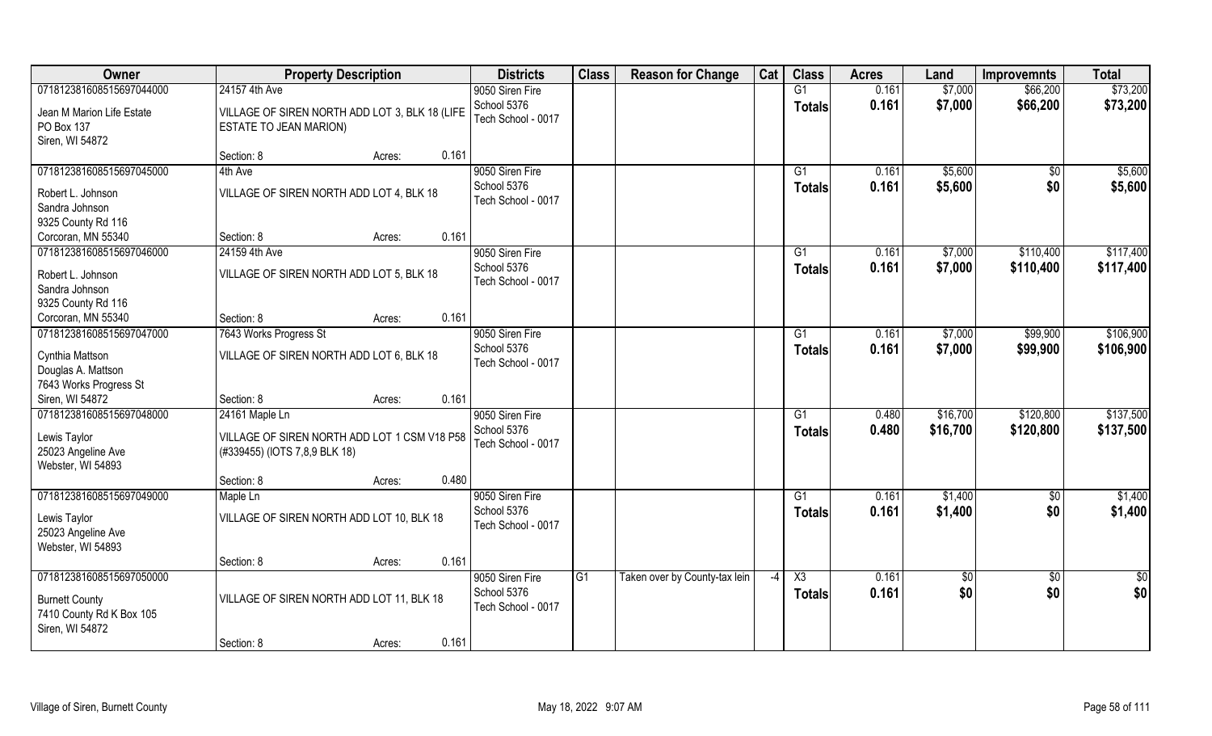| Owner | Property Description | | | Districts | Class | Reason for Change | Cat | Class | Acres | Land | Improvemnts | Total |
|---|---|---|---|---|---|---|---|---|---|---|---|---|
| 07181238160851569704400 | 24157 4th Ave | | | 9050 Siren Fire | | | | G1 | 0.161 | $7,000 | $66,200 | $73,200 |
| Jean M Marion Life Estate<br>PO Box 137<br>Siren, WI 54872 | VILLAGE OF SIREN NORTH ADD LOT 3, BLK 18 (LIFE ESTATE TO JEAN MARION) | | | School 5376<br>Tech School - 0017 | | | | **Totals** | **0.161** | **$7,000** | **$66,200** | **$73,200** |
| | Section: 8 | Acres: | 0.161 | | | | | | | | | |
| 07181238160851569704500 | 4th Ave | | | 9050 Siren Fire | | | | G1 | 0.161 | $5,600 | $0 | $5,600 |
| Robert L. Johnson<br>Sandra Johnson<br>9325 County Rd 116<br>Corcoran, MN 55340 | VILLAGE OF SIREN NORTH ADD LOT 4, BLK 18 | | | School 5376<br>Tech School - 0017 | | | | **Totals** | **0.161** | **$5,600** | **$0** | **$5,600** |
| | Section: 8 | Acres: | 0.161 | | | | | | | | | |
| 07181238160851569704600 | 24159 4th Ave | | | 9050 Siren Fire | | | | G1 | 0.161 | $7,000 | $110,400 | $117,400 |
| Robert L. Johnson<br>Sandra Johnson<br>9325 County Rd 116<br>Corcoran, MN 55340 | VILLAGE OF SIREN NORTH ADD LOT 5, BLK 18 | | | School 5376<br>Tech School - 0017 | | | | **Totals** | **0.161** | **$7,000** | **$110,400** | **$117,400** |
| | Section: 8 | Acres: | 0.161 | | | | | | | | | |
| 07181238160851569704700 | 7643 Works Progress St | | | 9050 Siren Fire | | | | G1 | 0.161 | $7,000 | $99,900 | $106,900 |
| Cynthia Mattson<br>Douglas A. Mattson<br>7643 Works Progress St<br>Siren, WI 54872 | VILLAGE OF SIREN NORTH ADD LOT 6, BLK 18 | | | School 5376<br>Tech School - 0017 | | | | **Totals** | **0.161** | **$7,000** | **$99,900** | **$106,900** |
| | Section: 8 | Acres: | 0.161 | | | | | | | | | |
| 07181238160851569704800 | 24161 Maple Ln | | | 9050 Siren Fire | | | | G1 | 0.480 | $16,700 | $120,800 | $137,500 |
| Lewis Taylor<br>25023 Angeline Ave<br>Webster, WI 54893 | VILLAGE OF SIREN NORTH ADD LOT 1 CSM V18 P58 (#339455) (IOTS 7,8,9 BLK 18) | | | School 5376<br>Tech School - 0017 | | | | **Totals** | **0.480** | **$16,700** | **$120,800** | **$137,500** |
| | Section: 8 | Acres: | 0.480 | | | | | | | | | |
| 07181238160851569704900 | Maple Ln | | | 9050 Siren Fire | | | | G1 | 0.161 | $1,400 | $0 | $1,400 |
| Lewis Taylor<br>25023 Angeline Ave<br>Webster, WI 54893 | VILLAGE OF SIREN NORTH ADD LOT 10, BLK 18 | | | School 5376<br>Tech School - 0017 | | | | **Totals** | **0.161** | **$1,400** | **$0** | **$1,400** |
| | Section: 8 | Acres: | 0.161 | | | | | | | | | |
| 07181238160851569705000 | | | | 9050 Siren Fire | G1 | Taken over by County-tax lein | -4 | X3 | 0.161 | $0 | $0 | $0 |
| Burnett County<br>7410 County Rd K Box 105<br>Siren, WI 54872 | VILLAGE OF SIREN NORTH ADD LOT 11, BLK 18 | | | School 5376<br>Tech School - 0017 | | | | **Totals** | **0.161** | **$0** | **$0** | **$0** |
| | Section: 8 | Acres: | 0.161 | | | | | | | | | |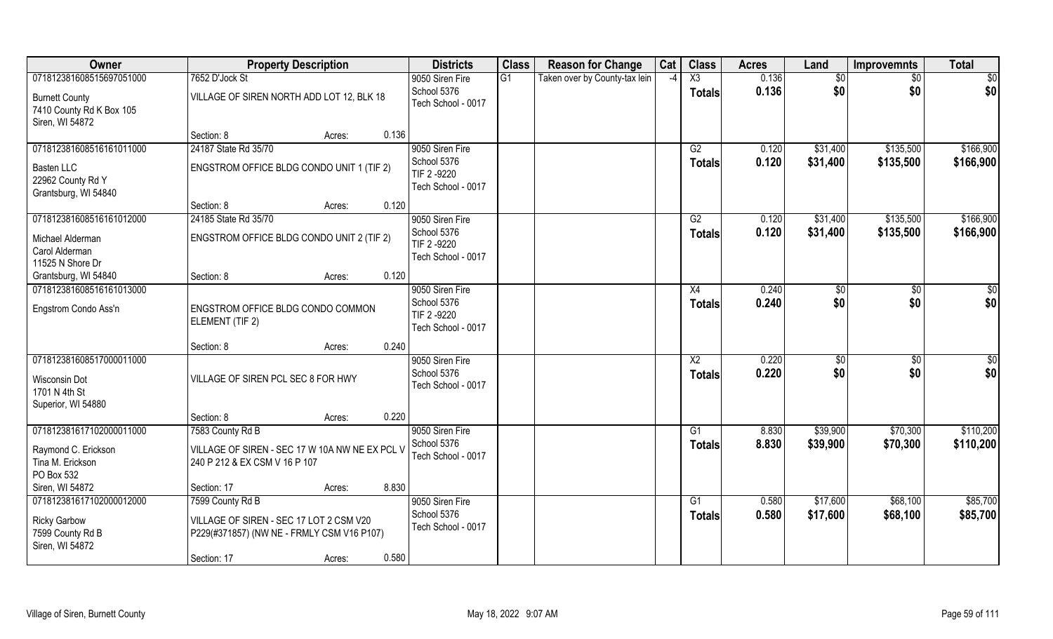| Owner | Property Description | | Districts | Class | Reason for Change | Cat | Class | Acres | Land | Improvemnts | Total |
|---|---|---|---|---|---|---|---|---|---|---|---|
| 07181238160851569705100<br>Burnett County<br>7410 County Rd K Box 105<br>Siren, WI 54872 | 7652 D'Jock St<br>VILLAGE OF SIREN NORTH ADD LOT 12, BLK 18<br>Section: 8 | Acres: 0.136 | 9050 Siren Fire<br>School 5376<br>Tech School - 0017 | G1 | Taken over by County-tax lein | -4 | X3<br>**Totals** | 0.136<br>**0.136** | $0<br>**$0** | $0<br>**$0** | $0<br>**$0** |
| 071812381608516161011000<br>Basten LLC<br>22962 County Rd Y<br>Grantsburg, WI 54840 | 24187 State Rd 35/70<br>ENGSTROM OFFICE BLDG CONDO UNIT 1 (TIF 2)<br>Section: 8 | Acres: 0.120 | 9050 Siren Fire<br>School 5376<br>TIF 2 -9220<br>Tech School - 0017 | | | | G2<br>**Totals** | 0.120<br>**0.120** | $31,400<br>**$31,400** | $135,500<br>**$135,500** | $166,900<br>**$166,900** |
| 071812381608516161012000<br>Michael Alderman<br>Carol Alderman<br>11525 N Shore Dr<br>Grantsburg, WI 54840 | 24185 State Rd 35/70<br>ENGSTROM OFFICE BLDG CONDO UNIT 2 (TIF 2)<br>Section: 8 | Acres: 0.120 | 9050 Siren Fire<br>School 5376<br>TIF 2 -9220<br>Tech School - 0017 | | | | G2<br>**Totals** | 0.120<br>**0.120** | $31,400<br>**$31,400** | $135,500<br>**$135,500** | $166,900<br>**$166,900** |
| 071812381608516161013000<br>Engstrom Condo Ass'n | ENGSTROM OFFICE BLDG CONDO COMMON ELEMENT (TIF 2)<br>Section: 8 | Acres: 0.240 | 9050 Siren Fire<br>School 5376<br>TIF 2 -9220<br>Tech School - 0017 | | | | X4<br>**Totals** | 0.240<br>**0.240** | $0<br>**$0** | $0<br>**$0** | $0<br>**$0** |
| 071812381608517000011000<br>Wisconsin Dot<br>1701 N 4th St<br>Superior, WI 54880 | VILLAGE OF SIREN PCL SEC 8 FOR HWY<br>Section: 8 | Acres: 0.220 | 9050 Siren Fire<br>School 5376<br>Tech School - 0017 | | | | X2<br>**Totals** | 0.220<br>**0.220** | $0<br>**$0** | $0<br>**$0** | $0<br>**$0** |
| 071812381617102000011000<br>Raymond C. Erickson<br>Tina M. Erickson<br>PO Box 532<br>Siren, WI 54872 | 7583 County Rd B<br>VILLAGE OF SIREN - SEC 17 W 10A NW NE EX PCL V 240 P 212 & EX CSM V 16 P 107<br>Section: 17 | Acres: 8.830 | 9050 Siren Fire<br>School 5376<br>Tech School - 0017 | | | | G1<br>**Totals** | 8.830<br>**8.830** | $39,900<br>**$39,900** | $70,300<br>**$70,300** | $110,200<br>**$110,200** |
| 071812381617102000012000<br>Ricky Garbow<br>7599 County Rd B<br>Siren, WI 54872 | 7599 County Rd B<br>VILLAGE OF SIREN - SEC 17 LOT 2 CSM V20 P229(#371857) (NW NE - FRMLY CSM V16 P107)<br>Section: 17 | Acres: 0.580 | 9050 Siren Fire<br>School 5376<br>Tech School - 0017 | | | | G1<br>**Totals** | 0.580<br>**0.580** | $17,600<br>**$17,600** | $68,100<br>**$68,100** | $85,700<br>**$85,700** |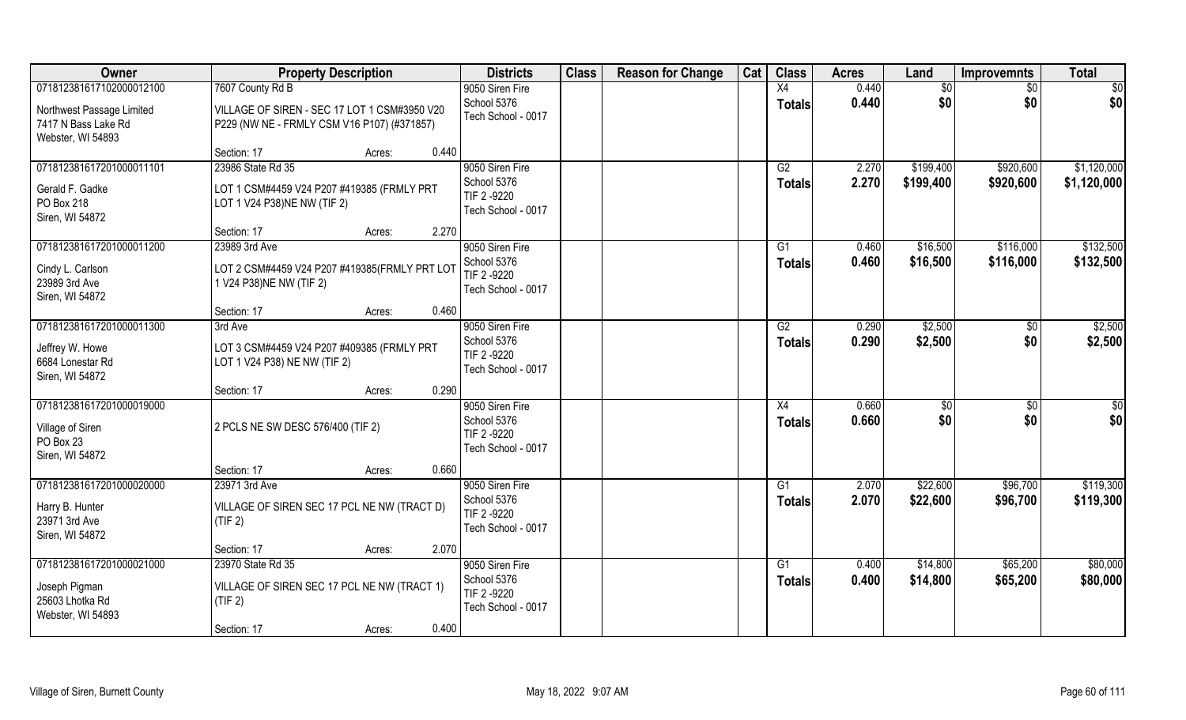| Owner | Property Description | Districts | Class | Reason for Change | Cat | Class | Acres | Land | Improvemnts | Total |
|---|---|---|---|---|---|---|---|---|---|---|
| 07181238161710200001210O<br>Northwest Passage Limited<br>7417 N Bass Lake Rd<br>Webster, WI 54893 | 7607 County Rd B<br>VILLAGE OF SIREN - SEC 17 LOT 1 CSM#3950 V20 P229 (NW NE - FRMLY CSM V16 P107) (#371857)<br>Section: 17 Acres: 0.440 | 9050 Siren Fire<br>School 5376<br>Tech School - 0017 | | | | X4<br>**Totals** | 0.440<br>**0.440** | $0<br>**$0** | $0<br>**$0** | $0<br>**$0** |
| 07181238161720100001110​1<br>Gerald F. Gadke<br>PO Box 218<br>Siren, WI 54872 | 23986 State Rd 35<br>LOT 1 CSM#4459 V24 P207 #419385 (FRMLY PRT LOT 1 V24 P38)NE NW (TIF 2)<br>Section: 17 Acres: 2.270 | 9050 Siren Fire<br>School 5376<br>TIF 2 -9220<br>Tech School - 0017 | | | | G2<br>**Totals** | 2.270<br>**2.270** | $199,400<br>**$199,400** | $920,600<br>**$920,600** | $1,120,000<br>**$1,120,000** |
| 07181238161720100001120​0<br>Cindy L. Carlson<br>23989 3rd Ave<br>Siren, WI 54872 | 23989 3rd Ave<br>LOT 2 CSM#4459 V24 P207 #419385(FRMLY PRT LOT 1 V24 P38)NE NW (TIF 2)<br>Section: 17 Acres: 0.460 | 9050 Siren Fire<br>School 5376<br>TIF 2 -9220<br>Tech School - 0017 | | | | G1<br>**Totals** | 0.460<br>**0.460** | $16,500<br>**$16,500** | $116,000<br>**$116,000** | $132,500<br>**$132,500** |
| 07181238161720100001130​0<br>Jeffrey W. Howe<br>6684 Lonestar Rd<br>Siren, WI 54872 | 3rd Ave<br>LOT 3 CSM#4459 V24 P207 #409385 (FRMLY PRT LOT 1 V24 P38) NE NW (TIF 2)<br>Section: 17 Acres: 0.290 | 9050 Siren Fire<br>School 5376<br>TIF 2 -9220<br>Tech School - 0017 | | | | G2<br>**Totals** | 0.290<br>**0.290** | $2,500<br>**$2,500** | $0<br>**$0** | $2,500<br>**$2,500** |
| 07181238161720100001900​0<br>Village of Siren<br>PO Box 23<br>Siren, WI 54872 | 2 PCLS NE SW DESC 576/400 (TIF 2)<br>Section: 17 Acres: 0.660 | 9050 Siren Fire<br>School 5376<br>TIF 2 -9220<br>Tech School - 0017 | | | | X4<br>**Totals** | 0.660<br>**0.660** | $0<br>**$0** | $0<br>**$0** | $0<br>**$0** |
| 07181238161720100002000​0<br>Harry B. Hunter<br>23971 3rd Ave<br>Siren, WI 54872 | 23971 3rd Ave<br>VILLAGE OF SIREN SEC 17 PCL NE NW (TRACT D) (TIF 2)<br>Section: 17 Acres: 2.070 | 9050 Siren Fire<br>School 5376<br>TIF 2 -9220<br>Tech School - 0017 | | | | G1<br>**Totals** | 2.070<br>**2.070** | $22,600<br>**$22,600** | $96,700<br>**$96,700** | $119,300<br>**$119,300** |
| 07181238161720100002100​0<br>Joseph Pigman<br>25603 Lhotka Rd<br>Webster, WI 54893 | 23970 State Rd 35<br>VILLAGE OF SIREN SEC 17 PCL NE NW (TRACT 1) (TIF 2)<br>Section: 17 Acres: 0.400 | 9050 Siren Fire<br>School 5376<br>TIF 2 -9220<br>Tech School - 0017 | | | | G1<br>**Totals** | 0.400<br>**0.400** | $14,800<br>**$14,800** | $65,200<br>**$65,200** | $80,000<br>**$80,000** |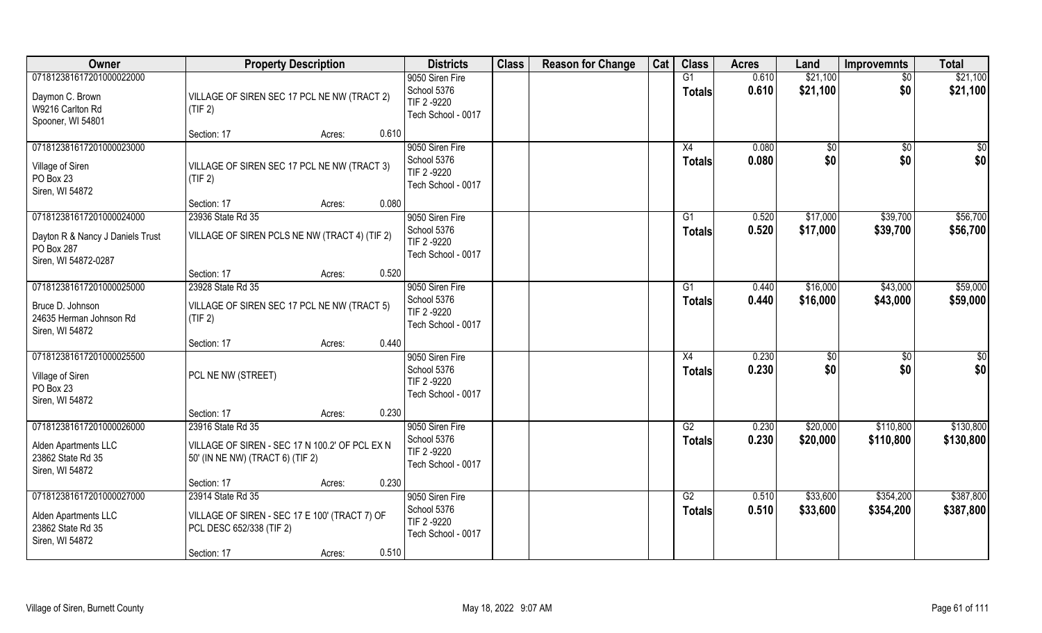| Owner | Property Description | Districts | Class | Reason for Change | Cat | Class | Acres | Land | Improvemnts | Total |
|---|---|---|---|---|---|---|---|---|---|---|
| 071812381617201000022000<br>Daymon C. Brown<br>W9216 Carlton Rd<br>Spooner, WI 54801 | VILLAGE OF SIREN SEC 17 PCL NE NW (TRACT 2) (TIF 2)<br>Section: 17 Acres: 0.610 | 9050 Siren Fire<br>School 5376<br>TIF 2 -9220<br>Tech School - 0017 | | | | G1<br>**Totals** | 0.610<br>**0.610** | $21,100<br>**$21,100** | $0<br>**$0** | $21,100<br>**$21,100** |
| 071812381617201000023000<br>Village of Siren<br>PO Box 23<br>Siren, WI 54872 | VILLAGE OF SIREN SEC 17 PCL NE NW (TRACT 3) (TIF 2)<br>Section: 17 Acres: 0.080 | 9050 Siren Fire<br>School 5376<br>TIF 2 -9220<br>Tech School - 0017 | | | | X4<br>**Totals** | 0.080<br>**0.080** | $0<br>**$0** | $0<br>**$0** | $0<br>**$0** |
| 071812381617201000024000<br>Dayton R & Nancy J Daniels Trust<br>PO Box 287<br>Siren, WI 54872-0287 | 23936 State Rd 35<br>VILLAGE OF SIREN PCLS NE NW (TRACT 4) (TIF 2)<br>Section: 17 Acres: 0.520 | 9050 Siren Fire<br>School 5376<br>TIF 2 -9220<br>Tech School - 0017 | | | | G1<br>**Totals** | 0.520<br>**0.520** | $17,000<br>**$17,000** | $39,700<br>**$39,700** | $56,700<br>**$56,700** |
| 071812381617201000025000<br>Bruce D. Johnson<br>24635 Herman Johnson Rd<br>Siren, WI 54872 | 23928 State Rd 35<br>VILLAGE OF SIREN SEC 17 PCL NE NW (TRACT 5) (TIF 2)<br>Section: 17 Acres: 0.440 | 9050 Siren Fire<br>School 5376<br>TIF 2 -9220<br>Tech School - 0017 | | | | G1<br>**Totals** | 0.440<br>**0.440** | $16,000<br>**$16,000** | $43,000<br>**$43,000** | $59,000<br>**$59,000** |
| 071812381617201000025500<br>Village of Siren<br>PO Box 23<br>Siren, WI 54872 | PCL NE NW (STREET)<br>Section: 17 Acres: 0.230 | 9050 Siren Fire<br>School 5376<br>TIF 2 -9220<br>Tech School - 0017 | | | | X4<br>**Totals** | 0.230<br>**0.230** | $0<br>**$0** | $0<br>**$0** | $0<br>**$0** |
| 071812381617201000026000<br>Alden Apartments LLC<br>23862 State Rd 35<br>Siren, WI 54872 | 23916 State Rd 35<br>VILLAGE OF SIREN - SEC 17 N 100.2' OF PCL EX N 50' (IN NE NW) (TRACT 6) (TIF 2)<br>Section: 17 Acres: 0.230 | 9050 Siren Fire<br>School 5376<br>TIF 2 -9220<br>Tech School - 0017 | | | | G2<br>**Totals** | 0.230<br>**0.230** | $20,000<br>**$20,000** | $110,800<br>**$110,800** | $130,800<br>**$130,800** |
| 071812381617201000027000<br>Alden Apartments LLC<br>23862 State Rd 35<br>Siren, WI 54872 | 23914 State Rd 35<br>VILLAGE OF SIREN - SEC 17 E 100' (TRACT 7) OF PCL DESC 652/338 (TIF 2)<br>Section: 17 Acres: 0.510 | 9050 Siren Fire<br>School 5376<br>TIF 2 -9220<br>Tech School - 0017 | | | | G2<br>**Totals** | 0.510<br>**0.510** | $33,600<br>**$33,600** | $354,200<br>**$354,200** | $387,800<br>**$387,800** |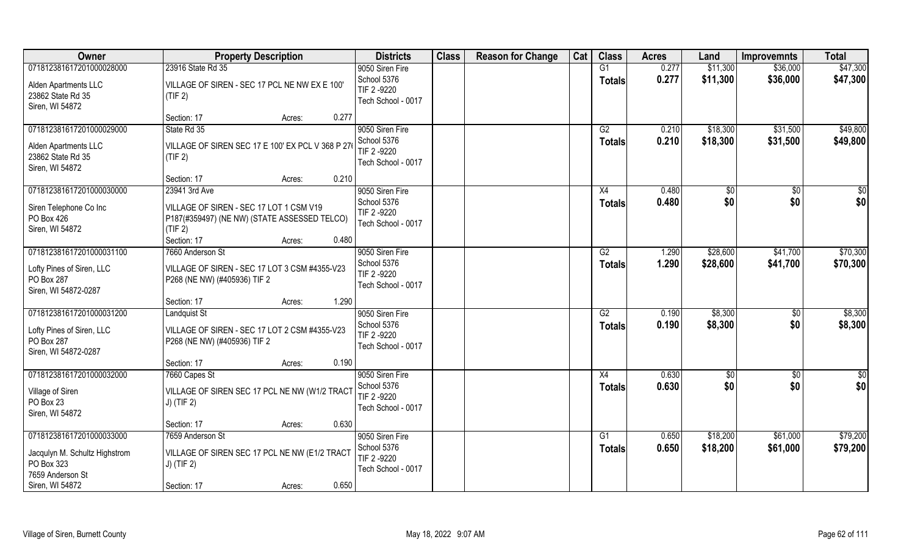| Owner | Property Description | Districts | Class | Reason for Change | Cat | Class | Acres | Land | Improvemnts | Total |
|---|---|---|---|---|---|---|---|---|---|---|
| 071812381617201000028000 | 23916 State Rd 35 | 9050 Siren Fire | | | | G1 | 0.277 | $11,300 | $36,000 | $47,300 |
| Alden Apartments LLC<br>23862 State Rd 35<br>Siren, WI 54872 | VILLAGE OF SIREN - SEC 17 PCL NE NW EX E 100' (TIF 2)<br>Section: 17 Acres: 0.277 | School 5376<br>TIF 2 -9220<br>Tech School - 0017 | | | | Totals | 0.277 | $11,300 | $36,000 | $47,300 |
| 071812381617201000029000 | State Rd 35 | 9050 Siren Fire | | | | G2 | 0.210 | $18,300 | $31,500 | $49,800 |
| Alden Apartments LLC<br>23862 State Rd 35<br>Siren, WI 54872 | VILLAGE OF SIREN SEC 17 E 100' EX PCL V 368 P 27( (TIF 2)<br>Section: 17 Acres: 0.210 | School 5376<br>TIF 2 -9220<br>Tech School - 0017 | | | | Totals | 0.210 | $18,300 | $31,500 | $49,800 |
| 071812381617201000030000 | 23941 3rd Ave | 9050 Siren Fire | | | | X4 | 0.480 | $0 | $0 | $0 |
| Siren Telephone Co Inc<br>PO Box 426<br>Siren, WI 54872 | VILLAGE OF SIREN - SEC 17 LOT 1 CSM V19 P187(#359497) (NE NW) (STATE ASSESSED TELCO) (TIF 2)<br>Section: 17 Acres: 0.480 | School 5376<br>TIF 2 -9220<br>Tech School - 0017 | | | | Totals | 0.480 | $0 | $0 | $0 |
| 071812381617201000031100 | 7660 Anderson St | 9050 Siren Fire | | | | G2 | 1.290 | $28,600 | $41,700 | $70,300 |
| Lofty Pines of Siren, LLC<br>PO Box 287<br>Siren, WI 54872-0287 | VILLAGE OF SIREN - SEC 17 LOT 3 CSM #4355-V23 P268 (NE NW) (#405936) TIF 2<br>Section: 17 Acres: 1.290 | School 5376<br>TIF 2 -9220<br>Tech School - 0017 | | | | Totals | 1.290 | $28,600 | $41,700 | $70,300 |
| 071812381617201000031200 | Landquist St | 9050 Siren Fire | | | | G2 | 0.190 | $8,300 | $0 | $8,300 |
| Lofty Pines of Siren, LLC<br>PO Box 287<br>Siren, WI 54872-0287 | VILLAGE OF SIREN - SEC 17 LOT 2 CSM #4355-V23 P268 (NE NW) (#405936) TIF 2<br>Section: 17 Acres: 0.190 | School 5376<br>TIF 2 -9220<br>Tech School - 0017 | | | | Totals | 0.190 | $8,300 | $0 | $8,300 |
| 071812381617201000032000 | 7660 Capes St | 9050 Siren Fire | | | | X4 | 0.630 | $0 | $0 | $0 |
| Village of Siren<br>PO Box 23<br>Siren, WI 54872 | VILLAGE OF SIREN SEC 17 PCL NE NW (W1/2 TRACT J) (TIF 2)<br>Section: 17 Acres: 0.630 | School 5376<br>TIF 2 -9220<br>Tech School - 0017 | | | | Totals | 0.630 | $0 | $0 | $0 |
| 071812381617201000033000 | 7659 Anderson St | 9050 Siren Fire | | | | G1 | 0.650 | $18,200 | $61,000 | $79,200 |
| Jacqulyn M. Schultz Highstrom<br>PO Box 323<br>7659 Anderson St<br>Siren, WI 54872 | VILLAGE OF SIREN SEC 17 PCL NE NW (E1/2 TRACT J) (TIF 2)<br>Section: 17 Acres: 0.650 | School 5376<br>TIF 2 -9220<br>Tech School - 0017 | | | | Totals | 0.650 | $18,200 | $61,000 | $79,200 |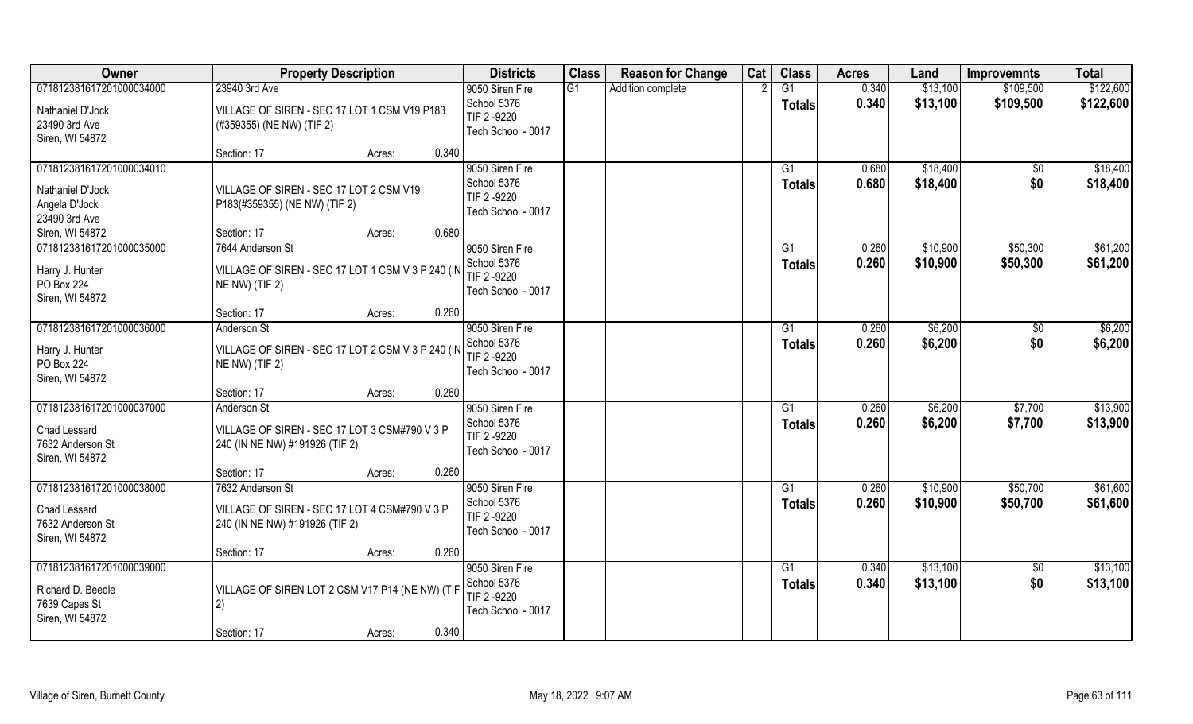| Owner | Property Description | | Districts | Class | Reason for Change | Cat | Class | Acres | Land | Improvemnts | Total |
|---|---|---|---|---|---|---|---|---|---|---|---|
| 071812381617201000034000<br>Nathaniel D'Jock<br>23490 3rd Ave<br>Siren, WI 54872 | 23940 3rd Ave<br>VILLAGE OF SIREN - SEC 17 LOT 1 CSM V19 P183 (#359355) (NE NW) (TIF 2)<br>Section: 17 | Acres: 0.340 | 9050 Siren Fire<br>School 5376<br>TIF 2 -9220<br>Tech School - 0017 | G1 | Addition complete | 2 | G1<br>**Totals** | 0.340<br>**0.340** | $13,100<br>**$13,100** | $109,500<br>**$109,500** | $122,600<br>**$122,600** |
| 071812381617201000034010<br>Nathaniel D'Jock<br>Angela D'Jock<br>23490 3rd Ave<br>Siren, WI 54872 | VILLAGE OF SIREN - SEC 17 LOT 2 CSM V19 P183(#359355) (NE NW) (TIF 2)<br>Section: 17 | Acres: 0.680 | 9050 Siren Fire<br>School 5376<br>TIF 2 -9220<br>Tech School - 0017 | | | | G1<br>**Totals** | 0.680<br>**0.680** | $18,400<br>**$18,400** | $0<br>**$0** | $18,400<br>**$18,400** |
| 071812381617201000035000<br>Harry J. Hunter<br>PO Box 224<br>Siren, WI 54872 | 7644 Anderson St<br>VILLAGE OF SIREN - SEC 17 LOT 1 CSM V 3 P 240 (IN NE NW) (TIF 2)<br>Section: 17 | Acres: 0.260 | 9050 Siren Fire<br>School 5376<br>TIF 2 -9220<br>Tech School - 0017 | | | | G1<br>**Totals** | 0.260<br>**0.260** | $10,900<br>**$10,900** | $50,300<br>**$50,300** | $61,200<br>**$61,200** |
| 071812381617201000036000<br>Harry J. Hunter<br>PO Box 224<br>Siren, WI 54872 | Anderson St<br>VILLAGE OF SIREN - SEC 17 LOT 2 CSM V 3 P 240 (IN NE NW) (TIF 2)<br>Section: 17 | Acres: 0.260 | 9050 Siren Fire<br>School 5376<br>TIF 2 -9220<br>Tech School - 0017 | | | | G1<br>**Totals** | 0.260<br>**0.260** | $6,200<br>**$6,200** | $0<br>**$0** | $6,200<br>**$6,200** |
| 071812381617201000037000<br>Chad Lessard<br>7632 Anderson St<br>Siren, WI 54872 | Anderson St<br>VILLAGE OF SIREN - SEC 17 LOT 3 CSM#790 V 3 P 240 (IN NE NW) #191926 (TIF 2)<br>Section: 17 | Acres: 0.260 | 9050 Siren Fire<br>School 5376<br>TIF 2 -9220<br>Tech School - 0017 | | | | G1<br>**Totals** | 0.260<br>**0.260** | $6,200<br>**$6,200** | $7,700<br>**$7,700** | $13,900<br>**$13,900** |
| 071812381617201000038000<br>Chad Lessard<br>7632 Anderson St<br>Siren, WI 54872 | 7632 Anderson St<br>VILLAGE OF SIREN - SEC 17 LOT 4 CSM#790 V 3 P 240 (IN NE NW) #191926 (TIF 2)<br>Section: 17 | Acres: 0.260 | 9050 Siren Fire<br>School 5376<br>TIF 2 -9220<br>Tech School - 0017 | | | | G1<br>**Totals** | 0.260<br>**0.260** | $10,900<br>**$10,900** | $50,700<br>**$50,700** | $61,600<br>**$61,600** |
| 071812381617201000039000<br>Richard D. Beedle<br>7639 Capes St<br>Siren, WI 54872 | VILLAGE OF SIREN LOT 2 CSM V17 P14 (NE NW) (TIF 2)<br>Section: 17 | Acres: 0.340 | 9050 Siren Fire<br>School 5376<br>TIF 2 -9220<br>Tech School - 0017 | | | | G1<br>**Totals** | 0.340<br>**0.340** | $13,100<br>**$13,100** | $0<br>**$0** | $13,100<br>**$13,100** |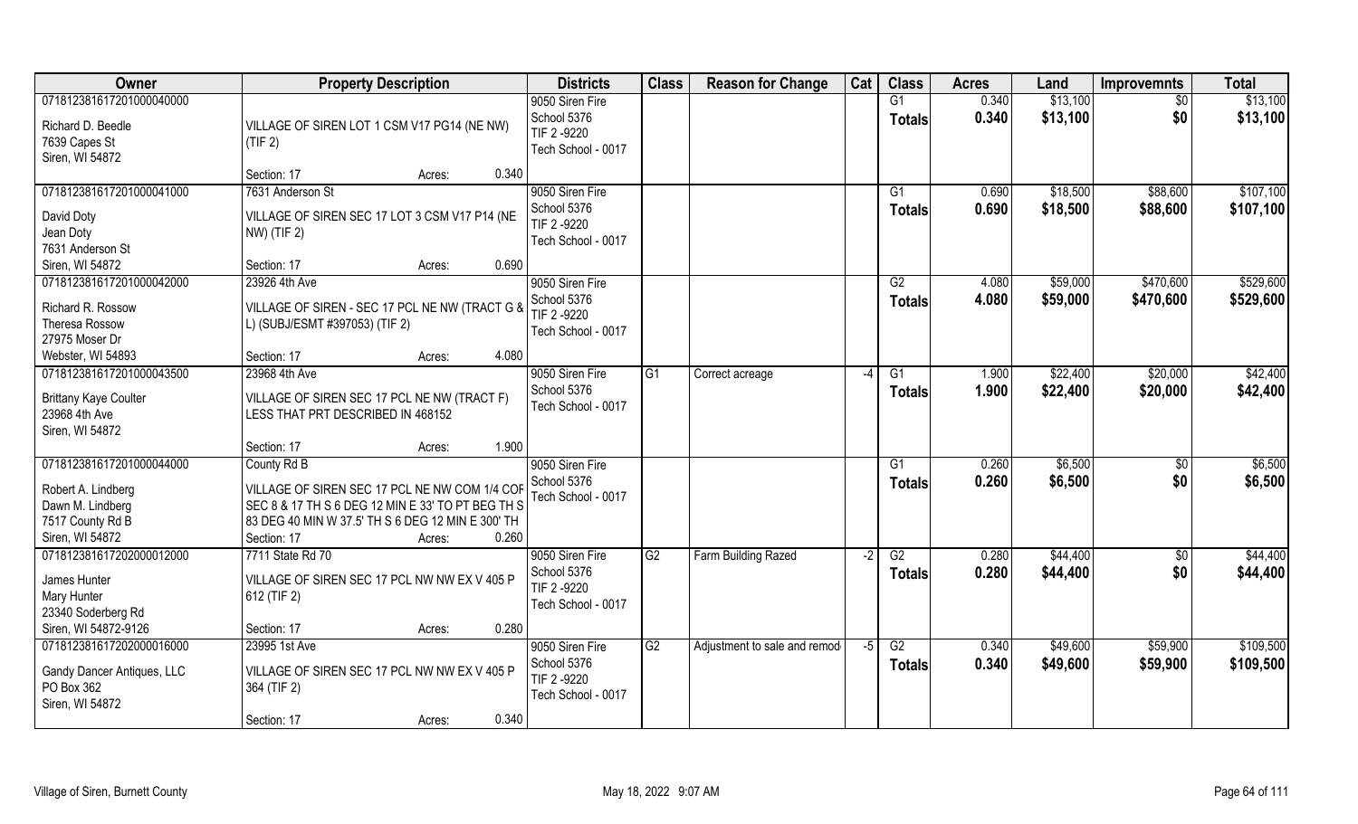| Owner | Property Description | Districts | Class | Reason for Change | Cat | Class | Acres | Land | Improvemnts | Total |
|---|---|---|---|---|---|---|---|---|---|---|
| 071812381617201000040000<br>Richard D. Beedle<br>7639 Capes St<br>Siren, WI 54872 | VILLAGE OF SIREN LOT 1 CSM V17 PG14 (NE NW) (TIF 2)<br>Section: 17 Acres: 0.340 | 9050 Siren Fire<br>School 5376<br>TIF 2 -9220<br>Tech School - 0017 | | | | G1<br>**Totals** | 0.340<br>**0.340** | $13,100<br>**$13,100** | $0<br>**$0** | $13,100<br>**$13,100** |
| 071812381617201000041000<br>David Doty<br>Jean Doty<br>7631 Anderson St<br>Siren, WI 54872 | 7631 Anderson St<br>VILLAGE OF SIREN SEC 17 LOT 3 CSM V17 P14 (NE NW) (TIF 2)<br>Section: 17 Acres: 0.690 | 9050 Siren Fire<br>School 5376<br>TIF 2 -9220<br>Tech School - 0017 | | | | G1<br>**Totals** | 0.690<br>**0.690** | $18,500<br>**$18,500** | $88,600<br>**$88,600** | $107,100<br>**$107,100** |
| 071812381617201000042000<br>Richard R. Rossow<br>Theresa Rossow<br>27975 Moser Dr<br>Webster, WI 54893 | 23926 4th Ave<br>VILLAGE OF SIREN - SEC 17 PCL NE NW (TRACT G & L) (SUBJ/ESMT #397053) (TIF 2)<br>Section: 17 Acres: 4.080 | 9050 Siren Fire<br>School 5376<br>TIF 2 -9220<br>Tech School - 0017 | | | | G2<br>**Totals** | 4.080<br>**4.080** | $59,000<br>**$59,000** | $470,600<br>**$470,600** | $529,600<br>**$529,600** |
| 071812381617201000043500<br>Brittany Kaye Coulter<br>23968 4th Ave<br>Siren, WI 54872 | 23968 4th Ave<br>VILLAGE OF SIREN SEC 17 PCL NE NW (TRACT F) LESS THAT PRT DESCRIBED IN 468152<br>Section: 17 Acres: 1.900 | 9050 Siren Fire<br>School 5376<br>Tech School - 0017 | G1 | Correct acreage | -4 | G1<br>**Totals** | 1.900<br>**1.900** | $22,400<br>**$22,400** | $20,000<br>**$20,000** | $42,400<br>**$42,400** |
| 071812381617201000044000<br>Robert A. Lindberg<br>Dawn M. Lindberg<br>7517 County Rd B<br>Siren, WI 54872 | County Rd B<br>VILLAGE OF SIREN SEC 17 PCL NE NW COM 1/4 COR SEC 8 & 17 TH S 6 DEG 12 MIN E 33' TO PT BEG TH S 83 DEG 40 MIN W 37.5' TH S 6 DEG 12 MIN E 300' TH<br>Section: 17 Acres: 0.260 | 9050 Siren Fire<br>School 5376<br>Tech School - 0017 | | | | G1<br>**Totals** | 0.260<br>**0.260** | $6,500<br>**$6,500** | $0<br>**$0** | $6,500<br>**$6,500** |
| 071812381617202000012000<br>James Hunter<br>Mary Hunter<br>23340 Soderberg Rd<br>Siren, WI 54872-9126 | 7711 State Rd 70<br>VILLAGE OF SIREN SEC 17 PCL NW NW EX V 405 P 612 (TIF 2)<br>Section: 17 Acres: 0.280 | 9050 Siren Fire<br>School 5376<br>TIF 2 -9220<br>Tech School - 0017 | G2 | Farm Building Razed | -2 | G2<br>**Totals** | 0.280<br>**0.280** | $44,400<br>**$44,400** | $0<br>**$0** | $44,400<br>**$44,400** |
| 071812381617202000016000<br>Gandy Dancer Antiques, LLC<br>PO Box 362<br>Siren, WI 54872 | 23995 1st Ave<br>VILLAGE OF SIREN SEC 17 PCL NW NW EX V 405 P 364 (TIF 2)<br>Section: 17 Acres: 0.340 | 9050 Siren Fire<br>School 5376<br>TIF 2 -9220<br>Tech School - 0017 | G2 | Adjustment to sale and remod | -5 | G2<br>**Totals** | 0.340<br>**0.340** | $49,600<br>**$49,600** | $59,900<br>**$59,900** | $109,500<br>**$109,500** |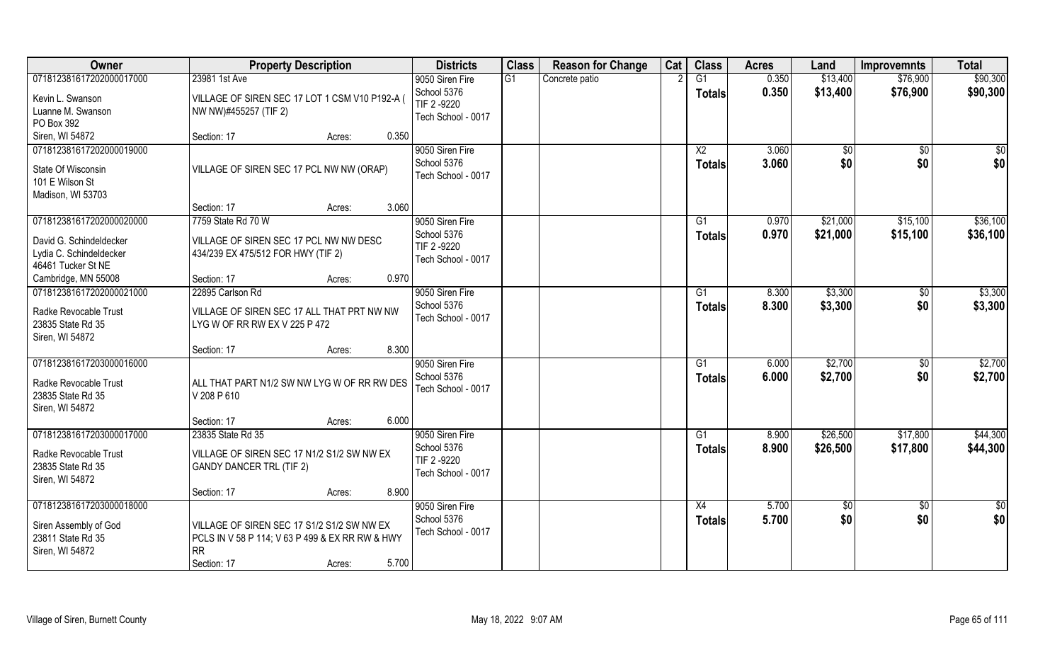| Owner | Property Description | | | Districts | Class | Reason for Change | Cat | Class | Acres | Land | Improvemnts | Total |
|---|---|---|---|---|---|---|---|---|---|---|---|---|
| 07181238161720200001700 0<br>Kevin L. Swanson<br>Luanne M. Swanson<br>PO Box 392<br>Siren, WI 54872 | 23981 1st Ave<br>VILLAGE OF SIREN SEC 17 LOT 1 CSM V10 P192-A ( NW NW)#455257 (TIF 2) | | | 9050 Siren Fire<br>School 5376<br>TIF 2 -9220<br>Tech School - 0017 | G1 | Concrete patio | 2 | G1 | 0.350 | $13,400 | $76,900 | $90,300 |
| | | | | | | | | **Totals** | **0.350** | **$13,400** | **$76,900** | **$90,300** |
| | Section: 17 | Acres: | 0.350 | | | | | | | | | |
| 071812381617202000019000<br>State Of Wisconsin<br>101 E Wilson St<br>Madison, WI 53703 | VILLAGE OF SIREN SEC 17 PCL NW NW (ORAP) | | | 9050 Siren Fire<br>School 5376<br>Tech School - 0017 | | | | X2 | 3.060 | $0 | $0 | $0 |
| | | | | | | | | **Totals** | **3.060** | **$0** | **$0** | **$0** |
| | Section: 17 | Acres: | 3.060 | | | | | | | | | |
| 071812381617202000020000<br>David G. Schindeldecker<br>Lydia C. Schindeldecker<br>46461 Tucker St NE<br>Cambridge, MN 55008 | 7759 State Rd 70 W<br>VILLAGE OF SIREN SEC 17 PCL NW NW DESC 434/239 EX 475/512 FOR HWY (TIF 2) | | | 9050 Siren Fire<br>School 5376<br>TIF 2 -9220<br>Tech School - 0017 | | | | G1 | 0.970 | $21,000 | $15,100 | $36,100 |
| | | | | | | | | **Totals** | **0.970** | **$21,000** | **$15,100** | **$36,100** |
| | Section: 17 | Acres: | 0.970 | | | | | | | | | |
| 071812381617202000021000<br>Radke Revocable Trust<br>23835 State Rd 35<br>Siren, WI 54872 | 22895 Carlson Rd<br>VILLAGE OF SIREN SEC 17 ALL THAT PRT NW NW LYG W OF RR RW EX V 225 P 472 | | | 9050 Siren Fire<br>School 5376<br>Tech School - 0017 | | | | G1 | 8.300 | $3,300 | $0 | $3,300 |
| | | | | | | | | **Totals** | **8.300** | **$3,300** | **$0** | **$3,300** |
| | Section: 17 | Acres: | 8.300 | | | | | | | | | |
| 071812381617203000016000<br>Radke Revocable Trust<br>23835 State Rd 35<br>Siren, WI 54872 | ALL THAT PART N1/2 SW NW LYG W OF RR RW DES V 208 P 610 | | | 9050 Siren Fire<br>School 5376<br>Tech School - 0017 | | | | G1 | 6.000 | $2,700 | $0 | $2,700 |
| | | | | | | | | **Totals** | **6.000** | **$2,700** | **$0** | **$2,700** |
| | Section: 17 | Acres: | 6.000 | | | | | | | | | |
| 071812381617203000017000<br>Radke Revocable Trust<br>23835 State Rd 35<br>Siren, WI 54872 | 23835 State Rd 35<br>VILLAGE OF SIREN SEC 17 N1/2 S1/2 SW NW EX GANDY DANCER TRL (TIF 2) | | | 9050 Siren Fire<br>School 5376<br>TIF 2 -9220<br>Tech School - 0017 | | | | G1 | 8.900 | $26,500 | $17,800 | $44,300 |
| | | | | | | | | **Totals** | **8.900** | **$26,500** | **$17,800** | **$44,300** |
| | Section: 17 | Acres: | 8.900 | | | | | | | | | |
| 071812381617203000018000<br>Siren Assembly of God<br>23811 State Rd 35<br>Siren, WI 54872 | VILLAGE OF SIREN SEC 17 S1/2 S1/2 SW NW EX PCLS IN V 58 P 114; V 63 P 499 & EX RR RW & HWY RR | | | 9050 Siren Fire<br>School 5376<br>Tech School - 0017 | | | | X4 | 5.700 | $0 | $0 | $0 |
| | | | | | | | | **Totals** | **5.700** | **$0** | **$0** | **$0** |
| | Section: 17 | Acres: | 5.700 | | | | | | | | | |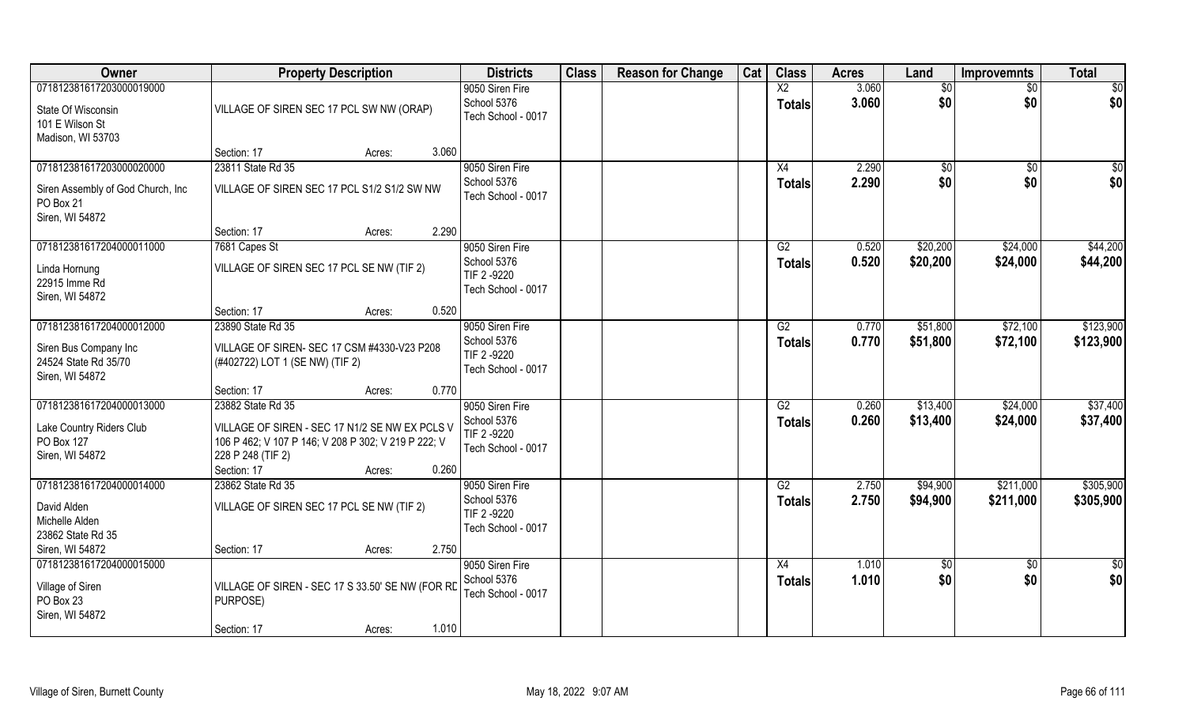| Owner | Property Description | | | Districts | Class | Reason for Change | Cat | Class | Acres | Land | Improvemnts | Total |
|---|---|---|---|---|---|---|---|---|---|---|---|---|
| 071812381617203000019000<br>State Of Wisconsin<br>101 E Wilson St<br>Madison, WI 53703 | VILLAGE OF SIREN SEC 17 PCL SW NW (ORAP) | | | 9050 Siren Fire<br>School 5376<br>Tech School - 0017 | | | | X2<br>**Totals** | 3.060<br>**3.060** | $0<br>**$0** | $0<br>**$0** | $0<br>**$0** |
| | Section: 17 | Acres: | 3.060 | | | | | | | | | |
| 071812381617203000020000<br>Siren Assembly of God Church, Inc<br>PO Box 21<br>Siren, WI 54872 | 23811 State Rd 35<br>VILLAGE OF SIREN SEC 17 PCL S1/2 S1/2 SW NW | | | 9050 Siren Fire<br>School 5376<br>Tech School - 0017 | | | | X4<br>**Totals** | 2.290<br>**2.290** | $0<br>**$0** | $0<br>**$0** | $0<br>**$0** |
| | Section: 17 | Acres: | 2.290 | | | | | | | | | |
| 071812381617204000011000<br>Linda Hornung<br>22915 Imme Rd<br>Siren, WI 54872 | 7681 Capes St<br>VILLAGE OF SIREN SEC 17 PCL SE NW (TIF 2) | | | 9050 Siren Fire<br>School 5376<br>TIF 2 -9220<br>Tech School - 0017 | | | | G2<br>**Totals** | 0.520<br>**0.520** | $20,200<br>**$20,200** | $24,000<br>**$24,000** | $44,200<br>**$44,200** |
| | Section: 17 | Acres: | 0.520 | | | | | | | | | |
| 071812381617204000012000<br>Siren Bus Company Inc<br>24524 State Rd 35/70<br>Siren, WI 54872 | 23890 State Rd 35<br>VILLAGE OF SIREN- SEC 17 CSM #4330-V23 P208 (#402722) LOT 1 (SE NW) (TIF 2) | | | 9050 Siren Fire<br>School 5376<br>TIF 2 -9220<br>Tech School - 0017 | | | | G2<br>**Totals** | 0.770<br>**0.770** | $51,800<br>**$51,800** | $72,100<br>**$72,100** | $123,900<br>**$123,900** |
| | Section: 17 | Acres: | 0.770 | | | | | | | | | |
| 071812381617204000013000<br>Lake Country Riders Club<br>PO Box 127<br>Siren, WI 54872 | 23882 State Rd 35<br>VILLAGE OF SIREN - SEC 17 N1/2 SE NW EX PCLS V 106 P 462; V 107 P 146; V 208 P 302; V 219 P 222; V 228 P 248 (TIF 2) | | | 9050 Siren Fire<br>School 5376<br>TIF 2 -9220<br>Tech School - 0017 | | | | G2<br>**Totals** | 0.260<br>**0.260** | $13,400<br>**$13,400** | $24,000<br>**$24,000** | $37,400<br>**$37,400** |
| | Section: 17 | Acres: | 0.260 | | | | | | | | | |
| 071812381617204000014000<br>David Alden<br>Michelle Alden<br>23862 State Rd 35<br>Siren, WI 54872 | 23862 State Rd 35<br>VILLAGE OF SIREN SEC 17 PCL SE NW (TIF 2) | | | 9050 Siren Fire<br>School 5376<br>TIF 2 -9220<br>Tech School - 0017 | | | | G2<br>**Totals** | 2.750<br>**2.750** | $94,900<br>**$94,900** | $211,000<br>**$211,000** | $305,900<br>**$305,900** |
| | Section: 17 | Acres: | 2.750 | | | | | | | | | |
| 071812381617204000015000<br>Village of Siren<br>PO Box 23<br>Siren, WI 54872 | VILLAGE OF SIREN - SEC 17 S 33.50' SE NW (FOR RD PURPOSE) | | | 9050 Siren Fire<br>School 5376<br>Tech School - 0017 | | | | X4<br>**Totals** | 1.010<br>**1.010** | $0<br>**$0** | $0<br>**$0** | $0<br>**$0** |
| | Section: 17 | Acres: | 1.010 | | | | | | | | | |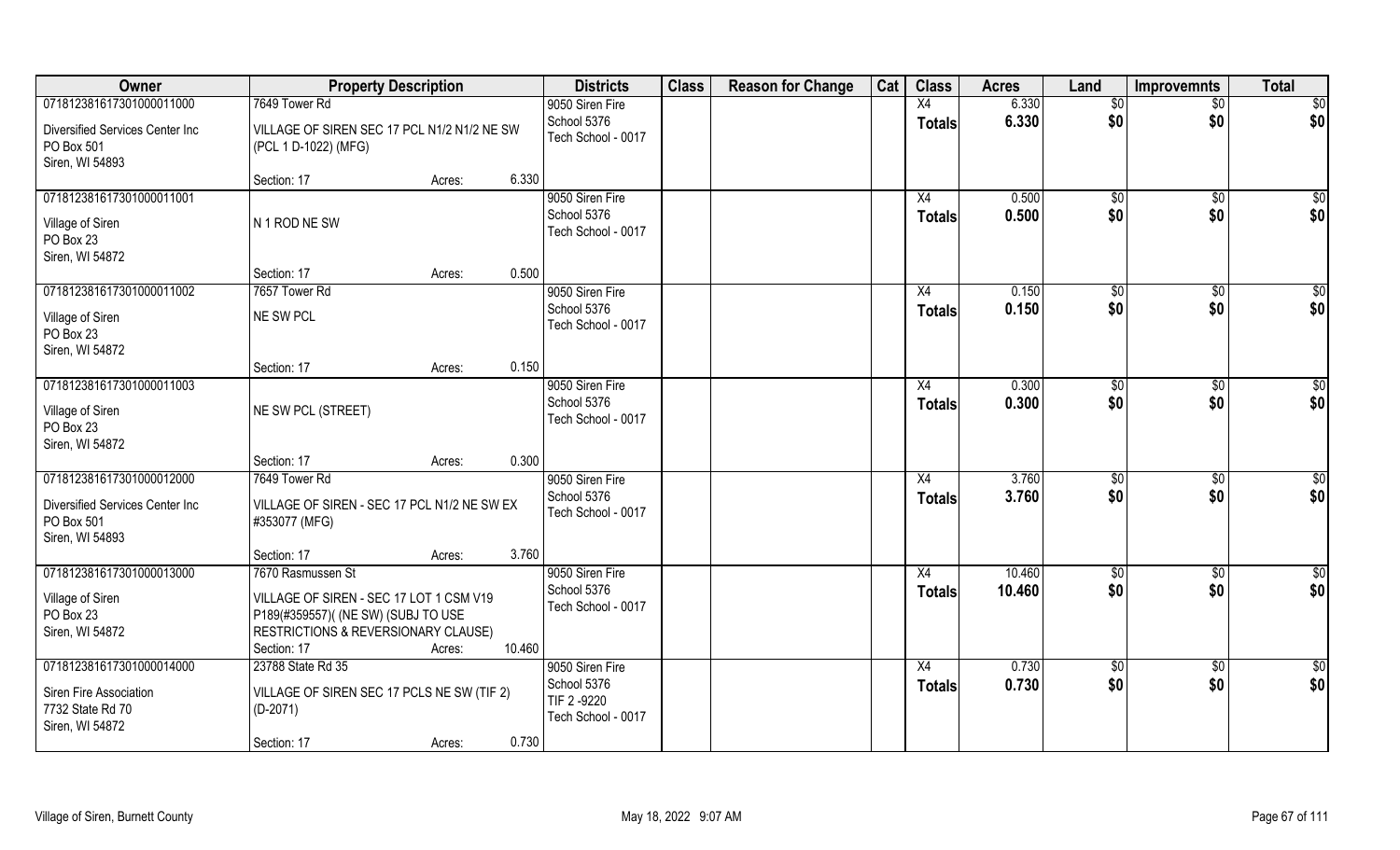| Owner | Property Description | | | Districts | Class | Reason for Change | Cat | Class | Acres | Land | Improvemnts | Total |
|---|---|---|---|---|---|---|---|---|---|---|---|---|
| 071812381617301000011000 | 7649 Tower Rd | | | 9050 Siren Fire | | | | X4 | 6.330 | $0 | $0 | $0 |
| Diversified Services Center Inc PO Box 501 Siren, WI 54893 | VILLAGE OF SIREN SEC 17 PCL N1/2 N1/2 NE SW (PCL 1 D-1022) (MFG) | | | School 5376 Tech School - 0017 | | | | Totals | 6.330 | $0 | $0 | $0 |
| | Section: 17 | Acres: | 6.330 | | | | | | | | | |
| 071812381617301000011001 | | | | 9050 Siren Fire | | | | X4 | 0.500 | $0 | $0 | $0 |
| Village of Siren PO Box 23 Siren, WI 54872 | N 1 ROD NE SW | | | School 5376 Tech School - 0017 | | | | Totals | 0.500 | $0 | $0 | $0 |
| | Section: 17 | Acres: | 0.500 | | | | | | | | | |
| 071812381617301000011002 | 7657 Tower Rd | | | 9050 Siren Fire | | | | X4 | 0.150 | $0 | $0 | $0 |
| Village of Siren PO Box 23 Siren, WI 54872 | NE SW PCL | | | School 5376 Tech School - 0017 | | | | Totals | 0.150 | $0 | $0 | $0 |
| | Section: 17 | Acres: | 0.150 | | | | | | | | | |
| 071812381617301000011003 | | | | 9050 Siren Fire | | | | X4 | 0.300 | $0 | $0 | $0 |
| Village of Siren PO Box 23 Siren, WI 54872 | NE SW PCL (STREET) | | | School 5376 Tech School - 0017 | | | | Totals | 0.300 | $0 | $0 | $0 |
| | Section: 17 | Acres: | 0.300 | | | | | | | | | |
| 071812381617301000012000 | 7649 Tower Rd | | | 9050 Siren Fire | | | | X4 | 3.760 | $0 | $0 | $0 |
| Diversified Services Center Inc PO Box 501 Siren, WI 54893 | VILLAGE OF SIREN - SEC 17 PCL N1/2 NE SW EX #353077 (MFG) | | | School 5376 Tech School - 0017 | | | | Totals | 3.760 | $0 | $0 | $0 |
| | Section: 17 | Acres: | 3.760 | | | | | | | | | |
| 071812381617301000013000 | 7670 Rasmussen St | | | 9050 Siren Fire | | | | X4 | 10.460 | $0 | $0 | $0 |
| Village of Siren PO Box 23 Siren, WI 54872 | VILLAGE OF SIREN - SEC 17 LOT 1 CSM V19 P189(#359557)( (NE SW) (SUBJ TO USE RESTRICTIONS & REVERSIONARY CLAUSE) | | | School 5376 Tech School - 0017 | | | | Totals | 10.460 | $0 | $0 | $0 |
| | Section: 17 | Acres: | 10.460 | | | | | | | | | |
| 071812381617301000014000 | 23788 State Rd 35 | | | 9050 Siren Fire | | | | X4 | 0.730 | $0 | $0 | $0 |
| Siren Fire Association 7732 State Rd 70 Siren, WI 54872 | VILLAGE OF SIREN SEC 17 PCLS NE SW (TIF 2) (D-2071) | | | School 5376 TIF 2 -9220 Tech School - 0017 | | | | Totals | 0.730 | $0 | $0 | $0 |
| | Section: 17 | Acres: | 0.730 | | | | | | | | | |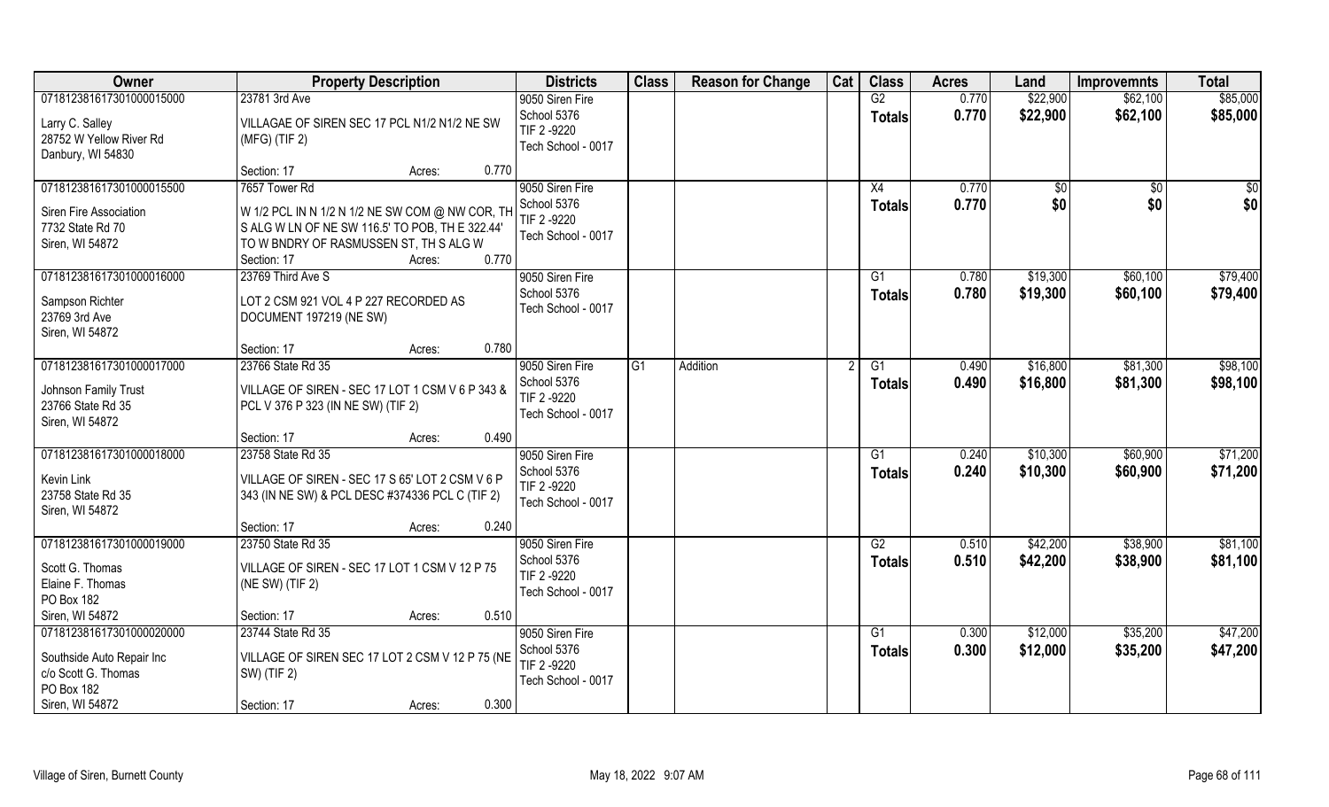| Owner | Property Description | Districts | Class | Reason for Change | Cat | Class | Acres | Land | Improvemnts | Total |
|---|---|---|---|---|---|---|---|---|---|---|
| 071812381617301000015000<br>Larry C. Salley<br>28752 W Yellow River Rd<br>Danbury, WI 54830 | 23781 3rd Ave<br>VILLAGAE OF SIREN SEC 17 PCL N1/2 N1/2 NE SW (MFG) (TIF 2)<br>Section: 17 Acres: 0.770 | 9050 Siren Fire<br>School 5376<br>TIF 2 -9220<br>Tech School - 0017 | | | | G2<br>**Totals** | 0.770<br>**0.770** | $22,900<br>**$22,900** | $62,100<br>**$62,100** | $85,000<br>**$85,000** |
| 071812381617301000015500<br>Siren Fire Association<br>7732 State Rd 70<br>Siren, WI 54872 | 7657 Tower Rd<br>W 1/2 PCL IN N 1/2 N 1/2 NE SW COM @ NW COR, TH S ALG W LN OF NE SW 116.5' TO POB, TH E 322.44' TO W BNDRY OF RASMUSSEN ST, TH S ALG W<br>Section: 17 Acres: 0.770 | 9050 Siren Fire<br>School 5376<br>TIF 2 -9220<br>Tech School - 0017 | | | | X4<br>**Totals** | 0.770<br>**0.770** | $0<br>**$0** | $0<br>**$0** | $0<br>**$0** |
| 071812381617301000016000<br>Sampson Richter<br>23769 3rd Ave<br>Siren, WI 54872 | 23769 Third Ave S<br>LOT 2 CSM 921 VOL 4 P 227 RECORDED AS DOCUMENT 197219 (NE SW)<br>Section: 17 Acres: 0.780 | 9050 Siren Fire<br>School 5376<br>Tech School - 0017 | | | | G1<br>**Totals** | 0.780<br>**0.780** | $19,300<br>**$19,300** | $60,100<br>**$60,100** | $79,400<br>**$79,400** |
| 071812381617301000017000<br>Johnson Family Trust<br>23766 State Rd 35<br>Siren, WI 54872 | 23766 State Rd 35<br>VILLAGE OF SIREN - SEC 17 LOT 1 CSM V 6 P 343 & PCL V 376 P 323 (IN NE SW) (TIF 2)<br>Section: 17 Acres: 0.490 | 9050 Siren Fire<br>School 5376<br>TIF 2 -9220<br>Tech School - 0017 | G1 | Addition | 2 | G1<br>**Totals** | 0.490<br>**0.490** | $16,800<br>**$16,800** | $81,300<br>**$81,300** | $98,100<br>**$98,100** |
| 071812381617301000018000<br>Kevin Link<br>23758 State Rd 35<br>Siren, WI 54872 | 23758 State Rd 35<br>VILLAGE OF SIREN - SEC 17 S 65' LOT 2 CSM V 6 P 343 (IN NE SW) & PCL DESC #374336 PCL C (TIF 2)<br>Section: 17 Acres: 0.240 | 9050 Siren Fire<br>School 5376<br>TIF 2 -9220<br>Tech School - 0017 | | | | G1<br>**Totals** | 0.240<br>**0.240** | $10,300<br>**$10,300** | $60,900<br>**$60,900** | $71,200<br>**$71,200** |
| 071812381617301000019000<br>Scott G. Thomas<br>Elaine F. Thomas<br>PO Box 182<br>Siren, WI 54872 | 23750 State Rd 35<br>VILLAGE OF SIREN - SEC 17 LOT 1 CSM V 12 P 75 (NE SW) (TIF 2)<br>Section: 17 Acres: 0.510 | 9050 Siren Fire<br>School 5376<br>TIF 2 -9220<br>Tech School - 0017 | | | | G2<br>**Totals** | 0.510<br>**0.510** | $42,200<br>**$42,200** | $38,900<br>**$38,900** | $81,100<br>**$81,100** |
| 071812381617301000020000<br>Southside Auto Repair Inc<br>c/o Scott G. Thomas<br>PO Box 182<br>Siren, WI 54872 | 23744 State Rd 35<br>VILLAGE OF SIREN SEC 17 LOT 2 CSM V 12 P 75 (NE SW) (TIF 2)<br>Section: 17 Acres: 0.300 | 9050 Siren Fire<br>School 5376<br>TIF 2 -9220<br>Tech School - 0017 | | | | G1<br>**Totals** | 0.300<br>**0.300** | $12,000<br>**$12,000** | $35,200<br>**$35,200** | $47,200<br>**$47,200** |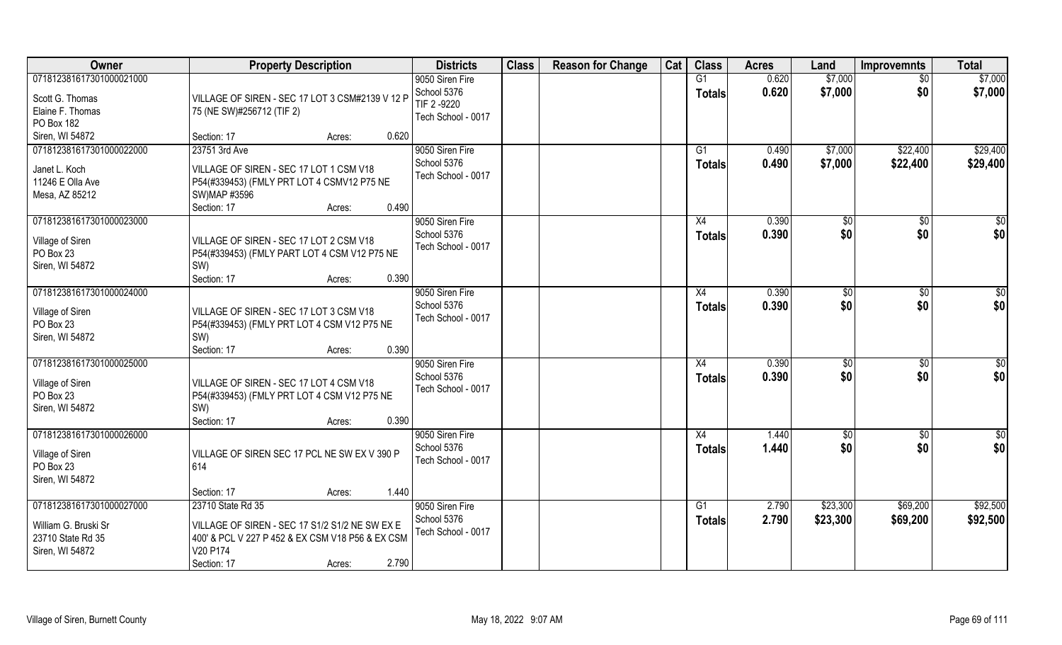| Owner | Property Description | Districts | Class | Reason for Change | Cat | Class | Acres | Land | Improvemnts | Total |
|---|---|---|---|---|---|---|---|---|---|---|
| 07181238161730100002100 0<br>Scott G. Thomas<br>Elaine F. Thomas<br>PO Box 182<br>Siren, WI 54872 | VILLAGE OF SIREN - SEC 17 LOT 3 CSM#2139 V 12 P 75 (NE SW)#256712 (TIF 2)<br>Section: 17 Acres: 0.620 | 9050 Siren Fire<br>School 5376<br>TIF 2 -9220<br>Tech School - 0017 | | | | G1<br>**Totals** | 0.620<br>**0.620** | $7,000<br>**$7,000** | $0<br>**$0** | $7,000<br>**$7,000** |
| 071812381617301000022000<br>Janet L. Koch<br>11246 E Olla Ave<br>Mesa, AZ 85212 | 23751 3rd Ave<br>VILLAGE OF SIREN - SEC 17 LOT 1 CSM V18 P54(#339453) (FMLY PRT LOT 4 CSMV12 P75 NE SW)MAP #3596<br>Section: 17 Acres: 0.490 | 9050 Siren Fire<br>School 5376<br>Tech School - 0017 | | | | G1<br>**Totals** | 0.490<br>**0.490** | $7,000<br>**$7,000** | $22,400<br>**$22,400** | $29,400<br>**$29,400** |
| 071812381617301000023000<br>Village of Siren<br>PO Box 23<br>Siren, WI 54872 | VILLAGE OF SIREN - SEC 17 LOT 2 CSM V18 P54(#339453) (FMLY PART LOT 4 CSM V12 P75 NE SW)<br>Section: 17 Acres: 0.390 | 9050 Siren Fire<br>School 5376<br>Tech School - 0017 | | | | X4<br>**Totals** | 0.390<br>**0.390** | $0<br>**$0** | $0<br>**$0** | $0<br>**$0** |
| 071812381617301000024000<br>Village of Siren<br>PO Box 23<br>Siren, WI 54872 | VILLAGE OF SIREN - SEC 17 LOT 3 CSM V18 P54(#339453) (FMLY PRT LOT 4 CSM V12 P75 NE SW)<br>Section: 17 Acres: 0.390 | 9050 Siren Fire<br>School 5376<br>Tech School - 0017 | | | | X4<br>**Totals** | 0.390<br>**0.390** | $0<br>**$0** | $0<br>**$0** | $0<br>**$0** |
| 071812381617301000025000<br>Village of Siren<br>PO Box 23<br>Siren, WI 54872 | VILLAGE OF SIREN - SEC 17 LOT 4 CSM V18 P54(#339453) (FMLY PRT LOT 4 CSM V12 P75 NE SW)<br>Section: 17 Acres: 0.390 | 9050 Siren Fire<br>School 5376<br>Tech School - 0017 | | | | X4<br>**Totals** | 0.390<br>**0.390** | $0<br>**$0** | $0<br>**$0** | $0<br>**$0** |
| 071812381617301000026000<br>Village of Siren<br>PO Box 23<br>Siren, WI 54872 | VILLAGE OF SIREN SEC 17 PCL NE SW EX V 390 P 614<br>Section: 17 Acres: 1.440 | 9050 Siren Fire<br>School 5376<br>Tech School - 0017 | | | | X4<br>**Totals** | 1.440<br>**1.440** | $0<br>**$0** | $0<br>**$0** | $0<br>**$0** |
| 071812381617301000027000<br>William G. Bruski Sr<br>23710 State Rd 35<br>Siren, WI 54872 | 23710 State Rd 35<br>VILLAGE OF SIREN - SEC 17 S1/2 S1/2 NE SW EX E 400' & PCL V 227 P 452 & EX CSM V18 P56 & EX CSM V20 P174<br>Section: 17 Acres: 2.790 | 9050 Siren Fire<br>School 5376<br>Tech School - 0017 | | | | G1<br>**Totals** | 2.790<br>**2.790** | $23,300<br>**$23,300** | $69,200<br>**$69,200** | $92,500<br>**$92,500** |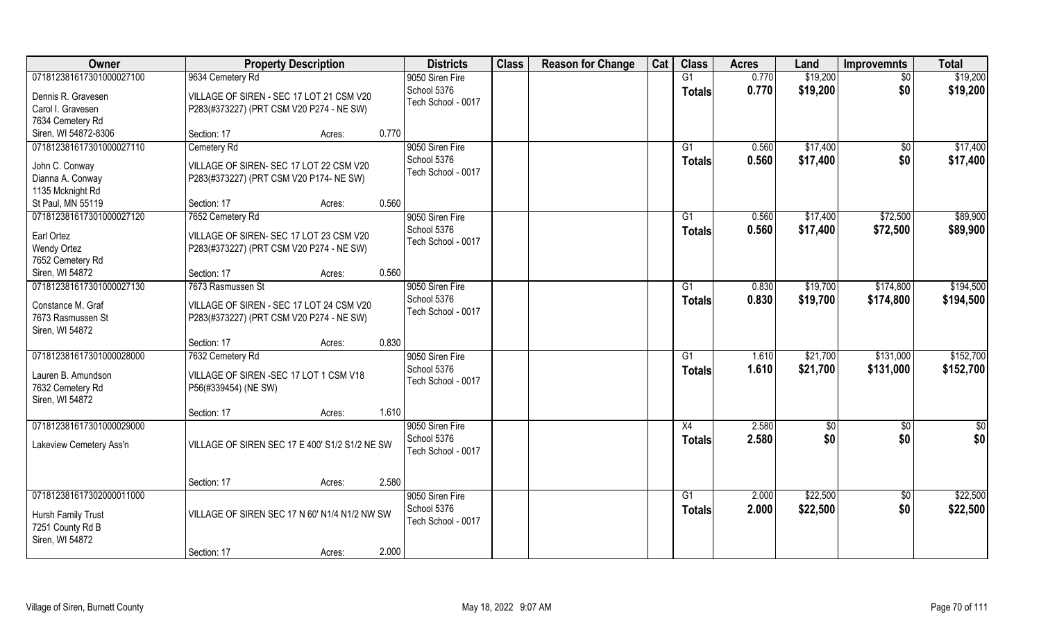| Owner | Property Description | | Districts | Class | Reason for Change | Cat | Class | Acres | Land | Improvemnts | Total |
|---|---|---|---|---|---|---|---|---|---|---|---|
| 07181238161730100027100 | 9634 Cemetery Rd | | 9050 Siren Fire | | | | G1 | 0.770 | $19,200 | $0 | $19,200 |
| Dennis R. Gravesen<br>Carol I. Gravesen<br>7634 Cemetery Rd<br>Siren, WI 54872-8306 | VILLAGE OF SIREN - SEC 17 LOT 21 CSM V20 P283(#373227) (PRT CSM V20 P274 - NE SW) | | School 5376<br>Tech School - 0017 | | | | Totals | 0.770 | $19,200 | $0 | $19,200 |
| | Section: 17 | Acres: 0.770 | | | | | | | | | |
| 07181238161730100027110 | Cemetery Rd | | 9050 Siren Fire | | | | G1 | 0.560 | $17,400 | $0 | $17,400 |
| John C. Conway<br>Dianna A. Conway<br>1135 Mcknight Rd<br>St Paul, MN 55119 | VILLAGE OF SIREN- SEC 17 LOT 22 CSM V20 P283(#373227) (PRT CSM V20 P174- NE SW) | | School 5376<br>Tech School - 0017 | | | | Totals | 0.560 | $17,400 | $0 | $17,400 |
| | Section: 17 | Acres: 0.560 | | | | | | | | | |
| 07181238161730100027120 | 7652 Cemetery Rd | | 9050 Siren Fire | | | | G1 | 0.560 | $17,400 | $72,500 | $89,900 |
| Earl Ortez<br>Wendy Ortez<br>7652 Cemetery Rd<br>Siren, WI 54872 | VILLAGE OF SIREN- SEC 17 LOT 23 CSM V20 P283(#373227) (PRT CSM V20 P274 - NE SW) | | School 5376<br>Tech School - 0017 | | | | Totals | 0.560 | $17,400 | $72,500 | $89,900 |
| | Section: 17 | Acres: 0.560 | | | | | | | | | |
| 07181238161730100027130 | 7673 Rasmussen St | | 9050 Siren Fire | | | | G1 | 0.830 | $19,700 | $174,800 | $194,500 |
| Constance M. Graf<br>7673 Rasmussen St<br>Siren, WI 54872 | VILLAGE OF SIREN - SEC 17 LOT 24 CSM V20 P283(#373227) (PRT CSM V20 P274 - NE SW) | | School 5376<br>Tech School - 0017 | | | | Totals | 0.830 | $19,700 | $174,800 | $194,500 |
| | Section: 17 | Acres: 0.830 | | | | | | | | | |
| 07181238161730100028000 | 7632 Cemetery Rd | | 9050 Siren Fire | | | | G1 | 1.610 | $21,700 | $131,000 | $152,700 |
| Lauren B. Amundson<br>7632 Cemetery Rd<br>Siren, WI 54872 | VILLAGE OF SIREN -SEC 17 LOT 1 CSM V18 P56(#339454) (NE SW) | | School 5376<br>Tech School - 0017 | | | | Totals | 1.610 | $21,700 | $131,000 | $152,700 |
| | Section: 17 | Acres: 1.610 | | | | | | | | | |
| 07181238161730100029000 | | | 9050 Siren Fire | | | | X4 | 2.580 | $0 | $0 | $0 |
| Lakeview Cemetery Ass'n | VILLAGE OF SIREN SEC 17 E 400' S1/2 S1/2 NE SW | | School 5376<br>Tech School - 0017 | | | | Totals | 2.580 | $0 | $0 | $0 |
| | Section: 17 | Acres: 2.580 | | | | | | | | | |
| 07181238161730200011000 | | | 9050 Siren Fire | | | | G1 | 2.000 | $22,500 | $0 | $22,500 |
| Hursh Family Trust<br>7251 County Rd B<br>Siren, WI 54872 | VILLAGE OF SIREN SEC 17 N 60' N1/4 N1/2 NW SW | | School 5376<br>Tech School - 0017 | | | | Totals | 2.000 | $22,500 | $0 | $22,500 |
| | Section: 17 | Acres: 2.000 | | | | | | | | | |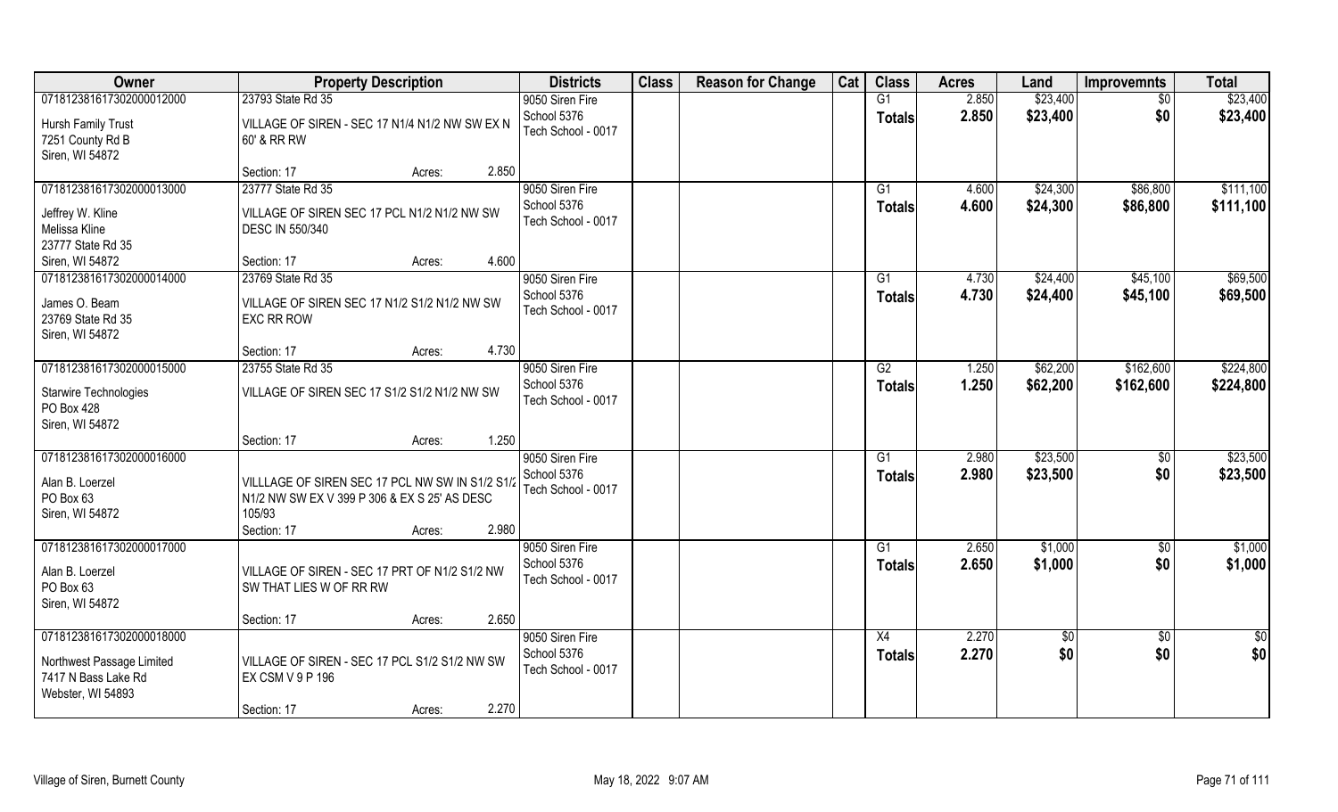| Owner | Property Description | | | Districts | Class | Reason for Change | Cat | Class | Acres | Land | Improvemnts | Total |
|---|---|---|---|---|---|---|---|---|---|---|---|---|
| 07181238161730200001200<br>Hursh Family Trust<br>7251 County Rd B<br>Siren, WI 54872 | 23793 State Rd 35<br>VILLAGE OF SIREN - SEC 17 N1/4 N1/2 NW SW EX N 60' & RR RW<br>Section: 17 | Acres: | 2.850 | 9050 Siren Fire<br>School 5376<br>Tech School - 0017 | | | | G1<br>**Totals** | 2.850<br>**2.850** | $23,400<br>**$23,400** | $0<br>**$0** | $23,400<br>**$23,400** |
| 07181238161730200001300<br>Jeffrey W. Kline<br>Melissa Kline<br>23777 State Rd 35<br>Siren, WI 54872 | 23777 State Rd 35<br>VILLAGE OF SIREN SEC 17 PCL N1/2 N1/2 NW SW DESC IN 550/340<br>Section: 17 | Acres: | 4.600 | 9050 Siren Fire<br>School 5376<br>Tech School - 0017 | | | | G1<br>**Totals** | 4.600<br>**4.600** | $24,300<br>**$24,300** | $86,800<br>**$86,800** | $111,100<br>**$111,100** |
| 07181238161730200001400<br>James O. Beam<br>23769 State Rd 35<br>Siren, WI 54872 | 23769 State Rd 35<br>VILLAGE OF SIREN SEC 17 N1/2 S1/2 N1/2 NW SW EXC RR ROW<br>Section: 17 | Acres: | 4.730 | 9050 Siren Fire<br>School 5376<br>Tech School - 0017 | | | | G1<br>**Totals** | 4.730<br>**4.730** | $24,400<br>**$24,400** | $45,100<br>**$45,100** | $69,500<br>**$69,500** |
| 07181238161730200001500<br>Starwire Technologies<br>PO Box 428<br>Siren, WI 54872 | 23755 State Rd 35<br>VILLAGE OF SIREN SEC 17 S1/2 S1/2 N1/2 NW SW<br>Section: 17 | Acres: | 1.250 | 9050 Siren Fire<br>School 5376<br>Tech School - 0017 | | | | G2<br>**Totals** | 1.250<br>**1.250** | $62,200<br>**$62,200** | $162,600<br>**$162,600** | $224,800<br>**$224,800** |
| 07181238161730200001600<br>Alan B. Loerzel<br>PO Box 63<br>Siren, WI 54872 | VILLLAGE OF SIREN SEC 17 PCL NW SW IN S1/2 S1/2 N1/2 NW SW EX V 399 P 306 & EX S 25' AS DESC 105/93<br>Section: 17 | Acres: | 2.980 | 9050 Siren Fire<br>School 5376<br>Tech School - 0017 | | | | G1<br>**Totals** | 2.980<br>**2.980** | $23,500<br>**$23,500** | $0<br>**$0** | $23,500<br>**$23,500** |
| 07181238161730200001700<br>Alan B. Loerzel<br>PO Box 63<br>Siren, WI 54872 | VILLAGE OF SIREN - SEC 17 PRT OF N1/2 S1/2 NW SW THAT LIES W OF RR RW<br>Section: 17 | Acres: | 2.650 | 9050 Siren Fire<br>School 5376<br>Tech School - 0017 | | | | G1<br>**Totals** | 2.650<br>**2.650** | $1,000<br>**$1,000** | $0<br>**$0** | $1,000<br>**$1,000** |
| 07181238161730200001800<br>Northwest Passage Limited<br>7417 N Bass Lake Rd<br>Webster, WI 54893 | VILLAGE OF SIREN - SEC 17 PCL S1/2 S1/2 NW SW EX CSM V 9 P 196<br>Section: 17 | Acres: | 2.270 | 9050 Siren Fire<br>School 5376<br>Tech School - 0017 | | | | X4<br>**Totals** | 2.270<br>**2.270** | $0<br>**$0** | $0<br>**$0** | $0<br>**$0** |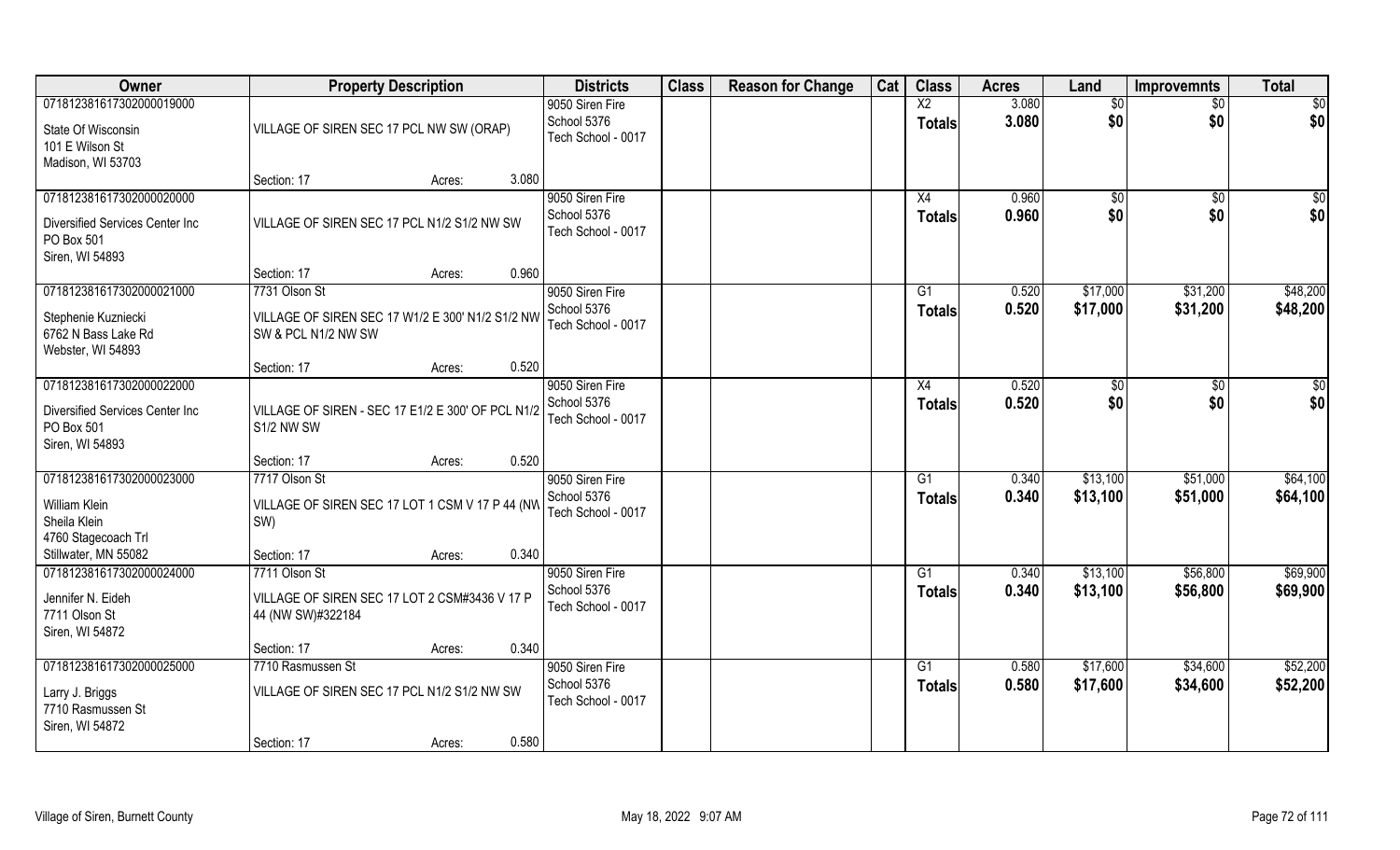| Owner | Property Description | Districts | Class | Reason for Change | Cat | Class | Acres | Land | Improvemnts | Total |
|---|---|---|---|---|---|---|---|---|---|---|
| 07181238161730200001900​0<br>State Of Wisconsin<br>101 E Wilson St<br>Madison, WI 53703 | VILLAGE OF SIREN SEC 17 PCL NW SW (ORAP)<br>Section: 17 Acres: 3.080 | 9050 Siren Fire<br>School 5376<br>Tech School - 0017 | | | | X2<br>**Totals** | 3.080<br>**3.080** | $0<br>**$0** | $0<br>**$0** | $0<br>**$0** |
| 071812381617302000020000<br>Diversified Services Center Inc<br>PO Box 501<br>Siren, WI 54893 | VILLAGE OF SIREN SEC 17 PCL N1/2 S1/2 NW SW<br>Section: 17 Acres: 0.960 | 9050 Siren Fire<br>School 5376<br>Tech School - 0017 | | | | X4<br>**Totals** | 0.960<br>**0.960** | $0<br>**$0** | $0<br>**$0** | $0<br>**$0** |
| 071812381617302000021000<br>Stephenie Kuzniecki<br>6762 N Bass Lake Rd<br>Webster, WI 54893 | 7731 Olson St<br>VILLAGE OF SIREN SEC 17 W1/2 E 300' N1/2 S1/2 NW SW & PCL N1/2 NW SW<br>Section: 17 Acres: 0.520 | 9050 Siren Fire<br>School 5376<br>Tech School - 0017 | | | | G1<br>**Totals** | 0.520<br>**0.520** | $17,000<br>**$17,000** | $31,200<br>**$31,200** | $48,200<br>**$48,200** |
| 071812381617302000022000<br>Diversified Services Center Inc<br>PO Box 501<br>Siren, WI 54893 | VILLAGE OF SIREN - SEC 17 E1/2 E 300' OF PCL N1/2 S1/2 NW SW<br>Section: 17 Acres: 0.520 | 9050 Siren Fire<br>School 5376<br>Tech School - 0017 | | | | X4<br>**Totals** | 0.520<br>**0.520** | $0<br>**$0** | $0<br>**$0** | $0<br>**$0** |
| 071812381617302000023000<br>William Klein<br>Sheila Klein<br>4760 Stagecoach Trl<br>Stillwater, MN 55082 | 7717 Olson St<br>VILLAGE OF SIREN SEC 17 LOT 1 CSM V 17 P 44 (NW SW)<br>Section: 17 Acres: 0.340 | 9050 Siren Fire<br>School 5376<br>Tech School - 0017 | | | | G1<br>**Totals** | 0.340<br>**0.340** | $13,100<br>**$13,100** | $51,000<br>**$51,000** | $64,100<br>**$64,100** |
| 071812381617302000024000<br>Jennifer N. Eideh<br>7711 Olson St<br>Siren, WI 54872 | 7711 Olson St<br>VILLAGE OF SIREN SEC 17 LOT 2 CSM#3436 V 17 P 44 (NW SW)#322184<br>Section: 17 Acres: 0.340 | 9050 Siren Fire<br>School 5376<br>Tech School - 0017 | | | | G1<br>**Totals** | 0.340<br>**0.340** | $13,100<br>**$13,100** | $56,800<br>**$56,800** | $69,900<br>**$69,900** |
| 071812381617302000025000<br>Larry J. Briggs<br>7710 Rasmussen St<br>Siren, WI 54872 | 7710 Rasmussen St<br>VILLAGE OF SIREN SEC 17 PCL N1/2 S1/2 NW SW<br>Section: 17 Acres: 0.580 | 9050 Siren Fire<br>School 5376<br>Tech School - 0017 | | | | G1<br>**Totals** | 0.580<br>**0.580** | $17,600<br>**$17,600** | $34,600<br>**$34,600** | $52,200<br>**$52,200** |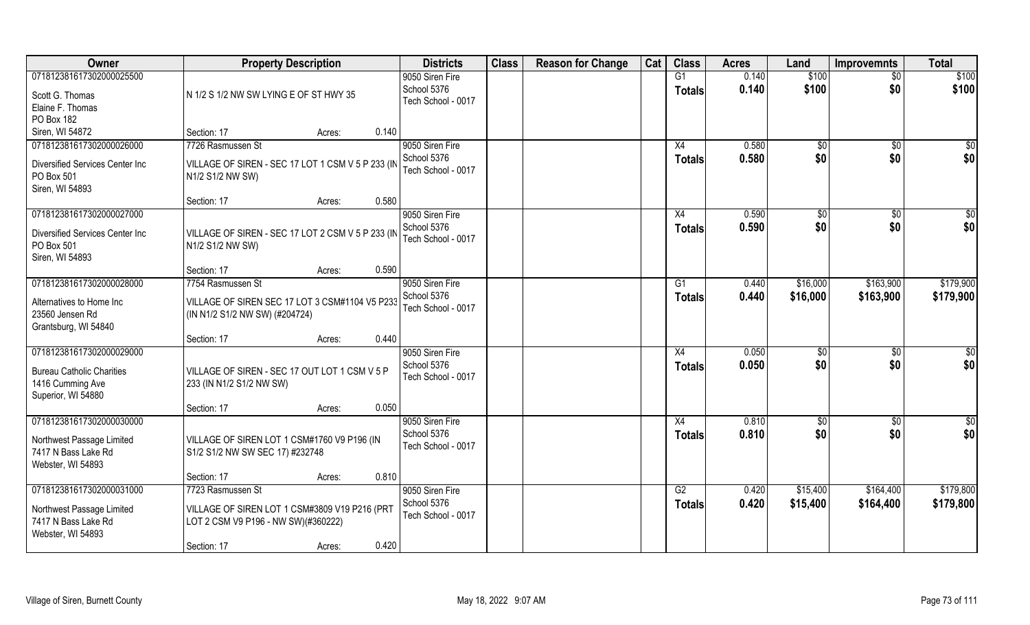| Owner | Property Description | | | Districts | Class | Reason for Change | Cat | Class | Acres | Land | Improvemnts | Total |
|---|---|---|---|---|---|---|---|---|---|---|---|---|
| 07181238161730200002550 | | | | 9050 Siren Fire | | | | G1 | 0.140 | $100 | $0 | $100 |
| Scott G. Thomas<br>Elaine F. Thomas<br>PO Box 182<br>Siren, WI 54872 | N 1/2 S 1/2 NW SW LYING E OF ST HWY 35 | | | School 5376<br>Tech School - 0017 | | | | Totals | 0.140 | $100 | $0 | $100 |
| | Section: 17 | Acres: | 0.140 | | | | | | | | | |
| 07181238161730200002600 | 7726 Rasmussen St | | | 9050 Siren Fire | | | | X4 | 0.580 | $0 | $0 | $0 |
| Diversified Services Center Inc<br>PO Box 501<br>Siren, WI 54893 | VILLAGE OF SIREN - SEC 17 LOT 1 CSM V 5 P 233 (IN N1/2 S1/2 NW SW) | | | School 5376<br>Tech School - 0017 | | | | Totals | 0.580 | $0 | $0 | $0 |
| | Section: 17 | Acres: | 0.580 | | | | | | | | | |
| 07181238161730200002700 | | | | 9050 Siren Fire | | | | X4 | 0.590 | $0 | $0 | $0 |
| Diversified Services Center Inc<br>PO Box 501<br>Siren, WI 54893 | VILLAGE OF SIREN - SEC 17 LOT 2 CSM V 5 P 233 (IN N1/2 S1/2 NW SW) | | | School 5376<br>Tech School - 0017 | | | | Totals | 0.590 | $0 | $0 | $0 |
| | Section: 17 | Acres: | 0.590 | | | | | | | | | |
| 07181238161730200002800 | 7754 Rasmussen St | | | 9050 Siren Fire | | | | G1 | 0.440 | $16,000 | $163,900 | $179,900 |
| Alternatives to Home Inc<br>23560 Jensen Rd<br>Grantsburg, WI 54840 | VILLAGE OF SIREN SEC 17 LOT 3 CSM#1104 V5 P233 (IN N1/2 S1/2 NW SW) (#204724) | | | School 5376<br>Tech School - 0017 | | | | Totals | 0.440 | $16,000 | $163,900 | $179,900 |
| | Section: 17 | Acres: | 0.440 | | | | | | | | | |
| 07181238161730200002900 | | | | 9050 Siren Fire | | | | X4 | 0.050 | $0 | $0 | $0 |
| Bureau Catholic Charities<br>1416 Cumming Ave<br>Superior, WI 54880 | VILLAGE OF SIREN - SEC 17 OUT LOT 1 CSM V 5 P 233 (IN N1/2 S1/2 NW SW) | | | School 5376<br>Tech School - 0017 | | | | Totals | 0.050 | $0 | $0 | $0 |
| | Section: 17 | Acres: | 0.050 | | | | | | | | | |
| 07181238161730200003000 | | | | 9050 Siren Fire | | | | X4 | 0.810 | $0 | $0 | $0 |
| Northwest Passage Limited<br>7417 N Bass Lake Rd<br>Webster, WI 54893 | VILLAGE OF SIREN LOT 1 CSM#1760 V9 P196 (IN S1/2 S1/2 NW SW SEC 17) #232748 | | | School 5376<br>Tech School - 0017 | | | | Totals | 0.810 | $0 | $0 | $0 |
| | Section: 17 | Acres: | 0.810 | | | | | | | | | |
| 07181238161730200003100 | 7723 Rasmussen St | | | 9050 Siren Fire | | | | G2 | 0.420 | $15,400 | $164,400 | $179,800 |
| Northwest Passage Limited<br>7417 N Bass Lake Rd<br>Webster, WI 54893 | VILLAGE OF SIREN LOT 1 CSM#3809 V19 P216 (PRT LOT 2 CSM V9 P196 - NW SW)(#360222) | | | School 5376<br>Tech School - 0017 | | | | Totals | 0.420 | $15,400 | $164,400 | $179,800 |
| | Section: 17 | Acres: | 0.420 | | | | | | | | | |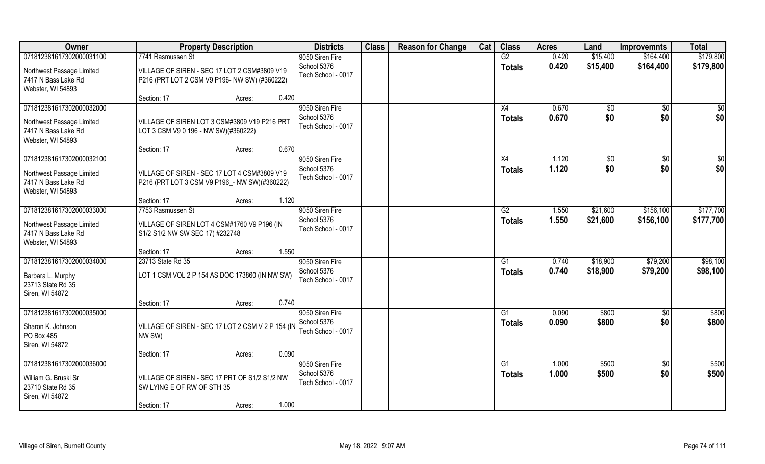| Owner | Property Description | Districts | Class | Reason for Change | Cat | Class | Acres | Land | Improvemnts | Total |
|---|---|---|---|---|---|---|---|---|---|---|
| 07181238161730200003110 | 7741 Rasmussen St | 9050 Siren Fire | | | | G2 | 0.420 | $15,400 | $164,400 | $179,800 |
| Northwest Passage Limited<br>7417 N Bass Lake Rd<br>Webster, WI 54893 | VILLAGE OF SIREN - SEC 17 LOT 2 CSM#3809 V19 P216 (PRT LOT 2 CSM V9 P196- NW SW) (#360222) | School 5376<br>Tech School - 0017 | | | | Totals | 0.420 | $15,400 | $164,400 | $179,800 |
| | Section: 17 Acres: 0.420 | | | | | | | | | |
| 07181238161730200003200 | | 9050 Siren Fire | | | | X4 | 0.670 | $0 | $0 | $0 |
| Northwest Passage Limited<br>7417 N Bass Lake Rd<br>Webster, WI 54893 | VILLAGE OF SIREN LOT 3 CSM#3809 V19 P216 PRT LOT 3 CSM V9 0 196 - NW SW)(#360222) | School 5376<br>Tech School - 0017 | | | | Totals | 0.670 | $0 | $0 | $0 |
| | Section: 17 Acres: 0.670 | | | | | | | | | |
| 07181238161730200003210 | | 9050 Siren Fire | | | | X4 | 1.120 | $0 | $0 | $0 |
| Northwest Passage Limited<br>7417 N Bass Lake Rd<br>Webster, WI 54893 | VILLAGE OF SIREN - SEC 17 LOT 4 CSM#3809 V19 P216 (PRT LOT 3 CSM V9 P196_- NW SW)(#360222) | School 5376<br>Tech School - 0017 | | | | Totals | 1.120 | $0 | $0 | $0 |
| | Section: 17 Acres: 1.120 | | | | | | | | | |
| 07181238161730200003300 | 7753 Rasmussen St | 9050 Siren Fire | | | | G2 | 1.550 | $21,600 | $156,100 | $177,700 |
| Northwest Passage Limited<br>7417 N Bass Lake Rd<br>Webster, WI 54893 | VILLAGE OF SIREN LOT 4 CSM#1760 V9 P196 (IN S1/2 S1/2 NW SW SEC 17) #232748 | School 5376<br>Tech School - 0017 | | | | Totals | 1.550 | $21,600 | $156,100 | $177,700 |
| | Section: 17 Acres: 1.550 | | | | | | | | | |
| 07181238161730200003400 | 23713 State Rd 35 | 9050 Siren Fire | | | | G1 | 0.740 | $18,900 | $79,200 | $98,100 |
| Barbara L. Murphy<br>23713 State Rd 35<br>Siren, WI 54872 | LOT 1 CSM VOL 2 P 154 AS DOC 173860 (IN NW SW) | School 5376<br>Tech School - 0017 | | | | Totals | 0.740 | $18,900 | $79,200 | $98,100 |
| | Section: 17 Acres: 0.740 | | | | | | | | | |
| 07181238161730200003500 | | 9050 Siren Fire | | | | G1 | 0.090 | $800 | $0 | $800 |
| Sharon K. Johnson<br>PO Box 485<br>Siren, WI 54872 | VILLAGE OF SIREN - SEC 17 LOT 2 CSM V 2 P 154 (IN NW SW) | School 5376<br>Tech School - 0017 | | | | Totals | 0.090 | $800 | $0 | $800 |
| | Section: 17 Acres: 0.090 | | | | | | | | | |
| 07181238161730200003600 | | 9050 Siren Fire | | | | G1 | 1.000 | $500 | $0 | $500 |
| William G. Bruski Sr<br>23710 State Rd 35<br>Siren, WI 54872 | VILLAGE OF SIREN - SEC 17 PRT OF S1/2 S1/2 NW SW LYING E OF RW OF STH 35 | School 5376<br>Tech School - 0017 | | | | Totals | 1.000 | $500 | $0 | $500 |
| | Section: 17 Acres: 1.000 | | | | | | | | | |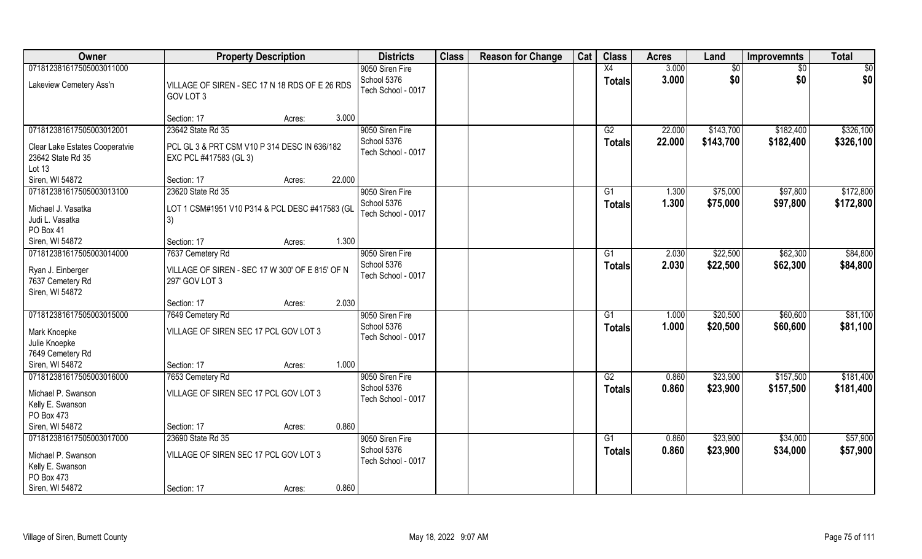| Owner | Property Description | Districts | Class | Reason for Change | Cat | Class | Acres | Land | Improvemnts | Total |
|---|---|---|---|---|---|---|---|---|---|---|
| 071812381617505003011000<br>Lakeview Cemetery Ass'n | VILLAGE OF SIREN - SEC 17 N 18 RDS OF E 26 RDS GOV LOT 3<br>Section: 17 Acres: 3.000 | 9050 Siren Fire<br>School 5376<br>Tech School - 0017 | | | | X4<br>**Totals** | 3.000<br>**3.000** | $0<br>**$0** | $0<br>**$0** | $0<br>**$0** |
| 071812381617505003012001<br>Clear Lake Estates Cooperatvie<br>23642 State Rd 35<br>Lot 13<br>Siren, WI 54872 | 23642 State Rd 35<br>PCL GL 3 & PRT CSM V10 P 314 DESC IN 636/182 EXC PCL #417583 (GL 3)<br>Section: 17 Acres: 22.000 | 9050 Siren Fire<br>School 5376<br>Tech School - 0017 | | | | G2<br>**Totals** | 22.000<br>**22.000** | $143,700<br>**$143,700** | $182,400<br>**$182,400** | $326,100<br>**$326,100** |
| 071812381617505003013100<br>Michael J. Vasatka<br>Judi L. Vasatka<br>PO Box 41<br>Siren, WI 54872 | 23620 State Rd 35<br>LOT 1 CSM#1951 V10 P314 & PCL DESC #417583 (GL 3)<br>Section: 17 Acres: 1.300 | 9050 Siren Fire<br>School 5376<br>Tech School - 0017 | | | | G1<br>**Totals** | 1.300<br>**1.300** | $75,000<br>**$75,000** | $97,800<br>**$97,800** | $172,800<br>**$172,800** |
| 071812381617505003014000<br>Ryan J. Einberger<br>7637 Cemetery Rd<br>Siren, WI 54872 | 7637 Cemetery Rd<br>VILLAGE OF SIREN - SEC 17 W 300' OF E 815' OF N 297' GOV LOT 3<br>Section: 17 Acres: 2.030 | 9050 Siren Fire<br>School 5376<br>Tech School - 0017 | | | | G1<br>**Totals** | 2.030<br>**2.030** | $22,500<br>**$22,500** | $62,300<br>**$62,300** | $84,800<br>**$84,800** |
| 071812381617505003015000<br>Mark Knoepke<br>Julie Knoepke<br>7649 Cemetery Rd<br>Siren, WI 54872 | 7649 Cemetery Rd<br>VILLAGE OF SIREN SEC 17 PCL GOV LOT 3<br>Section: 17 Acres: 1.000 | 9050 Siren Fire<br>School 5376<br>Tech School - 0017 | | | | G1<br>**Totals** | 1.000<br>**1.000** | $20,500<br>**$20,500** | $60,600<br>**$60,600** | $81,100<br>**$81,100** |
| 071812381617505003016000<br>Michael P. Swanson<br>Kelly E. Swanson<br>PO Box 473<br>Siren, WI 54872 | 7653 Cemetery Rd<br>VILLAGE OF SIREN SEC 17 PCL GOV LOT 3<br>Section: 17 Acres: 0.860 | 9050 Siren Fire<br>School 5376<br>Tech School - 0017 | | | | G2<br>**Totals** | 0.860<br>**0.860** | $23,900<br>**$23,900** | $157,500<br>**$157,500** | $181,400<br>**$181,400** |
| 071812381617505003017000<br>Michael P. Swanson<br>Kelly E. Swanson<br>PO Box 473<br>Siren, WI 54872 | 23690 State Rd 35<br>VILLAGE OF SIREN SEC 17 PCL GOV LOT 3<br>Section: 17 Acres: 0.860 | 9050 Siren Fire<br>School 5376<br>Tech School - 0017 | | | | G1<br>**Totals** | 0.860<br>**0.860** | $23,900<br>**$23,900** | $34,000<br>**$34,000** | $57,900<br>**$57,900** |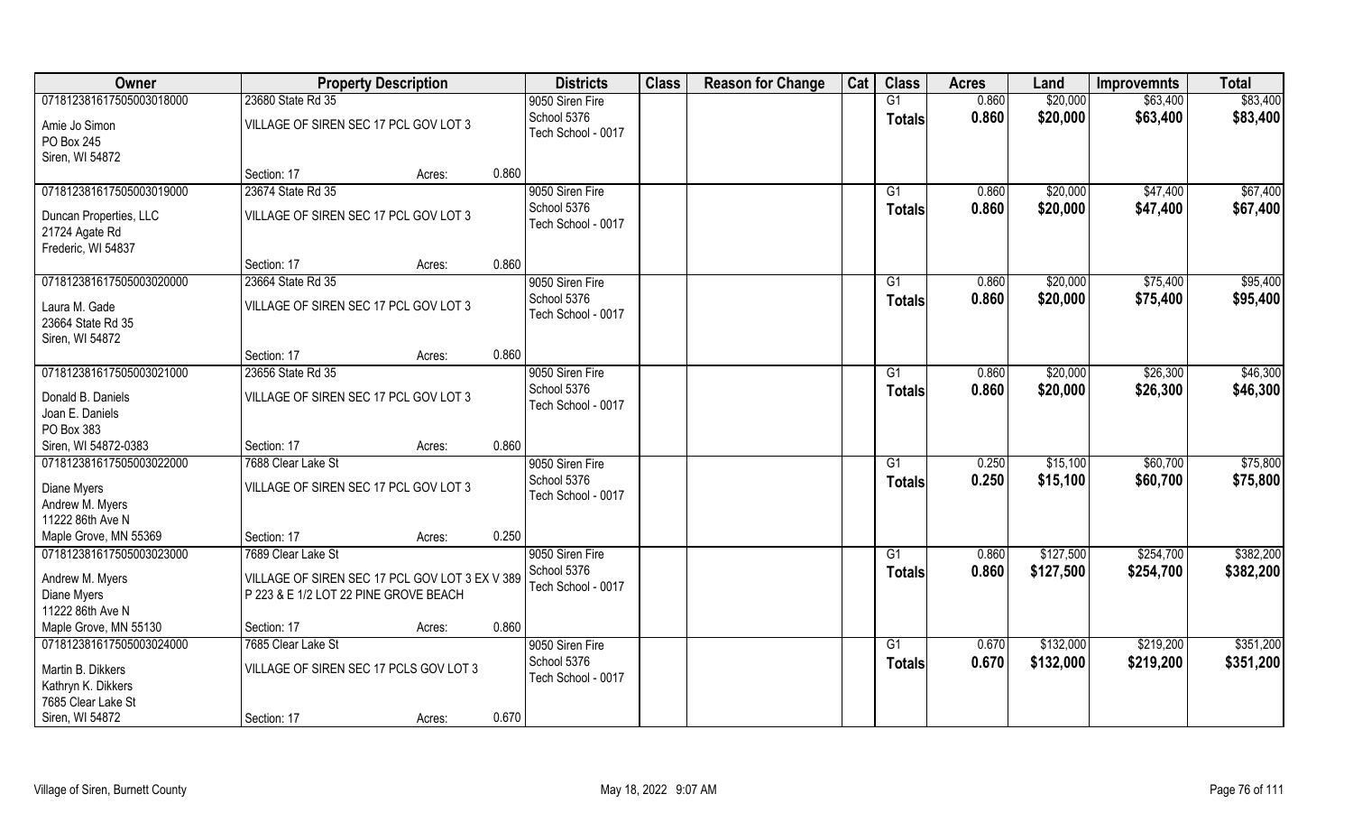| Owner | Property Description | | | Districts | Class | Reason for Change | Cat | Class | Acres | Land | Improvemnts | Total |
|---|---|---|---|---|---|---|---|---|---|---|---|---|
| 07181238161750500301800 0 | 23680 State Rd 35 | | | 9050 Siren Fire | | | | G1 | 0.860 | $20,000 | $63,400 | $83,400 |
| Amie Jo Simon<br>PO Box 245<br>Siren, WI 54872 | VILLAGE OF SIREN SEC 17 PCL GOV LOT 3 | | | School 5376<br>Tech School - 0017 | | | | Totals | 0.860 | $20,000 | $63,400 | $83,400 |
| | Section: 17 | Acres: | 0.860 | | | | | | | | | |
| 071812381617505003019000 | 23674 State Rd 35 | | | 9050 Siren Fire | | | | G1 | 0.860 | $20,000 | $47,400 | $67,400 |
| Duncan Properties, LLC<br>21724 Agate Rd<br>Frederic, WI 54837 | VILLAGE OF SIREN SEC 17 PCL GOV LOT 3 | | | School 5376<br>Tech School - 0017 | | | | Totals | 0.860 | $20,000 | $47,400 | $67,400 |
| | Section: 17 | Acres: | 0.860 | | | | | | | | | |
| 071812381617505003020000 | 23664 State Rd 35 | | | 9050 Siren Fire | | | | G1 | 0.860 | $20,000 | $75,400 | $95,400 |
| Laura M. Gade<br>23664 State Rd 35<br>Siren, WI 54872 | VILLAGE OF SIREN SEC 17 PCL GOV LOT 3 | | | School 5376<br>Tech School - 0017 | | | | Totals | 0.860 | $20,000 | $75,400 | $95,400 |
| | Section: 17 | Acres: | 0.860 | | | | | | | | | |
| 071812381617505003021000 | 23656 State Rd 35 | | | 9050 Siren Fire | | | | G1 | 0.860 | $20,000 | $26,300 | $46,300 |
| Donald B. Daniels<br>Joan E. Daniels<br>PO Box 383<br>Siren, WI 54872-0383 | VILLAGE OF SIREN SEC 17 PCL GOV LOT 3 | | | School 5376<br>Tech School - 0017 | | | | Totals | 0.860 | $20,000 | $26,300 | $46,300 |
| | Section: 17 | Acres: | 0.860 | | | | | | | | | |
| 071812381617505003022000 | 7688 Clear Lake St | | | 9050 Siren Fire | | | | G1 | 0.250 | $15,100 | $60,700 | $75,800 |
| Diane Myers<br>Andrew M. Myers<br>11222 86th Ave N<br>Maple Grove, MN 55369 | VILLAGE OF SIREN SEC 17 PCL GOV LOT 3 | | | School 5376<br>Tech School - 0017 | | | | Totals | 0.250 | $15,100 | $60,700 | $75,800 |
| | Section: 17 | Acres: | 0.250 | | | | | | | | | |
| 071812381617505003023000 | 7689 Clear Lake St | | | 9050 Siren Fire | | | | G1 | 0.860 | $127,500 | $254,700 | $382,200 |
| Andrew M. Myers<br>Diane Myers<br>11222 86th Ave N<br>Maple Grove, MN 55130 | VILLAGE OF SIREN SEC 17 PCL GOV LOT 3 EX V 389 P 223 & E 1/2 LOT 22 PINE GROVE BEACH | | | School 5376<br>Tech School - 0017 | | | | Totals | 0.860 | $127,500 | $254,700 | $382,200 |
| | Section: 17 | Acres: | 0.860 | | | | | | | | | |
| 071812381617505003024000 | 7685 Clear Lake St | | | 9050 Siren Fire | | | | G1 | 0.670 | $132,000 | $219,200 | $351,200 |
| Martin B. Dikkers<br>Kathryn K. Dikkers<br>7685 Clear Lake St<br>Siren, WI 54872 | VILLAGE OF SIREN SEC 17 PCLS GOV LOT 3 | | | School 5376<br>Tech School - 0017 | | | | Totals | 0.670 | $132,000 | $219,200 | $351,200 |
| | Section: 17 | Acres: | 0.670 | | | | | | | | | |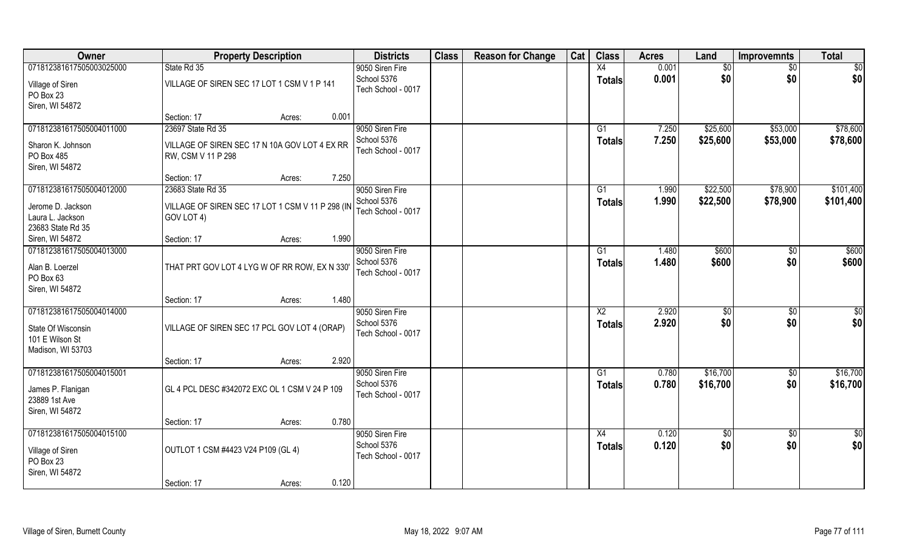| Owner | Property Description | | | Districts | Class | Reason for Change | Cat | Class | Acres | Land | Improvemnts | Total |
|---|---|---|---|---|---|---|---|---|---|---|---|---|
| 071812381617505003025000 | State Rd 35 | | | 9050 Siren Fire | | | | X4 | 0.001 | $0 | $0 | $0 |
| Village of Siren<br>PO Box 23<br>Siren, WI 54872 | VILLAGE OF SIREN SEC 17 LOT 1 CSM V 1 P 141 | | | School 5376<br>Tech School - 0017 | | | | Totals | 0.001 | $0 | $0 | $0 |
| | Section: 17 | Acres: | 0.001 | | | | | | | | | |
| 071812381617505004011000 | 23697 State Rd 35 | | | 9050 Siren Fire | | | | G1 | 7.250 | $25,600 | $53,000 | $78,600 |
| Sharon K. Johnson<br>PO Box 485<br>Siren, WI 54872 | VILLAGE OF SIREN SEC 17 N 10A GOV LOT 4 EX RR RW, CSM V 11 P 298 | | | School 5376<br>Tech School - 0017 | | | | Totals | 7.250 | $25,600 | $53,000 | $78,600 |
| | Section: 17 | Acres: | 7.250 | | | | | | | | | |
| 071812381617505004012000 | 23683 State Rd 35 | | | 9050 Siren Fire | | | | G1 | 1.990 | $22,500 | $78,900 | $101,400 |
| Jerome D. Jackson<br>Laura L. Jackson<br>23683 State Rd 35<br>Siren, WI 54872 | VILLAGE OF SIREN SEC 17 LOT 1 CSM V 11 P 298 (IN GOV LOT 4) | | | School 5376<br>Tech School - 0017 | | | | Totals | 1.990 | $22,500 | $78,900 | $101,400 |
| | Section: 17 | Acres: | 1.990 | | | | | | | | | |
| 071812381617505004013000 | | | | 9050 Siren Fire | | | | G1 | 1.480 | $600 | $0 | $600 |
| Alan B. Loerzel<br>PO Box 63<br>Siren, WI 54872 | THAT PRT GOV LOT 4 LYG W OF RR ROW, EX N 330' | | | School 5376<br>Tech School - 0017 | | | | Totals | 1.480 | $600 | $0 | $600 |
| | Section: 17 | Acres: | 1.480 | | | | | | | | | |
| 071812381617505004014000 | | | | 9050 Siren Fire | | | | X2 | 2.920 | $0 | $0 | $0 |
| State Of Wisconsin<br>101 E Wilson St<br>Madison, WI 53703 | VILLAGE OF SIREN SEC 17 PCL GOV LOT 4 (ORAP) | | | School 5376<br>Tech School - 0017 | | | | Totals | 2.920 | $0 | $0 | $0 |
| | Section: 17 | Acres: | 2.920 | | | | | | | | | |
| 071812381617505004015001 | | | | 9050 Siren Fire | | | | G1 | 0.780 | $16,700 | $0 | $16,700 |
| James P. Flanigan<br>23889 1st Ave<br>Siren, WI 54872 | GL 4 PCL DESC #342072 EXC OL 1 CSM V 24 P 109 | | | School 5376<br>Tech School - 0017 | | | | Totals | 0.780 | $16,700 | $0 | $16,700 |
| | Section: 17 | Acres: | 0.780 | | | | | | | | | |
| 071812381617505004015100 | | | | 9050 Siren Fire | | | | X4 | 0.120 | $0 | $0 | $0 |
| Village of Siren<br>PO Box 23<br>Siren, WI 54872 | OUTLOT 1 CSM #4423 V24 P109 (GL 4) | | | School 5376<br>Tech School - 0017 | | | | Totals | 0.120 | $0 | $0 | $0 |
| | Section: 17 | Acres: | 0.120 | | | | | | | | | |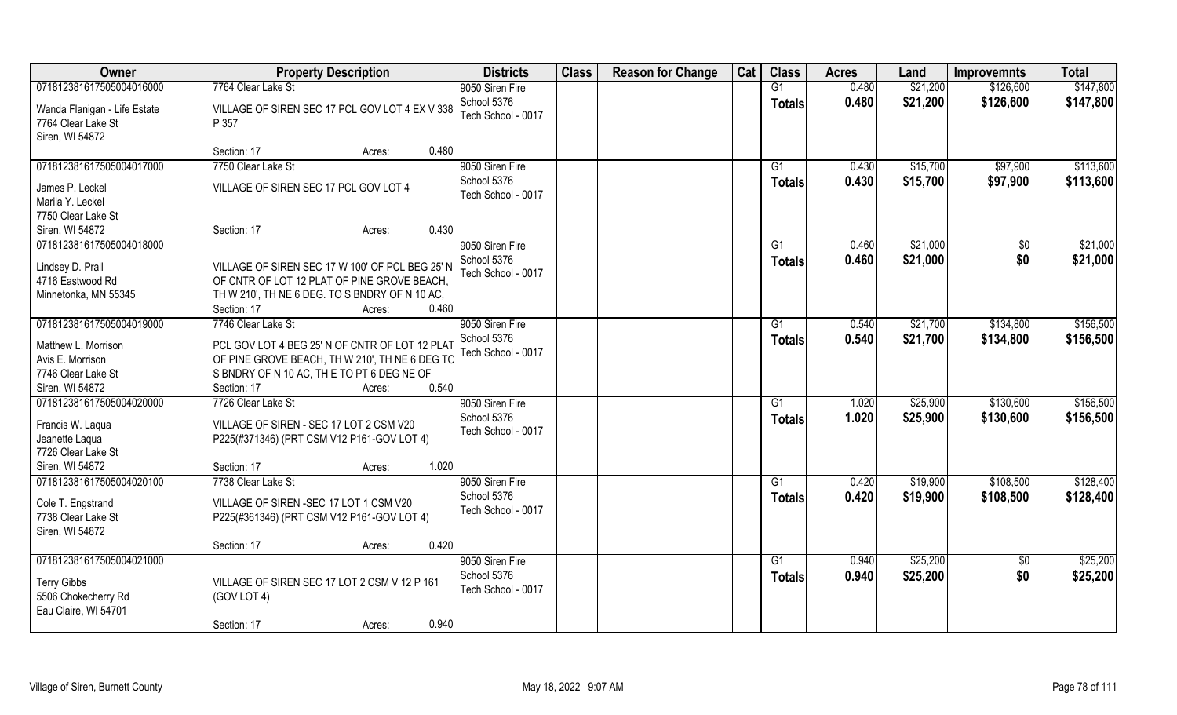| Owner | Property Description | Districts | Class | Reason for Change | Cat | Class | Acres | Land | Improvemnts | Total |
|---|---|---|---|---|---|---|---|---|---|---|
| 071812381617505004016000<br>Wanda Flanigan - Life Estate<br>7764 Clear Lake St<br>Siren, WI 54872 | 7764 Clear Lake St<br>VILLAGE OF SIREN SEC 17 PCL GOV LOT 4 EX V 338 P 357<br>Section: 17 Acres: 0.480 | 9050 Siren Fire<br>School 5376<br>Tech School - 0017 | | | | G1<br>**Totals** | 0.480<br>**0.480** | $21,200<br>**$21,200** | $126,600<br>**$126,600** | $147,800<br>**$147,800** |
| 071812381617505004017000<br>James P. Leckel<br>Mariia Y. Leckel<br>7750 Clear Lake St<br>Siren, WI 54872 | 7750 Clear Lake St<br>VILLAGE OF SIREN SEC 17 PCL GOV LOT 4<br>Section: 17 Acres: 0.430 | 9050 Siren Fire<br>School 5376<br>Tech School - 0017 | | | | G1<br>**Totals** | 0.430<br>**0.430** | $15,700<br>**$15,700** | $97,900<br>**$97,900** | $113,600<br>**$113,600** |
| 071812381617505004018000<br>Lindsey D. Prall<br>4716 Eastwood Rd<br>Minnetonka, MN 55345 | VILLAGE OF SIREN SEC 17 W 100' OF PCL BEG 25' N OF CNTR OF LOT 12 PLAT OF PINE GROVE BEACH, TH W 210', TH NE 6 DEG. TO S BNDRY OF N 10 AC,<br>Section: 17 Acres: 0.460 | 9050 Siren Fire<br>School 5376<br>Tech School - 0017 | | | | G1<br>**Totals** | 0.460<br>**0.460** | $21,000<br>**$21,000** | $0<br>**$0** | $21,000<br>**$21,000** |
| 071812381617505004019000<br>Matthew L. Morrison<br>Avis E. Morrison<br>7746 Clear Lake St<br>Siren, WI 54872 | 7746 Clear Lake St<br>PCL GOV LOT 4 BEG 25' N OF CNTR OF LOT 12 PLAT OF PINE GROVE BEACH, TH W 210', TH NE 6 DEG TO S BNDRY OF N 10 AC, TH E TO PT 6 DEG NE OF<br>Section: 17 Acres: 0.540 | 9050 Siren Fire<br>School 5376<br>Tech School - 0017 | | | | G1<br>**Totals** | 0.540<br>**0.540** | $21,700<br>**$21,700** | $134,800<br>**$134,800** | $156,500<br>**$156,500** |
| 071812381617505004020000<br>Francis W. Laqua<br>Jeanette Laqua<br>7726 Clear Lake St<br>Siren, WI 54872 | 7726 Clear Lake St<br>VILLAGE OF SIREN - SEC 17 LOT 2 CSM V20 P225(#371346) (PRT CSM V12 P161-GOV LOT 4)<br>Section: 17 Acres: 1.020 | 9050 Siren Fire<br>School 5376<br>Tech School - 0017 | | | | G1<br>**Totals** | 1.020<br>**1.020** | $25,900<br>**$25,900** | $130,600<br>**$130,600** | $156,500<br>**$156,500** |
| 071812381617505004020100<br>Cole T. Engstrand<br>7738 Clear Lake St<br>Siren, WI 54872 | 7738 Clear Lake St<br>VILLAGE OF SIREN -SEC 17 LOT 1 CSM V20 P225(#361346) (PRT CSM V12 P161-GOV LOT 4)<br>Section: 17 Acres: 0.420 | 9050 Siren Fire<br>School 5376<br>Tech School - 0017 | | | | G1<br>**Totals** | 0.420<br>**0.420** | $19,900<br>**$19,900** | $108,500<br>**$108,500** | $128,400<br>**$128,400** |
| 071812381617505004021000<br>Terry Gibbs<br>5506 Chokecherry Rd<br>Eau Claire, WI 54701 | VILLAGE OF SIREN SEC 17 LOT 2 CSM V 12 P 161 (GOV LOT 4)<br>Section: 17 Acres: 0.940 | 9050 Siren Fire<br>School 5376<br>Tech School - 0017 | | | | G1<br>**Totals** | 0.940<br>**0.940** | $25,200<br>**$25,200** | $0<br>**$0** | $25,200<br>**$25,200** |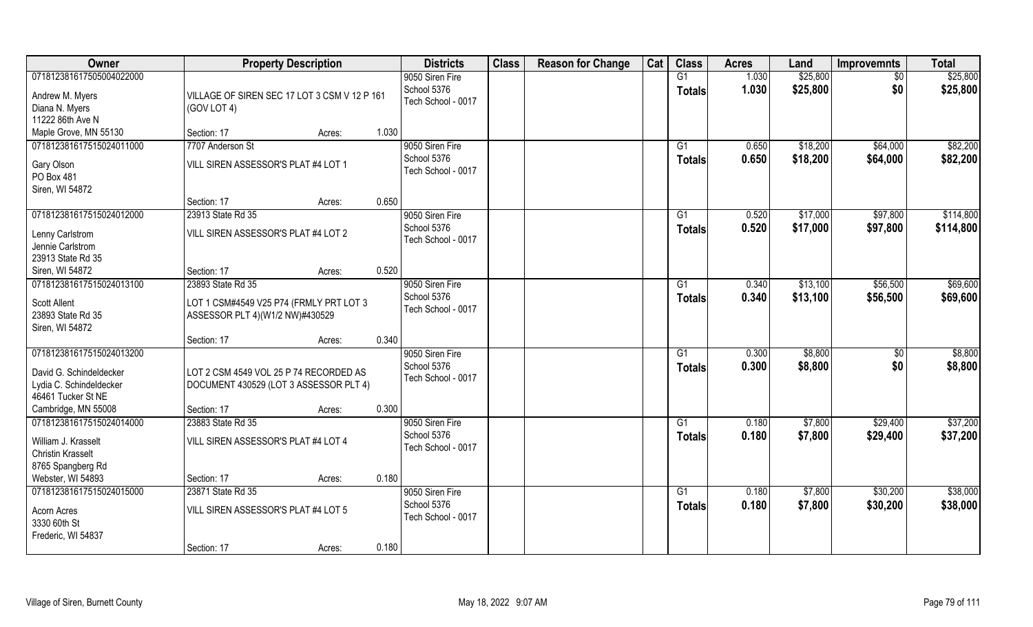| Owner | Property Description | | | Districts | Class | Reason for Change | Cat | Class | Acres | Land | Improvemnts | Total |
|---|---|---|---|---|---|---|---|---|---|---|---|---|
| 07181238161750500402200 | | | | 9050 Siren Fire | | | | G1 | 1.030 | $25,800 | $0 | $25,800 |
| Andrew M. Myers | VILLAGE OF SIREN SEC 17 LOT 3 CSM V 12 P 161 | | | School 5376 | | | | Totals | 1.030 | $25,800 | $0 | $25,800 |
| Diana N. Myers | (GOV LOT 4) | | | Tech School - 0017 | | | | | | | | |
| 11222 86th Ave N | | | | | | | | | | | | |
| Maple Grove, MN 55130 | Section: 17 | Acres: | 1.030 | | | | | | | | | |
| 071812381617515024011000 | 7707 Anderson St | | | 9050 Siren Fire | | | | G1 | 0.650 | $18,200 | $64,000 | $82,200 |
| Gary Olson | VILL SIREN ASSESSOR'S PLAT #4 LOT 1 | | | School 5376 | | | | Totals | 0.650 | $18,200 | $64,000 | $82,200 |
| PO Box 481 | | | | Tech School - 0017 | | | | | | | | |
| Siren, WI 54872 | | | | | | | | | | | | |
| | Section: 17 | Acres: | 0.650 | | | | | | | | | |
| 071812381617515024012000 | 23913 State Rd 35 | | | 9050 Siren Fire | | | | G1 | 0.520 | $17,000 | $97,800 | $114,800 |
| Lenny Carlstrom | VILL SIREN ASSESSOR'S PLAT #4 LOT 2 | | | School 5376 | | | | Totals | 0.520 | $17,000 | $97,800 | $114,800 |
| Jennie Carlstrom | | | | Tech School - 0017 | | | | | | | | |
| 23913 State Rd 35 | | | | | | | | | | | | |
| Siren, WI 54872 | Section: 17 | Acres: | 0.520 | | | | | | | | | |
| 071812381617515024013100 | 23893 State Rd 35 | | | 9050 Siren Fire | | | | G1 | 0.340 | $13,100 | $56,500 | $69,600 |
| Scott Allent | LOT 1 CSM#4549 V25 P74 (FRMLY PRT LOT 3 | | | School 5376 | | | | Totals | 0.340 | $13,100 | $56,500 | $69,600 |
| 23893 State Rd 35 | ASSESSOR PLT 4)(W1/2 NW)#430529 | | | Tech School - 0017 | | | | | | | | |
| Siren, WI 54872 | | | | | | | | | | | | |
| | Section: 17 | Acres: | 0.340 | | | | | | | | | |
| 071812381617515024013200 | | | | 9050 Siren Fire | | | | G1 | 0.300 | $8,800 | $0 | $8,800 |
| David G. Schindeldecker | LOT 2 CSM 4549 VOL 25 P 74 RECORDED AS | | | School 5376 | | | | Totals | 0.300 | $8,800 | $0 | $8,800 |
| Lydia C. Schindeldecker | DOCUMENT 430529 (LOT 3 ASSESSOR PLT 4) | | | Tech School - 0017 | | | | | | | | |
| 46461 Tucker St NE | | | | | | | | | | | | |
| Cambridge, MN 55008 | Section: 17 | Acres: | 0.300 | | | | | | | | | |
| 071812381617515024014000 | 23883 State Rd 35 | | | 9050 Siren Fire | | | | G1 | 0.180 | $7,800 | $29,400 | $37,200 |
| William J. Krasselt | VILL SIREN ASSESSOR'S PLAT #4 LOT 4 | | | School 5376 | | | | Totals | 0.180 | $7,800 | $29,400 | $37,200 |
| Christin Krasselt | | | | Tech School - 0017 | | | | | | | | |
| 8765 Spangberg Rd | | | | | | | | | | | | |
| Webster, WI 54893 | Section: 17 | Acres: | 0.180 | | | | | | | | | |
| 071812381617515024015000 | 23871 State Rd 35 | | | 9050 Siren Fire | | | | G1 | 0.180 | $7,800 | $30,200 | $38,000 |
| Acorn Acres | VILL SIREN ASSESSOR'S PLAT #4 LOT 5 | | | School 5376 | | | | Totals | 0.180 | $7,800 | $30,200 | $38,000 |
| 3330 60th St | | | | Tech School - 0017 | | | | | | | | |
| Frederic, WI 54837 | | | | | | | | | | | | |
| | Section: 17 | Acres: | 0.180 | | | | | | | | | |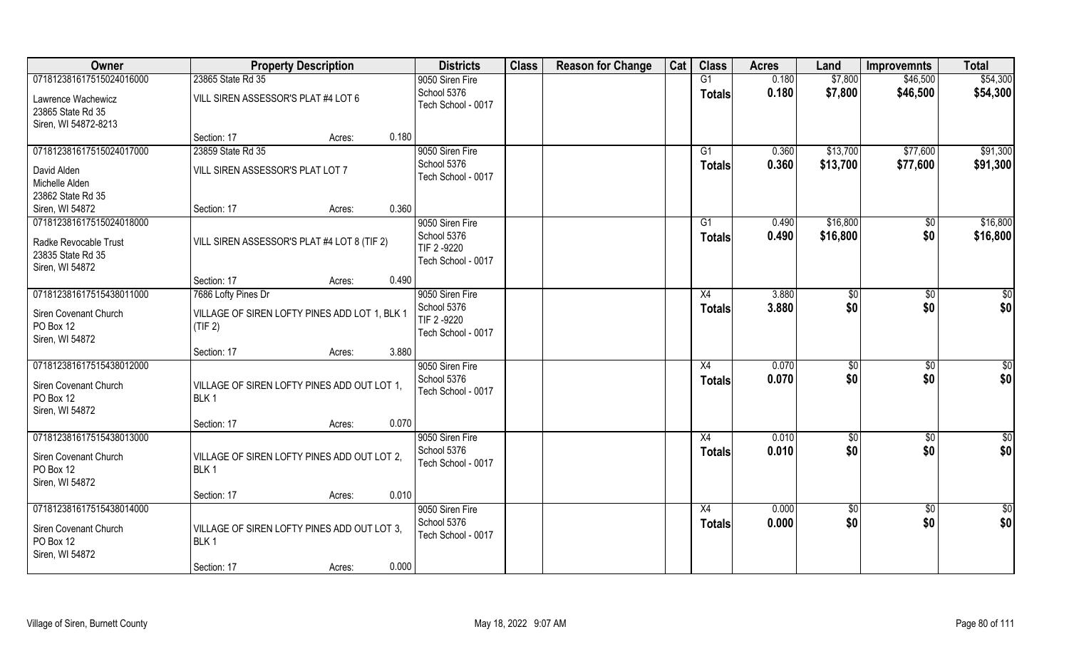| Owner | Property Description | | | Districts | Class | Reason for Change | Cat | Class | Acres | Land | Improvemnts | Total |
|---|---|---|---|---|---|---|---|---|---|---|---|---|
| 071812381617515024016000 | 23865 State Rd 35 | | | 9050 Siren Fire | | | | G1 | 0.180 | $7,800 | $46,500 | $54,300 |
| Lawrence Wachewicz<br>23865 State Rd 35<br>Siren, WI 54872-8213 | VILL SIREN ASSESSOR'S PLAT #4 LOT 6 | | | School 5376<br>Tech School - 0017 | | | | **Totals** | **0.180** | **$7,800** | **$46,500** | **$54,300** |
| | Section: 17 | Acres: | 0.180 | | | | | | | | | |
| 071812381617515024017000 | 23859 State Rd 35 | | | 9050 Siren Fire | | | | G1 | 0.360 | $13,700 | $77,600 | $91,300 |
| David Alden<br>Michelle Alden<br>23862 State Rd 35<br>Siren, WI 54872 | VILL SIREN ASSESSOR'S PLAT LOT 7 | | | School 5376<br>Tech School - 0017 | | | | **Totals** | **0.360** | **$13,700** | **$77,600** | **$91,300** |
| | Section: 17 | Acres: | 0.360 | | | | | | | | | |
| 071812381617515024018000 | | | | 9050 Siren Fire | | | | G1 | 0.490 | $16,800 | $0 | $16,800 |
| Radke Revocable Trust<br>23835 State Rd 35<br>Siren, WI 54872 | VILL SIREN ASSESSOR'S PLAT #4 LOT 8 (TIF 2) | | | School 5376<br>TIF 2 -9220<br>Tech School - 0017 | | | | **Totals** | **0.490** | **$16,800** | **$0** | **$16,800** |
| | Section: 17 | Acres: | 0.490 | | | | | | | | | |
| 071812381617515438011000 | 7686 Lofty Pines Dr | | | 9050 Siren Fire | | | | X4 | 3.880 | $0 | $0 | $0 |
| Siren Covenant Church<br>PO Box 12<br>Siren, WI 54872 | VILLAGE OF SIREN LOFTY PINES ADD LOT 1, BLK 1 (TIF 2) | | | School 5376<br>TIF 2 -9220<br>Tech School - 0017 | | | | **Totals** | **3.880** | **$0** | **$0** | **$0** |
| | Section: 17 | Acres: | 3.880 | | | | | | | | | |
| 071812381617515438012000 | | | | 9050 Siren Fire | | | | X4 | 0.070 | $0 | $0 | $0 |
| Siren Covenant Church<br>PO Box 12<br>Siren, WI 54872 | VILLAGE OF SIREN LOFTY PINES ADD OUT LOT 1, BLK 1 | | | School 5376<br>Tech School - 0017 | | | | **Totals** | **0.070** | **$0** | **$0** | **$0** |
| | Section: 17 | Acres: | 0.070 | | | | | | | | | |
| 071812381617515438013000 | | | | 9050 Siren Fire | | | | X4 | 0.010 | $0 | $0 | $0 |
| Siren Covenant Church<br>PO Box 12<br>Siren, WI 54872 | VILLAGE OF SIREN LOFTY PINES ADD OUT LOT 2, BLK 1 | | | School 5376<br>Tech School - 0017 | | | | **Totals** | **0.010** | **$0** | **$0** | **$0** |
| | Section: 17 | Acres: | 0.010 | | | | | | | | | |
| 071812381617515438014000 | | | | 9050 Siren Fire | | | | X4 | 0.000 | $0 | $0 | $0 |
| Siren Covenant Church<br>PO Box 12<br>Siren, WI 54872 | VILLAGE OF SIREN LOFTY PINES ADD OUT LOT 3, BLK 1 | | | School 5376<br>Tech School - 0017 | | | | **Totals** | **0.000** | **$0** | **$0** | **$0** |
| | Section: 17 | Acres: | 0.000 | | | | | | | | | |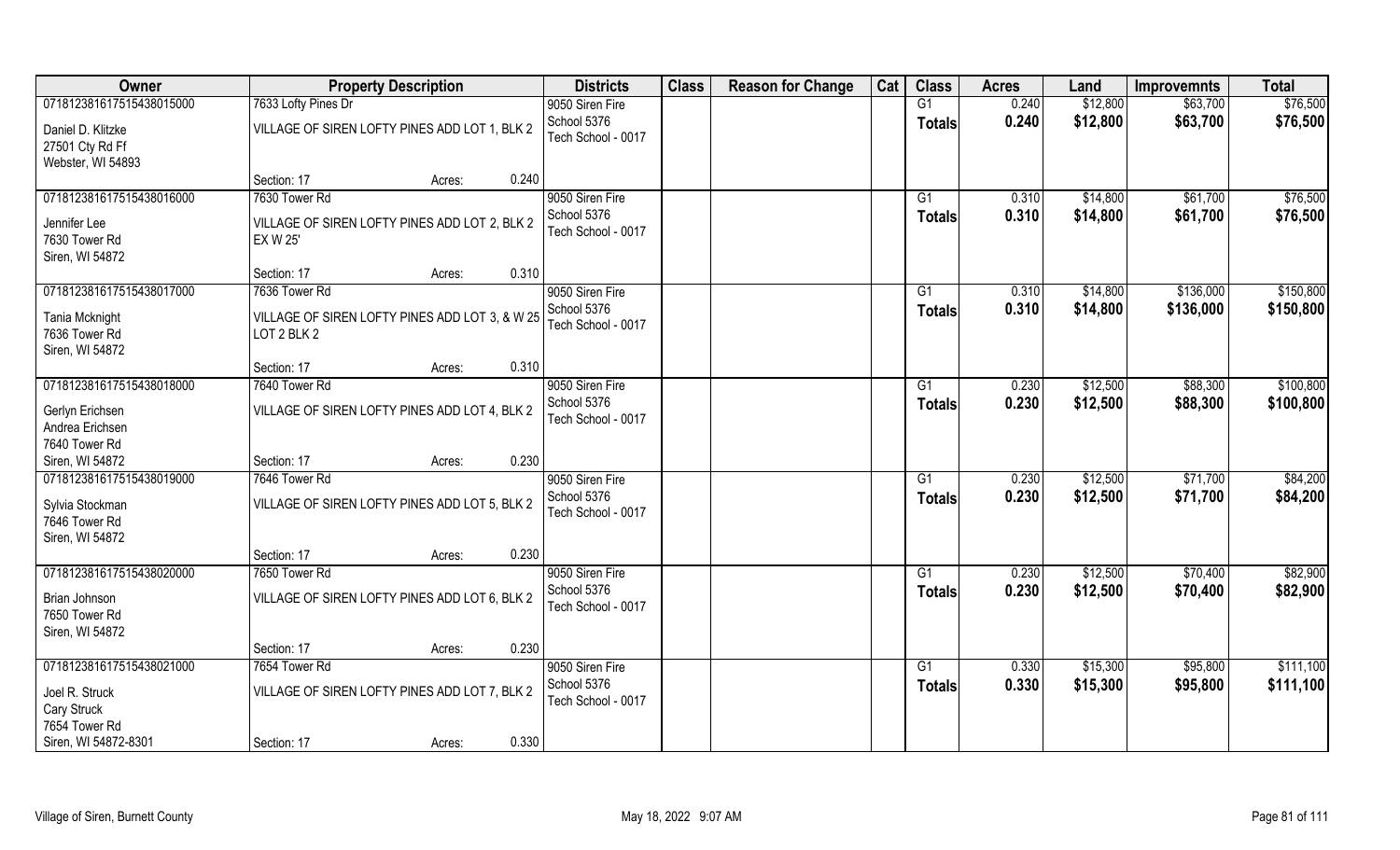| Owner | Property Description | | | Districts | Class | Reason for Change | Cat | Class | Acres | Land | Improvemnts | Total |
|---|---|---|---|---|---|---|---|---|---|---|---|---|
| 07181238161751543801​5000 | 7633 Lofty Pines Dr | | | 9050 Siren Fire | | | | G1 | 0.240 | $12,800 | $63,700 | $76,500 |
| Daniel D. Klitzke<br>27501 Cty Rd Ff<br>Webster, WI 54893 | VILLAGE OF SIREN LOFTY PINES ADD LOT 1, BLK 2 | | | School 5376<br>Tech School - 0017 | | | | **Totals** | **0.240** | **$12,800** | **$63,700** | **$76,500** |
| | Section: 17 | Acres: | 0.240 | | | | | | | | | |
| 071812381617515438016000 | 7630 Tower Rd | | | 9050 Siren Fire | | | | G1 | 0.310 | $14,800 | $61,700 | $76,500 |
| Jennifer Lee<br>7630 Tower Rd<br>Siren, WI 54872 | VILLAGE OF SIREN LOFTY PINES ADD LOT 2, BLK 2 EX W 25' | | | School 5376<br>Tech School - 0017 | | | | **Totals** | **0.310** | **$14,800** | **$61,700** | **$76,500** |
| | Section: 17 | Acres: | 0.310 | | | | | | | | | |
| 071812381617515438017000 | 7636 Tower Rd | | | 9050 Siren Fire | | | | G1 | 0.310 | $14,800 | $136,000 | $150,800 |
| Tania Mcknight<br>7636 Tower Rd<br>Siren, WI 54872 | VILLAGE OF SIREN LOFTY PINES ADD LOT 3, & W 25 LOT 2 BLK 2 | | | School 5376<br>Tech School - 0017 | | | | **Totals** | **0.310** | **$14,800** | **$136,000** | **$150,800** |
| | Section: 17 | Acres: | 0.310 | | | | | | | | | |
| 071812381617515438018000 | 7640 Tower Rd | | | 9050 Siren Fire | | | | G1 | 0.230 | $12,500 | $88,300 | $100,800 |
| Gerlyn Erichsen<br>Andrea Erichsen<br>7640 Tower Rd<br>Siren, WI 54872 | VILLAGE OF SIREN LOFTY PINES ADD LOT 4, BLK 2 | | | School 5376<br>Tech School - 0017 | | | | **Totals** | **0.230** | **$12,500** | **$88,300** | **$100,800** |
| | Section: 17 | Acres: | 0.230 | | | | | | | | | |
| 071812381617515438019000 | 7646 Tower Rd | | | 9050 Siren Fire | | | | G1 | 0.230 | $12,500 | $71,700 | $84,200 |
| Sylvia Stockman<br>7646 Tower Rd<br>Siren, WI 54872 | VILLAGE OF SIREN LOFTY PINES ADD LOT 5, BLK 2 | | | School 5376<br>Tech School - 0017 | | | | **Totals** | **0.230** | **$12,500** | **$71,700** | **$84,200** |
| | Section: 17 | Acres: | 0.230 | | | | | | | | | |
| 071812381617515438020000 | 7650 Tower Rd | | | 9050 Siren Fire | | | | G1 | 0.230 | $12,500 | $70,400 | $82,900 |
| Brian Johnson<br>7650 Tower Rd<br>Siren, WI 54872 | VILLAGE OF SIREN LOFTY PINES ADD LOT 6, BLK 2 | | | School 5376<br>Tech School - 0017 | | | | **Totals** | **0.230** | **$12,500** | **$70,400** | **$82,900** |
| | Section: 17 | Acres: | 0.230 | | | | | | | | | |
| 071812381617515438021000 | 7654 Tower Rd | | | 9050 Siren Fire | | | | G1 | 0.330 | $15,300 | $95,800 | $111,100 |
| Joel R. Struck<br>Cary Struck<br>7654 Tower Rd<br>Siren, WI 54872-8301 | VILLAGE OF SIREN LOFTY PINES ADD LOT 7, BLK 2 | | | School 5376<br>Tech School - 0017 | | | | **Totals** | **0.330** | **$15,300** | **$95,800** | **$111,100** |
| | Section: 17 | Acres: | 0.330 | | | | | | | | | |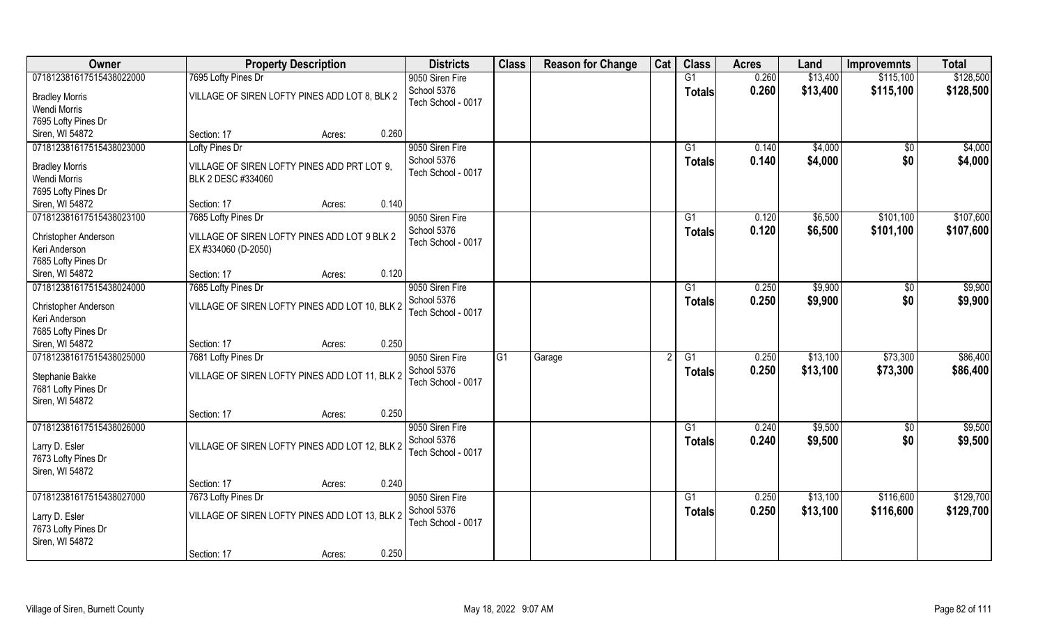| Owner | Property Description | | | Districts | Class | Reason for Change | Cat | Class | Acres | Land | Improvemnts | Total |
|---|---|---|---|---|---|---|---|---|---|---|---|---|
| 07181238161751543802200 | 7695 Lofty Pines Dr | | | 9050 Siren Fire | | | | G1 | 0.260 | $13,400 | $115,100 | $128,500 |
| Bradley Morris<br>Wendi Morris<br>7695 Lofty Pines Dr<br>Siren, WI 54872 | VILLAGE OF SIREN LOFTY PINES ADD LOT 8, BLK 2 | | | School 5376<br>Tech School - 0017 | | | | **Totals** | **0.260** | **$13,400** | **$115,100** | **$128,500** |
| | Section: 17 | Acres: | 0.260 | | | | | | | | | |
| 07181238161751543802300 | Lofty Pines Dr | | | 9050 Siren Fire | | | | G1 | 0.140 | $4,000 | $0 | $4,000 |
| Bradley Morris<br>Wendi Morris<br>7695 Lofty Pines Dr<br>Siren, WI 54872 | VILLAGE OF SIREN LOFTY PINES ADD PRT LOT 9, BLK 2 DESC #334060 | | | School 5376<br>Tech School - 0017 | | | | **Totals** | **0.140** | **$4,000** | **$0** | **$4,000** |
| | Section: 17 | Acres: | 0.140 | | | | | | | | | |
| 07181238161751543802310 | 7685 Lofty Pines Dr | | | 9050 Siren Fire | | | | G1 | 0.120 | $6,500 | $101,100 | $107,600 |
| Christopher Anderson<br>Keri Anderson<br>7685 Lofty Pines Dr<br>Siren, WI 54872 | VILLAGE OF SIREN LOFTY PINES ADD LOT 9 BLK 2 EX #334060 (D-2050) | | | School 5376<br>Tech School - 0017 | | | | **Totals** | **0.120** | **$6,500** | **$101,100** | **$107,600** |
| | Section: 17 | Acres: | 0.120 | | | | | | | | | |
| 07181238161751543802400 | 7685 Lofty Pines Dr | | | 9050 Siren Fire | | | | G1 | 0.250 | $9,900 | $0 | $9,900 |
| Christopher Anderson<br>Keri Anderson<br>7685 Lofty Pines Dr<br>Siren, WI 54872 | VILLAGE OF SIREN LOFTY PINES ADD LOT 10, BLK 2 | | | School 5376<br>Tech School - 0017 | | | | **Totals** | **0.250** | **$9,900** | **$0** | **$9,900** |
| | Section: 17 | Acres: | 0.250 | | | | | | | | | |
| 07181238161751543802500 | 7681 Lofty Pines Dr | | | 9050 Siren Fire | G1 | Garage | 2 | G1 | 0.250 | $13,100 | $73,300 | $86,400 |
| Stephanie Bakke<br>7681 Lofty Pines Dr<br>Siren, WI 54872 | VILLAGE OF SIREN LOFTY PINES ADD LOT 11, BLK 2 | | | School 5376<br>Tech School - 0017 | | | | **Totals** | **0.250** | **$13,100** | **$73,300** | **$86,400** |
| | Section: 17 | Acres: | 0.250 | | | | | | | | | |
| 07181238161751543802600 | | | | 9050 Siren Fire | | | | G1 | 0.240 | $9,500 | $0 | $9,500 |
| Larry D. Esler<br>7673 Lofty Pines Dr<br>Siren, WI 54872 | VILLAGE OF SIREN LOFTY PINES ADD LOT 12, BLK 2 | | | School 5376<br>Tech School - 0017 | | | | **Totals** | **0.240** | **$9,500** | **$0** | **$9,500** |
| | Section: 17 | Acres: | 0.240 | | | | | | | | | |
| 07181238161751543802700 | 7673 Lofty Pines Dr | | | 9050 Siren Fire | | | | G1 | 0.250 | $13,100 | $116,600 | $129,700 |
| Larry D. Esler<br>7673 Lofty Pines Dr<br>Siren, WI 54872 | VILLAGE OF SIREN LOFTY PINES ADD LOT 13, BLK 2 | | | School 5376<br>Tech School - 0017 | | | | **Totals** | **0.250** | **$13,100** | **$116,600** | **$129,700** |
| | Section: 17 | Acres: | 0.250 | | | | | | | | | |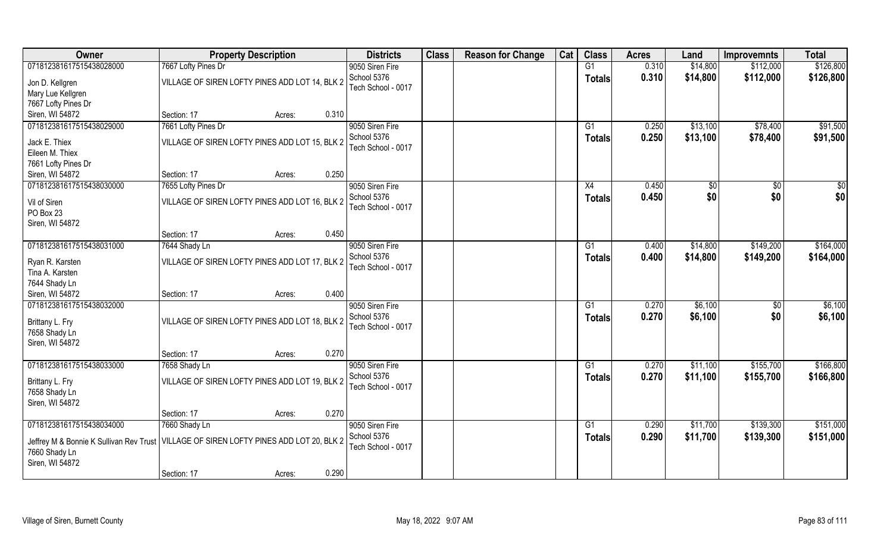| Owner | Property Description | | Districts | Class | Reason for Change | Cat | Class | Acres | Land | Improvemnts | Total |
|---|---|---|---|---|---|---|---|---|---|---|---|
| 07181238161751543802800 | 7667 Lofty Pines Dr | | 9050 Siren Fire | | | | G1 | 0.310 | $14,800 | $112,000 | $126,800 |
| Jon D. Kellgren<br>Mary Lue Kellgren<br>7667 Lofty Pines Dr<br>Siren, WI 54872 | VILLAGE OF SIREN LOFTY PINES ADD LOT 14, BLK 2 | | School 5376<br>Tech School - 0017 | | | | Totals | 0.310 | $14,800 | $112,000 | $126,800 |
| | Section: 17 | Acres: 0.310 | | | | | | | | | |
| 07181238161751543802900 | 7661 Lofty Pines Dr | | 9050 Siren Fire | | | | G1 | 0.250 | $13,100 | $78,400 | $91,500 |
| Jack E. Thiex<br>Eileen M. Thiex<br>7661 Lofty Pines Dr<br>Siren, WI 54872 | VILLAGE OF SIREN LOFTY PINES ADD LOT 15, BLK 2 | | School 5376<br>Tech School - 0017 | | | | Totals | 0.250 | $13,100 | $78,400 | $91,500 |
| | Section: 17 | Acres: 0.250 | | | | | | | | | |
| 07181238161751543803000 | 7655 Lofty Pines Dr | | 9050 Siren Fire | | | | X4 | 0.450 | $0 | $0 | $0 |
| Vil of Siren<br>PO Box 23<br>Siren, WI 54872 | VILLAGE OF SIREN LOFTY PINES ADD LOT 16, BLK 2 | | School 5376<br>Tech School - 0017 | | | | Totals | 0.450 | $0 | $0 | $0 |
| | Section: 17 | Acres: 0.450 | | | | | | | | | |
| 07181238161751543803100 | 7644 Shady Ln | | 9050 Siren Fire | | | | G1 | 0.400 | $14,800 | $149,200 | $164,000 |
| Ryan R. Karsten<br>Tina A. Karsten<br>7644 Shady Ln<br>Siren, WI 54872 | VILLAGE OF SIREN LOFTY PINES ADD LOT 17, BLK 2 | | School 5376<br>Tech School - 0017 | | | | Totals | 0.400 | $14,800 | $149,200 | $164,000 |
| | Section: 17 | Acres: 0.400 | | | | | | | | | |
| 07181238161751543803200 | | | 9050 Siren Fire | | | | G1 | 0.270 | $6,100 | $0 | $6,100 |
| Brittany L. Fry<br>7658 Shady Ln<br>Siren, WI 54872 | VILLAGE OF SIREN LOFTY PINES ADD LOT 18, BLK 2 | | School 5376<br>Tech School - 0017 | | | | Totals | 0.270 | $6,100 | $0 | $6,100 |
| | Section: 17 | Acres: 0.270 | | | | | | | | | |
| 07181238161751543803300 | 7658 Shady Ln | | 9050 Siren Fire | | | | G1 | 0.270 | $11,100 | $155,700 | $166,800 |
| Brittany L. Fry<br>7658 Shady Ln<br>Siren, WI 54872 | VILLAGE OF SIREN LOFTY PINES ADD LOT 19, BLK 2 | | School 5376<br>Tech School - 0017 | | | | Totals | 0.270 | $11,100 | $155,700 | $166,800 |
| | Section: 17 | Acres: 0.270 | | | | | | | | | |
| 07181238161751543803400 | 7660 Shady Ln | | 9050 Siren Fire | | | | G1 | 0.290 | $11,700 | $139,300 | $151,000 |
| Jeffrey M & Bonnie K Sullivan Rev Trust<br>7660 Shady Ln<br>Siren, WI 54872 | VILLAGE OF SIREN LOFTY PINES ADD LOT 20, BLK 2 | | School 5376<br>Tech School - 0017 | | | | Totals | 0.290 | $11,700 | $139,300 | $151,000 |
| | Section: 17 | Acres: 0.290 | | | | | | | | | |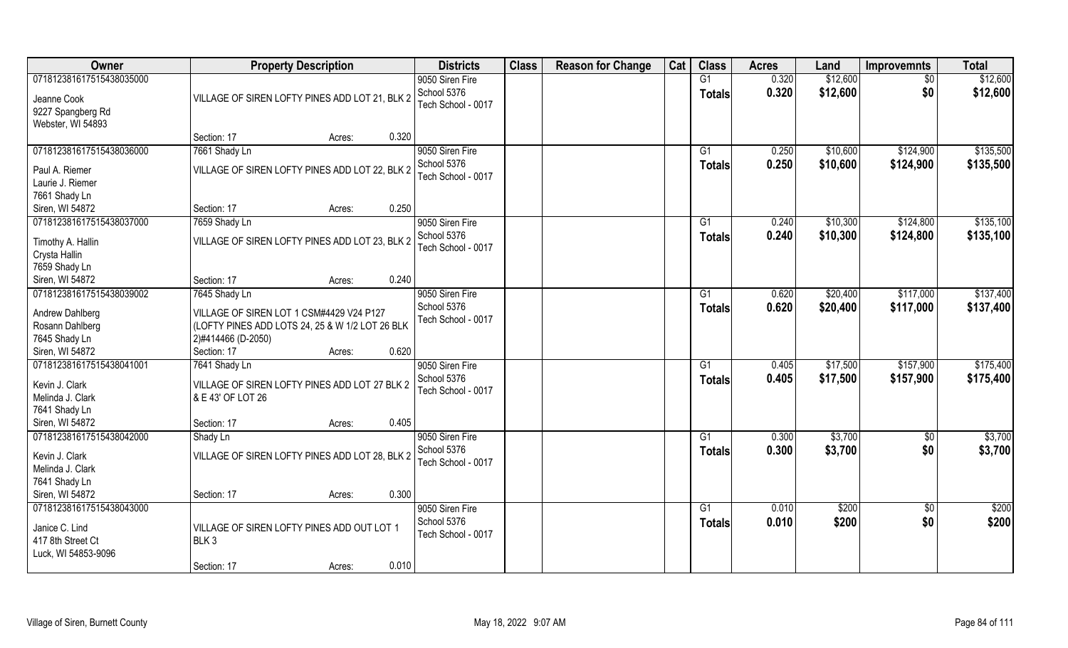| Owner | Property Description | Districts | Class | Reason for Change | Cat | Class | Acres | Land | Improvemnts | Total |
|---|---|---|---|---|---|---|---|---|---|---|
| 071812381617515438035000<br>Jeanne Cook<br>9227 Spangberg Rd<br>Webster, WI 54893 | VILLAGE OF SIREN LOFTY PINES ADD LOT 21, BLK 2<br>Section: 17 Acres: 0.320 | 9050 Siren Fire<br>School 5376<br>Tech School - 0017 | | | | G1<br>**Totals** | 0.320<br>**0.320** | $12,600<br>**$12,600** | $0<br>**$0** | $12,600<br>**$12,600** |
| 071812381617515438036000<br>Paul A. Riemer<br>Laurie J. Riemer<br>7661 Shady Ln<br>Siren, WI 54872 | 7661 Shady Ln<br>VILLAGE OF SIREN LOFTY PINES ADD LOT 22, BLK 2<br>Section: 17 Acres: 0.250 | 9050 Siren Fire<br>School 5376<br>Tech School - 0017 | | | | G1<br>**Totals** | 0.250<br>**0.250** | $10,600<br>**$10,600** | $124,900<br>**$124,900** | $135,500<br>**$135,500** |
| 071812381617515438037000<br>Timothy A. Hallin<br>Crysta Hallin<br>7659 Shady Ln<br>Siren, WI 54872 | 7659 Shady Ln<br>VILLAGE OF SIREN LOFTY PINES ADD LOT 23, BLK 2<br>Section: 17 Acres: 0.240 | 9050 Siren Fire<br>School 5376<br>Tech School - 0017 | | | | G1<br>**Totals** | 0.240<br>**0.240** | $10,300<br>**$10,300** | $124,800<br>**$124,800** | $135,100<br>**$135,100** |
| 071812381617515438039002<br>Andrew Dahlberg<br>Rosann Dahlberg<br>7645 Shady Ln<br>Siren, WI 54872 | 7645 Shady Ln<br>VILLAGE OF SIREN LOT 1 CSM#4429 V24 P127 (LOFTY PINES ADD LOTS 24, 25 & W 1/2 LOT 26 BLK 2)#414466 (D-2050)<br>Section: 17 Acres: 0.620 | 9050 Siren Fire<br>School 5376<br>Tech School - 0017 | | | | G1<br>**Totals** | 0.620<br>**0.620** | $20,400<br>**$20,400** | $117,000<br>**$117,000** | $137,400<br>**$137,400** |
| 071812381617515438041001<br>Kevin J. Clark<br>Melinda J. Clark<br>7641 Shady Ln<br>Siren, WI 54872 | 7641 Shady Ln<br>VILLAGE OF SIREN LOFTY PINES ADD LOT 27 BLK 2 & E 43' OF LOT 26<br>Section: 17 Acres: 0.405 | 9050 Siren Fire<br>School 5376<br>Tech School - 0017 | | | | G1<br>**Totals** | 0.405<br>**0.405** | $17,500<br>**$17,500** | $157,900<br>**$157,900** | $175,400<br>**$175,400** |
| 071812381617515438042000<br>Kevin J. Clark<br>Melinda J. Clark<br>7641 Shady Ln<br>Siren, WI 54872 | Shady Ln<br>VILLAGE OF SIREN LOFTY PINES ADD LOT 28, BLK 2<br>Section: 17 Acres: 0.300 | 9050 Siren Fire<br>School 5376<br>Tech School - 0017 | | | | G1<br>**Totals** | 0.300<br>**0.300** | $3,700<br>**$3,700** | $0<br>**$0** | $3,700<br>**$3,700** |
| 071812381617515438043000<br>Janice C. Lind<br>417 8th Street Ct<br>Luck, WI 54853-9096 | VILLAGE OF SIREN LOFTY PINES ADD OUT LOT 1 BLK 3<br>Section: 17 Acres: 0.010 | 9050 Siren Fire<br>School 5376<br>Tech School - 0017 | | | | G1<br>**Totals** | 0.010<br>**0.010** | $200<br>**$200** | $0<br>**$0** | $200<br>**$200** |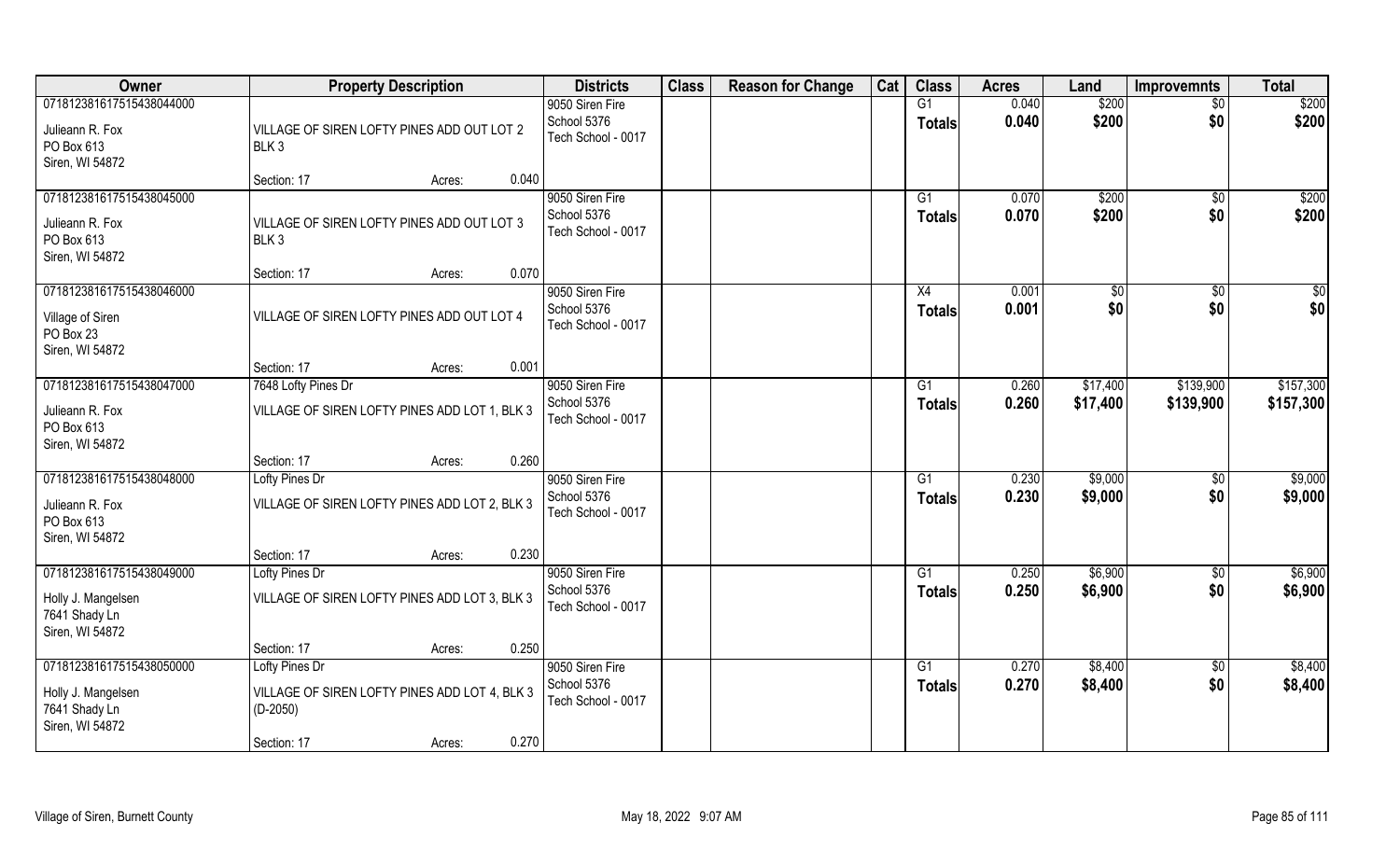| Owner | Property Description | | Districts | Class | Reason for Change | Cat | Class | Acres | Land | Improvemnts | Total |
|---|---|---|---|---|---|---|---|---|---|---|---|
| 07181238161751543804400 0 | | | 9050 Siren Fire | | | | G1 | 0.040 | $200 | $0 | $200 |
| Julieann R. Fox | VILLAGE OF SIREN LOFTY PINES ADD OUT LOT 2 BLK 3 | | School 5376 | | | | **Totals** | **0.040** | **$200** | **$0** | **$200** |
| PO Box 613 | | | Tech School - 0017 | | | | | | | | |
| Siren, WI 54872 | | | | | | | | | | | |
| | Section: 17 | Acres: 0.040 | | | | | | | | | |
| 071812381617515438045000 | | | 9050 Siren Fire | | | | G1 | 0.070 | $200 | $0 | $200 |
| Julieann R. Fox | VILLAGE OF SIREN LOFTY PINES ADD OUT LOT 3 BLK 3 | | School 5376 | | | | **Totals** | **0.070** | **$200** | **$0** | **$200** |
| PO Box 613 | | | Tech School - 0017 | | | | | | | | |
| Siren, WI 54872 | | | | | | | | | | | |
| | Section: 17 | Acres: 0.070 | | | | | | | | | |
| 071812381617515438046000 | | | 9050 Siren Fire | | | | X4 | 0.001 | $0 | $0 | $0 |
| Village of Siren | VILLAGE OF SIREN LOFTY PINES ADD OUT LOT 4 | | School 5376 | | | | **Totals** | **0.001** | **$0** | **$0** | **$0** |
| PO Box 23 | | | Tech School - 0017 | | | | | | | | |
| Siren, WI 54872 | | | | | | | | | | | |
| | Section: 17 | Acres: 0.001 | | | | | | | | | |
| 071812381617515438047000 | 7648 Lofty Pines Dr | | 9050 Siren Fire | | | | G1 | 0.260 | $17,400 | $139,900 | $157,300 |
| Julieann R. Fox | VILLAGE OF SIREN LOFTY PINES ADD LOT 1, BLK 3 | | School 5376 | | | | **Totals** | **0.260** | **$17,400** | **$139,900** | **$157,300** |
| PO Box 613 | | | Tech School - 0017 | | | | | | | | |
| Siren, WI 54872 | | | | | | | | | | | |
| | Section: 17 | Acres: 0.260 | | | | | | | | | |
| 071812381617515438048000 | Lofty Pines Dr | | 9050 Siren Fire | | | | G1 | 0.230 | $9,000 | $0 | $9,000 |
| Julieann R. Fox | VILLAGE OF SIREN LOFTY PINES ADD LOT 2, BLK 3 | | School 5376 | | | | **Totals** | **0.230** | **$9,000** | **$0** | **$9,000** |
| PO Box 613 | | | Tech School - 0017 | | | | | | | | |
| Siren, WI 54872 | | | | | | | | | | | |
| | Section: 17 | Acres: 0.230 | | | | | | | | | |
| 071812381617515438049000 | Lofty Pines Dr | | 9050 Siren Fire | | | | G1 | 0.250 | $6,900 | $0 | $6,900 |
| Holly J. Mangelsen | VILLAGE OF SIREN LOFTY PINES ADD LOT 3, BLK 3 | | School 5376 | | | | **Totals** | **0.250** | **$6,900** | **$0** | **$6,900** |
| 7641 Shady Ln | | | Tech School - 0017 | | | | | | | | |
| Siren, WI 54872 | | | | | | | | | | | |
| | Section: 17 | Acres: 0.250 | | | | | | | | | |
| 071812381617515438050000 | Lofty Pines Dr | | 9050 Siren Fire | | | | G1 | 0.270 | $8,400 | $0 | $8,400 |
| Holly J. Mangelsen | VILLAGE OF SIREN LOFTY PINES ADD LOT 4, BLK 3 (D-2050) | | School 5376 | | | | **Totals** | **0.270** | **$8,400** | **$0** | **$8,400** |
| 7641 Shady Ln | | | Tech School - 0017 | | | | | | | | |
| Siren, WI 54872 | | | | | | | | | | | |
| | Section: 17 | Acres: 0.270 | | | | | | | | | |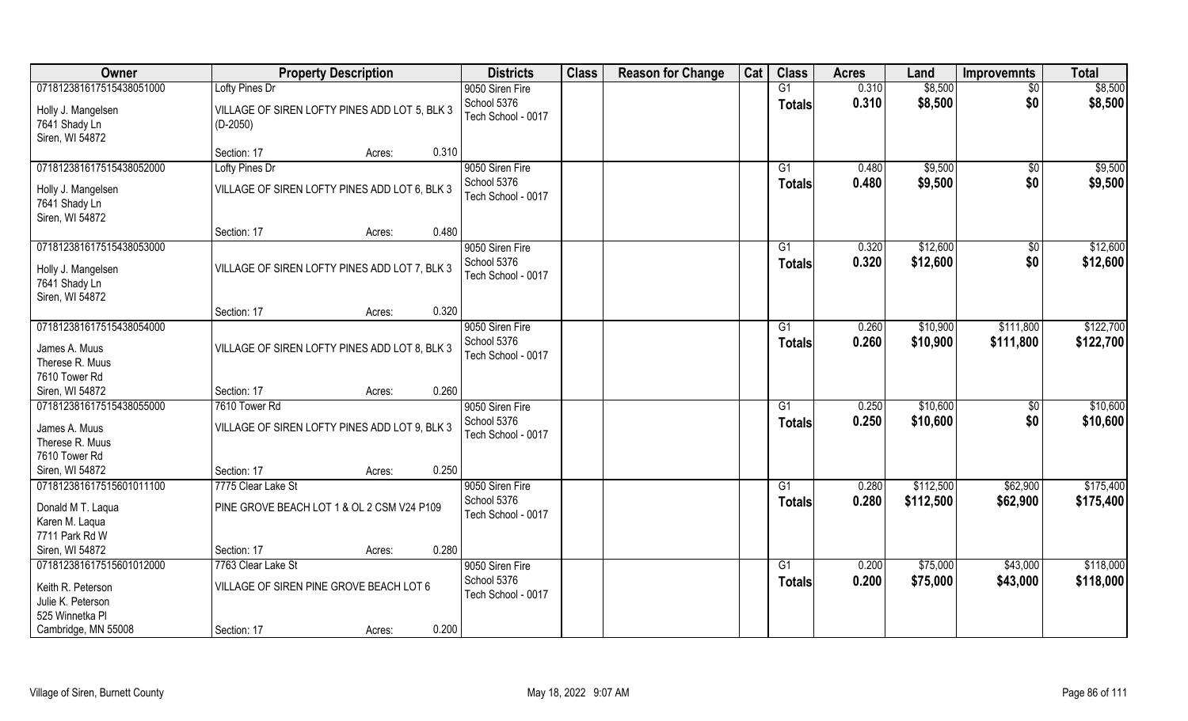| Owner | Property Description | | | Districts | Class | Reason for Change | Cat | Class | Acres | Land | Improvemnts | Total |
|---|---|---|---|---|---|---|---|---|---|---|---|---|
| 071812381617515438051000 | Lofty Pines Dr | | | 9050 Siren Fire | | | | G1 | 0.310 | $8,500 | $0 | $8,500 |
| Holly J. Mangelsen<br>7641 Shady Ln<br>Siren, WI 54872 | VILLAGE OF SIREN LOFTY PINES ADD LOT 5, BLK 3 (D-2050) | | | School 5376<br>Tech School - 0017 | | | | Totals | 0.310 | $8,500 | $0 | $8,500 |
| | Section: 17 | Acres: | 0.310 | | | | | | | | | |
| 071812381617515438052000 | Lofty Pines Dr | | | 9050 Siren Fire | | | | G1 | 0.480 | $9,500 | $0 | $9,500 |
| Holly J. Mangelsen<br>7641 Shady Ln<br>Siren, WI 54872 | VILLAGE OF SIREN LOFTY PINES ADD LOT 6, BLK 3 | | | School 5376<br>Tech School - 0017 | | | | Totals | 0.480 | $9,500 | $0 | $9,500 |
| | Section: 17 | Acres: | 0.480 | | | | | | | | | |
| 071812381617515438053000 | | | | 9050 Siren Fire | | | | G1 | 0.320 | $12,600 | $0 | $12,600 |
| Holly J. Mangelsen<br>7641 Shady Ln<br>Siren, WI 54872 | VILLAGE OF SIREN LOFTY PINES ADD LOT 7, BLK 3 | | | School 5376<br>Tech School - 0017 | | | | Totals | 0.320 | $12,600 | $0 | $12,600 |
| | Section: 17 | Acres: | 0.320 | | | | | | | | | |
| 071812381617515438054000 | | | | 9050 Siren Fire | | | | G1 | 0.260 | $10,900 | $111,800 | $122,700 |
| James A. Muus<br>Therese R. Muus<br>7610 Tower Rd<br>Siren, WI 54872 | VILLAGE OF SIREN LOFTY PINES ADD LOT 8, BLK 3 | | | School 5376<br>Tech School - 0017 | | | | Totals | 0.260 | $10,900 | $111,800 | $122,700 |
| | Section: 17 | Acres: | 0.260 | | | | | | | | | |
| 071812381617515438055000 | 7610 Tower Rd | | | 9050 Siren Fire | | | | G1 | 0.250 | $10,600 | $0 | $10,600 |
| James A. Muus<br>Therese R. Muus<br>7610 Tower Rd<br>Siren, WI 54872 | VILLAGE OF SIREN LOFTY PINES ADD LOT 9, BLK 3 | | | School 5376<br>Tech School - 0017 | | | | Totals | 0.250 | $10,600 | $0 | $10,600 |
| | Section: 17 | Acres: | 0.250 | | | | | | | | | |
| 071812381617515601011100 | 7775 Clear Lake St | | | 9050 Siren Fire | | | | G1 | 0.280 | $112,500 | $62,900 | $175,400 |
| Donald M T. Laqua<br>Karen M. Laqua<br>7711 Park Rd W<br>Siren, WI 54872 | PINE GROVE BEACH LOT 1 & OL 2 CSM V24 P109 | | | School 5376<br>Tech School - 0017 | | | | Totals | 0.280 | $112,500 | $62,900 | $175,400 |
| | Section: 17 | Acres: | 0.280 | | | | | | | | | |
| 071812381617515601012000 | 7763 Clear Lake St | | | 9050 Siren Fire | | | | G1 | 0.200 | $75,000 | $43,000 | $118,000 |
| Keith R. Peterson<br>Julie K. Peterson<br>525 Winnetka Pl<br>Cambridge, MN 55008 | VILLAGE OF SIREN PINE GROVE BEACH LOT 6 | | | School 5376<br>Tech School - 0017 | | | | Totals | 0.200 | $75,000 | $43,000 | $118,000 |
| | Section: 17 | Acres: | 0.200 | | | | | | | | | |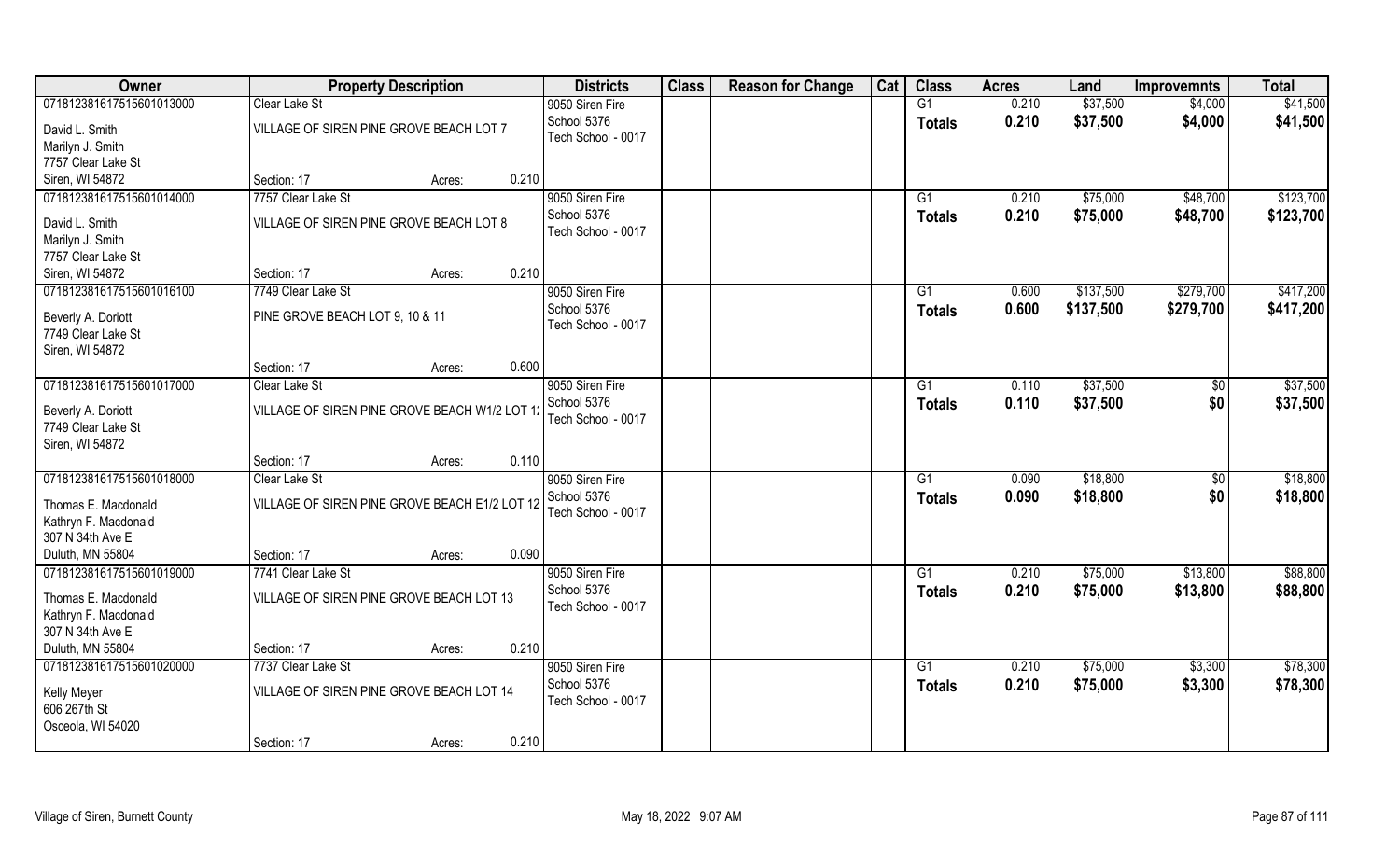| Owner | Property Description | | Districts | Class | Reason for Change | Cat | Class | Acres | Land | Improvemnts | Total |
|---|---|---|---|---|---|---|---|---|---|---|---|
| 071812381617515601013000 | Clear Lake St | | 9050 Siren Fire | | | | G1 | 0.210 | $37,500 | $4,000 | $41,500 |
| David L. Smith<br>Marilyn J. Smith<br>7757 Clear Lake St<br>Siren, WI 54872 | VILLAGE OF SIREN PINE GROVE BEACH LOT 7 | | School 5376<br>Tech School - 0017 | | | | Totals | 0.210 | $37,500 | $4,000 | $41,500 |
| | Section: 17 | Acres: 0.210 | | | | | | | | | |
| 071812381617515601014000 | 7757 Clear Lake St | | 9050 Siren Fire | | | | G1 | 0.210 | $75,000 | $48,700 | $123,700 |
| David L. Smith<br>Marilyn J. Smith<br>7757 Clear Lake St<br>Siren, WI 54872 | VILLAGE OF SIREN PINE GROVE BEACH LOT 8 | | School 5376<br>Tech School - 0017 | | | | Totals | 0.210 | $75,000 | $48,700 | $123,700 |
| | Section: 17 | Acres: 0.210 | | | | | | | | | |
| 071812381617515601016100 | 7749 Clear Lake St | | 9050 Siren Fire | | | | G1 | 0.600 | $137,500 | $279,700 | $417,200 |
| Beverly A. Doriott<br>7749 Clear Lake St<br>Siren, WI 54872 | PINE GROVE BEACH LOT 9, 10 & 11 | | School 5376<br>Tech School - 0017 | | | | Totals | 0.600 | $137,500 | $279,700 | $417,200 |
| | Section: 17 | Acres: 0.600 | | | | | | | | | |
| 071812381617515601017000 | Clear Lake St | | 9050 Siren Fire | | | | G1 | 0.110 | $37,500 | $0 | $37,500 |
| Beverly A. Doriott<br>7749 Clear Lake St<br>Siren, WI 54872 | VILLAGE OF SIREN PINE GROVE BEACH W1/2 LOT 12 | | School 5376<br>Tech School - 0017 | | | | Totals | 0.110 | $37,500 | $0 | $37,500 |
| | Section: 17 | Acres: 0.110 | | | | | | | | | |
| 071812381617515601018000 | Clear Lake St | | 9050 Siren Fire | | | | G1 | 0.090 | $18,800 | $0 | $18,800 |
| Thomas E. Macdonald<br>Kathryn F. Macdonald<br>307 N 34th Ave E<br>Duluth, MN 55804 | VILLAGE OF SIREN PINE GROVE BEACH E1/2 LOT 12 | | School 5376<br>Tech School - 0017 | | | | Totals | 0.090 | $18,800 | $0 | $18,800 |
| | Section: 17 | Acres: 0.090 | | | | | | | | | |
| 071812381617515601019000 | 7741 Clear Lake St | | 9050 Siren Fire | | | | G1 | 0.210 | $75,000 | $13,800 | $88,800 |
| Thomas E. Macdonald<br>Kathryn F. Macdonald<br>307 N 34th Ave E<br>Duluth, MN 55804 | VILLAGE OF SIREN PINE GROVE BEACH LOT 13 | | School 5376<br>Tech School - 0017 | | | | Totals | 0.210 | $75,000 | $13,800 | $88,800 |
| | Section: 17 | Acres: 0.210 | | | | | | | | | |
| 071812381617515601020000 | 7737 Clear Lake St | | 9050 Siren Fire | | | | G1 | 0.210 | $75,000 | $3,300 | $78,300 |
| Kelly Meyer<br>606 267th St<br>Osceola, WI 54020 | VILLAGE OF SIREN PINE GROVE BEACH LOT 14 | | School 5376<br>Tech School - 0017 | | | | Totals | 0.210 | $75,000 | $3,300 | $78,300 |
| | Section: 17 | Acres: 0.210 | | | | | | | | | |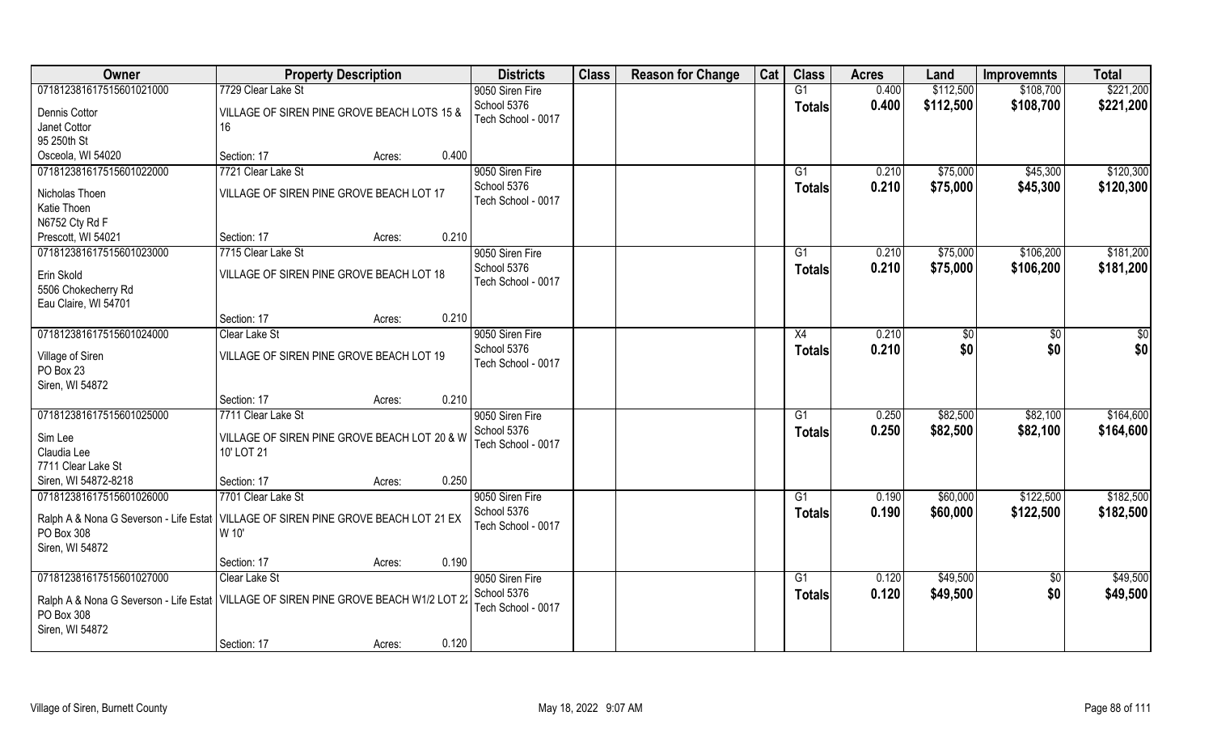| Owner | Property Description | | | Districts | Class | Reason for Change | Cat | Class | Acres | Land | Improvemnts | Total |
|---|---|---|---|---|---|---|---|---|---|---|---|---|
| 07181238161751560102100​0 | 7729 Clear Lake St | | | 9050 Siren Fire | | | | G1 | 0.400 | $112,500 | $108,700 | $221,200 |
| Dennis Cottor<br>Janet Cottor<br>95 250th St<br>Osceola, WI 54020 | VILLAGE OF SIREN PINE GROVE BEACH LOTS 15 & 16 | | | School 5376<br>Tech School - 0017 | | | | **Totals** | **0.400** | **$112,500** | **$108,700** | **$221,200** |
| | Section: 17 | Acres: | 0.400 | | | | | | | | | |
| 07181238161751560102200​0 | 7721 Clear Lake St | | | 9050 Siren Fire | | | | G1 | 0.210 | $75,000 | $45,300 | $120,300 |
| Nicholas Thoen<br>Katie Thoen<br>N6752 Cty Rd F<br>Prescott, WI 54021 | VILLAGE OF SIREN PINE GROVE BEACH LOT 17 | | | School 5376<br>Tech School - 0017 | | | | **Totals** | **0.210** | **$75,000** | **$45,300** | **$120,300** |
| | Section: 17 | Acres: | 0.210 | | | | | | | | | |
| 07181238161751560102300​0 | 7715 Clear Lake St | | | 9050 Siren Fire | | | | G1 | 0.210 | $75,000 | $106,200 | $181,200 |
| Erin Skold<br>5506 Chokecherry Rd<br>Eau Claire, WI 54701 | VILLAGE OF SIREN PINE GROVE BEACH LOT 18 | | | School 5376<br>Tech School - 0017 | | | | **Totals** | **0.210** | **$75,000** | **$106,200** | **$181,200** |
| | Section: 17 | Acres: | 0.210 | | | | | | | | | |
| 07181238161751560102400​0 | Clear Lake St | | | 9050 Siren Fire | | | | X4 | 0.210 | $0 | $0 | $0 |
| Village of Siren<br>PO Box 23<br>Siren, WI 54872 | VILLAGE OF SIREN PINE GROVE BEACH LOT 19 | | | School 5376<br>Tech School - 0017 | | | | **Totals** | **0.210** | **$0** | **$0** | **$0** |
| | Section: 17 | Acres: | 0.210 | | | | | | | | | |
| 07181238161751560102500​0 | 7711 Clear Lake St | | | 9050 Siren Fire | | | | G1 | 0.250 | $82,500 | $82,100 | $164,600 |
| Sim Lee<br>Claudia Lee<br>7711 Clear Lake St<br>Siren, WI 54872-8218 | VILLAGE OF SIREN PINE GROVE BEACH LOT 20 & W 10' LOT 21 | | | School 5376<br>Tech School - 0017 | | | | **Totals** | **0.250** | **$82,500** | **$82,100** | **$164,600** |
| | Section: 17 | Acres: | 0.250 | | | | | | | | | |
| 07181238161751560102600​0 | 7701 Clear Lake St | | | 9050 Siren Fire | | | | G1 | 0.190 | $60,000 | $122,500 | $182,500 |
| Ralph A & Nona G Severson - Life Estat<br>PO Box 308<br>Siren, WI 54872 | VILLAGE OF SIREN PINE GROVE BEACH LOT 21 EX W 10' | | | School 5376<br>Tech School - 0017 | | | | **Totals** | **0.190** | **$60,000** | **$122,500** | **$182,500** |
| | Section: 17 | Acres: | 0.190 | | | | | | | | | |
| 07181238161751560102700​0 | Clear Lake St | | | 9050 Siren Fire | | | | G1 | 0.120 | $49,500 | $0 | $49,500 |
| Ralph A & Nona G Severson - Life Estat<br>PO Box 308<br>Siren, WI 54872 | VILLAGE OF SIREN PINE GROVE BEACH W1/2 LOT 22 | | | School 5376<br>Tech School - 0017 | | | | **Totals** | **0.120** | **$49,500** | **$0** | **$49,500** |
| | Section: 17 | Acres: | 0.120 | | | | | | | | | |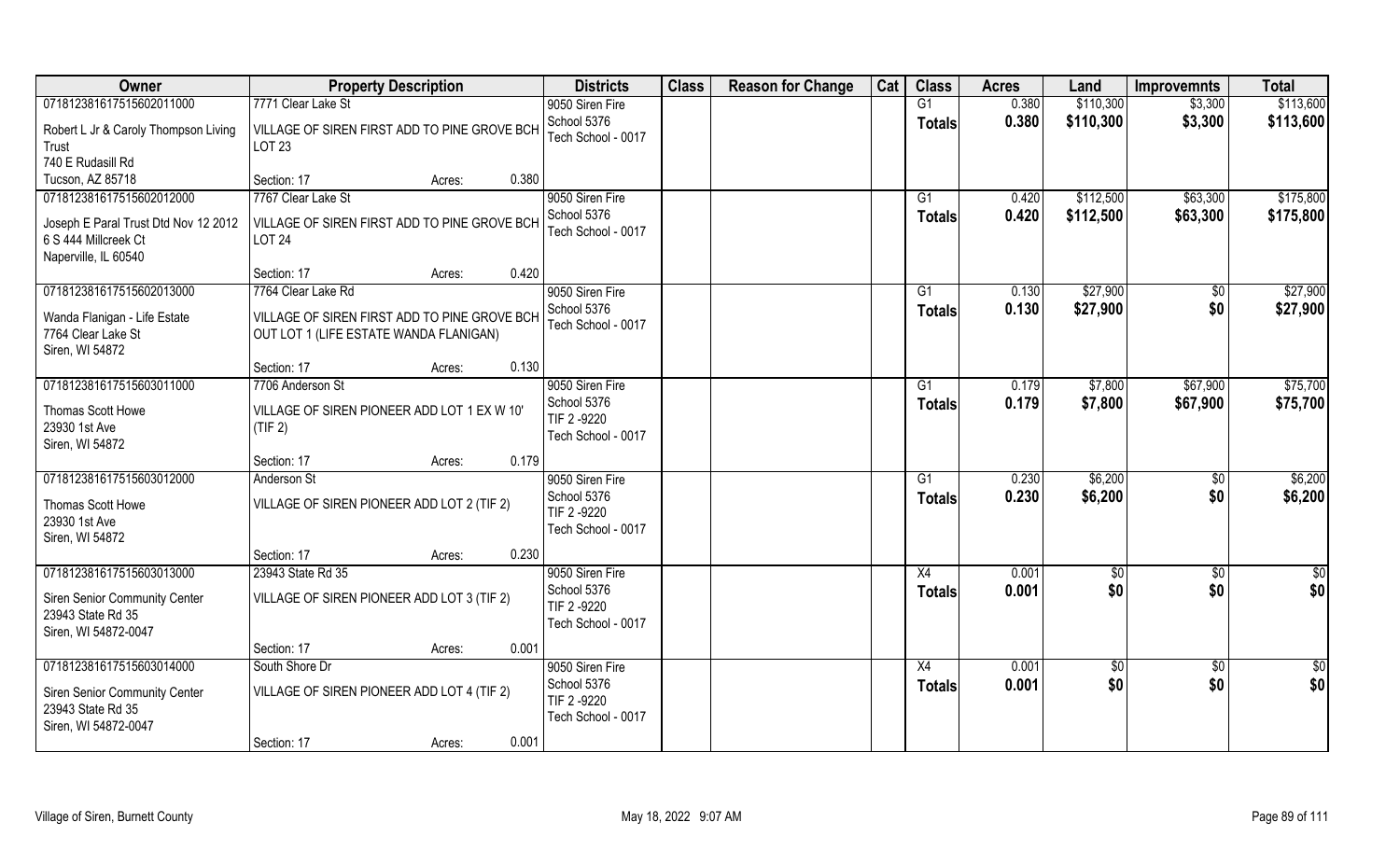| Owner | Property Description | Districts | Class | Reason for Change | Cat | Class | Acres | Land | Improvemnts | Total |
|---|---|---|---|---|---|---|---|---|---|---|
| 07181238161751560201100​0<br>Robert L Jr & Caroly Thompson Living Trust<br>740 E Rudasill Rd<br>Tucson, AZ 85718 | 7771 Clear Lake St<br>VILLAGE OF SIREN FIRST ADD TO PINE GROVE BCH LOT 23<br>Section: 17 Acres: 0.380 | 9050 Siren Fire<br>School 5376<br>Tech School - 0017 | | | | G1<br>**Totals** | 0.380<br>**0.380** | $110,300<br>**$110,300** | $3,300<br>**$3,300** | $113,600<br>**$113,600** |
| 071812381617515602012000<br>Joseph E Paral Trust Dtd Nov 12 2012<br>6 S 444 Millcreek Ct<br>Naperville, IL 60540 | 7767 Clear Lake St<br>VILLAGE OF SIREN FIRST ADD TO PINE GROVE BCH LOT 24<br>Section: 17 Acres: 0.420 | 9050 Siren Fire<br>School 5376<br>Tech School - 0017 | | | | G1<br>**Totals** | 0.420<br>**0.420** | $112,500<br>**$112,500** | $63,300<br>**$63,300** | $175,800<br>**$175,800** |
| 071812381617515602013000<br>Wanda Flanigan - Life Estate<br>7764 Clear Lake St<br>Siren, WI 54872 | 7764 Clear Lake Rd<br>VILLAGE OF SIREN FIRST ADD TO PINE GROVE BCH OUT LOT 1 (LIFE ESTATE WANDA FLANIGAN)<br>Section: 17 Acres: 0.130 | 9050 Siren Fire<br>School 5376<br>Tech School - 0017 | | | | G1<br>**Totals** | 0.130<br>**0.130** | $27,900<br>**$27,900** | $0<br>**$0** | $27,900<br>**$27,900** |
| 071812381617515603011000<br>Thomas Scott Howe<br>23930 1st Ave<br>Siren, WI 54872 | 7706 Anderson St<br>VILLAGE OF SIREN PIONEER ADD LOT 1 EX W 10' (TIF 2)<br>Section: 17 Acres: 0.179 | 9050 Siren Fire<br>School 5376<br>TIF 2 -9220<br>Tech School - 0017 | | | | G1<br>**Totals** | 0.179<br>**0.179** | $7,800<br>**$7,800** | $67,900<br>**$67,900** | $75,700<br>**$75,700** |
| 071812381617515603012000<br>Thomas Scott Howe<br>23930 1st Ave<br>Siren, WI 54872 | Anderson St<br>VILLAGE OF SIREN PIONEER ADD LOT 2 (TIF 2)<br>Section: 17 Acres: 0.230 | 9050 Siren Fire<br>School 5376<br>TIF 2 -9220<br>Tech School - 0017 | | | | G1<br>**Totals** | 0.230<br>**0.230** | $6,200<br>**$6,200** | $0<br>**$0** | $6,200<br>**$6,200** |
| 071812381617515603013000<br>Siren Senior Community Center<br>23943 State Rd 35<br>Siren, WI 54872-0047 | 23943 State Rd 35<br>VILLAGE OF SIREN PIONEER ADD LOT 3 (TIF 2)<br>Section: 17 Acres: 0.001 | 9050 Siren Fire<br>School 5376<br>TIF 2 -9220<br>Tech School - 0017 | | | | X4<br>**Totals** | 0.001<br>**0.001** | $0<br>**$0** | $0<br>**$0** | $0<br>**$0** |
| 071812381617515603014000<br>Siren Senior Community Center<br>23943 State Rd 35<br>Siren, WI 54872-0047 | South Shore Dr<br>VILLAGE OF SIREN PIONEER ADD LOT 4 (TIF 2)<br>Section: 17 Acres: 0.001 | 9050 Siren Fire<br>School 5376<br>TIF 2 -9220<br>Tech School - 0017 | | | | X4<br>**Totals** | 0.001<br>**0.001** | $0<br>**$0** | $0<br>**$0** | $0<br>**$0** |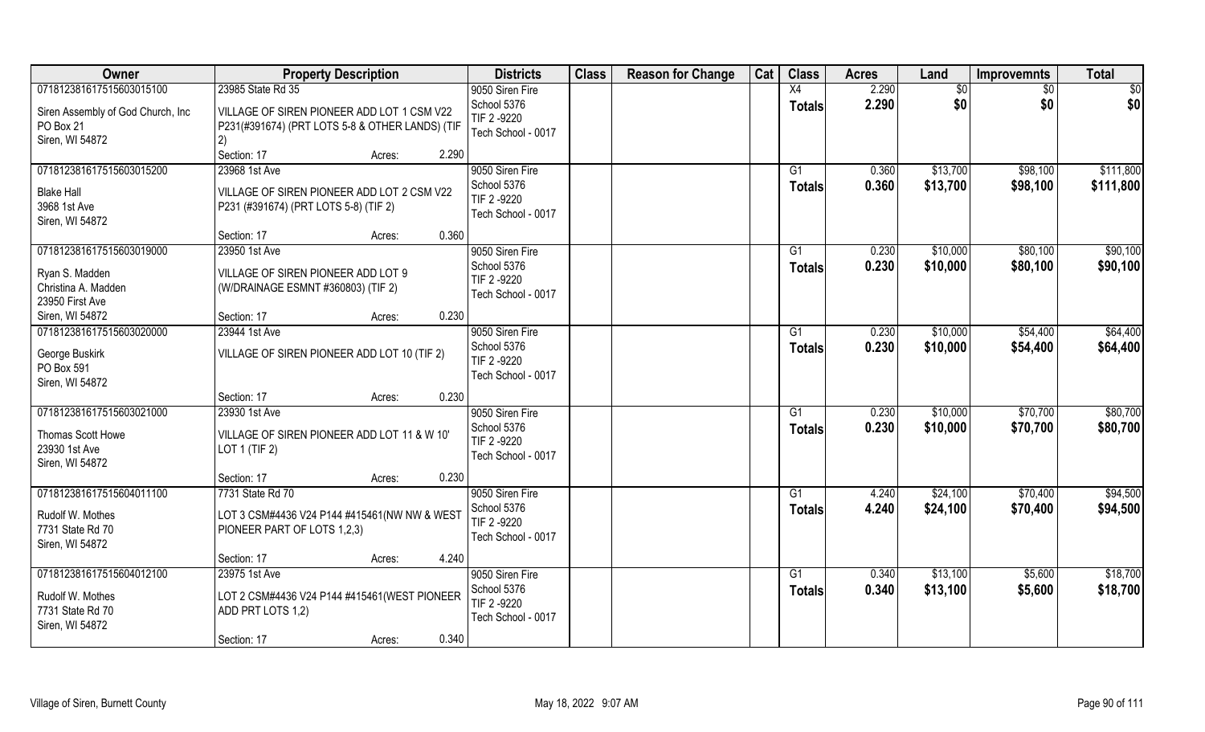| Owner | Property Description | Districts | Class | Reason for Change | Cat | Class | Acres | Land | Improvemnts | Total |
|---|---|---|---|---|---|---|---|---|---|---|
| 071812381617515603015100<br>Siren Assembly of God Church, Inc<br>PO Box 21<br>Siren, WI 54872 | 23985 State Rd 35<br>VILLAGE OF SIREN PIONEER ADD LOT 1 CSM V22 P231(#391674) (PRT LOTS 5-8 & OTHER LANDS) (TIF 2)<br>Section: 17 Acres: 2.290 | 9050 Siren Fire<br>School 5376<br>TIF 2 -9220<br>Tech School - 0017 | | | | X4<br>**Totals** | 2.290<br>**2.290** | $0<br>**$0** | $0<br>**$0** | $0<br>**$0** |
| 071812381617515603015200<br>Blake Hall<br>3968 1st Ave<br>Siren, WI 54872 | 23968 1st Ave<br>VILLAGE OF SIREN PIONEER ADD LOT 2 CSM V22 P231 (#391674) (PRT LOTS 5-8) (TIF 2)<br>Section: 17 Acres: 0.360 | 9050 Siren Fire<br>School 5376<br>TIF 2 -9220<br>Tech School - 0017 | | | | G1<br>**Totals** | 0.360<br>**0.360** | $13,700<br>**$13,700** | $98,100<br>**$98,100** | $111,800<br>**$111,800** |
| 071812381617515603019000<br>Ryan S. Madden<br>Christina A. Madden<br>23950 First Ave<br>Siren, WI 54872 | 23950 1st Ave<br>VILLAGE OF SIREN PIONEER ADD LOT 9 (W/DRAINAGE ESMNT #360803) (TIF 2)<br>Section: 17 Acres: 0.230 | 9050 Siren Fire<br>School 5376<br>TIF 2 -9220<br>Tech School - 0017 | | | | G1<br>**Totals** | 0.230<br>**0.230** | $10,000<br>**$10,000** | $80,100<br>**$80,100** | $90,100<br>**$90,100** |
| 071812381617515603020000<br>George Buskirk<br>PO Box 591<br>Siren, WI 54872 | 23944 1st Ave<br>VILLAGE OF SIREN PIONEER ADD LOT 10 (TIF 2)<br>Section: 17 Acres: 0.230 | 9050 Siren Fire<br>School 5376<br>TIF 2 -9220<br>Tech School - 0017 | | | | G1<br>**Totals** | 0.230<br>**0.230** | $10,000<br>**$10,000** | $54,400<br>**$54,400** | $64,400<br>**$64,400** |
| 071812381617515603021000<br>Thomas Scott Howe<br>23930 1st Ave<br>Siren, WI 54872 | 23930 1st Ave<br>VILLAGE OF SIREN PIONEER ADD LOT 11 & W 10' LOT 1 (TIF 2)<br>Section: 17 Acres: 0.230 | 9050 Siren Fire<br>School 5376<br>TIF 2 -9220<br>Tech School - 0017 | | | | G1<br>**Totals** | 0.230<br>**0.230** | $10,000<br>**$10,000** | $70,700<br>**$70,700** | $80,700<br>**$80,700** |
| 071812381617515604011100<br>Rudolf W. Mothes<br>7731 State Rd 70<br>Siren, WI 54872 | 7731 State Rd 70<br>LOT 3 CSM#4436 V24 P144 #415461(NW NW & WEST PIONEER PART OF LOTS 1,2,3)<br>Section: 17 Acres: 4.240 | 9050 Siren Fire<br>School 5376<br>TIF 2 -9220<br>Tech School - 0017 | | | | G1<br>**Totals** | 4.240<br>**4.240** | $24,100<br>**$24,100** | $70,400<br>**$70,400** | $94,500<br>**$94,500** |
| 071812381617515604012100<br>Rudolf W. Mothes<br>7731 State Rd 70<br>Siren, WI 54872 | 23975 1st Ave<br>LOT 2 CSM#4436 V24 P144 #415461(WEST PIONEER ADD PRT LOTS 1,2)<br>Section: 17 Acres: 0.340 | 9050 Siren Fire<br>School 5376<br>TIF 2 -9220<br>Tech School - 0017 | | | | G1<br>**Totals** | 0.340<br>**0.340** | $13,100<br>**$13,100** | $5,600<br>**$5,600** | $18,700<br>**$18,700** |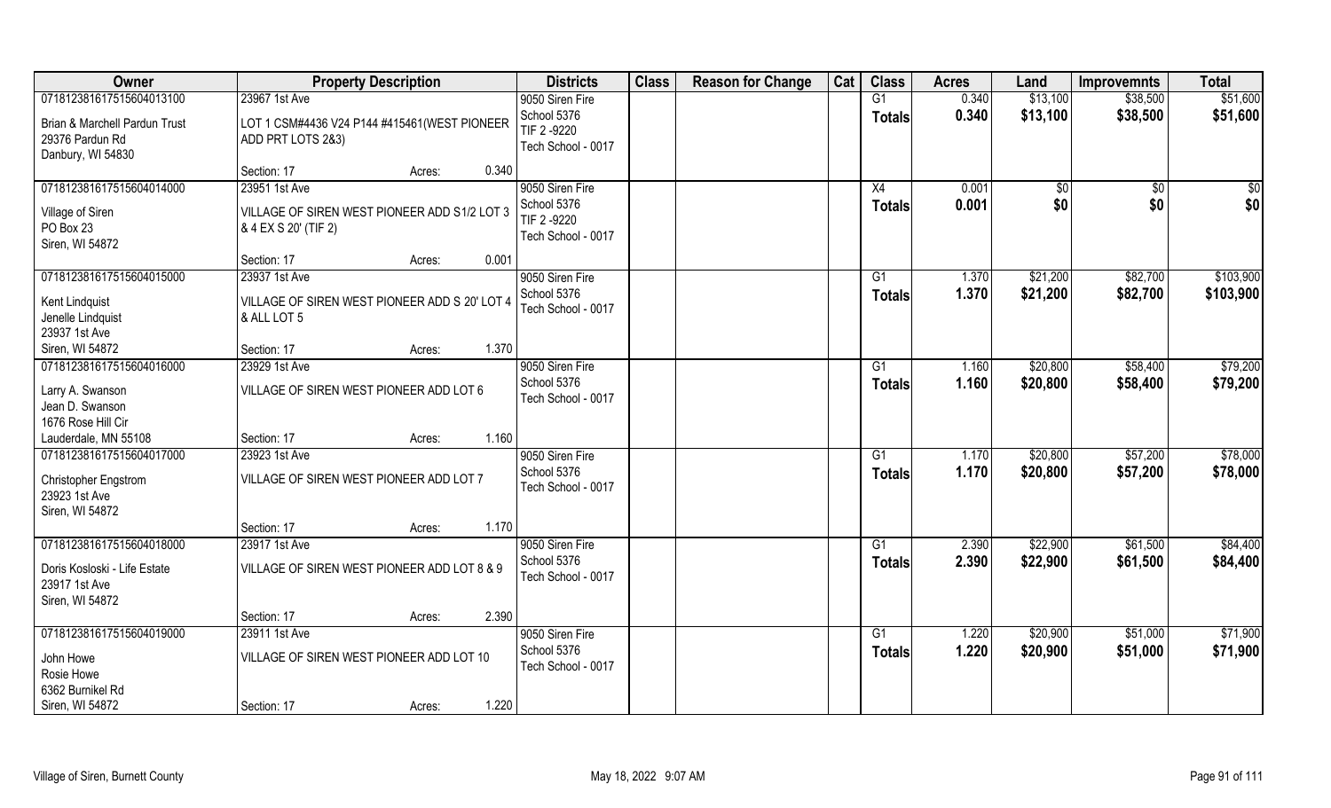| Owner | Property Description | | | Districts | Class | Reason for Change | Cat | Class | Acres | Land | Improvemnts | Total |
|---|---|---|---|---|---|---|---|---|---|---|---|---|
| 07181238161751560401310023967 1st Ave<br>Brian & Marchell Pardun Trust<br>29376 Pardun Rd<br>Danbury, WI 54830 | 23967 1st Ave<br>LOT 1 CSM#4436 V24 P144 #415461(WEST PIONEER ADD PRT LOTS 2&3) | | | 9050 Siren Fire<br>School 5376<br>TIF 2 -9220<br>Tech School - 0017 | | | | G1<br>**Totals** | 0.340<br>**0.340** | $13,100<br>**$13,100** | $38,500<br>**$38,500** | $51,600<br>**$51,600** |
| | Section: 17 | Acres: | 0.340 | | | | | | | | | |
| 071812381617515604014000<br>Village of Siren<br>PO Box 23<br>Siren, WI 54872 | 23951 1st Ave<br>VILLAGE OF SIREN WEST PIONEER ADD S1/2 LOT 3 & 4 EX S 20' (TIF 2) | | | 9050 Siren Fire<br>School 5376<br>TIF 2 -9220<br>Tech School - 0017 | | | | X4<br>**Totals** | 0.001<br>**0.001** | $0<br>**$0** | $0<br>**$0** | $0<br>**$0** |
| | Section: 17 | Acres: | 0.001 | | | | | | | | | |
| 071812381617515604015000<br>Kent Lindquist<br>Jenelle Lindquist<br>23937 1st Ave<br>Siren, WI 54872 | 23937 1st Ave<br>VILLAGE OF SIREN WEST PIONEER ADD S 20' LOT 4 & ALL LOT 5 | | | 9050 Siren Fire<br>School 5376<br>Tech School - 0017 | | | | G1<br>**Totals** | 1.370<br>**1.370** | $21,200<br>**$21,200** | $82,700<br>**$82,700** | $103,900<br>**$103,900** |
| | Section: 17 | Acres: | 1.370 | | | | | | | | | |
| 071812381617515604016000<br>Larry A. Swanson<br>Jean D. Swanson<br>1676 Rose Hill Cir<br>Lauderdale, MN 55108 | 23929 1st Ave<br>VILLAGE OF SIREN WEST PIONEER ADD LOT 6 | | | 9050 Siren Fire<br>School 5376<br>Tech School - 0017 | | | | G1<br>**Totals** | 1.160<br>**1.160** | $20,800<br>**$20,800** | $58,400<br>**$58,400** | $79,200<br>**$79,200** |
| | Section: 17 | Acres: | 1.160 | | | | | | | | | |
| 071812381617515604017000<br>Christopher Engstrom<br>23923 1st Ave<br>Siren, WI 54872 | 23923 1st Ave<br>VILLAGE OF SIREN WEST PIONEER ADD LOT 7 | | | 9050 Siren Fire<br>School 5376<br>Tech School - 0017 | | | | G1<br>**Totals** | 1.170<br>**1.170** | $20,800<br>**$20,800** | $57,200<br>**$57,200** | $78,000<br>**$78,000** |
| | Section: 17 | Acres: | 1.170 | | | | | | | | | |
| 071812381617515604018000<br>Doris Kosloski - Life Estate<br>23917 1st Ave<br>Siren, WI 54872 | 23917 1st Ave<br>VILLAGE OF SIREN WEST PIONEER ADD LOT 8 & 9 | | | 9050 Siren Fire<br>School 5376<br>Tech School - 0017 | | | | G1<br>**Totals** | 2.390<br>**2.390** | $22,900<br>**$22,900** | $61,500<br>**$61,500** | $84,400<br>**$84,400** |
| | Section: 17 | Acres: | 2.390 | | | | | | | | | |
| 071812381617515604019000<br>John Howe<br>Rosie Howe<br>6362 Burnikel Rd<br>Siren, WI 54872 | 23911 1st Ave<br>VILLAGE OF SIREN WEST PIONEER ADD LOT 10 | | | 9050 Siren Fire<br>School 5376<br>Tech School - 0017 | | | | G1<br>**Totals** | 1.220<br>**1.220** | $20,900<br>**$20,900** | $51,000<br>**$51,000** | $71,900<br>**$71,900** |
| | Section: 17 | Acres: | 1.220 | | | | | | | | | |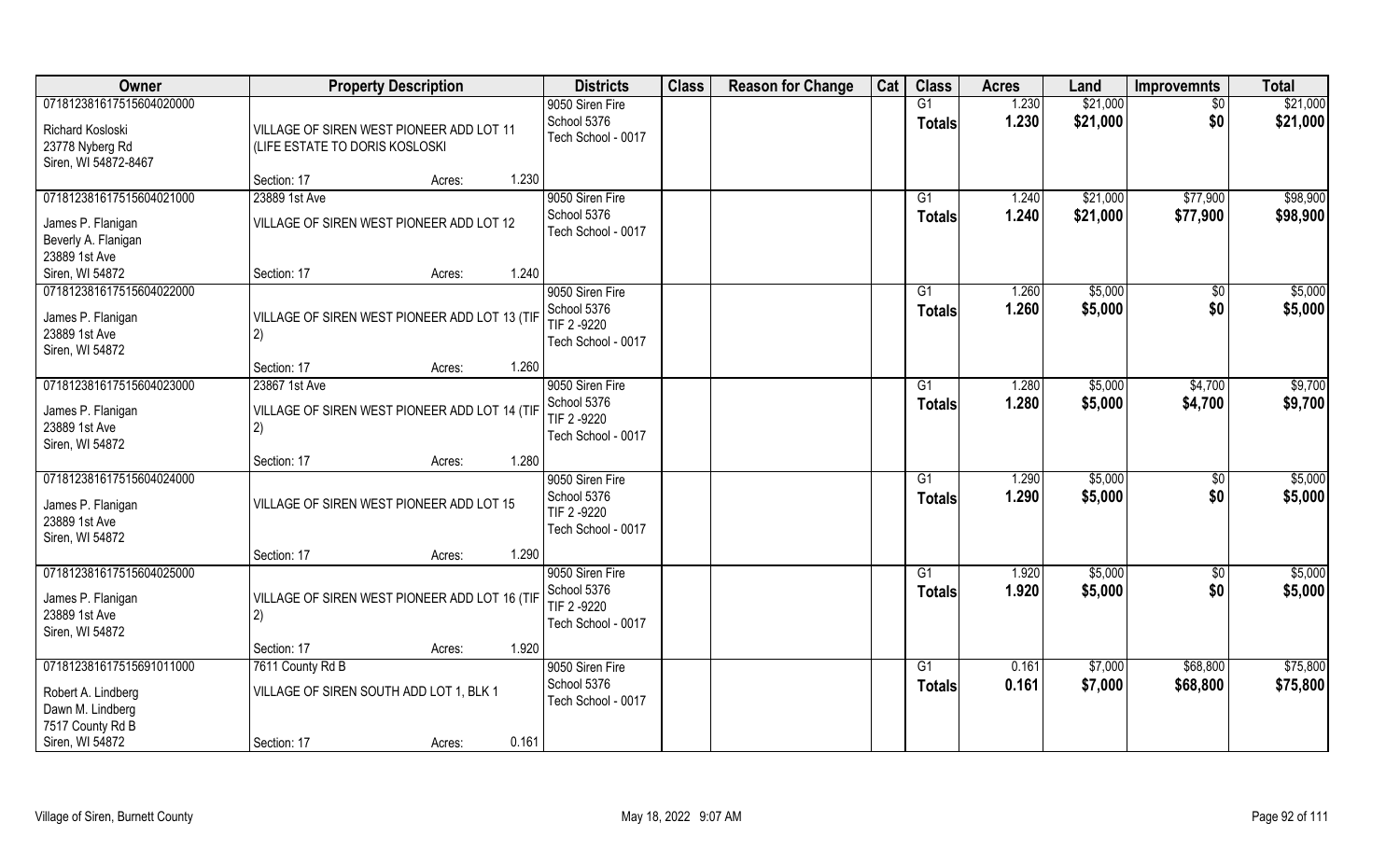| Owner | Property Description | Districts | Class | Reason for Change | Cat | Class | Acres | Land | Improvemnts | Total |
|---|---|---|---|---|---|---|---|---|---|---|
| 07181238161751560402000<br>Richard Kosloski<br>23778 Nyberg Rd<br>Siren, WI 54872-8467 | VILLAGE OF SIREN WEST PIONEER ADD LOT 11 (LIFE ESTATE TO DORIS KOSLOSKI<br>Section: 17 Acres: 1.230 | 9050 Siren Fire<br>School 5376<br>Tech School - 0017 | | | | G1<br>**Totals** | 1.230<br>**1.230** | $21,000<br>**$21,000** | $0<br>**$0** | $21,000<br>**$21,000** |
| 071812381617515604021000<br>James P. Flanigan<br>Beverly A. Flanigan<br>23889 1st Ave<br>Siren, WI 54872 | 23889 1st Ave<br>VILLAGE OF SIREN WEST PIONEER ADD LOT 12<br>Section: 17 Acres: 1.240 | 9050 Siren Fire<br>School 5376<br>Tech School - 0017 | | | | G1<br>**Totals** | 1.240<br>**1.240** | $21,000<br>**$21,000** | $77,900<br>**$77,900** | $98,900<br>**$98,900** |
| 071812381617515604022000<br>James P. Flanigan<br>23889 1st Ave<br>Siren, WI 54872 | VILLAGE OF SIREN WEST PIONEER ADD LOT 13 (TIF 2)<br>Section: 17 Acres: 1.260 | 9050 Siren Fire<br>School 5376<br>TIF 2 -9220<br>Tech School - 0017 | | | | G1<br>**Totals** | 1.260<br>**1.260** | $5,000<br>**$5,000** | $0<br>**$0** | $5,000<br>**$5,000** |
| 071812381617515604023000<br>James P. Flanigan<br>23889 1st Ave<br>Siren, WI 54872 | 23867 1st Ave<br>VILLAGE OF SIREN WEST PIONEER ADD LOT 14 (TIF 2)<br>Section: 17 Acres: 1.280 | 9050 Siren Fire<br>School 5376<br>TIF 2 -9220<br>Tech School - 0017 | | | | G1<br>**Totals** | 1.280<br>**1.280** | $5,000<br>**$5,000** | $4,700<br>**$4,700** | $9,700<br>**$9,700** |
| 071812381617515604024000<br>James P. Flanigan<br>23889 1st Ave<br>Siren, WI 54872 | VILLAGE OF SIREN WEST PIONEER ADD LOT 15<br>Section: 17 Acres: 1.290 | 9050 Siren Fire<br>School 5376<br>TIF 2 -9220<br>Tech School - 0017 | | | | G1<br>**Totals** | 1.290<br>**1.290** | $5,000<br>**$5,000** | $0<br>**$0** | $5,000<br>**$5,000** |
| 071812381617515604025000<br>James P. Flanigan<br>23889 1st Ave<br>Siren, WI 54872 | VILLAGE OF SIREN WEST PIONEER ADD LOT 16 (TIF 2)<br>Section: 17 Acres: 1.920 | 9050 Siren Fire<br>School 5376<br>TIF 2 -9220<br>Tech School - 0017 | | | | G1<br>**Totals** | 1.920<br>**1.920** | $5,000<br>**$5,000** | $0<br>**$0** | $5,000<br>**$5,000** |
| 071812381617515691011000<br>Robert A. Lindberg<br>Dawn M. Lindberg<br>7517 County Rd B<br>Siren, WI 54872 | 7611 County Rd B<br>VILLAGE OF SIREN SOUTH ADD LOT 1, BLK 1<br>Section: 17 Acres: 0.161 | 9050 Siren Fire<br>School 5376<br>Tech School - 0017 | | | | G1<br>**Totals** | 0.161<br>**0.161** | $7,000<br>**$7,000** | $68,800<br>**$68,800** | $75,800<br>**$75,800** |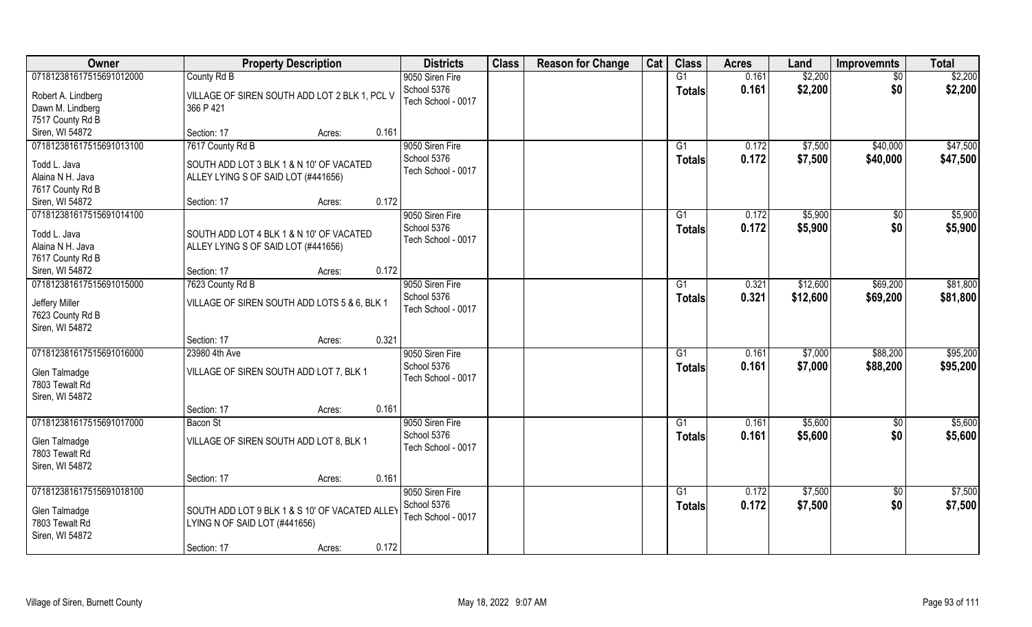| Owner | Property Description | | | Districts | Class | Reason for Change | Cat | Class | Acres | Land | Improvemnts | Total |
|---|---|---|---|---|---|---|---|---|---|---|---|---|
| 07181238161751569101200​0 | County Rd B | | | 9050 Siren Fire | | | | G1 | 0.161 | $2,200 | $0 | $2,200 |
| Robert A. Lindberg<br>Dawn M. Lindberg<br>7517 County Rd B<br>Siren, WI 54872 | VILLAGE OF SIREN SOUTH ADD LOT 2 BLK 1, PCL V 366 P 421 | | | School 5376<br>Tech School - 0017 | | | | Totals | 0.161 | $2,200 | $0 | $2,200 |
| | Section: 17 | Acres: | 0.161 | | | | | | | | | |
| 071812381617515691013100 | 7617 County Rd B | | | 9050 Siren Fire | | | | G1 | 0.172 | $7,500 | $40,000 | $47,500 |
| Todd L. Java<br>Alaina N H. Java<br>7617 County Rd B<br>Siren, WI 54872 | SOUTH ADD LOT 3 BLK 1 & N 10' OF VACATED ALLEY LYING S OF SAID LOT (#441656) | | | School 5376<br>Tech School - 0017 | | | | Totals | 0.172 | $7,500 | $40,000 | $47,500 |
| | Section: 17 | Acres: | 0.172 | | | | | | | | | |
| 071812381617515691014100 | | | | 9050 Siren Fire | | | | G1 | 0.172 | $5,900 | $0 | $5,900 |
| Todd L. Java<br>Alaina N H. Java<br>7617 County Rd B<br>Siren, WI 54872 | SOUTH ADD LOT 4 BLK 1 & N 10' OF VACATED ALLEY LYING S OF SAID LOT (#441656) | | | School 5376<br>Tech School - 0017 | | | | Totals | 0.172 | $5,900 | $0 | $5,900 |
| | Section: 17 | Acres: | 0.172 | | | | | | | | | |
| 071812381617515691015000 | 7623 County Rd B | | | 9050 Siren Fire | | | | G1 | 0.321 | $12,600 | $69,200 | $81,800 |
| Jeffery Miller<br>7623 County Rd B<br>Siren, WI 54872 | VILLAGE OF SIREN SOUTH ADD LOTS 5 & 6, BLK 1 | | | School 5376<br>Tech School - 0017 | | | | Totals | 0.321 | $12,600 | $69,200 | $81,800 |
| | Section: 17 | Acres: | 0.321 | | | | | | | | | |
| 071812381617515691016000 | 23980 4th Ave | | | 9050 Siren Fire | | | | G1 | 0.161 | $7,000 | $88,200 | $95,200 |
| Glen Talmadge<br>7803 Tewalt Rd<br>Siren, WI 54872 | VILLAGE OF SIREN SOUTH ADD LOT 7, BLK 1 | | | School 5376<br>Tech School - 0017 | | | | Totals | 0.161 | $7,000 | $88,200 | $95,200 |
| | Section: 17 | Acres: | 0.161 | | | | | | | | | |
| 071812381617515691017000 | Bacon St | | | 9050 Siren Fire | | | | G1 | 0.161 | $5,600 | $0 | $5,600 |
| Glen Talmadge<br>7803 Tewalt Rd<br>Siren, WI 54872 | VILLAGE OF SIREN SOUTH ADD LOT 8, BLK 1 | | | School 5376<br>Tech School - 0017 | | | | Totals | 0.161 | $5,600 | $0 | $5,600 |
| | Section: 17 | Acres: | 0.161 | | | | | | | | | |
| 071812381617515691018100 | | | | 9050 Siren Fire | | | | G1 | 0.172 | $7,500 | $0 | $7,500 |
| Glen Talmadge<br>7803 Tewalt Rd<br>Siren, WI 54872 | SOUTH ADD LOT 9 BLK 1 & S 10' OF VACATED ALLEY LYING N OF SAID LOT (#441656) | | | School 5376<br>Tech School - 0017 | | | | Totals | 0.172 | $7,500 | $0 | $7,500 |
| | Section: 17 | Acres: | 0.172 | | | | | | | | | |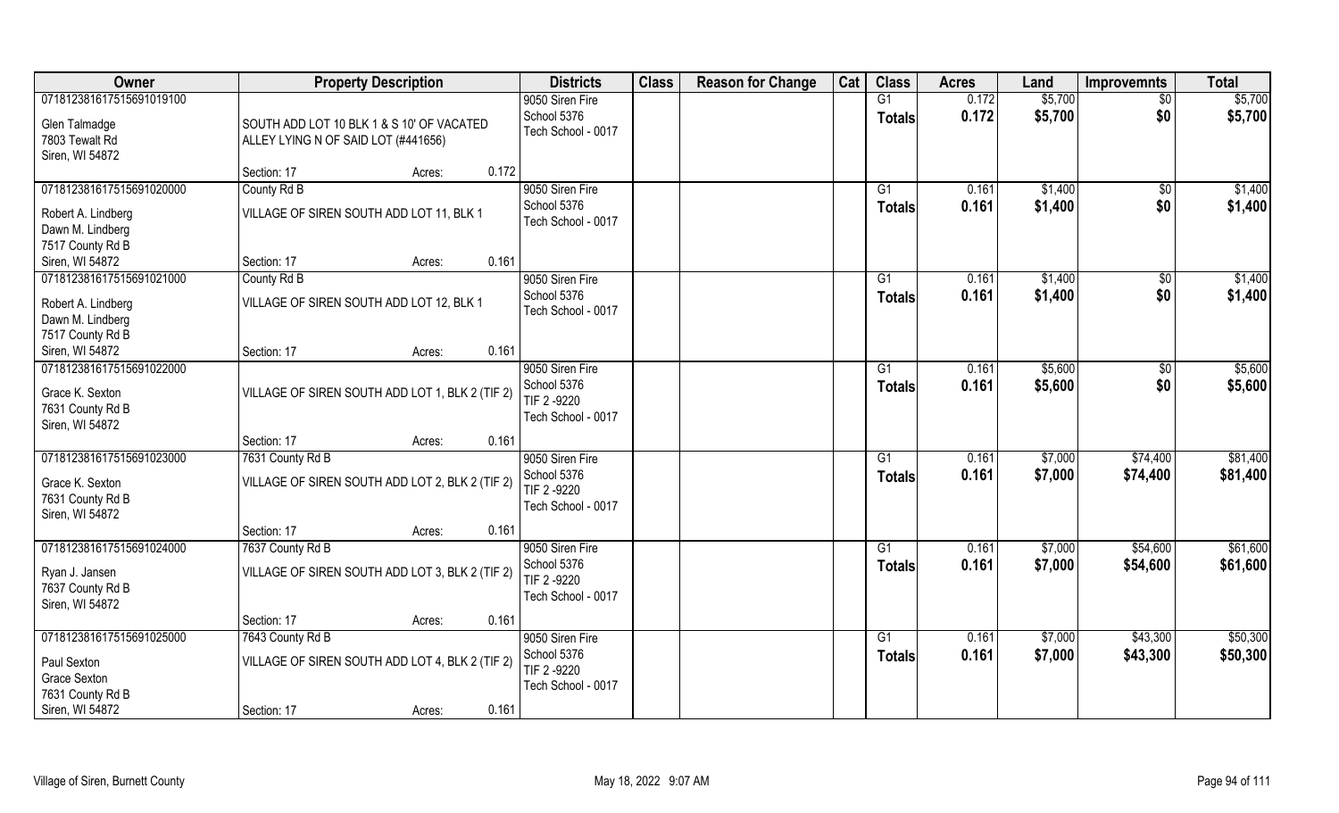| Owner | Property Description | Districts | Class | Reason for Change | Cat | Class | Acres | Land | Improvemnts | Total |
|---|---|---|---|---|---|---|---|---|---|---|
| 07181238161751569101910​0<br>Glen Talmadge<br>7803 Tewalt Rd<br>Siren, WI 54872 | SOUTH ADD LOT 10 BLK 1 & S 10' OF VACATED ALLEY LYING N OF SAID LOT (#441656)<br>Section: 17 Acres: 0.172 | 9050 Siren Fire<br>School 5376<br>Tech School - 0017 | | | | G1<br>**Totals** | 0.172<br>**0.172** | $5,700<br>**$5,700** | $0<br>**$0** | $5,700<br>**$5,700** |
| 07181238161751569102000​0<br>Robert A. Lindberg<br>Dawn M. Lindberg<br>7517 County Rd B<br>Siren, WI 54872 | County Rd B<br>VILLAGE OF SIREN SOUTH ADD LOT 11, BLK 1<br>Section: 17 Acres: 0.161 | 9050 Siren Fire<br>School 5376<br>Tech School - 0017 | | | | G1<br>**Totals** | 0.161<br>**0.161** | $1,400<br>**$1,400** | $0<br>**$0** | $1,400<br>**$1,400** |
| 07181238161751569102100​0<br>Robert A. Lindberg<br>Dawn M. Lindberg<br>7517 County Rd B<br>Siren, WI 54872 | County Rd B<br>VILLAGE OF SIREN SOUTH ADD LOT 12, BLK 1<br>Section: 17 Acres: 0.161 | 9050 Siren Fire<br>School 5376<br>Tech School - 0017 | | | | G1<br>**Totals** | 0.161<br>**0.161** | $1,400<br>**$1,400** | $0<br>**$0** | $1,400<br>**$1,400** |
| 07181238161751569102200​0<br>Grace K. Sexton<br>7631 County Rd B<br>Siren, WI 54872 | VILLAGE OF SIREN SOUTH ADD LOT 1, BLK 2 (TIF 2)<br>Section: 17 Acres: 0.161 | 9050 Siren Fire<br>School 5376<br>TIF 2 -9220<br>Tech School - 0017 | | | | G1<br>**Totals** | 0.161<br>**0.161** | $5,600<br>**$5,600** | $0<br>**$0** | $5,600<br>**$5,600** |
| 07181238161751569102300​0<br>Grace K. Sexton<br>7631 County Rd B<br>Siren, WI 54872 | 7631 County Rd B<br>VILLAGE OF SIREN SOUTH ADD LOT 2, BLK 2 (TIF 2)<br>Section: 17 Acres: 0.161 | 9050 Siren Fire<br>School 5376<br>TIF 2 -9220<br>Tech School - 0017 | | | | G1<br>**Totals** | 0.161<br>**0.161** | $7,000<br>**$7,000** | $74,400<br>**$74,400** | $81,400<br>**$81,400** |
| 07181238161751569102400​0<br>Ryan J. Jansen<br>7637 County Rd B<br>Siren, WI 54872 | 7637 County Rd B<br>VILLAGE OF SIREN SOUTH ADD LOT 3, BLK 2 (TIF 2)<br>Section: 17 Acres: 0.161 | 9050 Siren Fire<br>School 5376<br>TIF 2 -9220<br>Tech School - 0017 | | | | G1<br>**Totals** | 0.161<br>**0.161** | $7,000<br>**$7,000** | $54,600<br>**$54,600** | $61,600<br>**$61,600** |
| 07181238161751569102500​0<br>Paul Sexton<br>Grace Sexton<br>7631 County Rd B<br>Siren, WI 54872 | 7643 County Rd B<br>VILLAGE OF SIREN SOUTH ADD LOT 4, BLK 2 (TIF 2)<br>Section: 17 Acres: 0.161 | 9050 Siren Fire<br>School 5376<br>TIF 2 -9220<br>Tech School - 0017 | | | | G1<br>**Totals** | 0.161<br>**0.161** | $7,000<br>**$7,000** | $43,300<br>**$43,300** | $50,300<br>**$50,300** |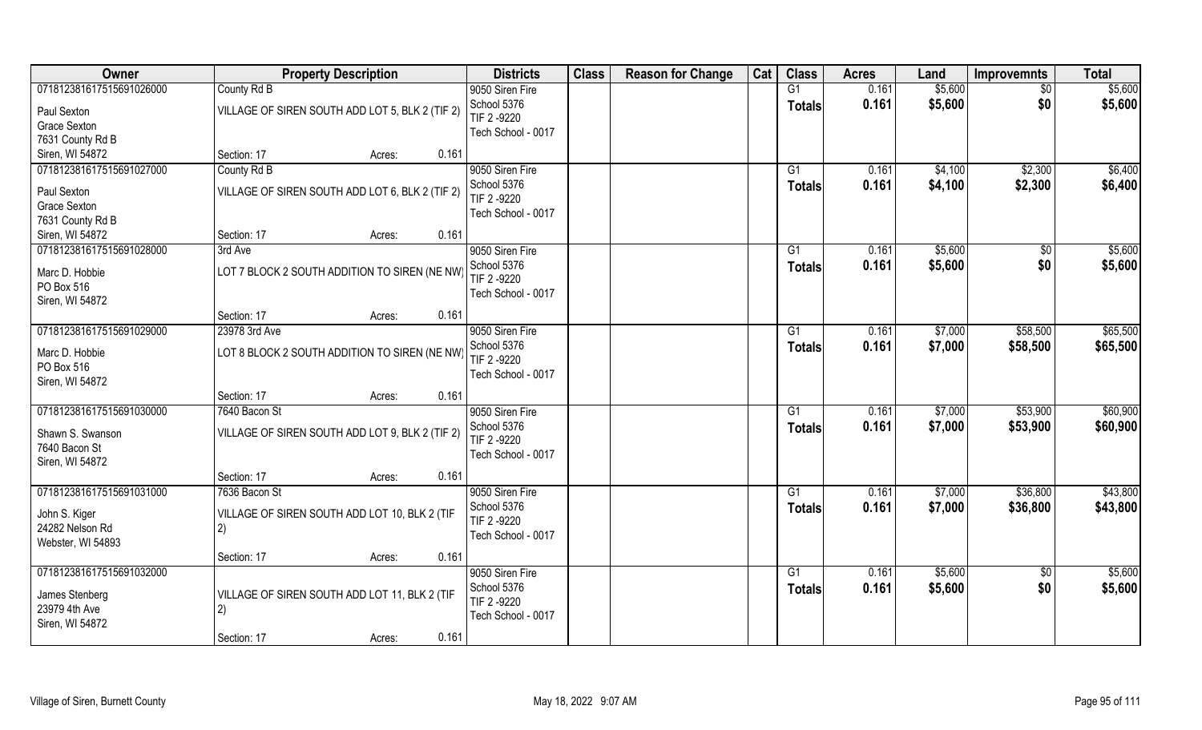| Owner | Property Description | | Districts | Class | Reason for Change | Cat | Class | Acres | Land | Improvemnts | Total |
|---|---|---|---|---|---|---|---|---|---|---|---|
| 07181238161751569102600 0 | County Rd B | | 9050 Siren Fire | | | | G1 | 0.161 | $5,600 | $0 | $5,600 |
| Paul Sexton<br>Grace Sexton<br>7631 County Rd B<br>Siren, WI 54872 | VILLAGE OF SIREN SOUTH ADD LOT 5, BLK 2 (TIF 2) | | School 5376<br>TIF 2 -9220<br>Tech School - 0017 | | | | Totals | 0.161 | $5,600 | $0 | $5,600 |
| | Section: 17 | Acres: 0.161 | | | | | | | | | |
| 071812381617515691027000 | County Rd B | | 9050 Siren Fire | | | | G1 | 0.161 | $4,100 | $2,300 | $6,400 |
| Paul Sexton<br>Grace Sexton<br>7631 County Rd B<br>Siren, WI 54872 | VILLAGE OF SIREN SOUTH ADD LOT 6, BLK 2 (TIF 2) | | School 5376<br>TIF 2 -9220<br>Tech School - 0017 | | | | Totals | 0.161 | $4,100 | $2,300 | $6,400 |
| | Section: 17 | Acres: 0.161 | | | | | | | | | |
| 071812381617515691028000 | 3rd Ave | | 9050 Siren Fire | | | | G1 | 0.161 | $5,600 | $0 | $5,600 |
| Marc D. Hobbie<br>PO Box 516<br>Siren, WI 54872 | LOT 7 BLOCK 2 SOUTH ADDITION TO SIREN (NE NW) | | School 5376<br>TIF 2 -9220<br>Tech School - 0017 | | | | Totals | 0.161 | $5,600 | $0 | $5,600 |
| | Section: 17 | Acres: 0.161 | | | | | | | | | |
| 071812381617515691029000 | 23978 3rd Ave | | 9050 Siren Fire | | | | G1 | 0.161 | $7,000 | $58,500 | $65,500 |
| Marc D. Hobbie<br>PO Box 516<br>Siren, WI 54872 | LOT 8 BLOCK 2 SOUTH ADDITION TO SIREN (NE NW) | | School 5376<br>TIF 2 -9220<br>Tech School - 0017 | | | | Totals | 0.161 | $7,000 | $58,500 | $65,500 |
| | Section: 17 | Acres: 0.161 | | | | | | | | | |
| 071812381617515691030000 | 7640 Bacon St | | 9050 Siren Fire | | | | G1 | 0.161 | $7,000 | $53,900 | $60,900 |
| Shawn S. Swanson<br>7640 Bacon St<br>Siren, WI 54872 | VILLAGE OF SIREN SOUTH ADD LOT 9, BLK 2 (TIF 2) | | School 5376<br>TIF 2 -9220<br>Tech School - 0017 | | | | Totals | 0.161 | $7,000 | $53,900 | $60,900 |
| | Section: 17 | Acres: 0.161 | | | | | | | | | |
| 071812381617515691031000 | 7636 Bacon St | | 9050 Siren Fire | | | | G1 | 0.161 | $7,000 | $36,800 | $43,800 |
| John S. Kiger<br>24282 Nelson Rd<br>Webster, WI 54893 | VILLAGE OF SIREN SOUTH ADD LOT 10, BLK 2 (TIF 2) | | School 5376<br>TIF 2 -9220<br>Tech School - 0017 | | | | Totals | 0.161 | $7,000 | $36,800 | $43,800 |
| | Section: 17 | Acres: 0.161 | | | | | | | | | |
| 071812381617515691032000 | | | 9050 Siren Fire | | | | G1 | 0.161 | $5,600 | $0 | $5,600 |
| James Stenberg<br>23979 4th Ave<br>Siren, WI 54872 | VILLAGE OF SIREN SOUTH ADD LOT 11, BLK 2 (TIF 2) | | School 5376<br>TIF 2 -9220<br>Tech School - 0017 | | | | Totals | 0.161 | $5,600 | $0 | $5,600 |
| | Section: 17 | Acres: 0.161 | | | | | | | | | |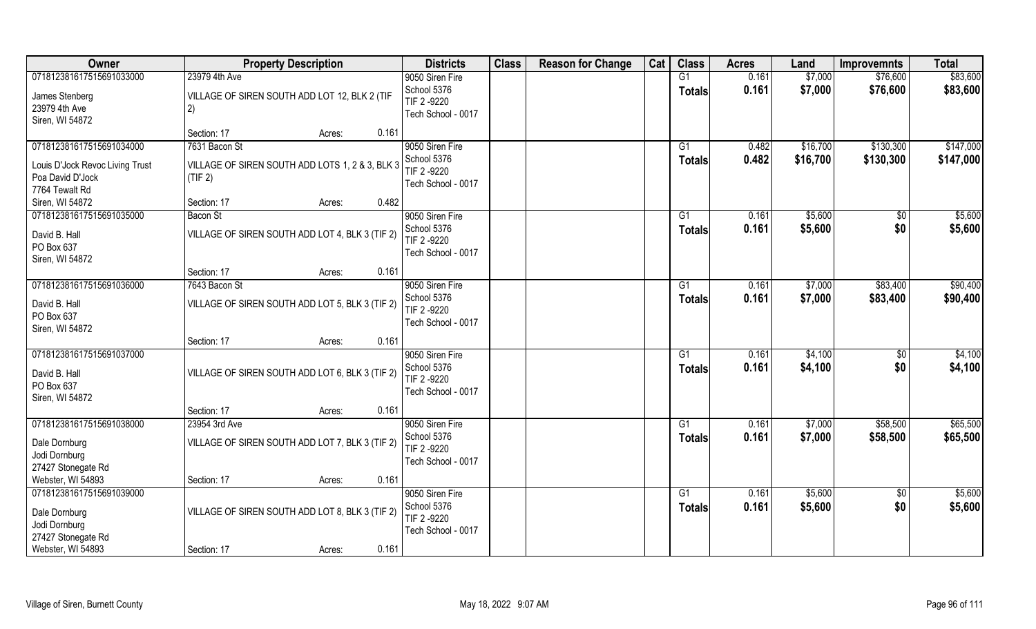| Owner | Property Description | Districts | Class | Reason for Change | Cat | Class | Acres | Land | Improvemnts | Total |
|---|---|---|---|---|---|---|---|---|---|---|
| 07181238161751569103300​0<br>James Stenberg<br>23979 4th Ave<br>Siren, WI 54872 | 23979 4th Ave<br>VILLAGE OF SIREN SOUTH ADD LOT 12, BLK 2 (TIF 2)<br>Section: 17 Acres: 0.161 | 9050 Siren Fire<br>School 5376<br>TIF 2 -9220<br>Tech School - 0017 | | | | G1<br>**Totals** | 0.161<br>**0.161** | $7,000<br>**$7,000** | $76,600<br>**$76,600** | $83,600<br>**$83,600** |
| 071812381617515691034000<br>Louis D'Jock Revoc Living Trust<br>Poa David D'Jock<br>7764 Tewalt Rd<br>Siren, WI 54872 | 7631 Bacon St<br>VILLAGE OF SIREN SOUTH ADD LOTS 1, 2 & 3, BLK 3 (TIF 2)<br>Section: 17 Acres: 0.482 | 9050 Siren Fire<br>School 5376<br>TIF 2 -9220<br>Tech School - 0017 | | | | G1<br>**Totals** | 0.482<br>**0.482** | $16,700<br>**$16,700** | $130,300<br>**$130,300** | $147,000<br>**$147,000** |
| 071812381617515691035000<br>David B. Hall<br>PO Box 637<br>Siren, WI 54872 | Bacon St<br>VILLAGE OF SIREN SOUTH ADD LOT 4, BLK 3 (TIF 2)<br>Section: 17 Acres: 0.161 | 9050 Siren Fire<br>School 5376<br>TIF 2 -9220<br>Tech School - 0017 | | | | G1<br>**Totals** | 0.161<br>**0.161** | $5,600<br>**$5,600** | $0<br>**$0** | $5,600<br>**$5,600** |
| 071812381617515691036000<br>David B. Hall<br>PO Box 637<br>Siren, WI 54872 | 7643 Bacon St<br>VILLAGE OF SIREN SOUTH ADD LOT 5, BLK 3 (TIF 2)<br>Section: 17 Acres: 0.161 | 9050 Siren Fire<br>School 5376<br>TIF 2 -9220<br>Tech School - 0017 | | | | G1<br>**Totals** | 0.161<br>**0.161** | $7,000<br>**$7,000** | $83,400<br>**$83,400** | $90,400<br>**$90,400** |
| 071812381617515691037000<br>David B. Hall<br>PO Box 637<br>Siren, WI 54872 | VILLAGE OF SIREN SOUTH ADD LOT 6, BLK 3 (TIF 2)<br>Section: 17 Acres: 0.161 | 9050 Siren Fire<br>School 5376<br>TIF 2 -9220<br>Tech School - 0017 | | | | G1<br>**Totals** | 0.161<br>**0.161** | $4,100<br>**$4,100** | $0<br>**$0** | $4,100<br>**$4,100** |
| 071812381617515691038000<br>Dale Dornburg<br>Jodi Dornburg<br>27427 Stonegate Rd<br>Webster, WI 54893 | 23954 3rd Ave<br>VILLAGE OF SIREN SOUTH ADD LOT 7, BLK 3 (TIF 2)<br>Section: 17 Acres: 0.161 | 9050 Siren Fire<br>School 5376<br>TIF 2 -9220<br>Tech School - 0017 | | | | G1<br>**Totals** | 0.161<br>**0.161** | $7,000<br>**$7,000** | $58,500<br>**$58,500** | $65,500<br>**$65,500** |
| 071812381617515691039000<br>Dale Dornburg<br>Jodi Dornburg<br>27427 Stonegate Rd<br>Webster, WI 54893 | VILLAGE OF SIREN SOUTH ADD LOT 8, BLK 3 (TIF 2)<br>Section: 17 Acres: 0.161 | 9050 Siren Fire<br>School 5376<br>TIF 2 -9220<br>Tech School - 0017 | | | | G1<br>**Totals** | 0.161<br>**0.161** | $5,600<br>**$5,600** | $0<br>**$0** | $5,600<br>**$5,600** |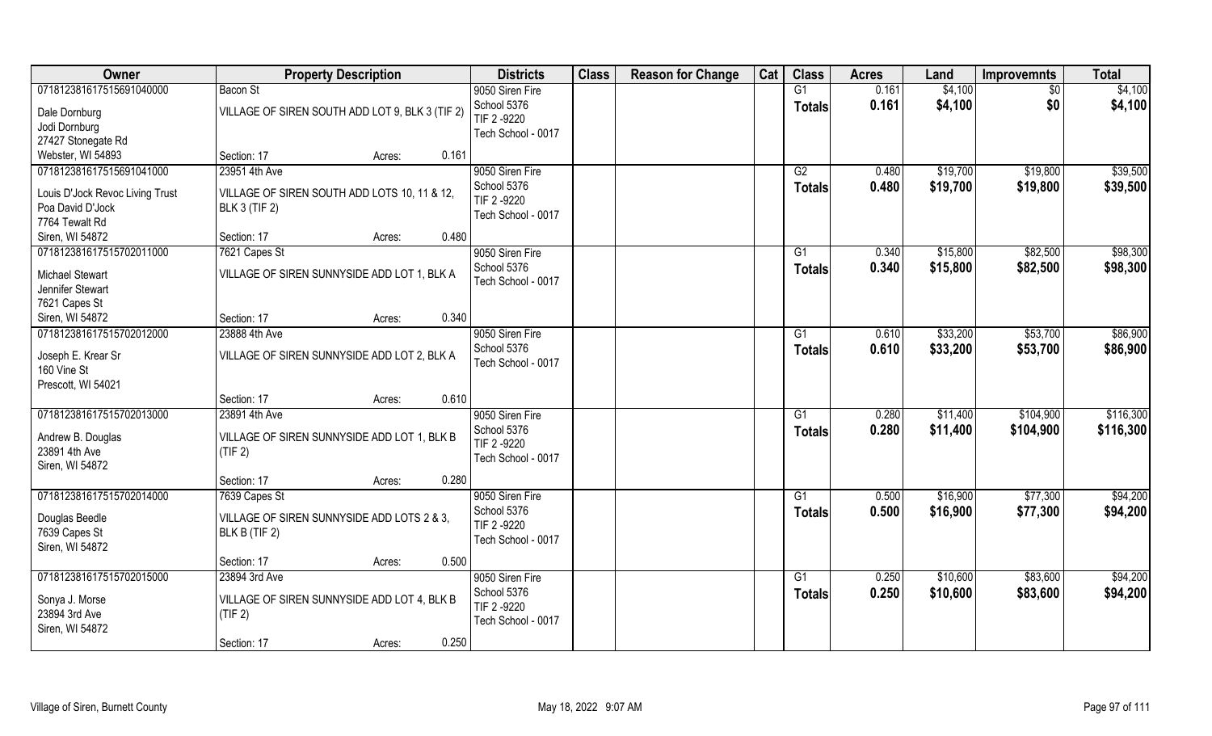| Owner | Property Description | Districts | Class | Reason for Change | Cat | Class | Acres | Land | Improvemnts | Total |
|---|---|---|---|---|---|---|---|---|---|---|
| 07181238161751569104000<br>Dale Dornburg<br>Jodi Dornburg<br>27427 Stonegate Rd<br>Webster, WI 54893 | Bacon St<br>VILLAGE OF SIREN SOUTH ADD LOT 9, BLK 3 (TIF 2)<br>Section: 17 Acres: 0.161 | 9050 Siren Fire<br>School 5376<br>TIF 2 -9220<br>Tech School - 0017 | | | | G1<br>**Totals** | 0.161<br>**0.161** | $4,100<br>**$4,100** | $0<br>**$0** | $4,100<br>**$4,100** |
| 07181238161751569104100<br>Louis D'Jock Revoc Living Trust<br>Poa David D'Jock<br>7764 Tewalt Rd<br>Siren, WI 54872 | 23951 4th Ave<br>VILLAGE OF SIREN SOUTH ADD LOTS 10, 11 & 12, BLK 3 (TIF 2)<br>Section: 17 Acres: 0.480 | 9050 Siren Fire<br>School 5376<br>TIF 2 -9220<br>Tech School - 0017 | | | | G2<br>**Totals** | 0.480<br>**0.480** | $19,700<br>**$19,700** | $19,800<br>**$19,800** | $39,500<br>**$39,500** |
| 07181238161751570201100<br>Michael Stewart<br>Jennifer Stewart<br>7621 Capes St<br>Siren, WI 54872 | 7621 Capes St<br>VILLAGE OF SIREN SUNNYSIDE ADD LOT 1, BLK A<br>Section: 17 Acres: 0.340 | 9050 Siren Fire<br>School 5376<br>Tech School - 0017 | | | | G1<br>**Totals** | 0.340<br>**0.340** | $15,800<br>**$15,800** | $82,500<br>**$82,500** | $98,300<br>**$98,300** |
| 07181238161751570201200<br>Joseph E. Krear Sr<br>160 Vine St<br>Prescott, WI 54021 | 23888 4th Ave<br>VILLAGE OF SIREN SUNNYSIDE ADD LOT 2, BLK A<br>Section: 17 Acres: 0.610 | 9050 Siren Fire<br>School 5376<br>Tech School - 0017 | | | | G1<br>**Totals** | 0.610<br>**0.610** | $33,200<br>**$33,200** | $53,700<br>**$53,700** | $86,900<br>**$86,900** |
| 07181238161751570201300<br>Andrew B. Douglas<br>23891 4th Ave<br>Siren, WI 54872 | 23891 4th Ave<br>VILLAGE OF SIREN SUNNYSIDE ADD LOT 1, BLK B (TIF 2)<br>Section: 17 Acres: 0.280 | 9050 Siren Fire<br>School 5376<br>TIF 2 -9220<br>Tech School - 0017 | | | | G1<br>**Totals** | 0.280<br>**0.280** | $11,400<br>**$11,400** | $104,900<br>**$104,900** | $116,300<br>**$116,300** |
| 07181238161751570201400<br>Douglas Beedle<br>7639 Capes St<br>Siren, WI 54872 | 7639 Capes St<br>VILLAGE OF SIREN SUNNYSIDE ADD LOTS 2 & 3, BLK B (TIF 2)<br>Section: 17 Acres: 0.500 | 9050 Siren Fire<br>School 5376<br>TIF 2 -9220<br>Tech School - 0017 | | | | G1<br>**Totals** | 0.500<br>**0.500** | $16,900<br>**$16,900** | $77,300<br>**$77,300** | $94,200<br>**$94,200** |
| 07181238161751570201500<br>Sonya J. Morse<br>23894 3rd Ave<br>Siren, WI 54872 | 23894 3rd Ave<br>VILLAGE OF SIREN SUNNYSIDE ADD LOT 4, BLK B (TIF 2)<br>Section: 17 Acres: 0.250 | 9050 Siren Fire<br>School 5376<br>TIF 2 -9220<br>Tech School - 0017 | | | | G1<br>**Totals** | 0.250<br>**0.250** | $10,600<br>**$10,600** | $83,600<br>**$83,600** | $94,200<br>**$94,200** |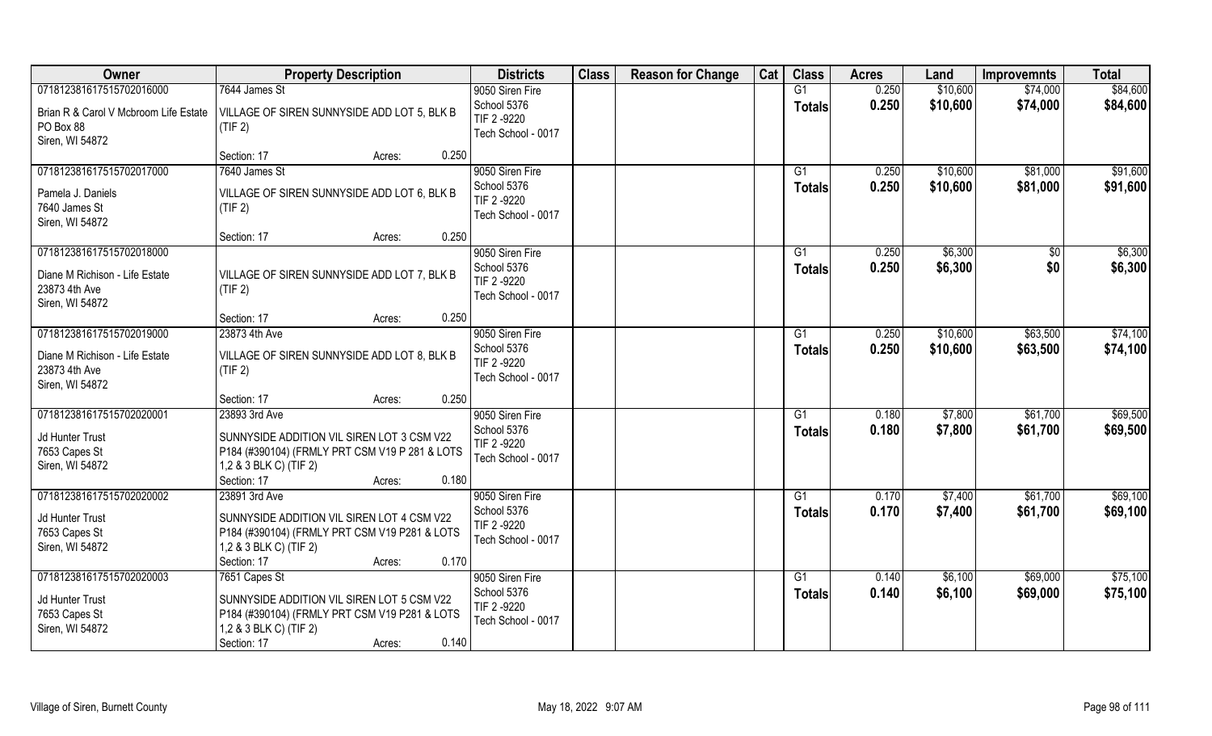| Owner | Property Description | Districts | Class | Reason for Change | Cat | Class | Acres | Land | Improvemnts | Total |
|---|---|---|---|---|---|---|---|---|---|---|
| 07181238161751570201600<br>Brian R & Carol V Mcbroom Life Estate<br>PO Box 88<br>Siren, WI 54872 | 7644 James St<br>VILLAGE OF SIREN SUNNYSIDE ADD LOT 5, BLK B (TIF 2)<br>Section: 17 Acres: 0.250 | 9050 Siren Fire<br>School 5376<br>TIF 2 -9220<br>Tech School - 0017 | | | | G1<br>**Totals** | 0.250<br>**0.250** | $10,600<br>**$10,600** | $74,000<br>**$74,000** | $84,600<br>**$84,600** |
| 07181238161751570201700<br>Pamela J. Daniels<br>7640 James St<br>Siren, WI 54872 | 7640 James St<br>VILLAGE OF SIREN SUNNYSIDE ADD LOT 6, BLK B (TIF 2)<br>Section: 17 Acres: 0.250 | 9050 Siren Fire<br>School 5376<br>TIF 2 -9220<br>Tech School - 0017 | | | | G1<br>**Totals** | 0.250<br>**0.250** | $10,600<br>**$10,600** | $81,000<br>**$81,000** | $91,600<br>**$91,600** |
| 07181238161751570201800<br>Diane M Richison - Life Estate<br>23873 4th Ave<br>Siren, WI 54872 | VILLAGE OF SIREN SUNNYSIDE ADD LOT 7, BLK B (TIF 2)<br>Section: 17 Acres: 0.250 | 9050 Siren Fire<br>School 5376<br>TIF 2 -9220<br>Tech School - 0017 | | | | G1<br>**Totals** | 0.250<br>**0.250** | $6,300<br>**$6,300** | $0<br>**$0** | $6,300<br>**$6,300** |
| 07181238161751570201900<br>Diane M Richison - Life Estate<br>23873 4th Ave<br>Siren, WI 54872 | 23873 4th Ave<br>VILLAGE OF SIREN SUNNYSIDE ADD LOT 8, BLK B (TIF 2)<br>Section: 17 Acres: 0.250 | 9050 Siren Fire<br>School 5376<br>TIF 2 -9220<br>Tech School - 0017 | | | | G1<br>**Totals** | 0.250<br>**0.250** | $10,600<br>**$10,600** | $63,500<br>**$63,500** | $74,100<br>**$74,100** |
| 07181238161751570202001<br>Jd Hunter Trust<br>7653 Capes St<br>Siren, WI 54872 | 23893 3rd Ave<br>SUNNYSIDE ADDITION VIL SIREN LOT 3 CSM V22 P184 (#390104) (FRMLY PRT CSM V19 P 281 & LOTS 1,2 & 3 BLK C) (TIF 2)<br>Section: 17 Acres: 0.180 | 9050 Siren Fire<br>School 5376<br>TIF 2 -9220<br>Tech School - 0017 | | | | G1<br>**Totals** | 0.180<br>**0.180** | $7,800<br>**$7,800** | $61,700<br>**$61,700** | $69,500<br>**$69,500** |
| 07181238161751570202002<br>Jd Hunter Trust<br>7653 Capes St<br>Siren, WI 54872 | 23891 3rd Ave<br>SUNNYSIDE ADDITION VIL SIREN LOT 4 CSM V22 P184 (#390104) (FRMLY PRT CSM V19 P281 & LOTS 1,2 & 3 BLK C) (TIF 2)<br>Section: 17 Acres: 0.170 | 9050 Siren Fire<br>School 5376<br>TIF 2 -9220<br>Tech School - 0017 | | | | G1<br>**Totals** | 0.170<br>**0.170** | $7,400<br>**$7,400** | $61,700<br>**$61,700** | $69,100<br>**$69,100** |
| 07181238161751570202003<br>Jd Hunter Trust<br>7653 Capes St<br>Siren, WI 54872 | 7651 Capes St<br>SUNNYSIDE ADDITION VIL SIREN LOT 5 CSM V22 P184 (#390104) (FRMLY PRT CSM V19 P281 & LOTS 1,2 & 3 BLK C) (TIF 2)<br>Section: 17 Acres: 0.140 | 9050 Siren Fire<br>School 5376<br>TIF 2 -9220<br>Tech School - 0017 | | | | G1<br>**Totals** | 0.140<br>**0.140** | $6,100<br>**$6,100** | $69,000<br>**$69,000** | $75,100<br>**$75,100** |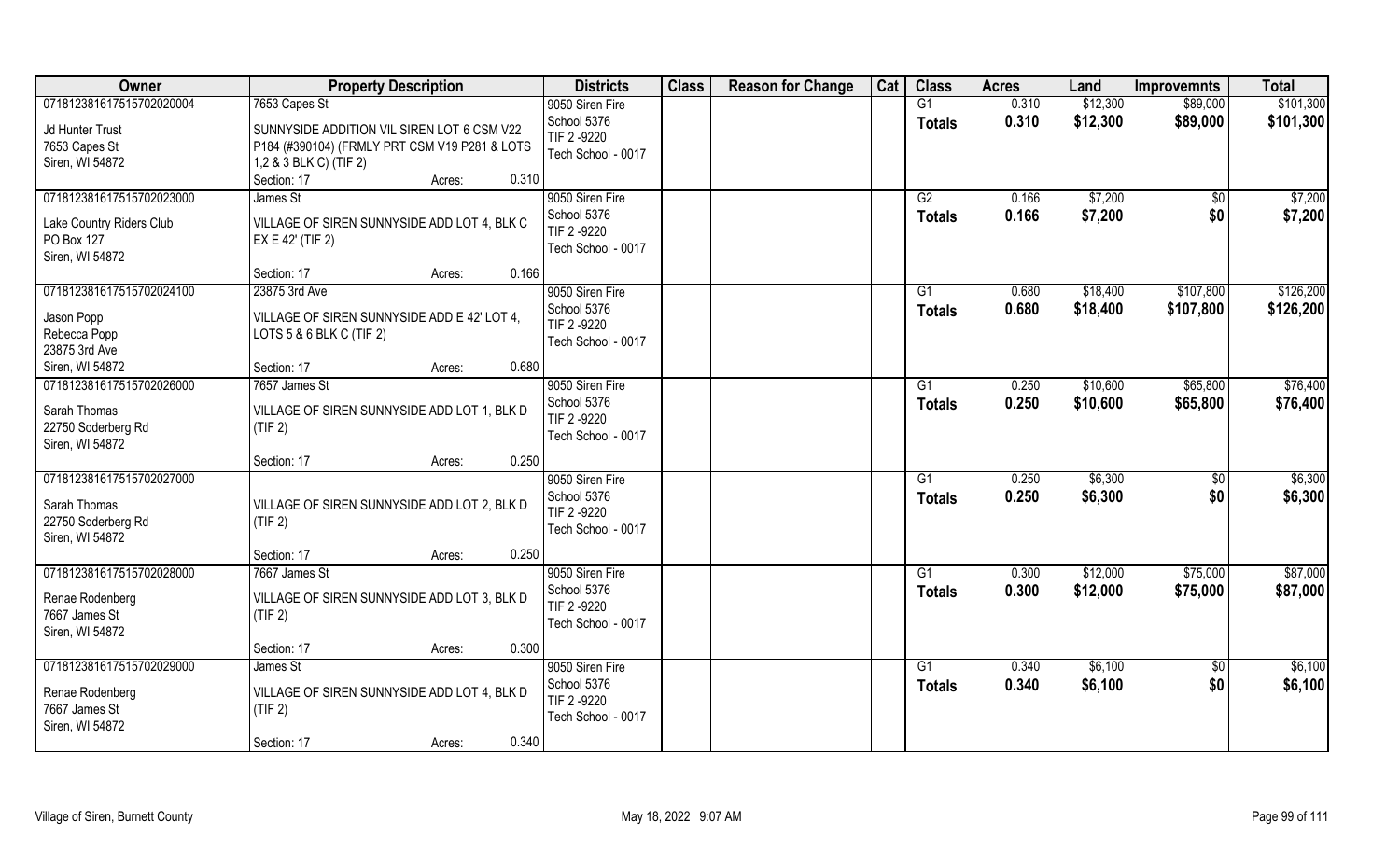| Owner | Property Description | Districts | Class | Reason for Change | Cat | Class | Acres | Land | Improvemnts | Total |
|---|---|---|---|---|---|---|---|---|---|---|
| 071812381617515702020004<br>Jd Hunter Trust<br>7653 Capes St<br>Siren, WI 54872 | 7653 Capes St<br>SUNNYSIDE ADDITION VIL SIREN LOT 6 CSM V22 P184 (#390104) (FRMLY PRT CSM V19 P281 & LOTS 1,2 & 3 BLK C) (TIF 2)<br>Section: 17 Acres: 0.310 | 9050 Siren Fire<br>School 5376<br>TIF 2 -9220<br>Tech School - 0017 | | | | G1<br>**Totals** | 0.310<br>**0.310** | \$12,300<br>**\$12,300** | \$89,000<br>**\$89,000** | \$101,300<br>**\$101,300** |
| 071812381617515702023000<br>Lake Country Riders Club<br>PO Box 127<br>Siren, WI 54872 | James St<br>VILLAGE OF SIREN SUNNYSIDE ADD LOT 4, BLK C EX E 42' (TIF 2)<br>Section: 17 Acres: 0.166 | 9050 Siren Fire<br>School 5376<br>TIF 2 -9220<br>Tech School - 0017 | | | | G2<br>**Totals** | 0.166<br>**0.166** | \$7,200<br>**\$7,200** | \$0<br>**\$0** | \$7,200<br>**\$7,200** |
| 071812381617515702024100<br>Jason Popp<br>Rebecca Popp<br>23875 3rd Ave<br>Siren, WI 54872 | 23875 3rd Ave<br>VILLAGE OF SIREN SUNNYSIDE ADD E 42' LOT 4, LOTS 5 & 6 BLK C (TIF 2)<br>Section: 17 Acres: 0.680 | 9050 Siren Fire<br>School 5376<br>TIF 2 -9220<br>Tech School - 0017 | | | | G1<br>**Totals** | 0.680<br>**0.680** | \$18,400<br>**\$18,400** | \$107,800<br>**\$107,800** | \$126,200<br>**\$126,200** |
| 071812381617515702026000<br>Sarah Thomas<br>22750 Soderberg Rd<br>Siren, WI 54872 | 7657 James St<br>VILLAGE OF SIREN SUNNYSIDE ADD LOT 1, BLK D (TIF 2)<br>Section: 17 Acres: 0.250 | 9050 Siren Fire<br>School 5376<br>TIF 2 -9220<br>Tech School - 0017 | | | | G1<br>**Totals** | 0.250<br>**0.250** | \$10,600<br>**\$10,600** | \$65,800<br>**\$65,800** | \$76,400<br>**\$76,400** |
| 071812381617515702027000<br>Sarah Thomas<br>22750 Soderberg Rd<br>Siren, WI 54872 | VILLAGE OF SIREN SUNNYSIDE ADD LOT 2, BLK D (TIF 2)<br>Section: 17 Acres: 0.250 | 9050 Siren Fire<br>School 5376<br>TIF 2 -9220<br>Tech School - 0017 | | | | G1<br>**Totals** | 0.250<br>**0.250** | \$6,300<br>**\$6,300** | \$0<br>**\$0** | \$6,300<br>**\$6,300** |
| 071812381617515702028000<br>Renae Rodenberg<br>7667 James St<br>Siren, WI 54872 | 7667 James St<br>VILLAGE OF SIREN SUNNYSIDE ADD LOT 3, BLK D (TIF 2)<br>Section: 17 Acres: 0.300 | 9050 Siren Fire<br>School 5376<br>TIF 2 -9220<br>Tech School - 0017 | | | | G1<br>**Totals** | 0.300<br>**0.300** | \$12,000<br>**\$12,000** | \$75,000<br>**\$75,000** | \$87,000<br>**\$87,000** |
| 071812381617515702029000<br>Renae Rodenberg<br>7667 James St<br>Siren, WI 54872 | James St<br>VILLAGE OF SIREN SUNNYSIDE ADD LOT 4, BLK D (TIF 2)<br>Section: 17 Acres: 0.340 | 9050 Siren Fire<br>School 5376<br>TIF 2 -9220<br>Tech School - 0017 | | | | G1<br>**Totals** | 0.340<br>**0.340** | \$6,100<br>**\$6,100** | \$0<br>**\$0** | \$6,100<br>**\$6,100** |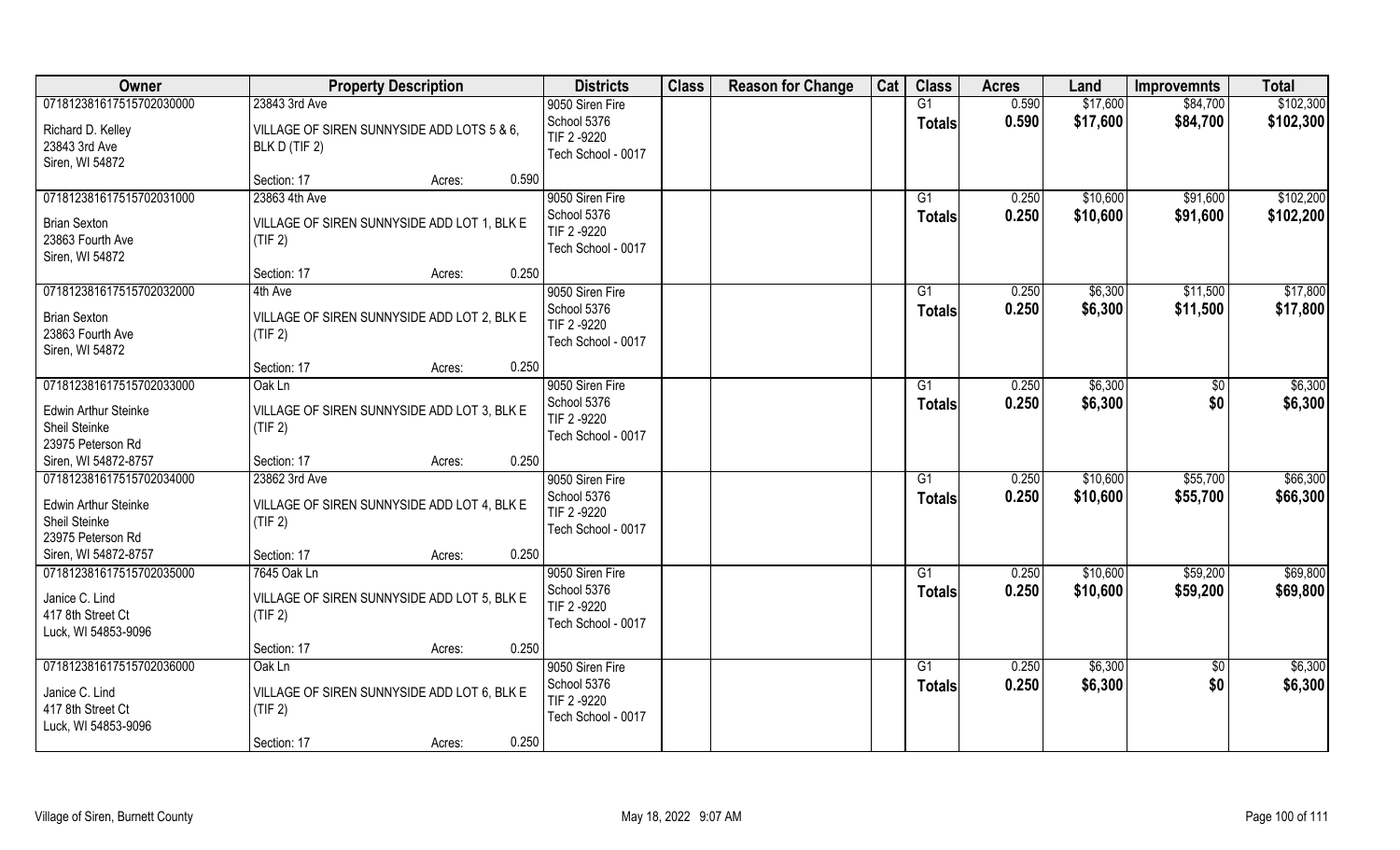| Owner | Property Description | | Districts | Class | Reason for Change | Cat | Class | Acres | Land | Improvemnts | Total |
|---|---|---|---|---|---|---|---|---|---|---|---|
| 071812381617515702030000 | 23843 3rd Ave | | 9050 Siren Fire | | | | G1 | 0.590 | $17,600 | $84,700 | $102,300 |
| Richard D. Kelley<br>23843 3rd Ave<br>Siren, WI 54872 | VILLAGE OF SIREN SUNNYSIDE ADD LOTS 5 & 6, BLK D (TIF 2) | | School 5376<br>TIF 2 -9220<br>Tech School - 0017 | | | | **Totals** | **0.590** | **$17,600** | **$84,700** | **$102,300** |
| | Section: 17 | Acres: 0.590 | | | | | | | | | |
| 071812381617515702031000 | 23863 4th Ave | | 9050 Siren Fire | | | | G1 | 0.250 | $10,600 | $91,600 | $102,200 |
| Brian Sexton<br>23863 Fourth Ave<br>Siren, WI 54872 | VILLAGE OF SIREN SUNNYSIDE ADD LOT 1, BLK E (TIF 2) | | School 5376<br>TIF 2 -9220<br>Tech School - 0017 | | | | **Totals** | **0.250** | **$10,600** | **$91,600** | **$102,200** |
| | Section: 17 | Acres: 0.250 | | | | | | | | | |
| 071812381617515702032000 | 4th Ave | | 9050 Siren Fire | | | | G1 | 0.250 | $6,300 | $11,500 | $17,800 |
| Brian Sexton<br>23863 Fourth Ave<br>Siren, WI 54872 | VILLAGE OF SIREN SUNNYSIDE ADD LOT 2, BLK E (TIF 2) | | School 5376<br>TIF 2 -9220<br>Tech School - 0017 | | | | **Totals** | **0.250** | **$6,300** | **$11,500** | **$17,800** |
| | Section: 17 | Acres: 0.250 | | | | | | | | | |
| 071812381617515702033000 | Oak Ln | | 9050 Siren Fire | | | | G1 | 0.250 | $6,300 | $0 | $6,300 |
| Edwin Arthur Steinke<br>Sheil Steinke<br>23975 Peterson Rd<br>Siren, WI 54872-8757 | VILLAGE OF SIREN SUNNYSIDE ADD LOT 3, BLK E (TIF 2) | | School 5376<br>TIF 2 -9220<br>Tech School - 0017 | | | | **Totals** | **0.250** | **$6,300** | **$0** | **$6,300** |
| | Section: 17 | Acres: 0.250 | | | | | | | | | |
| 071812381617515702034000 | 23862 3rd Ave | | 9050 Siren Fire | | | | G1 | 0.250 | $10,600 | $55,700 | $66,300 |
| Edwin Arthur Steinke<br>Sheil Steinke<br>23975 Peterson Rd<br>Siren, WI 54872-8757 | VILLAGE OF SIREN SUNNYSIDE ADD LOT 4, BLK E (TIF 2) | | School 5376<br>TIF 2 -9220<br>Tech School - 0017 | | | | **Totals** | **0.250** | **$10,600** | **$55,700** | **$66,300** |
| | Section: 17 | Acres: 0.250 | | | | | | | | | |
| 071812381617515702035000 | 7645 Oak Ln | | 9050 Siren Fire | | | | G1 | 0.250 | $10,600 | $59,200 | $69,800 |
| Janice C. Lind<br>417 8th Street Ct<br>Luck, WI 54853-9096 | VILLAGE OF SIREN SUNNYSIDE ADD LOT 5, BLK E (TIF 2) | | School 5376<br>TIF 2 -9220<br>Tech School - 0017 | | | | **Totals** | **0.250** | **$10,600** | **$59,200** | **$69,800** |
| | Section: 17 | Acres: 0.250 | | | | | | | | | |
| 071812381617515702036000 | Oak Ln | | 9050 Siren Fire | | | | G1 | 0.250 | $6,300 | $0 | $6,300 |
| Janice C. Lind<br>417 8th Street Ct<br>Luck, WI 54853-9096 | VILLAGE OF SIREN SUNNYSIDE ADD LOT 6, BLK E (TIF 2) | | School 5376<br>TIF 2 -9220<br>Tech School - 0017 | | | | **Totals** | **0.250** | **$6,300** | **$0** | **$6,300** |
| | Section: 17 | Acres: 0.250 | | | | | | | | | |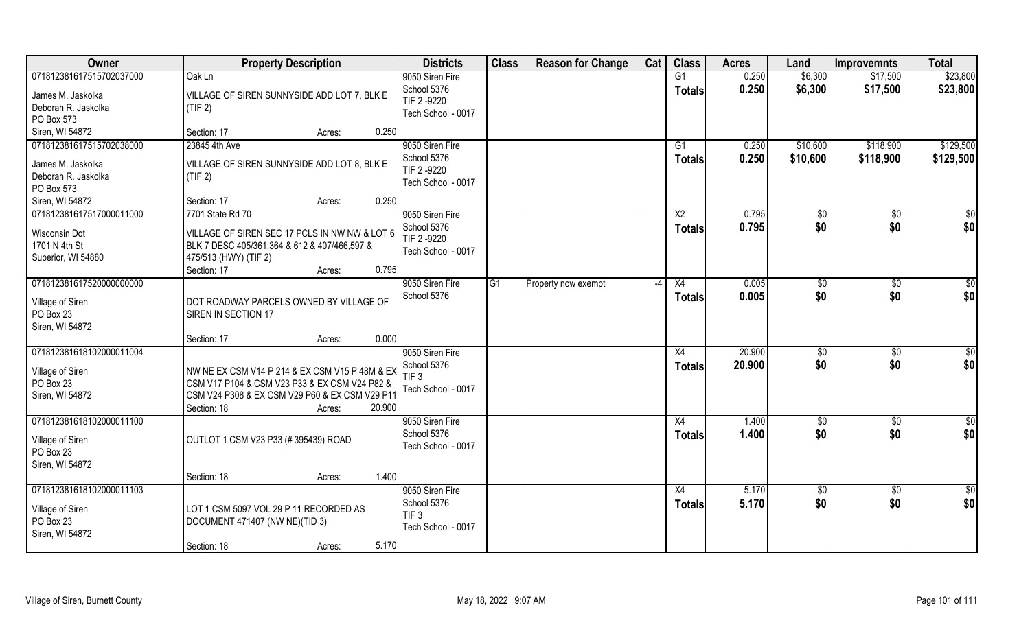| Owner | Property Description | Districts | Class | Reason for Change | Cat | Class | Acres | Land | Improvemnts | Total |
|---|---|---|---|---|---|---|---|---|---|---|
| 07181238161751570203700<br>James M. Jaskolka<br>Deborah R. Jaskolka<br>PO Box 573<br>Siren, WI 54872 | Oak Ln<br>VILLAGE OF SIREN SUNNYSIDE ADD LOT 7, BLK E (TIF 2)<br>Section: 17 Acres: 0.250 | 9050 Siren Fire<br>School 5376<br>TIF 2 -9220<br>Tech School - 0017 | | | | G1<br>**Totals** | 0.250<br>**0.250** | $6,300<br>**$6,300** | $17,500<br>**$17,500** | $23,800<br>**$23,800** |
| 07181238161751570203800<br>James M. Jaskolka<br>Deborah R. Jaskolka<br>PO Box 573<br>Siren, WI 54872 | 23845 4th Ave<br>VILLAGE OF SIREN SUNNYSIDE ADD LOT 8, BLK E (TIF 2)<br>Section: 17 Acres: 0.250 | 9050 Siren Fire<br>School 5376<br>TIF 2 -9220<br>Tech School - 0017 | | | | G1<br>**Totals** | 0.250<br>**0.250** | $10,600<br>**$10,600** | $118,900<br>**$118,900** | $129,500<br>**$129,500** |
| 07181238161751700001100<br>Wisconsin Dot<br>1701 N 4th St<br>Superior, WI 54880 | 7701 State Rd 70<br>VILLAGE OF SIREN SEC 17 PCLS IN NW NW & LOT 6 BLK 7 DESC 405/361,364 & 612 & 407/466,597 & 475/513 (HWY) (TIF 2)<br>Section: 17 Acres: 0.795 | 9050 Siren Fire<br>School 5376<br>TIF 2 -9220<br>Tech School - 0017 | | | | X2<br>**Totals** | 0.795<br>**0.795** | $0<br>**$0** | $0<br>**$0** | $0<br>**$0** |
| 07181238161752000000000<br>Village of Siren<br>PO Box 23<br>Siren, WI 54872 | DOT ROADWAY PARCELS OWNED BY VILLAGE OF SIREN IN SECTION 17<br>Section: 17 Acres: 0.000 | 9050 Siren Fire<br>School 5376 | G1 | Property now exempt | -4 | X4<br>**Totals** | 0.005<br>**0.005** | $0<br>**$0** | $0<br>**$0** | $0<br>**$0** |
| 07181238161810200001100 4<br>Village of Siren<br>PO Box 23<br>Siren, WI 54872 | NW NE EX CSM V14 P 214 & EX CSM V15 P 48M & EX CSM V17 P104 & CSM V23 P33 & EX CSM V24 P82 & CSM V24 P308 & EX CSM V29 P60 & EX CSM V29 P11<br>Section: 18 Acres: 20.900 | 9050 Siren Fire<br>School 5376<br>TIF 3<br>Tech School - 0017 | | | | X4<br>**Totals** | 20.900<br>**20.900** | $0<br>**$0** | $0<br>**$0** | $0<br>**$0** |
| 07181238161810200001110 0<br>Village of Siren<br>PO Box 23<br>Siren, WI 54872 | OUTLOT 1 CSM V23 P33 (# 395439) ROAD<br>Section: 18 Acres: 1.400 | 9050 Siren Fire<br>School 5376<br>Tech School - 0017 | | | | X4<br>**Totals** | 1.400<br>**1.400** | $0<br>**$0** | $0<br>**$0** | $0<br>**$0** |
| 07181238161810200001110 3<br>Village of Siren<br>PO Box 23<br>Siren, WI 54872 | LOT 1 CSM 5097 VOL 29 P 11 RECORDED AS DOCUMENT 471407 (NW NE)(TID 3)<br>Section: 18 Acres: 5.170 | 9050 Siren Fire<br>School 5376<br>TIF 3<br>Tech School - 0017 | | | | X4<br>**Totals** | 5.170<br>**5.170** | $0<br>**$0** | $0<br>**$0** | $0<br>**$0** |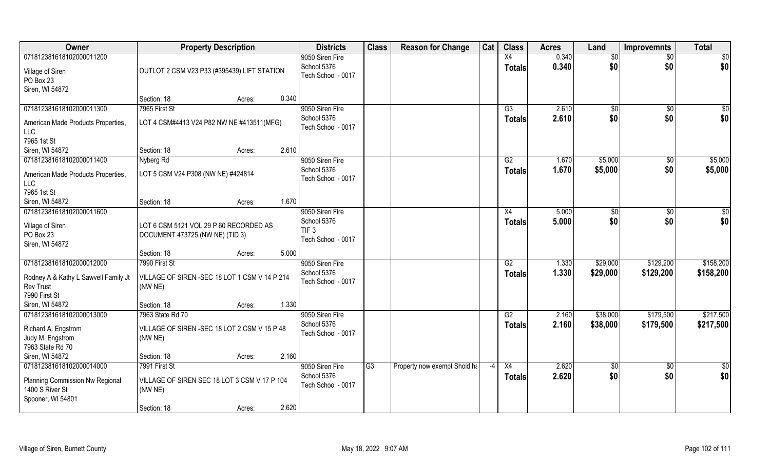| Owner | Property Description | | | Districts | Class | Reason for Change | Cat | Class | Acres | Land | Improvemnts | Total |
|---|---|---|---|---|---|---|---|---|---|---|---|---|
| 07181238161810200001120​0 | | | | 9050 Siren Fire | | | | X4 | 0.340 | $0 | $0 | $0 |
| Village of Siren | OUTLOT 2 CSM V23 P33 (#395439) LIFT STATION | | | School 5376 | | | | **Totals** | **0.340** | **$0** | **$0** | **$0** |
| PO Box 23 | | | | Tech School - 0017 | | | | | | | | |
| Siren, WI 54872 | | | | | | | | | | | | |
| | Section: 18 | Acres: | 0.340 | | | | | | | | | |
| 07181238161810200001130​0 | 7965 First St | | | 9050 Siren Fire | | | | G3 | 2.610 | $0 | $0 | $0 |
| American Made Products Properties, LLC | LOT 4 CSM#4413 V24 P82 NW NE #413511(MFG) | | | School 5376 | | | | **Totals** | **2.610** | **$0** | **$0** | **$0** |
| 7965 1st St | | | | Tech School - 0017 | | | | | | | | |
| Siren, WI 54872 | Section: 18 | Acres: | 2.610 | | | | | | | | | |
| 07181238161810200001140​0 | Nyberg Rd | | | 9050 Siren Fire | | | | G2 | 1.670 | $5,000 | $0 | $5,000 |
| American Made Products Properties, LLC | LOT 5 CSM V24 P308 (NW NE) #424814 | | | School 5376 | | | | **Totals** | **1.670** | **$5,000** | **$0** | **$5,000** |
| 7965 1st St | | | | Tech School - 0017 | | | | | | | | |
| Siren, WI 54872 | Section: 18 | Acres: | 1.670 | | | | | | | | | |
| 07181238161810200001160​0 | | | | 9050 Siren Fire | | | | X4 | 5.000 | $0 | $0 | $0 |
| Village of Siren | LOT 6 CSM 5121 VOL 29 P 60 RECORDED AS | | | School 5376 | | | | **Totals** | **5.000** | **$0** | **$0** | **$0** |
| PO Box 23 | DOCUMENT 473725 (NW NE) (TID 3) | | | TIF 3 | | | | | | | | |
| Siren, WI 54872 | | | | Tech School - 0017 | | | | | | | | |
| | Section: 18 | Acres: | 5.000 | | | | | | | | | |
| 07181238161810200001200​0 | 7990 First St | | | 9050 Siren Fire | | | | G2 | 1.330 | $29,000 | $129,200 | $158,200 |
| Rodney A & Kathy L Sawvell Family Jt Rev Trust | VILLAGE OF SIREN -SEC 18 LOT 1 CSM V 14 P 214 (NW NE) | | | School 5376 | | | | **Totals** | **1.330** | **$29,000** | **$129,200** | **$158,200** |
| 7990 First St | | | | Tech School - 0017 | | | | | | | | |
| Siren, WI 54872 | Section: 18 | Acres: | 1.330 | | | | | | | | | |
| 07181238161810200001300​0 | 7963 State Rd 70 | | | 9050 Siren Fire | | | | G2 | 2.160 | $38,000 | $179,500 | $217,500 |
| Richard A. Engstrom | VILLAGE OF SIREN -SEC 18 LOT 2 CSM V 15 P 48 | | | School 5376 | | | | **Totals** | **2.160** | **$38,000** | **$179,500** | **$217,500** |
| Judy M. Engstrom | (NW NE) | | | Tech School - 0017 | | | | | | | | |
| 7963 State Rd 70 | | | | | | | | | | | | |
| Siren, WI 54872 | Section: 18 | Acres: | 2.160 | | | | | | | | | |
| 07181238161810200001400​0 | 7991 First St | | | 9050 Siren Fire | G3 | Property now exempt Shold ha | -4 | X4 | 2.620 | $0 | $0 | $0 |
| Planning Commission Nw Regional | VILLAGE OF SIREN SEC 18 LOT 3 CSM V 17 P 104 | | | School 5376 | | | | **Totals** | **2.620** | **$0** | **$0** | **$0** |
| 1400 S River St | (NW NE) | | | Tech School - 0017 | | | | | | | | |
| Spooner, WI 54801 | | | | | | | | | | | | |
| | Section: 18 | Acres: | 2.620 | | | | | | | | | |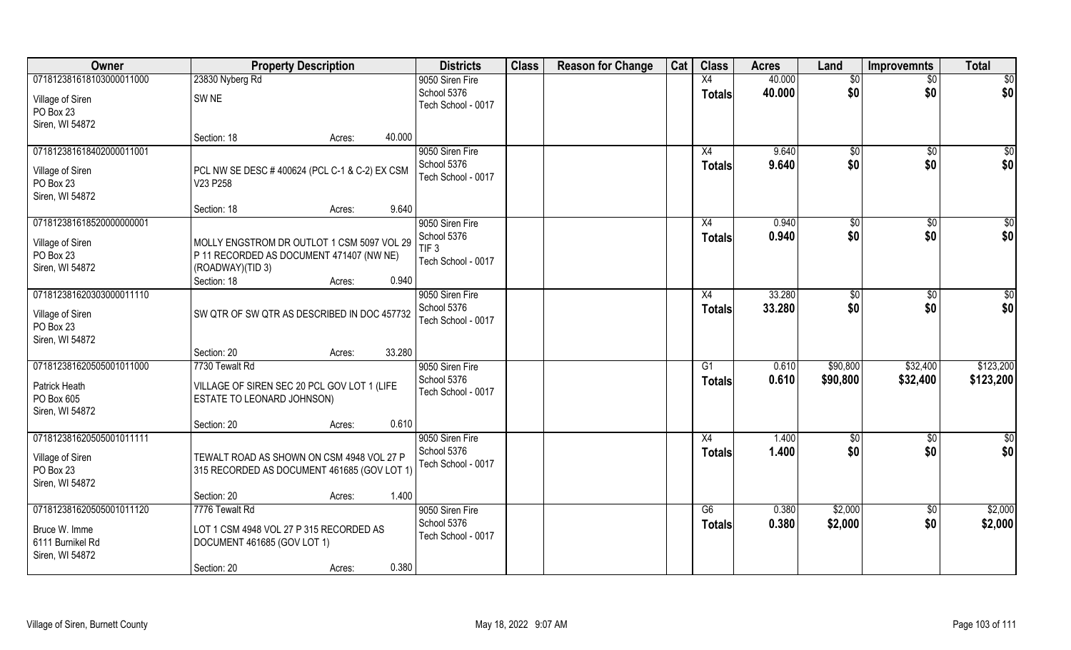| Owner | Property Description | Districts | Class | Reason for Change | Cat | Class | Acres | Land | Improvemnts | Total |
|---|---|---|---|---|---|---|---|---|---|---|
| 071812381618103000011000<br>Village of Siren<br>PO Box 23<br>Siren, WI 54872 | 23830 Nyberg Rd<br>SW NE<br>Section: 18 Acres: 40.000 | 9050 Siren Fire<br>School 5376<br>Tech School - 0017 | | | | X4<br>**Totals** | 40.000<br>**40.000** | $0<br>**$0** | $0<br>**$0** | $0<br>**$0** |
| 071812381618402000011001<br>Village of Siren<br>PO Box 23<br>Siren, WI 54872 | PCL NW SE DESC # 400624 (PCL C-1 & C-2) EX CSM V23 P258<br>Section: 18 Acres: 9.640 | 9050 Siren Fire<br>School 5376<br>Tech School - 0017 | | | | X4<br>**Totals** | 9.640<br>**9.640** | $0<br>**$0** | $0<br>**$0** | $0<br>**$0** |
| 071812381618520000000001<br>Village of Siren<br>PO Box 23<br>Siren, WI 54872 | MOLLY ENGSTROM DR OUTLOT 1 CSM 5097 VOL 29 P 11 RECORDED AS DOCUMENT 471407 (NW NE) (ROADWAY)(TID 3)<br>Section: 18 Acres: 0.940 | 9050 Siren Fire<br>School 5376<br>TIF 3<br>Tech School - 0017 | | | | X4<br>**Totals** | 0.940<br>**0.940** | $0<br>**$0** | $0<br>**$0** | $0<br>**$0** |
| 071812381620303000011110<br>Village of Siren<br>PO Box 23<br>Siren, WI 54872 | SW QTR OF SW QTR AS DESCRIBED IN DOC 457732<br>Section: 20 Acres: 33.280 | 9050 Siren Fire<br>School 5376<br>Tech School - 0017 | | | | X4<br>**Totals** | 33.280<br>**33.280** | $0<br>**$0** | $0<br>**$0** | $0<br>**$0** |
| 071812381620505001011000<br>Patrick Heath<br>PO Box 605<br>Siren, WI 54872 | 7730 Tewalt Rd<br>VILLAGE OF SIREN SEC 20 PCL GOV LOT 1 (LIFE ESTATE TO LEONARD JOHNSON)<br>Section: 20 Acres: 0.610 | 9050 Siren Fire<br>School 5376<br>Tech School - 0017 | | | | G1<br>**Totals** | 0.610<br>**0.610** | $90,800<br>**$90,800** | $32,400<br>**$32,400** | $123,200<br>**$123,200** |
| 071812381620505001011111<br>Village of Siren<br>PO Box 23<br>Siren, WI 54872 | TEWALT ROAD AS SHOWN ON CSM 4948 VOL 27 P 315 RECORDED AS DOCUMENT 461685 (GOV LOT 1)<br>Section: 20 Acres: 1.400 | 9050 Siren Fire<br>School 5376<br>Tech School - 0017 | | | | X4<br>**Totals** | 1.400<br>**1.400** | $0<br>**$0** | $0<br>**$0** | $0<br>**$0** |
| 071812381620505001011120<br>Bruce W. Imme<br>6111 Burnikel Rd<br>Siren, WI 54872 | 7776 Tewalt Rd<br>LOT 1 CSM 4948 VOL 27 P 315 RECORDED AS DOCUMENT 461685 (GOV LOT 1)<br>Section: 20 Acres: 0.380 | 9050 Siren Fire<br>School 5376<br>Tech School - 0017 | | | | G6<br>**Totals** | 0.380<br>**0.380** | $2,000<br>**$2,000** | $0<br>**$0** | $2,000<br>**$2,000** |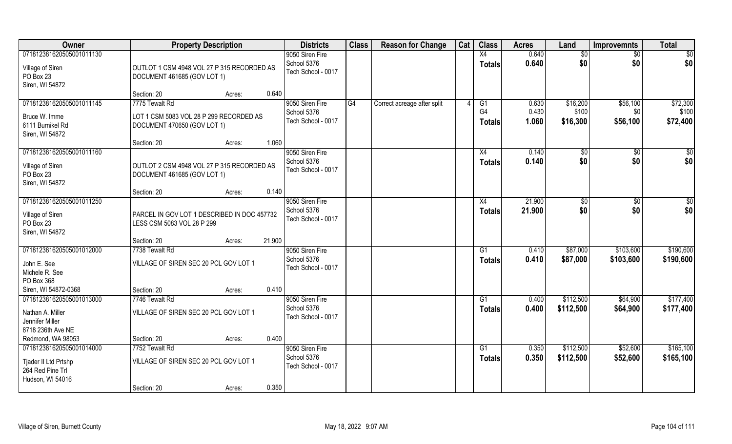| Owner | Property Description | | | Districts | Class | Reason for Change | Cat | Class | Acres | Land | Improvemnts | Total |
|---|---|---|---|---|---|---|---|---|---|---|---|---|
| 07181238162050500101130<br>Village of Siren<br>PO Box 23<br>Siren, WI 54872 | OUTLOT 1 CSM 4948 VOL 27 P 315 RECORDED AS DOCUMENT 461685 (GOV LOT 1)<br>Section: 20 | Acres: | 0.640 | 9050 Siren Fire<br>School 5376<br>Tech School - 0017 | | | | X4<br>**Totals** | 0.640<br>**0.640** | $0<br>**$0** | $0<br>**$0** | $0<br>**$0** |
| 071812381620505001011145<br>Bruce W. Imme<br>6111 Burnikel Rd<br>Siren, WI 54872 | 7775 Tewalt Rd<br>LOT 1 CSM 5083 VOL 28 P 299 RECORDED AS DOCUMENT 470650 (GOV LOT 1)<br>Section: 20 | Acres: | 1.060 | 9050 Siren Fire<br>School 5376<br>Tech School - 0017 | G4 | Correct acreage after split | 4 | G1<br>G4<br>**Totals** | 0.630<br>0.430<br>**1.060** | $16,200<br>$100<br>**$16,300** | $56,100<br>$0<br>**$56,100** | $72,300<br>$100<br>**$72,400** |
| 071812381620505001011160<br>Village of Siren<br>PO Box 23<br>Siren, WI 54872 | OUTLOT 2 CSM 4948 VOL 27 P 315 RECORDED AS DOCUMENT 461685 (GOV LOT 1)<br>Section: 20 | Acres: | 0.140 | 9050 Siren Fire<br>School 5376<br>Tech School - 0017 | | | | X4<br>**Totals** | 0.140<br>**0.140** | $0<br>**$0** | $0<br>**$0** | $0<br>**$0** |
| 071812381620505001011250<br>Village of Siren<br>PO Box 23<br>Siren, WI 54872 | PARCEL IN GOV LOT 1 DESCRIBED IN DOC 457732 LESS CSM 5083 VOL 28 P 299<br>Section: 20 | Acres: | 21.900 | 9050 Siren Fire<br>School 5376<br>Tech School - 0017 | | | | X4<br>**Totals** | 21.900<br>**21.900** | $0<br>**$0** | $0<br>**$0** | $0<br>**$0** |
| 071812381620505001012000<br>John E. See<br>Michele R. See<br>PO Box 368<br>Siren, WI 54872-0368 | 7738 Tewalt Rd<br>VILLAGE OF SIREN SEC 20 PCL GOV LOT 1<br>Section: 20 | Acres: | 0.410 | 9050 Siren Fire<br>School 5376<br>Tech School - 0017 | | | | G1<br>**Totals** | 0.410<br>**0.410** | $87,000<br>**$87,000** | $103,600<br>**$103,600** | $190,600<br>**$190,600** |
| 071812381620505001013000<br>Nathan A. Miller<br>Jennifer Miller<br>8718 236th Ave NE<br>Redmond, WA 98053 | 7746 Tewalt Rd<br>VILLAGE OF SIREN SEC 20 PCL GOV LOT 1<br>Section: 20 | Acres: | 0.400 | 9050 Siren Fire<br>School 5376<br>Tech School - 0017 | | | | G1<br>**Totals** | 0.400<br>**0.400** | $112,500<br>**$112,500** | $64,900<br>**$64,900** | $177,400<br>**$177,400** |
| 071812381620505001014000<br>Tjader II Ltd Prtshp<br>264 Red Pine Trl<br>Hudson, WI 54016 | 7752 Tewalt Rd<br>VILLAGE OF SIREN SEC 20 PCL GOV LOT 1<br>Section: 20 | Acres: | 0.350 | 9050 Siren Fire<br>School 5376<br>Tech School - 0017 | | | | G1<br>**Totals** | 0.350<br>**0.350** | $112,500<br>**$112,500** | $52,600<br>**$52,600** | $165,100<br>**$165,100** |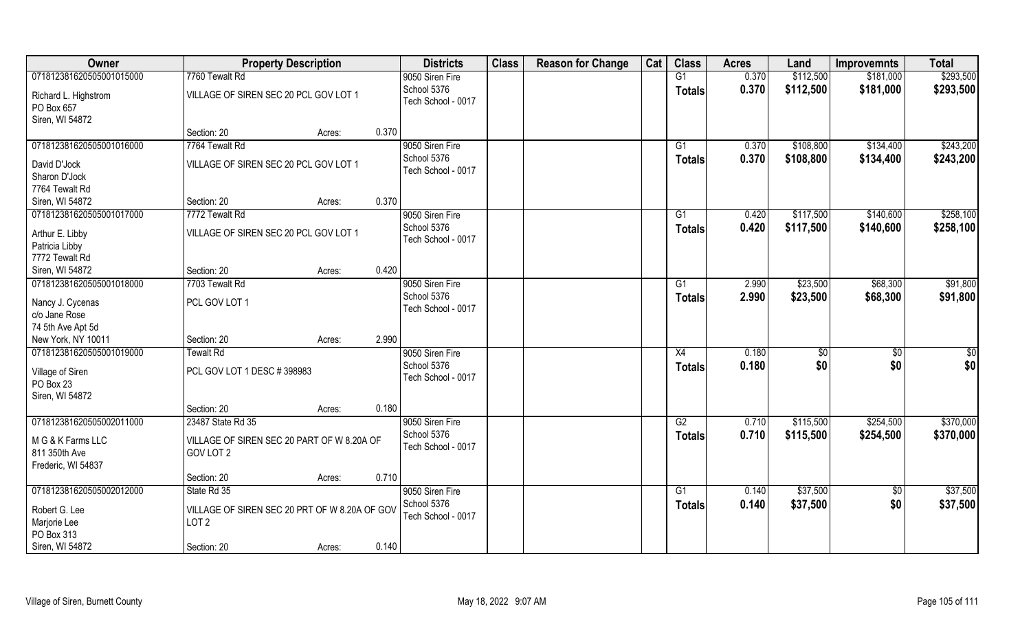| Owner | Property Description | | | Districts | Class | Reason for Change | Cat | Class | Acres | Land | Improvemnts | Total |
|---|---|---|---|---|---|---|---|---|---|---|---|---|
| 071812381620505001015000 | 7760 Tewalt Rd | | | 9050 Siren Fire | | | | G1 | 0.370 | $112,500 | $181,000 | $293,500 |
| Richard L. Highstrom<br>PO Box 657<br>Siren, WI 54872 | VILLAGE OF SIREN SEC 20 PCL GOV LOT 1 | | | School 5376<br>Tech School - 0017 | | | | **Totals** | **0.370** | **$112,500** | **$181,000** | **$293,500** |
| | Section: 20 | Acres: | 0.370 | | | | | | | | | |
| 071812381620505001016000 | 7764 Tewalt Rd | | | 9050 Siren Fire | | | | G1 | 0.370 | $108,800 | $134,400 | $243,200 |
| David D'Jock<br>Sharon D'Jock<br>7764 Tewalt Rd<br>Siren, WI 54872 | VILLAGE OF SIREN SEC 20 PCL GOV LOT 1 | | | School 5376<br>Tech School - 0017 | | | | **Totals** | **0.370** | **$108,800** | **$134,400** | **$243,200** |
| | Section: 20 | Acres: | 0.370 | | | | | | | | | |
| 071812381620505001017000 | 7772 Tewalt Rd | | | 9050 Siren Fire | | | | G1 | 0.420 | $117,500 | $140,600 | $258,100 |
| Arthur E. Libby<br>Patricia Libby<br>7772 Tewalt Rd<br>Siren, WI 54872 | VILLAGE OF SIREN SEC 20 PCL GOV LOT 1 | | | School 5376<br>Tech School - 0017 | | | | **Totals** | **0.420** | **$117,500** | **$140,600** | **$258,100** |
| | Section: 20 | Acres: | 0.420 | | | | | | | | | |
| 071812381620505001018000 | 7703 Tewalt Rd | | | 9050 Siren Fire | | | | G1 | 2.990 | $23,500 | $68,300 | $91,800 |
| Nancy J. Cycenas<br>c/o Jane Rose<br>74 5th Ave Apt 5d<br>New York, NY 10011 | PCL GOV LOT 1 | | | School 5376<br>Tech School - 0017 | | | | **Totals** | **2.990** | **$23,500** | **$68,300** | **$91,800** |
| | Section: 20 | Acres: | 2.990 | | | | | | | | | |
| 071812381620505001019000 | Tewalt Rd | | | 9050 Siren Fire | | | | X4 | 0.180 | $0 | $0 | $0 |
| Village of Siren<br>PO Box 23<br>Siren, WI 54872 | PCL GOV LOT 1 DESC # 398983 | | | School 5376<br>Tech School - 0017 | | | | **Totals** | **0.180** | **$0** | **$0** | **$0** |
| | Section: 20 | Acres: | 0.180 | | | | | | | | | |
| 071812381620505002011000 | 23487 State Rd 35 | | | 9050 Siren Fire | | | | G2 | 0.710 | $115,500 | $254,500 | $370,000 |
| M G & K Farms LLC<br>811 350th Ave<br>Frederic, WI 54837 | VILLAGE OF SIREN SEC 20 PART OF W 8.20A OF GOV LOT 2 | | | School 5376<br>Tech School - 0017 | | | | **Totals** | **0.710** | **$115,500** | **$254,500** | **$370,000** |
| | Section: 20 | Acres: | 0.710 | | | | | | | | | |
| 071812381620505002012000 | State Rd 35 | | | 9050 Siren Fire | | | | G1 | 0.140 | $37,500 | $0 | $37,500 |
| Robert G. Lee<br>Marjorie Lee<br>PO Box 313<br>Siren, WI 54872 | VILLAGE OF SIREN SEC 20 PRT OF W 8.20A OF GOV LOT 2 | | | School 5376<br>Tech School - 0017 | | | | **Totals** | **0.140** | **$37,500** | **$0** | **$37,500** |
| | Section: 20 | Acres: | 0.140 | | | | | | | | | |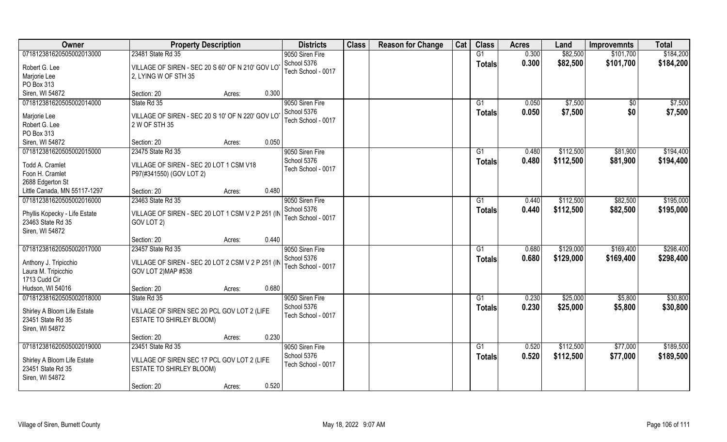| Owner | Property Description | | | Districts | Class | Reason for Change | Cat | Class | Acres | Land | Improvemnts | Total |
|---|---|---|---|---|---|---|---|---|---|---|---|---|
| 07181238162050505002013000 | 23481 State Rd 35 | | | 9050 Siren Fire | | | | G1 | 0.300 | $82,500 | $101,700 | $184,200 |
| Robert G. Lee<br>Marjorie Lee<br>PO Box 313<br>Siren, WI 54872 | VILLAGE OF SIREN - SEC 20 S 60' OF N 210' GOV LOT 2, LYING W OF STH 35 | | | School 5376<br>Tech School - 0017 | | | | Totals | 0.300 | $82,500 | $101,700 | $184,200 |
| | Section: 20 | Acres: | 0.300 | | | | | | | | | |
| 07181238162050505002014000 | State Rd 35 | | | 9050 Siren Fire | | | | G1 | 0.050 | $7,500 | $0 | $7,500 |
| Marjorie Lee<br>Robert G. Lee<br>PO Box 313<br>Siren, WI 54872 | VILLAGE OF SIREN - SEC 20 S 10' OF N 220' GOV LOT 2 W OF STH 35 | | | School 5376<br>Tech School - 0017 | | | | Totals | 0.050 | $7,500 | $0 | $7,500 |
| | Section: 20 | Acres: | 0.050 | | | | | | | | | |
| 07181238162050505002015000 | 23475 State Rd 35 | | | 9050 Siren Fire | | | | G1 | 0.480 | $112,500 | $81,900 | $194,400 |
| Todd A. Cramlet<br>Foon H. Cramlet<br>2688 Edgerton St<br>Little Canada, MN 55117-1297 | VILLAGE OF SIREN - SEC 20 LOT 1 CSM V18 P97(#341550) (GOV LOT 2) | | | School 5376<br>Tech School - 0017 | | | | Totals | 0.480 | $112,500 | $81,900 | $194,400 |
| | Section: 20 | Acres: | 0.480 | | | | | | | | | |
| 07181238162050505002016000 | 23463 State Rd 35 | | | 9050 Siren Fire | | | | G1 | 0.440 | $112,500 | $82,500 | $195,000 |
| Phyllis Kopecky - Life Estate<br>23463 State Rd 35<br>Siren, WI 54872 | VILLAGE OF SIREN - SEC 20 LOT 1 CSM V 2 P 251 (IN GOV LOT 2) | | | School 5376<br>Tech School - 0017 | | | | Totals | 0.440 | $112,500 | $82,500 | $195,000 |
| | Section: 20 | Acres: | 0.440 | | | | | | | | | |
| 07181238162050505002017000 | 23457 State Rd 35 | | | 9050 Siren Fire | | | | G1 | 0.680 | $129,000 | $169,400 | $298,400 |
| Anthony J. Tripicchio<br>Laura M. Tripicchio<br>1713 Cudd Cir<br>Hudson, WI 54016 | VILLAGE OF SIREN - SEC 20 LOT 2 CSM V 2 P 251 (IN GOV LOT 2)MAP #538 | | | School 5376<br>Tech School - 0017 | | | | Totals | 0.680 | $129,000 | $169,400 | $298,400 |
| | Section: 20 | Acres: | 0.680 | | | | | | | | | |
| 07181238162050505002018000 | State Rd 35 | | | 9050 Siren Fire | | | | G1 | 0.230 | $25,000 | $5,800 | $30,800 |
| Shirley A Bloom Life Estate<br>23451 State Rd 35<br>Siren, WI 54872 | VILLAGE OF SIREN SEC 20 PCL GOV LOT 2 (LIFE ESTATE TO SHIRLEY BLOOM) | | | School 5376<br>Tech School - 0017 | | | | Totals | 0.230 | $25,000 | $5,800 | $30,800 |
| | Section: 20 | Acres: | 0.230 | | | | | | | | | |
| 07181238162050505002019000 | 23451 State Rd 35 | | | 9050 Siren Fire | | | | G1 | 0.520 | $112,500 | $77,000 | $189,500 |
| Shirley A Bloom Life Estate<br>23451 State Rd 35<br>Siren, WI 54872 | VILLAGE OF SIREN SEC 17 PCL GOV LOT 2 (LIFE ESTATE TO SHIRLEY BLOOM) | | | School 5376<br>Tech School - 0017 | | | | Totals | 0.520 | $112,500 | $77,000 | $189,500 |
| | Section: 20 | Acres: | 0.520 | | | | | | | | | |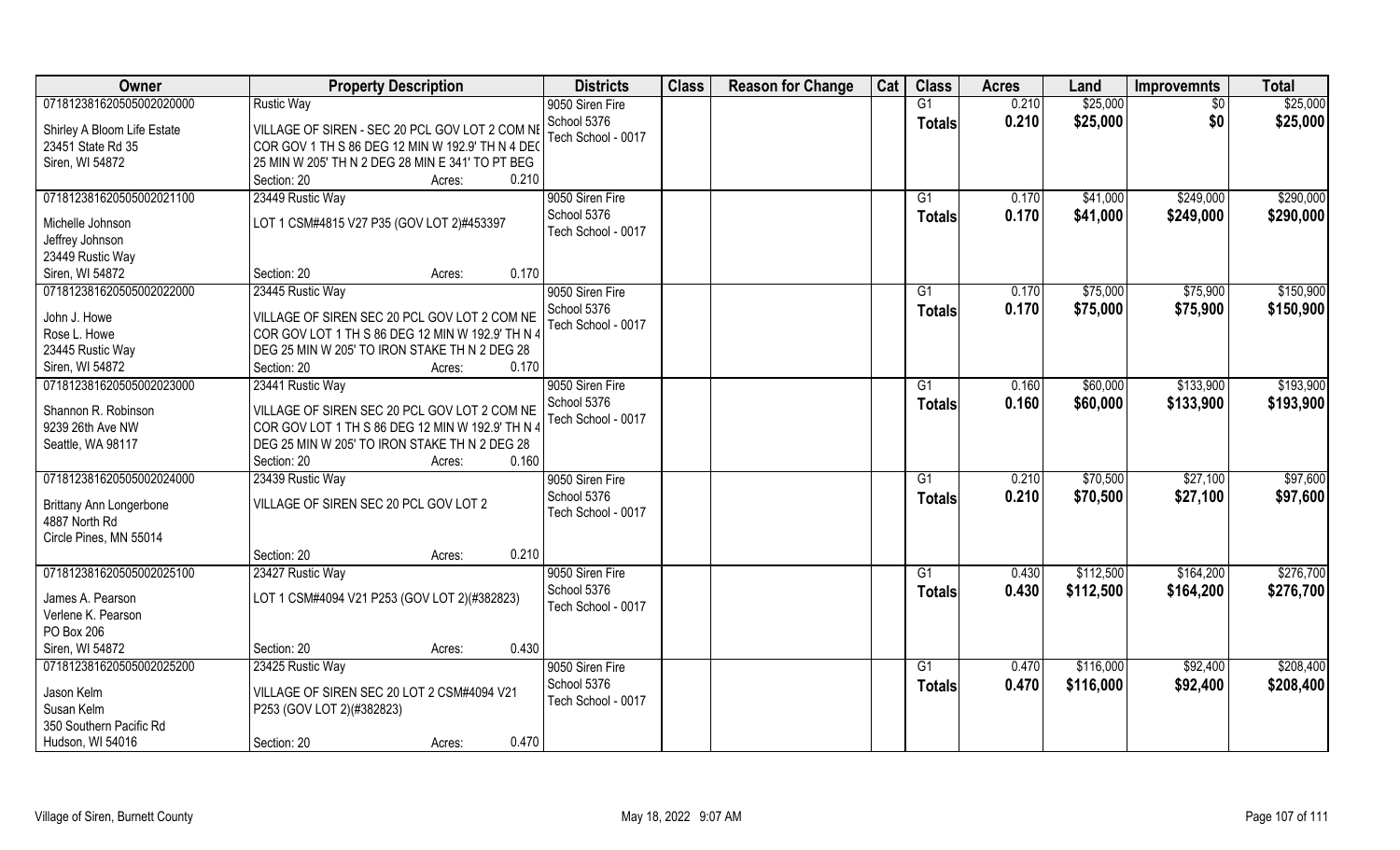| Owner | Property Description | Districts | Class | Reason for Change | Cat | Class | Acres | Land | Improvemnts | Total |
|---|---|---|---|---|---|---|---|---|---|---|
| 071812381620505002020000 | Rustic Way | 9050 Siren Fire | | | | G1 | 0.210 | $25,000 | $0 | $25,000 |
| Shirley A Bloom Life Estate<br>23451 State Rd 35<br>Siren, WI 54872 | VILLAGE OF SIREN - SEC 20 PCL GOV LOT 2 COM NE COR GOV 1 TH S 86 DEG 12 MIN W 192.9' TH N 4 DEG 25 MIN W 205' TH N 2 DEG 28 MIN E 341' TO PT BEG<br>Section: 20 Acres: 0.210 | School 5376<br>Tech School - 0017 | | | | **Totals** | **0.210** | **$25,000** | **$0** | **$25,000** |
| 071812381620505002021100 | 23449 Rustic Way | 9050 Siren Fire | | | | G1 | 0.170 | $41,000 | $249,000 | $290,000 |
| Michelle Johnson<br>Jeffrey Johnson<br>23449 Rustic Way<br>Siren, WI 54872 | LOT 1 CSM#4815 V27 P35 (GOV LOT 2)#453397<br>Section: 20 Acres: 0.170 | School 5376<br>Tech School - 0017 | | | | **Totals** | **0.170** | **$41,000** | **$249,000** | **$290,000** |
| 071812381620505002022000 | 23445 Rustic Way | 9050 Siren Fire | | | | G1 | 0.170 | $75,000 | $75,900 | $150,900 |
| John J. Howe<br>Rose L. Howe<br>23445 Rustic Way<br>Siren, WI 54872 | VILLAGE OF SIREN SEC 20 PCL GOV LOT 2 COM NE COR GOV LOT 1 TH S 86 DEG 12 MIN W 192.9' TH N 4 DEG 25 MIN W 205' TO IRON STAKE TH N 2 DEG 28<br>Section: 20 Acres: 0.170 | School 5376<br>Tech School - 0017 | | | | **Totals** | **0.170** | **$75,000** | **$75,900** | **$150,900** |
| 071812381620505002023000 | 23441 Rustic Way | 9050 Siren Fire | | | | G1 | 0.160 | $60,000 | $133,900 | $193,900 |
| Shannon R. Robinson<br>9239 26th Ave NW<br>Seattle, WA 98117 | VILLAGE OF SIREN SEC 20 PCL GOV LOT 2 COM NE COR GOV LOT 1 TH S 86 DEG 12 MIN W 192.9' TH N 4 DEG 25 MIN W 205' TO IRON STAKE TH N 2 DEG 28<br>Section: 20 Acres: 0.160 | School 5376<br>Tech School - 0017 | | | | **Totals** | **0.160** | **$60,000** | **$133,900** | **$193,900** |
| 071812381620505002024000 | 23439 Rustic Way | 9050 Siren Fire | | | | G1 | 0.210 | $70,500 | $27,100 | $97,600 |
| Brittany Ann Longerbone<br>4887 North Rd<br>Circle Pines, MN 55014 | VILLAGE OF SIREN SEC 20 PCL GOV LOT 2<br>Section: 20 Acres: 0.210 | School 5376<br>Tech School - 0017 | | | | **Totals** | **0.210** | **$70,500** | **$27,100** | **$97,600** |
| 071812381620505002025100 | 23427 Rustic Way | 9050 Siren Fire | | | | G1 | 0.430 | $112,500 | $164,200 | $276,700 |
| James A. Pearson<br>Verlene K. Pearson<br>PO Box 206<br>Siren, WI 54872 | LOT 1 CSM#4094 V21 P253 (GOV LOT 2)(#382823)<br>Section: 20 Acres: 0.430 | School 5376<br>Tech School - 0017 | | | | **Totals** | **0.430** | **$112,500** | **$164,200** | **$276,700** |
| 071812381620505002025200 | 23425 Rustic Way | 9050 Siren Fire | | | | G1 | 0.470 | $116,000 | $92,400 | $208,400 |
| Jason Kelm<br>Susan Kelm<br>350 Southern Pacific Rd<br>Hudson, WI 54016 | VILLAGE OF SIREN SEC 20 LOT 2 CSM#4094 V21 P253 (GOV LOT 2)(#382823)<br>Section: 20 Acres: 0.470 | School 5376<br>Tech School - 0017 | | | | **Totals** | **0.470** | **$116,000** | **$92,400** | **$208,400** |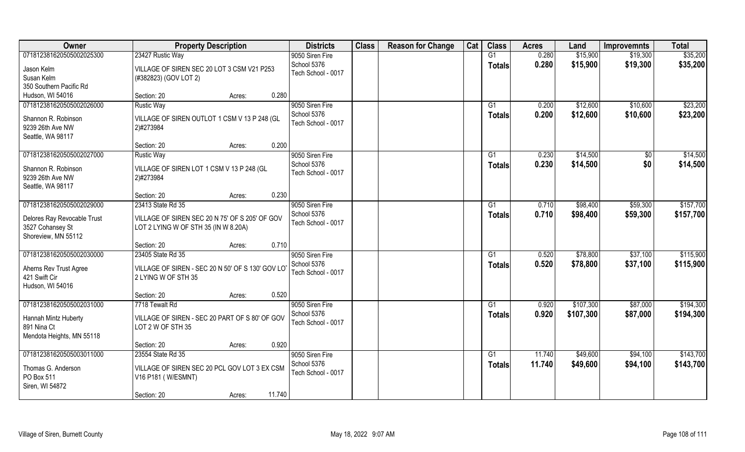| Owner | Property Description | | | Districts | Class | Reason for Change | Cat | Class | Acres | Land | Improvemnts | Total |
|---|---|---|---|---|---|---|---|---|---|---|---|---|
| 07181238162050500202530​0 | 23427 Rustic Way | | | 9050 Siren Fire | | | | G1 | 0.280 | $15,900 | $19,300 | $35,200 |
| Jason Kelm | VILLAGE OF SIREN SEC 20 LOT 3 CSM V21 P253 | | | School 5376 | | | | Totals | 0.280 | $15,900 | $19,300 | $35,200 |
| Susan Kelm | (#382823) (GOV LOT 2) | | | Tech School - 0017 | | | | | | | | |
| 350 Southern Pacific Rd | | | | | | | | | | | | |
| Hudson, WI 54016 | Section: 20 | Acres: | 0.280 | | | | | | | | | |
| 071812381620505002026000 | Rustic Way | | | 9050 Siren Fire | | | | G1 | 0.200 | $12,600 | $10,600 | $23,200 |
| Shannon R. Robinson | VILLAGE OF SIREN OUTLOT 1 CSM V 13 P 248 (GL | | | School 5376 | | | | Totals | 0.200 | $12,600 | $10,600 | $23,200 |
| 9239 26th Ave NW | 2)#273984 | | | Tech School - 0017 | | | | | | | | |
| Seattle, WA 98117 | | | | | | | | | | | | |
| | Section: 20 | Acres: | 0.200 | | | | | | | | | |
| 071812381620505002027000 | Rustic Way | | | 9050 Siren Fire | | | | G1 | 0.230 | $14,500 | $0 | $14,500 |
| Shannon R. Robinson | VILLAGE OF SIREN LOT 1 CSM V 13 P 248 (GL | | | School 5376 | | | | Totals | 0.230 | $14,500 | $0 | $14,500 |
| 9239 26th Ave NW | 2)#273984 | | | Tech School - 0017 | | | | | | | | |
| Seattle, WA 98117 | | | | | | | | | | | | |
| | Section: 20 | Acres: | 0.230 | | | | | | | | | |
| 071812381620505002029000 | 23413 State Rd 35 | | | 9050 Siren Fire | | | | G1 | 0.710 | $98,400 | $59,300 | $157,700 |
| Delores Ray Revocable Trust | VILLAGE OF SIREN SEC 20 N 75' OF S 205' OF GOV | | | School 5376 | | | | Totals | 0.710 | $98,400 | $59,300 | $157,700 |
| 3527 Cohansey St | LOT 2 LYING W OF STH 35 (IN W 8.20A) | | | Tech School - 0017 | | | | | | | | |
| Shoreview, MN 55112 | | | | | | | | | | | | |
| | Section: 20 | Acres: | 0.710 | | | | | | | | | |
| 071812381620505002030000 | 23405 State Rd 35 | | | 9050 Siren Fire | | | | G1 | 0.520 | $78,800 | $37,100 | $115,900 |
| Aherns Rev Trust Agree | VILLAGE OF SIREN - SEC 20 N 50' OF S 130' GOV LOT | | | School 5376 | | | | Totals | 0.520 | $78,800 | $37,100 | $115,900 |
| 421 Swift Cir | 2 LYING W OF STH 35 | | | Tech School - 0017 | | | | | | | | |
| Hudson, WI 54016 | | | | | | | | | | | | |
| | Section: 20 | Acres: | 0.520 | | | | | | | | | |
| 071812381620505002031000 | 7718 Tewalt Rd | | | 9050 Siren Fire | | | | G1 | 0.920 | $107,300 | $87,000 | $194,300 |
| Hannah Mintz Huberty | VILLAGE OF SIREN - SEC 20 PART OF S 80' OF GOV | | | School 5376 | | | | Totals | 0.920 | $107,300 | $87,000 | $194,300 |
| 891 Nina Ct | LOT 2 W OF STH 35 | | | Tech School - 0017 | | | | | | | | |
| Mendota Heights, MN 55118 | | | | | | | | | | | | |
| | Section: 20 | Acres: | 0.920 | | | | | | | | | |
| 071812381620505003011000 | 23554 State Rd 35 | | | 9050 Siren Fire | | | | G1 | 11.740 | $49,600 | $94,100 | $143,700 |
| Thomas G. Anderson | VILLAGE OF SIREN SEC 20 PCL GOV LOT 3 EX CSM | | | School 5376 | | | | Totals | 11.740 | $49,600 | $94,100 | $143,700 |
| PO Box 511 | V16 P181 ( W/ESMNT) | | | Tech School - 0017 | | | | | | | | |
| Siren, WI 54872 | | | | | | | | | | | | |
| | Section: 20 | Acres: | 11.740 | | | | | | | | | |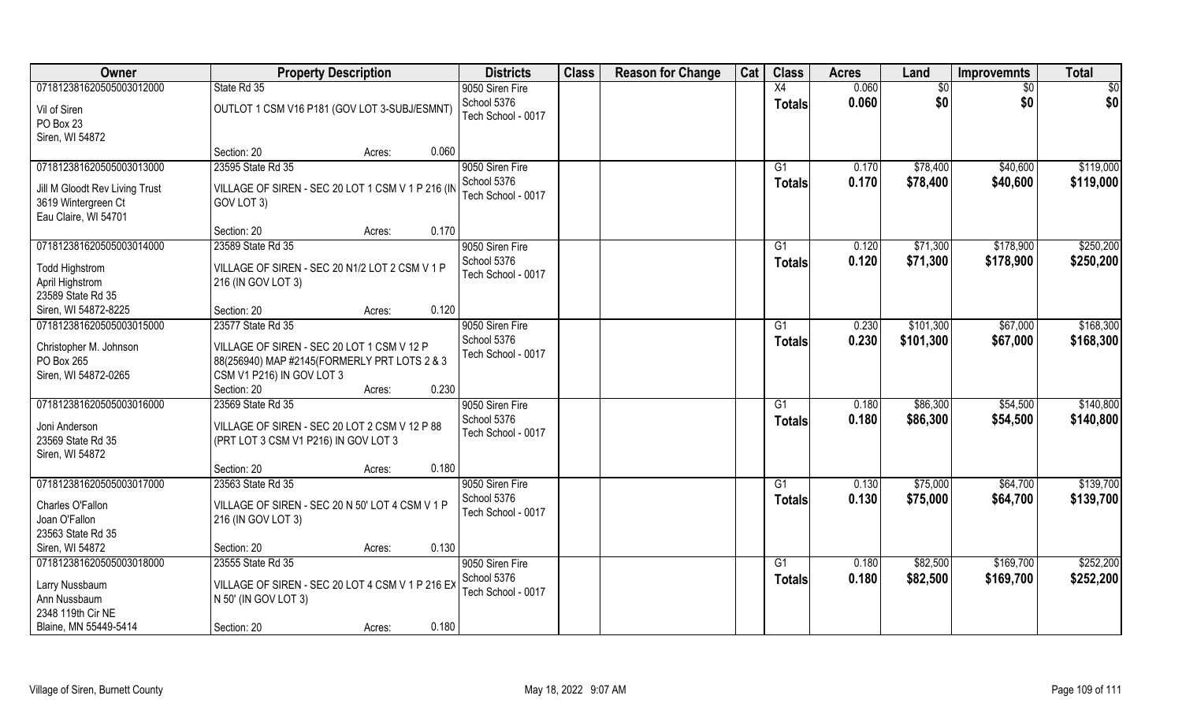| Owner | Property Description | Districts | Class | Reason for Change | Cat | Class | Acres | Land | Improvemnts | Total |
|---|---|---|---|---|---|---|---|---|---|---|
| 071812381620505003012000<br>Vil of Siren<br>PO Box 23<br>Siren, WI 54872 | State Rd 35<br>OUTLOT 1 CSM V16 P181 (GOV LOT 3-SUBJ/ESMNT)<br>Section: 20 Acres: 0.060 | 9050 Siren Fire<br>School 5376<br>Tech School - 0017 | | | | X4<br>**Totals** | 0.060<br>**0.060** | $0<br>**$0** | $0<br>**$0** | $0<br>**$0** |
| 071812381620505003013000<br>Jill M Gloodt Rev Living Trust<br>3619 Wintergreen Ct<br>Eau Claire, WI 54701 | 23595 State Rd 35<br>VILLAGE OF SIREN - SEC 20 LOT 1 CSM V 1 P 216 (IN GOV LOT 3)<br>Section: 20 Acres: 0.170 | 9050 Siren Fire<br>School 5376<br>Tech School - 0017 | | | | G1<br>**Totals** | 0.170<br>**0.170** | $78,400<br>**$78,400** | $40,600<br>**$40,600** | $119,000<br>**$119,000** |
| 071812381620505003014000<br>Todd Highstrom<br>April Highstrom<br>23589 State Rd 35<br>Siren, WI 54872-8225 | 23589 State Rd 35<br>VILLAGE OF SIREN - SEC 20 N1/2 LOT 2 CSM V 1 P 216 (IN GOV LOT 3)<br>Section: 20 Acres: 0.120 | 9050 Siren Fire<br>School 5376<br>Tech School - 0017 | | | | G1<br>**Totals** | 0.120<br>**0.120** | $71,300<br>**$71,300** | $178,900<br>**$178,900** | $250,200<br>**$250,200** |
| 071812381620505003015000<br>Christopher M. Johnson<br>PO Box 265<br>Siren, WI 54872-0265 | 23577 State Rd 35<br>VILLAGE OF SIREN - SEC 20 LOT 1 CSM V 12 P 88(256940) MAP #2145(FORMERLY PRT LOTS 2 & 3 CSM V1 P216) IN GOV LOT 3<br>Section: 20 Acres: 0.230 | 9050 Siren Fire<br>School 5376<br>Tech School - 0017 | | | | G1<br>**Totals** | 0.230<br>**0.230** | $101,300<br>**$101,300** | $67,000<br>**$67,000** | $168,300<br>**$168,300** |
| 071812381620505003016000<br>Joni Anderson<br>23569 State Rd 35<br>Siren, WI 54872 | 23569 State Rd 35<br>VILLAGE OF SIREN - SEC 20 LOT 2 CSM V 12 P 88 (PRT LOT 3 CSM V1 P216) IN GOV LOT 3<br>Section: 20 Acres: 0.180 | 9050 Siren Fire<br>School 5376<br>Tech School - 0017 | | | | G1<br>**Totals** | 0.180<br>**0.180** | $86,300<br>**$86,300** | $54,500<br>**$54,500** | $140,800<br>**$140,800** |
| 071812381620505003017000<br>Charles O'Fallon<br>Joan O'Fallon<br>23563 State Rd 35<br>Siren, WI 54872 | 23563 State Rd 35<br>VILLAGE OF SIREN - SEC 20 N 50' LOT 4 CSM V 1 P 216 (IN GOV LOT 3)<br>Section: 20 Acres: 0.130 | 9050 Siren Fire<br>School 5376<br>Tech School - 0017 | | | | G1<br>**Totals** | 0.130<br>**0.130** | $75,000<br>**$75,000** | $64,700<br>**$64,700** | $139,700<br>**$139,700** |
| 071812381620505003018000<br>Larry Nussbaum<br>Ann Nussbaum<br>2348 119th Cir NE<br>Blaine, MN 55449-5414 | 23555 State Rd 35<br>VILLAGE OF SIREN - SEC 20 LOT 4 CSM V 1 P 216 EX N 50' (IN GOV LOT 3)<br>Section: 20 Acres: 0.180 | 9050 Siren Fire<br>School 5376<br>Tech School - 0017 | | | | G1<br>**Totals** | 0.180<br>**0.180** | $82,500<br>**$82,500** | $169,700<br>**$169,700** | $252,200<br>**$252,200** |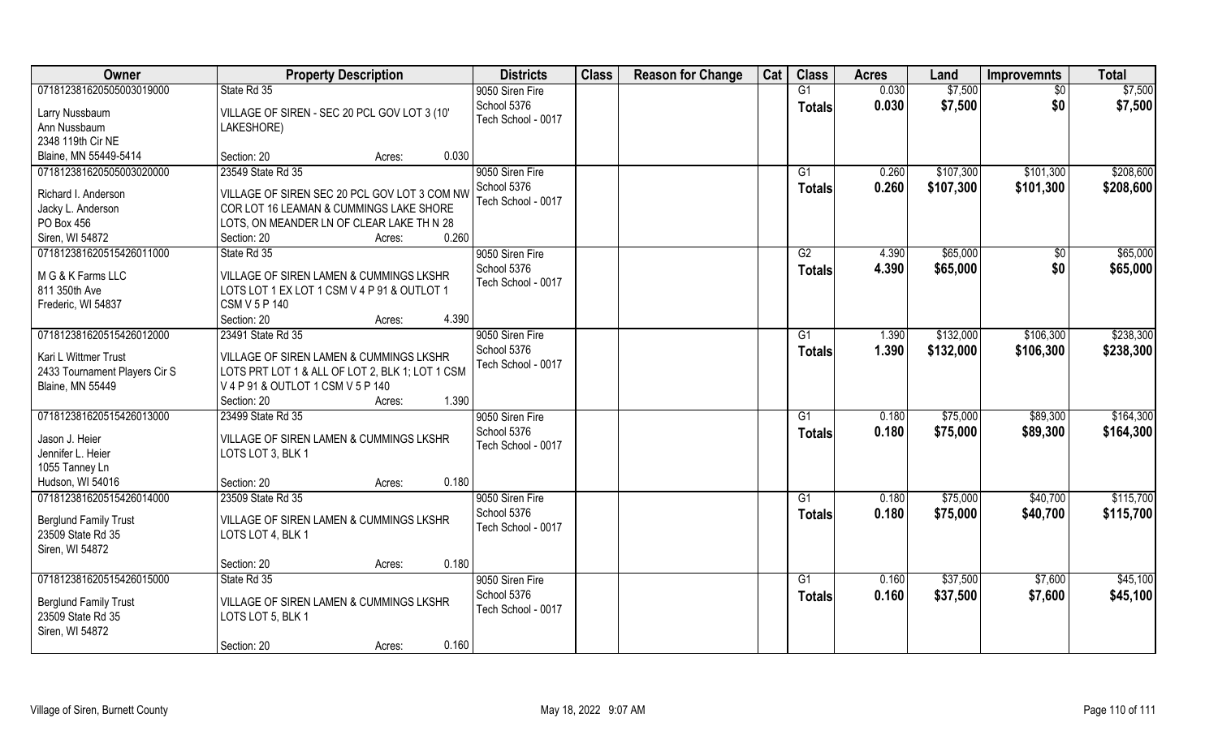| Owner | Property Description | Districts | Class | Reason for Change | Cat | Class | Acres | Land | Improvemnts | Total |
|---|---|---|---|---|---|---|---|---|---|---|
| 07181238162050500301900 0 | State Rd 35 | 9050 Siren Fire | | | | G1 | 0.030 | $7,500 | $0 | $7,500 |
| Larry Nussbaum | VILLAGE OF SIREN - SEC 20 PCL GOV LOT 3 (10' | School 5376 | | | | Totals | 0.030 | $7,500 | $0 | $7,500 |
| Ann Nussbaum | LAKESHORE) | Tech School - 0017 | | | | | | | | |
| 2348 119th Cir NE | | | | | | | | | | |
| Blaine, MN 55449-5414 | Section: 20 Acres: 0.030 | | | | | | | | | |
| 071812381620505003020000 | 23549 State Rd 35 | 9050 Siren Fire | | | | G1 | 0.260 | $107,300 | $101,300 | $208,600 |
| Richard I. Anderson | VILLAGE OF SIREN SEC 20 PCL GOV LOT 3 COM NW | School 5376 | | | | Totals | 0.260 | $107,300 | $101,300 | $208,600 |
| Jacky L. Anderson | COR LOT 16 LEAMAN & CUMMINGS LAKE SHORE | Tech School - 0017 | | | | | | | | |
| PO Box 456 | LOTS, ON MEANDER LN OF CLEAR LAKE TH N 28 | | | | | | | | | |
| Siren, WI 54872 | Section: 20 Acres: 0.260 | | | | | | | | | |
| 071812381620515426011000 | State Rd 35 | 9050 Siren Fire | | | | G2 | 4.390 | $65,000 | $0 | $65,000 |
| M G & K Farms LLC | VILLAGE OF SIREN LAMEN & CUMMINGS LKSHR | School 5376 | | | | Totals | 4.390 | $65,000 | $0 | $65,000 |
| 811 350th Ave | LOTS LOT 1 EX LOT 1 CSM V 4 P 91 & OUTLOT 1 | Tech School - 0017 | | | | | | | | |
| Frederic, WI 54837 | CSM V 5 P 140 | | | | | | | | | |
| | Section: 20 Acres: 4.390 | | | | | | | | | |
| 071812381620515426012000 | 23491 State Rd 35 | 9050 Siren Fire | | | | G1 | 1.390 | $132,000 | $106,300 | $238,300 |
| Kari L Wittmer Trust | VILLAGE OF SIREN LAMEN & CUMMINGS LKSHR | School 5376 | | | | Totals | 1.390 | $132,000 | $106,300 | $238,300 |
| 2433 Tournament Players Cir S | LOTS PRT LOT 1 & ALL OF LOT 2, BLK 1; LOT 1 CSM | Tech School - 0017 | | | | | | | | |
| Blaine, MN 55449 | V 4 P 91 & OUTLOT 1 CSM V 5 P 140 | | | | | | | | | |
| | Section: 20 Acres: 1.390 | | | | | | | | | |
| 071812381620515426013000 | 23499 State Rd 35 | 9050 Siren Fire | | | | G1 | 0.180 | $75,000 | $89,300 | $164,300 |
| Jason J. Heier | VILLAGE OF SIREN LAMEN & CUMMINGS LKSHR | School 5376 | | | | Totals | 0.180 | $75,000 | $89,300 | $164,300 |
| Jennifer L. Heier | LOTS LOT 3, BLK 1 | Tech School - 0017 | | | | | | | | |
| 1055 Tanney Ln | | | | | | | | | | |
| Hudson, WI 54016 | Section: 20 Acres: 0.180 | | | | | | | | | |
| 071812381620515426014000 | 23509 State Rd 35 | 9050 Siren Fire | | | | G1 | 0.180 | $75,000 | $40,700 | $115,700 |
| Berglund Family Trust | VILLAGE OF SIREN LAMEN & CUMMINGS LKSHR | School 5376 | | | | Totals | 0.180 | $75,000 | $40,700 | $115,700 |
| 23509 State Rd 35 | LOTS LOT 4, BLK 1 | Tech School - 0017 | | | | | | | | |
| Siren, WI 54872 | | | | | | | | | | |
| | Section: 20 Acres: 0.180 | | | | | | | | | |
| 071812381620515426015000 | State Rd 35 | 9050 Siren Fire | | | | G1 | 0.160 | $37,500 | $7,600 | $45,100 |
| Berglund Family Trust | VILLAGE OF SIREN LAMEN & CUMMINGS LKSHR | School 5376 | | | | Totals | 0.160 | $37,500 | $7,600 | $45,100 |
| 23509 State Rd 35 | LOTS LOT 5, BLK 1 | Tech School - 0017 | | | | | | | | |
| Siren, WI 54872 | | | | | | | | | | |
| | Section: 20 Acres: 0.160 | | | | | | | | | |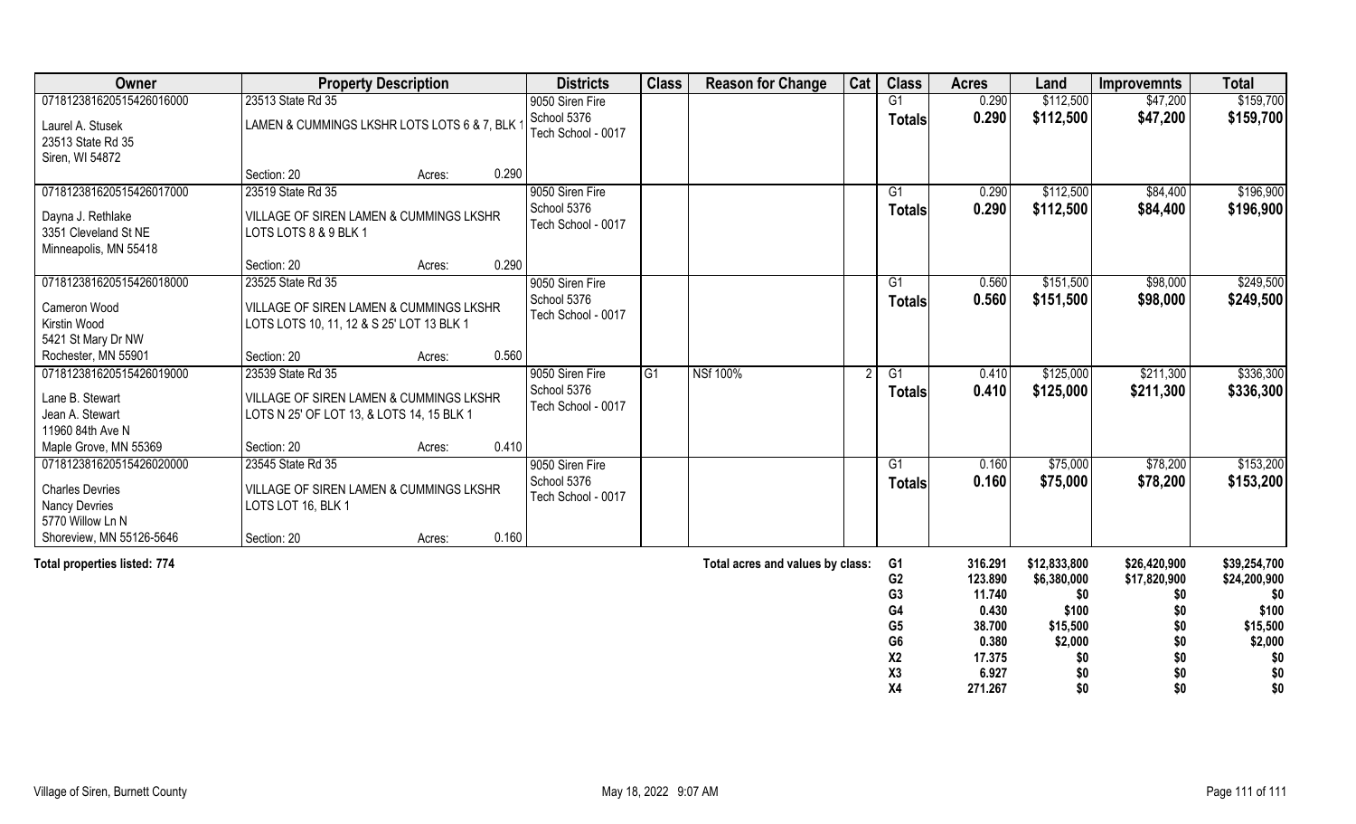| Owner | Property Description | | | Districts | Class | Reason for Change | Cat | Class | Acres | Land | Improvemnts | Total |
|---|---|---|---|---|---|---|---|---|---|---|---|---|
| 07181238162051542601600 | 23513 State Rd 35 | | | 9050 Siren Fire | | | | G1 | 0.290 | $112,500 | $47,200 | $159,700 |
| Laurel A. Stusek<br>23513 State Rd 35<br>Siren, WI 54872 | LAMEN & CUMMINGS LKSHR LOTS LOTS 6 & 7, BLK 1 | | | School 5376<br>Tech School - 0017 | | | | **Totals** | **0.290** | **$112,500** | **$47,200** | **$159,700** |
| | Section: 20 | Acres: | 0.290 | | | | | | | | | |
| 07181238162051542601700 | 23519 State Rd 35 | | | 9050 Siren Fire | | | | G1 | 0.290 | $112,500 | $84,400 | $196,900 |
| Dayna J. Rethlake<br>3351 Cleveland St NE<br>Minneapolis, MN 55418 | VILLAGE OF SIREN LAMEN & CUMMINGS LKSHR LOTS LOTS 8 & 9 BLK 1 | | | School 5376<br>Tech School - 0017 | | | | **Totals** | **0.290** | **$112,500** | **$84,400** | **$196,900** |
| | Section: 20 | Acres: | 0.290 | | | | | | | | | |
| 07181238162051542601800 | 23525 State Rd 35 | | | 9050 Siren Fire | | | | G1 | 0.560 | $151,500 | $98,000 | $249,500 |
| Cameron Wood<br>Kirstin Wood<br>5421 St Mary Dr NW<br>Rochester, MN 55901 | VILLAGE OF SIREN LAMEN & CUMMINGS LKSHR LOTS LOTS 10, 11, 12 & S 25' LOT 13 BLK 1 | | | School 5376<br>Tech School - 0017 | | | | **Totals** | **0.560** | **$151,500** | **$98,000** | **$249,500** |
| | Section: 20 | Acres: | 0.560 | | | | | | | | | |
| 07181238162051542601900 | 23539 State Rd 35 | | | 9050 Siren Fire | G1 | NSf 100% | 2 | G1 | 0.410 | $125,000 | $211,300 | $336,300 |
| Lane B. Stewart<br>Jean A. Stewart<br>11960 84th Ave N<br>Maple Grove, MN 55369 | VILLAGE OF SIREN LAMEN & CUMMINGS LKSHR LOTS N 25' OF LOT 13, & LOTS 14, 15 BLK 1 | | | School 5376<br>Tech School - 0017 | | | | **Totals** | **0.410** | **$125,000** | **$211,300** | **$336,300** |
| | Section: 20 | Acres: | 0.410 | | | | | | | | | |
| 07181238162051542602000 | 23545 State Rd 35 | | | 9050 Siren Fire | | | | G1 | 0.160 | $75,000 | $78,200 | $153,200 |
| Charles Devries<br>Nancy Devries<br>5770 Willow Ln N<br>Shoreview, MN 55126-5646 | VILLAGE OF SIREN LAMEN & CUMMINGS LKSHR LOTS LOT 16, BLK 1 | | | School 5376<br>Tech School - 0017 | | | | **Totals** | **0.160** | **$75,000** | **$78,200** | **$153,200** |
| | Section: 20 | Acres: | 0.160 | | | | | | | | | |

**Total properties listed: 774**

**Total acres and values by class:**

| Class | Acres | Land | Improvemnts | Total |
|---|---|---|---|---|
| G1 | 316.291 | $12,833,800 | $26,420,900 | $39,254,700 |
| G2 | 123.890 | $6,380,000 | $17,820,900 | $24,200,900 |
| G3 | 11.740 | $0 | $0 | $0 |
| G4 | 0.430 | $100 | $0 | $100 |
| G5 | 38.700 | $15,500 | $0 | $15,500 |
| G6 | 0.380 | $2,000 | $0 | $2,000 |
| X2 | 17.375 | $0 | $0 | $0 |
| X3 | 6.927 | $0 | $0 | $0 |
| X4 | 271.267 | $0 | $0 | $0 |